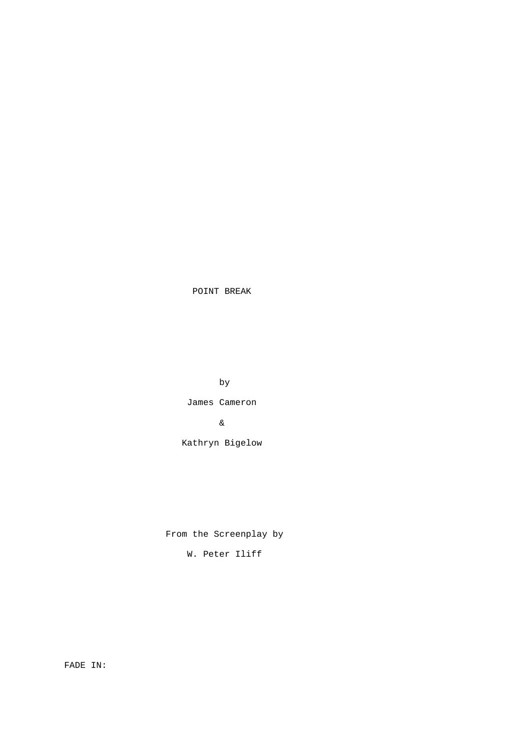# POINT BREAK

by

James Cameron

&

Kathryn Bigelow

From the Screenplay by

W. Peter Iliff

FADE IN: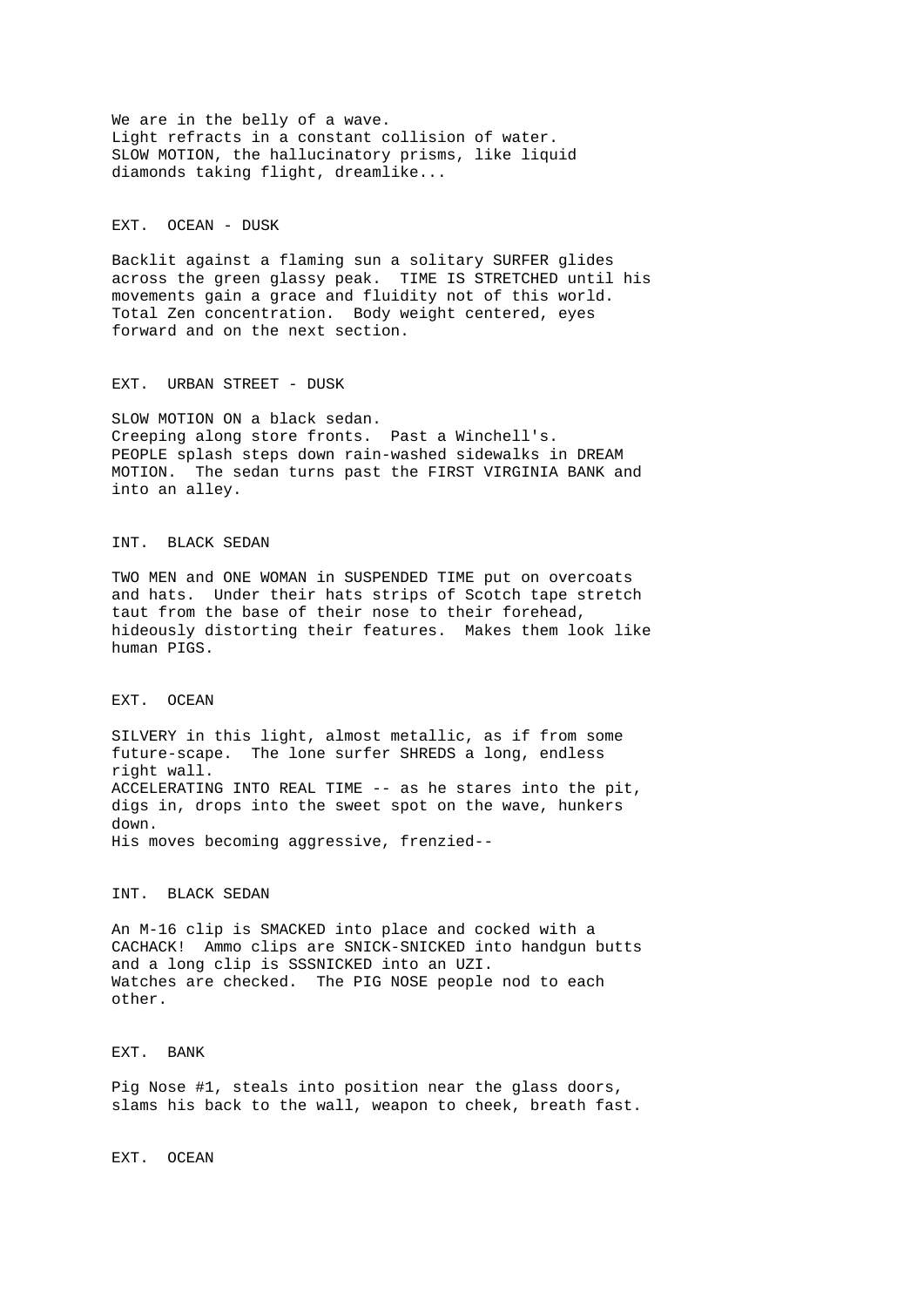We are in the belly of a wave.
Light refracts in a constant collision of water.
SLOW MOTION, the hallucinatory prisms, like liquid diamonds taking flight, dreamlike...

EXT. OCEAN - DUSK

Backlit against a flaming sun a solitary SURFER glides across the green glassy peak. TIME IS STRETCHED until his movements gain a grace and fluidity not of this world. Total Zen concentration. Body weight centered, eyes forward and on the next section.

EXT. URBAN STREET - DUSK

SLOW MOTION ON a black sedan.
Creeping along store fronts. Past a Winchell's.
PEOPLE splash steps down rain-washed sidewalks in DREAM MOTION. The sedan turns past the FIRST VIRGINIA BANK and into an alley.

INT. BLACK SEDAN

TWO MEN and ONE WOMAN in SUSPENDED TIME put on overcoats and hats. Under their hats strips of Scotch tape stretch taut from the base of their nose to their forehead, hideously distorting their features. Makes them look like human PIGS.

EXT. OCEAN

SILVERY in this light, almost metallic, as if from some future-scape. The lone surfer SHREDS a long, endless right wall.
ACCELERATING INTO REAL TIME -- as he stares into the pit, digs in, drops into the sweet spot on the wave, hunkers down.
His moves becoming aggressive, frenzied--

INT. BLACK SEDAN

An M-16 clip is SMACKED into place and cocked with a CACHACK! Ammo clips are SNICK-SNICKED into handgun butts and a long clip is SSSNICKED into an UZI.
Watches are checked. The PIG NOSE people nod to each other.

EXT. BANK

Pig Nose #1, steals into position near the glass doors, slams his back to the wall, weapon to cheek, breath fast.

EXT. OCEAN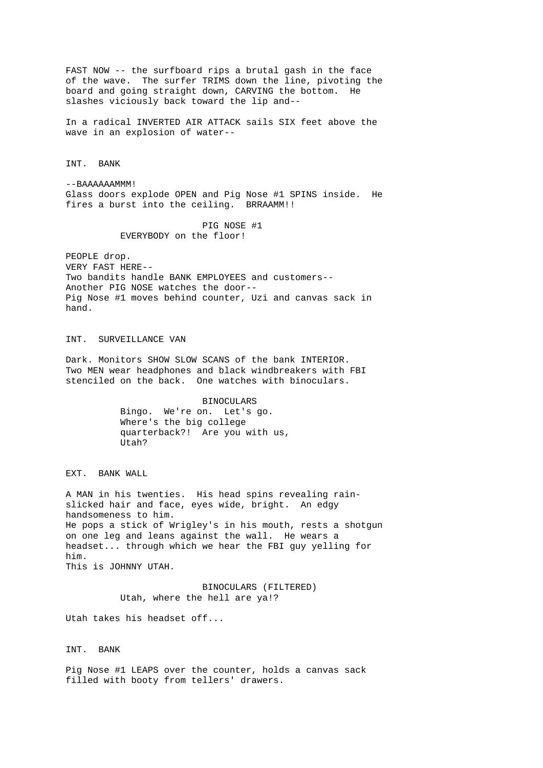FAST NOW -- the surfboard rips a brutal gash in the face of the wave. The surfer TRIMS down the line, pivoting the board and going straight down, CARVING the bottom. He slashes viciously back toward the lip and--

In a radical INVERTED AIR ATTACK sails SIX feet above the wave in an explosion of water--

INT. BANK

--BAAAAAAMMM!
Glass doors explode OPEN and Pig Nose #1 SPINS inside. He fires a burst into the ceiling. BRRAAMM!!

PIG NOSE #1
EVERYBODY on the floor!

PEOPLE drop.
VERY FAST HERE--
Two bandits handle BANK EMPLOYEES and customers--
Another PIG NOSE watches the door--
Pig Nose #1 moves behind counter, Uzi and canvas sack in hand.

INT. SURVEILLANCE VAN

Dark. Monitors SHOW SLOW SCANS of the bank INTERIOR.
Two MEN wear headphones and black windbreakers with FBI stenciled on the back. One watches with binoculars.

BINOCULARS
Bingo. We're on. Let's go.
Where's the big college
quarterback?! Are you with us,
Utah?

EXT. BANK WALL

A MAN in his twenties. His head spins revealing rain-slicked hair and face, eyes wide, bright. An edgy handsomeness to him.
He pops a stick of Wrigley's in his mouth, rests a shotgun on one leg and leans against the wall. He wears a headset... through which we hear the FBI guy yelling for him.
This is JOHNNY UTAH.

BINOCULARS (FILTERED)
Utah, where the hell are ya!?

Utah takes his headset off...

INT. BANK

Pig Nose #1 LEAPS over the counter, holds a canvas sack filled with booty from tellers' drawers.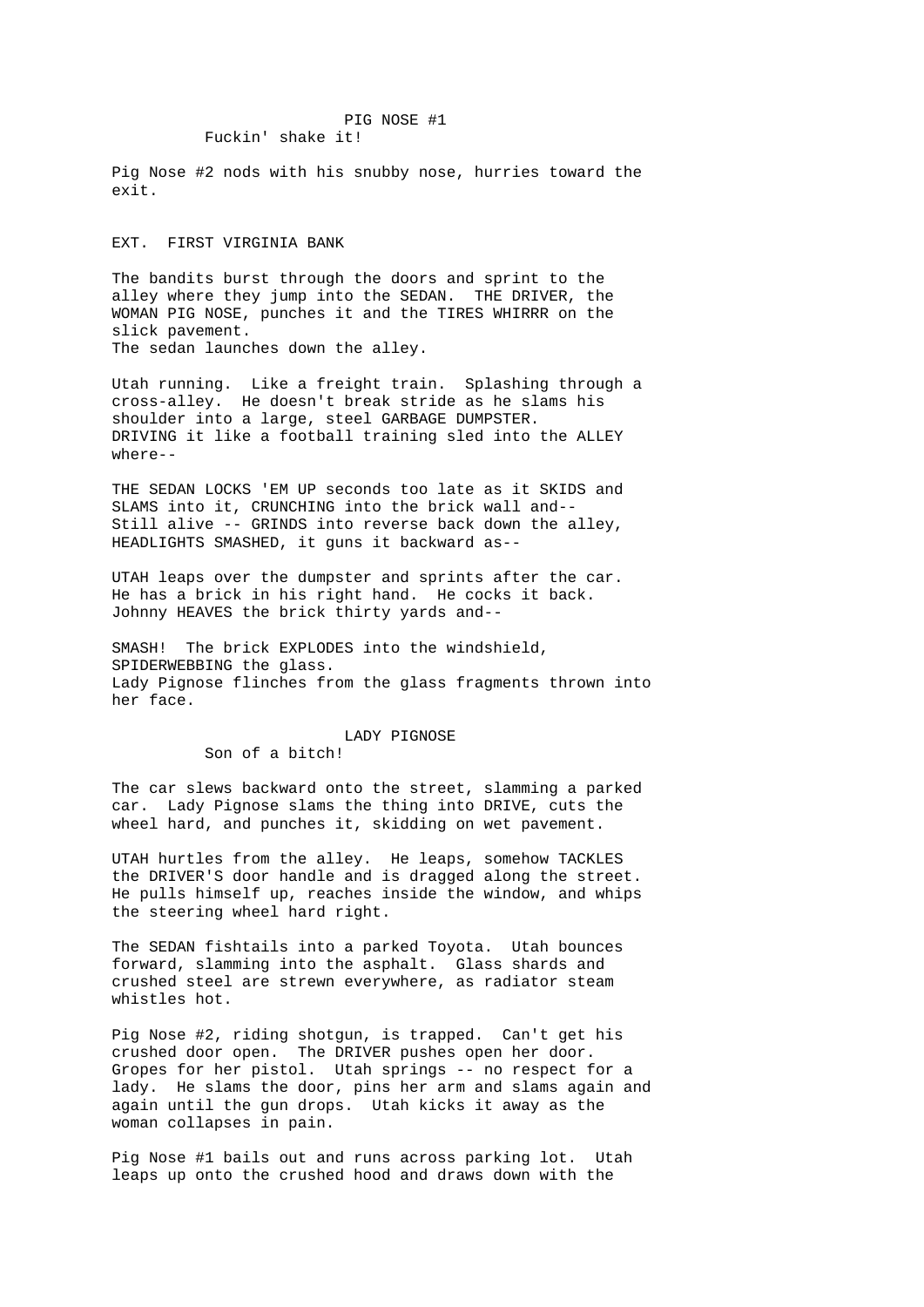PIG NOSE #1

Fuckin' shake it!

Pig Nose #2 nods with his snubby nose, hurries toward the exit.

EXT. FIRST VIRGINIA BANK

The bandits burst through the doors and sprint to the alley where they jump into the SEDAN. THE DRIVER, the WOMAN PIG NOSE, punches it and the TIRES WHIRRR on the slick pavement.
The sedan launches down the alley.

Utah running. Like a freight train. Splashing through a cross-alley. He doesn't break stride as he slams his shoulder into a large, steel GARBAGE DUMPSTER. DRIVING it like a football training sled into the ALLEY where--

THE SEDAN LOCKS 'EM UP seconds too late as it SKIDS and SLAMS into it, CRUNCHING into the brick wall and--
Still alive -- GRINDS into reverse back down the alley, HEADLIGHTS SMASHED, it guns it backward as--

UTAH leaps over the dumpster and sprints after the car. He has a brick in his right hand. He cocks it back. Johnny HEAVES the brick thirty yards and--

SMASH! The brick EXPLODES into the windshield, SPIDERWEBBING the glass.
Lady Pignose flinches from the glass fragments thrown into her face.

LADY PIGNOSE

Son of a bitch!

The car slews backward onto the street, slamming a parked car. Lady Pignose slams the thing into DRIVE, cuts the wheel hard, and punches it, skidding on wet pavement.

UTAH hurtles from the alley. He leaps, somehow TACKLES the DRIVER'S door handle and is dragged along the street. He pulls himself up, reaches inside the window, and whips the steering wheel hard right.

The SEDAN fishtails into a parked Toyota. Utah bounces forward, slamming into the asphalt. Glass shards and crushed steel are strewn everywhere, as radiator steam whistles hot.

Pig Nose #2, riding shotgun, is trapped. Can't get his crushed door open. The DRIVER pushes open her door. Gropes for her pistol. Utah springs -- no respect for a lady. He slams the door, pins her arm and slams again and again until the gun drops. Utah kicks it away as the woman collapses in pain.

Pig Nose #1 bails out and runs across parking lot. Utah leaps up onto the crushed hood and draws down with the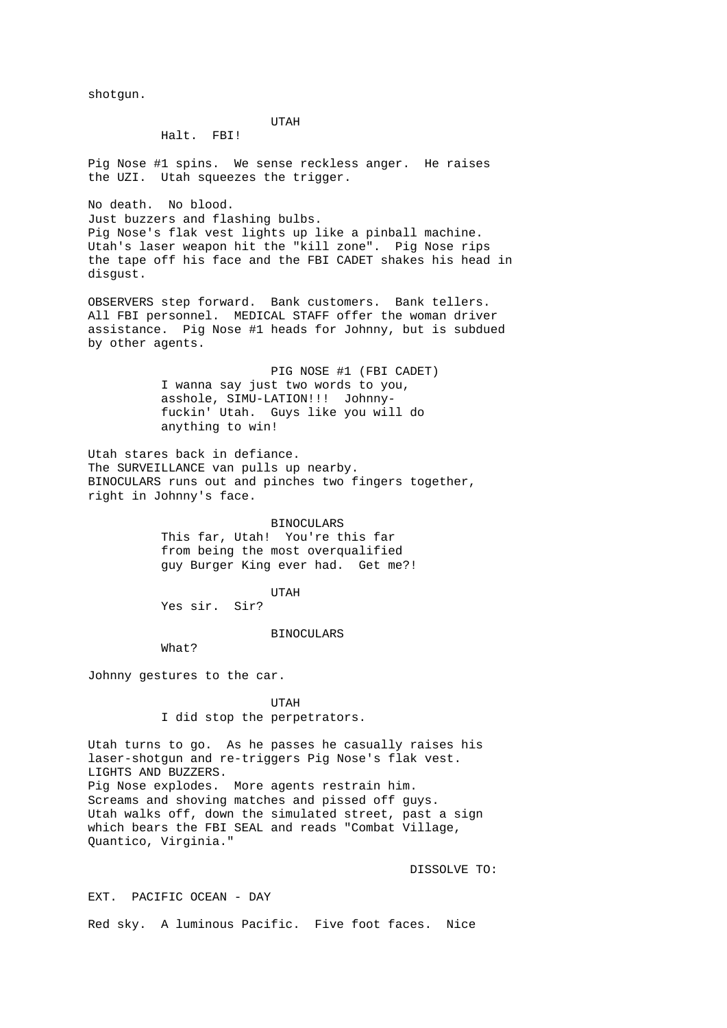shotgun.

UTAH

Halt. FBI!

Pig Nose #1 spins. We sense reckless anger. He raises the UZI. Utah squeezes the trigger.

No death. No blood.
Just buzzers and flashing bulbs.
Pig Nose's flak vest lights up like a pinball machine. Utah's laser weapon hit the "kill zone". Pig Nose rips the tape off his face and the FBI CADET shakes his head in disgust.

OBSERVERS step forward. Bank customers. Bank tellers. All FBI personnel. MEDICAL STAFF offer the woman driver assistance. Pig Nose #1 heads for Johnny, but is subdued by other agents.

PIG NOSE #1 (FBI CADET)

I wanna say just two words to you, asshole, SIMU-LATION!!! Johnny-fuckin' Utah. Guys like you will do anything to win!

Utah stares back in defiance.
The SURVEILLANCE van pulls up nearby.
BINOCULARS runs out and pinches two fingers together, right in Johnny's face.

BINOCULARS

This far, Utah! You're this far from being the most overqualified guy Burger King ever had. Get me?!

UTAH

Yes sir. Sir?

BINOCULARS

What?

Johnny gestures to the car.

UTAH

I did stop the perpetrators.

Utah turns to go. As he passes he casually raises his laser-shotgun and re-triggers Pig Nose's flak vest.
LIGHTS AND BUZZERS.
Pig Nose explodes. More agents restrain him.
Screams and shoving matches and pissed off guys.
Utah walks off, down the simulated street, past a sign which bears the FBI SEAL and reads "Combat Village, Quantico, Virginia."

DISSOLVE TO:

EXT. PACIFIC OCEAN - DAY

Red sky. A luminous Pacific. Five foot faces. Nice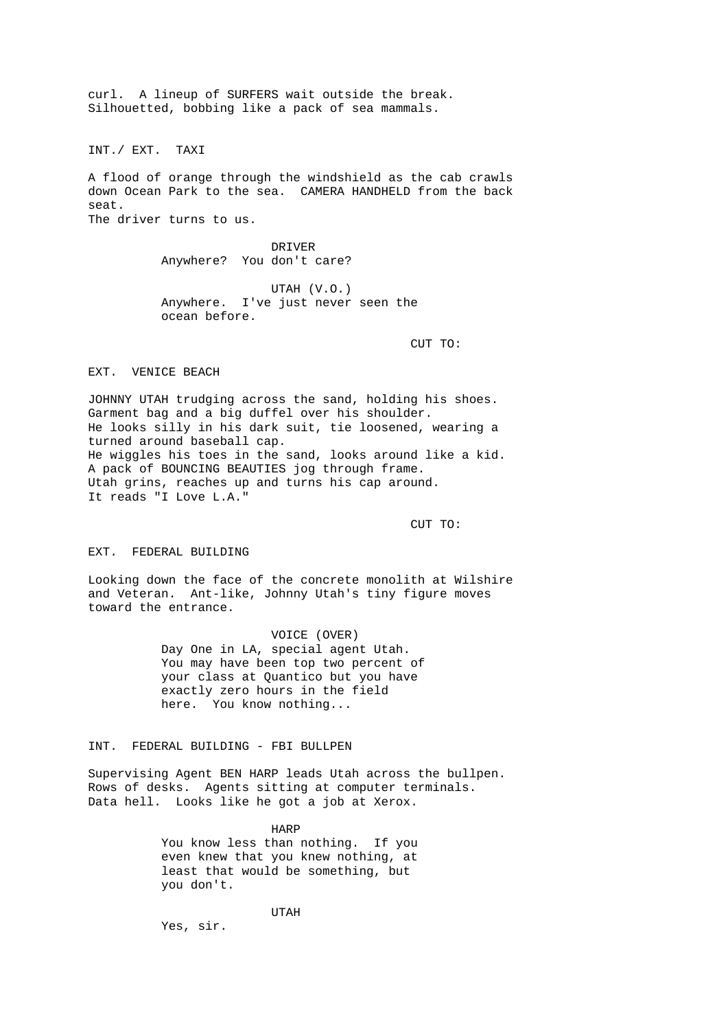curl.  A lineup of SURFERS wait outside the break. Silhouetted, bobbing like a pack of sea mammals.

INT./ EXT.  TAXI

A flood of orange through the windshield as the cab crawls down Ocean Park to the sea.  CAMERA HANDHELD from the back seat.
The driver turns to us.

DRIVER
Anywhere?  You don't care?

UTAH (V.O.)
Anywhere.  I've just never seen the ocean before.

CUT TO:

EXT.  VENICE BEACH

JOHNNY UTAH trudging across the sand, holding his shoes. Garment bag and a big duffel over his shoulder.
He looks silly in his dark suit, tie loosened, wearing a turned around baseball cap.
He wiggles his toes in the sand, looks around like a kid.
A pack of BOUNCING BEAUTIES jog through frame.
Utah grins, reaches up and turns his cap around.
It reads "I Love L.A."

CUT TO:

EXT.  FEDERAL BUILDING

Looking down the face of the concrete monolith at Wilshire and Veteran.  Ant-like, Johnny Utah's tiny figure moves toward the entrance.

VOICE (OVER)
Day One in LA, special agent Utah. You may have been top two percent of your class at Quantico but you have exactly zero hours in the field here.  You know nothing...

INT.  FEDERAL BUILDING - FBI BULLPEN

Supervising Agent BEN HARP leads Utah across the bullpen. Rows of desks.  Agents sitting at computer terminals. Data hell.  Looks like he got a job at Xerox.

HARP
You know less than nothing.  If you even knew that you knew nothing, at least that would be something, but you don't.

UTAH
Yes, sir.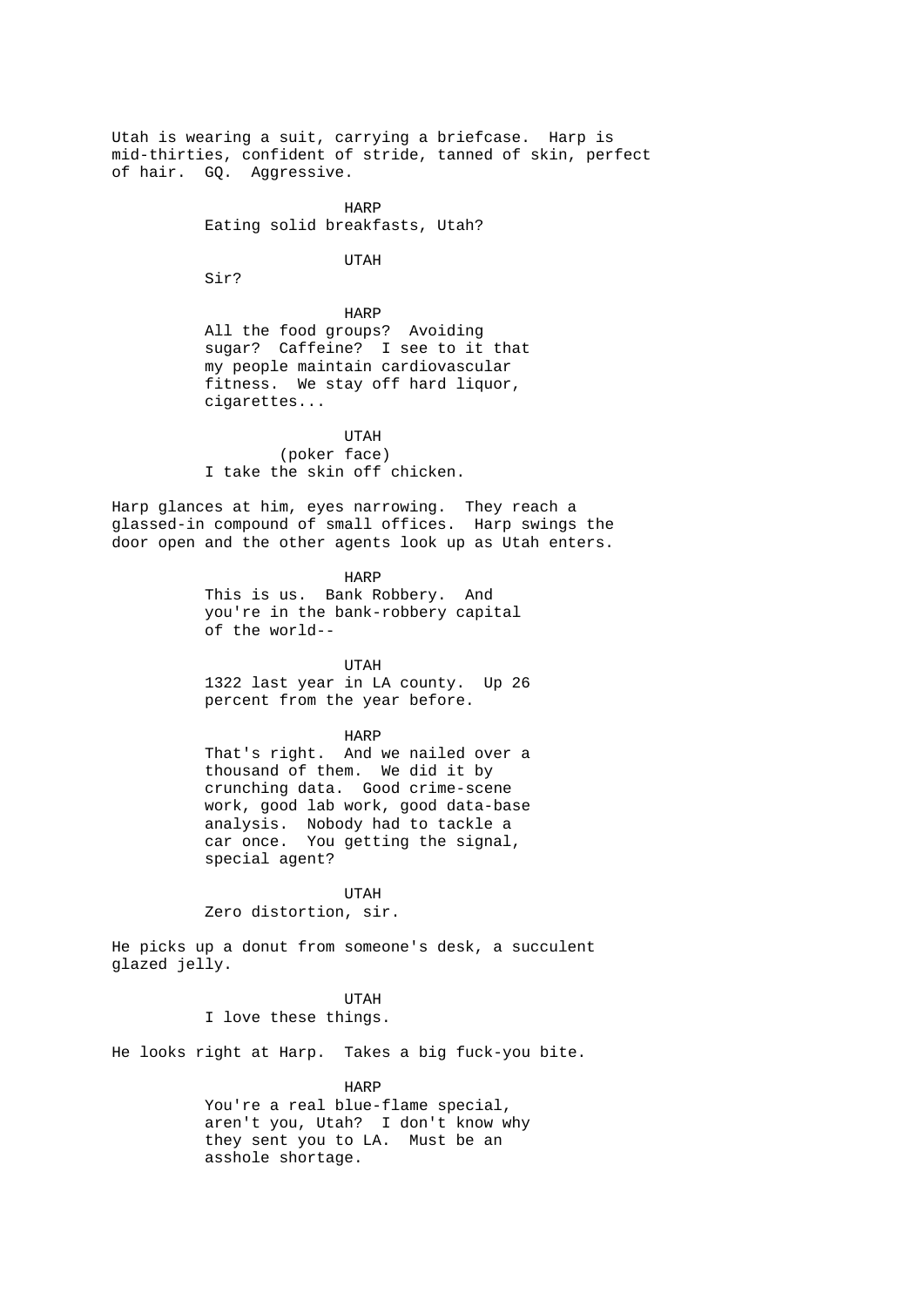Utah is wearing a suit, carrying a briefcase. Harp is mid-thirties, confident of stride, tanned of skin, perfect of hair. GQ. Aggressive.

HARP
Eating solid breakfasts, Utah?

UTAH
Sir?

HARP
All the food groups? Avoiding sugar? Caffeine? I see to it that my people maintain cardiovascular fitness. We stay off hard liquor, cigarettes...

UTAH
(poker face)
I take the skin off chicken.

Harp glances at him, eyes narrowing. They reach a glassed-in compound of small offices. Harp swings the door open and the other agents look up as Utah enters.

HARP
This is us. Bank Robbery. And you're in the bank-robbery capital of the world--

UTAH
1322 last year in LA county. Up 26 percent from the year before.

HARP
That's right. And we nailed over a thousand of them. We did it by crunching data. Good crime-scene work, good lab work, good data-base analysis. Nobody had to tackle a car once. You getting the signal, special agent?

UTAH
Zero distortion, sir.

He picks up a donut from someone's desk, a succulent glazed jelly.

UTAH
I love these things.

He looks right at Harp. Takes a big fuck-you bite.

HARP
You're a real blue-flame special, aren't you, Utah? I don't know why they sent you to LA. Must be an asshole shortage.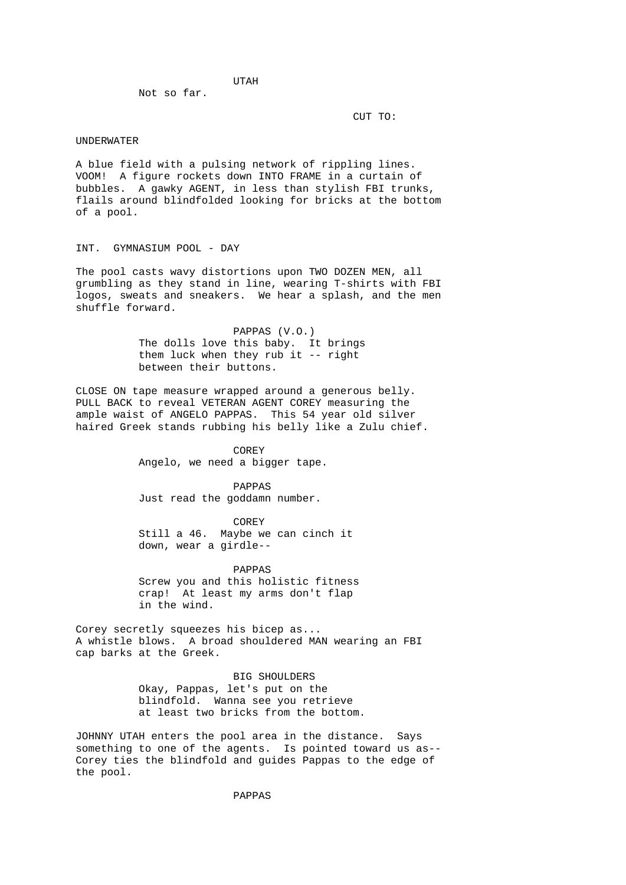UTAH

Not so far.

CUT TO:

UNDERWATER

A blue field with a pulsing network of rippling lines. VOOM! A figure rockets down INTO FRAME in a curtain of bubbles. A gawky AGENT, in less than stylish FBI trunks, flails around blindfolded looking for bricks at the bottom of a pool.

INT. GYMNASIUM POOL - DAY

The pool casts wavy distortions upon TWO DOZEN MEN, all grumbling as they stand in line, wearing T-shirts with FBI logos, sweats and sneakers. We hear a splash, and the men shuffle forward.

PAPPAS (V.O.)

The dolls love this baby. It brings them luck when they rub it -- right between their buttons.

CLOSE ON tape measure wrapped around a generous belly. PULL BACK to reveal VETERAN AGENT COREY measuring the ample waist of ANGELO PAPPAS. This 54 year old silver haired Greek stands rubbing his belly like a Zulu chief.

COREY

Angelo, we need a bigger tape.

PAPPAS

Just read the goddamn number.

COREY

Still a 46. Maybe we can cinch it down, wear a girdle--

PAPPAS

Screw you and this holistic fitness crap! At least my arms don't flap in the wind.

Corey secretly squeezes his bicep as...
A whistle blows. A broad shouldered MAN wearing an FBI cap barks at the Greek.

BIG SHOULDERS

Okay, Pappas, let's put on the blindfold. Wanna see you retrieve at least two bricks from the bottom.

JOHNNY UTAH enters the pool area in the distance. Says something to one of the agents. Is pointed toward us as-- Corey ties the blindfold and guides Pappas to the edge of the pool.

PAPPAS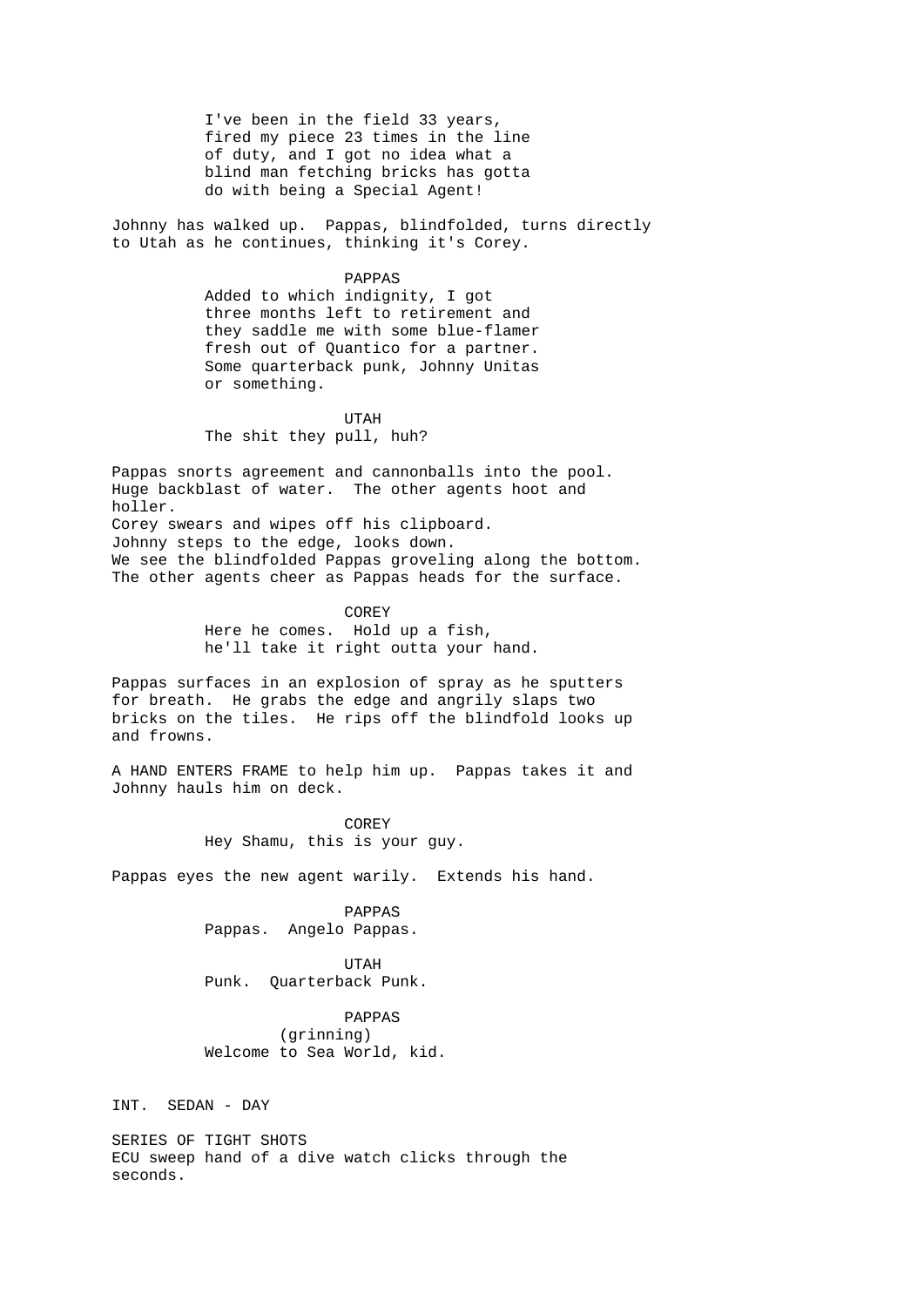I've been in the field 33 years, fired my piece 23 times in the line of duty, and I got no idea what a blind man fetching bricks has gotta do with being a Special Agent!

Johnny has walked up. Pappas, blindfolded, turns directly to Utah as he continues, thinking it's Corey.

PAPPAS

Added to which indignity, I got three months left to retirement and they saddle me with some blue-flamer fresh out of Quantico for a partner. Some quarterback punk, Johnny Unitas or something.

UTAH

The shit they pull, huh?

Pappas snorts agreement and cannonballs into the pool. Huge backblast of water. The other agents hoot and holler.
Corey swears and wipes off his clipboard.
Johnny steps to the edge, looks down.
We see the blindfolded Pappas groveling along the bottom.
The other agents cheer as Pappas heads for the surface.

COREY

Here he comes. Hold up a fish, he'll take it right outta your hand.

Pappas surfaces in an explosion of spray as he sputters for breath. He grabs the edge and angrily slaps two bricks on the tiles. He rips off the blindfold looks up and frowns.

A HAND ENTERS FRAME to help him up. Pappas takes it and Johnny hauls him on deck.

COREY

Hey Shamu, this is your guy.

Pappas eyes the new agent warily. Extends his hand.

PAPPAS

Pappas. Angelo Pappas.

UTAH

Punk. Quarterback Punk.

PAPPAS

(grinning)

Welcome to Sea World, kid.

INT. SEDAN - DAY

SERIES OF TIGHT SHOTS
ECU sweep hand of a dive watch clicks through the seconds.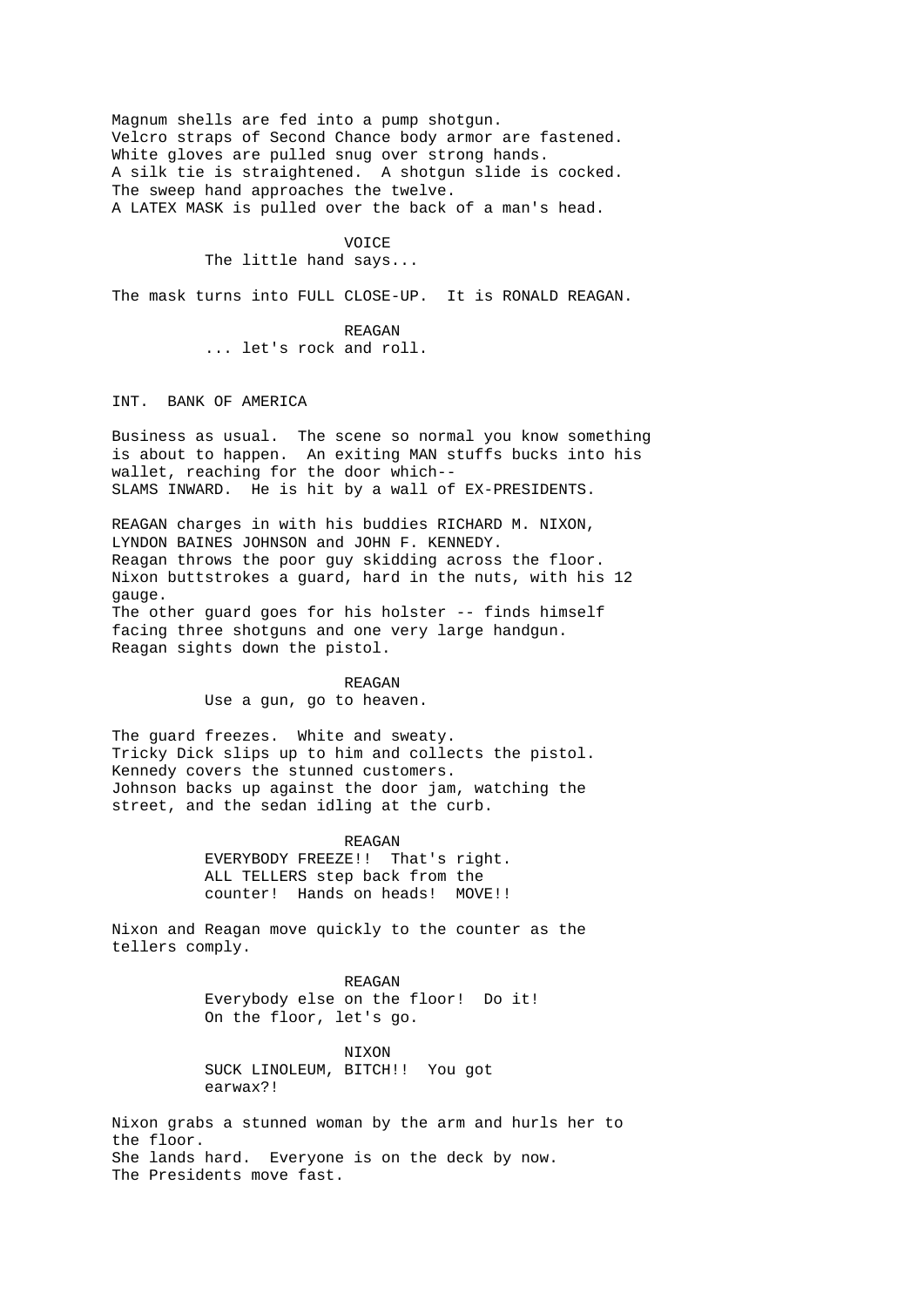Magnum shells are fed into a pump shotgun.
Velcro straps of Second Chance body armor are fastened.
White gloves are pulled snug over strong hands.
A silk tie is straightened. A shotgun slide is cocked.
The sweep hand approaches the twelve.
A LATEX MASK is pulled over the back of a man's head.

VOICE
The little hand says...

The mask turns into FULL CLOSE-UP. It is RONALD REAGAN.

REAGAN
... let's rock and roll.

INT. BANK OF AMERICA

Business as usual. The scene so normal you know something is about to happen. An exiting MAN stuffs bucks into his wallet, reaching for the door which--
SLAMS INWARD. He is hit by a wall of EX-PRESIDENTS.

REAGAN charges in with his buddies RICHARD M. NIXON, LYNDON BAINES JOHNSON and JOHN F. KENNEDY.
Reagan throws the poor guy skidding across the floor.
Nixon buttstrokes a guard, hard in the nuts, with his 12 gauge.
The other guard goes for his holster -- finds himself facing three shotguns and one very large handgun.
Reagan sights down the pistol.

REAGAN
Use a gun, go to heaven.

The guard freezes. White and sweaty.
Tricky Dick slips up to him and collects the pistol.
Kennedy covers the stunned customers.
Johnson backs up against the door jam, watching the street, and the sedan idling at the curb.

REAGAN
EVERYBODY FREEZE!! That's right.
ALL TELLERS step back from the counter! Hands on heads! MOVE!!

Nixon and Reagan move quickly to the counter as the tellers comply.

REAGAN
Everybody else on the floor! Do it!
On the floor, let's go.

NIXON
SUCK LINOLEUM, BITCH!! You got earwax?!

Nixon grabs a stunned woman by the arm and hurls her to the floor.
She lands hard. Everyone is on the deck by now.
The Presidents move fast.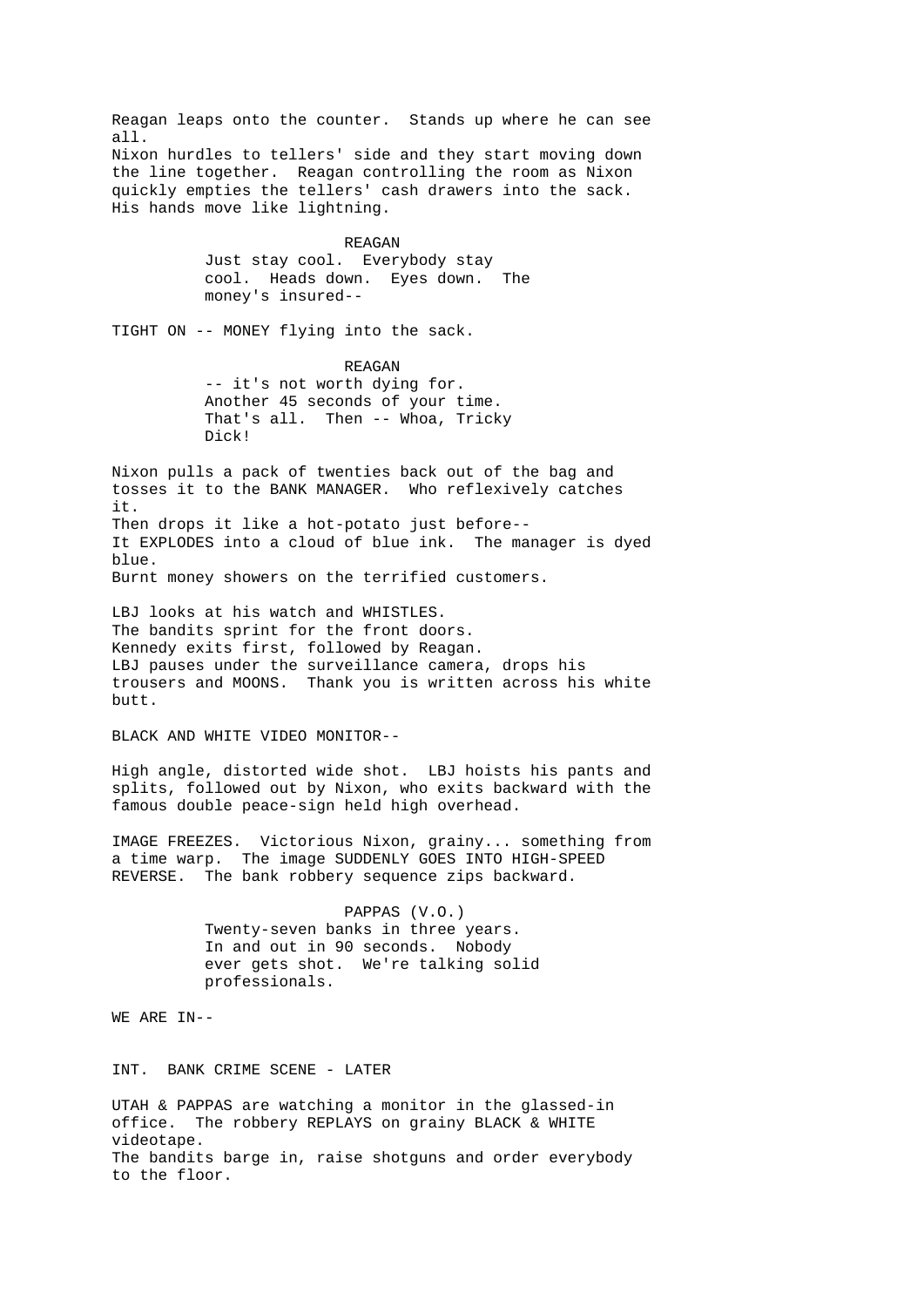Reagan leaps onto the counter. Stands up where he can see all.
Nixon hurdles to tellers' side and they start moving down the line together. Reagan controlling the room as Nixon quickly empties the tellers' cash drawers into the sack. His hands move like lightning.

REAGAN
Just stay cool. Everybody stay cool. Heads down. Eyes down. The money's insured--

TIGHT ON -- MONEY flying into the sack.

REAGAN
-- it's not worth dying for. Another 45 seconds of your time. That's all. Then -- Whoa, Tricky Dick!

Nixon pulls a pack of twenties back out of the bag and tosses it to the BANK MANAGER. Who reflexively catches it.
Then drops it like a hot-potato just before--
It EXPLODES into a cloud of blue ink. The manager is dyed blue.
Burnt money showers on the terrified customers.

LBJ looks at his watch and WHISTLES.
The bandits sprint for the front doors.
Kennedy exits first, followed by Reagan.
LBJ pauses under the surveillance camera, drops his trousers and MOONS. Thank you is written across his white butt.

BLACK AND WHITE VIDEO MONITOR--

High angle, distorted wide shot. LBJ hoists his pants and splits, followed out by Nixon, who exits backward with the famous double peace-sign held high overhead.

IMAGE FREEZES. Victorious Nixon, grainy... something from a time warp. The image SUDDENLY GOES INTO HIGH-SPEED REVERSE. The bank robbery sequence zips backward.

PAPPAS (V.O.)
Twenty-seven banks in three years. In and out in 90 seconds. Nobody ever gets shot. We're talking solid professionals.

WE ARE IN--

INT. BANK CRIME SCENE - LATER

UTAH & PAPPAS are watching a monitor in the glassed-in office. The robbery REPLAYS on grainy BLACK & WHITE videotape.
The bandits barge in, raise shotguns and order everybody to the floor.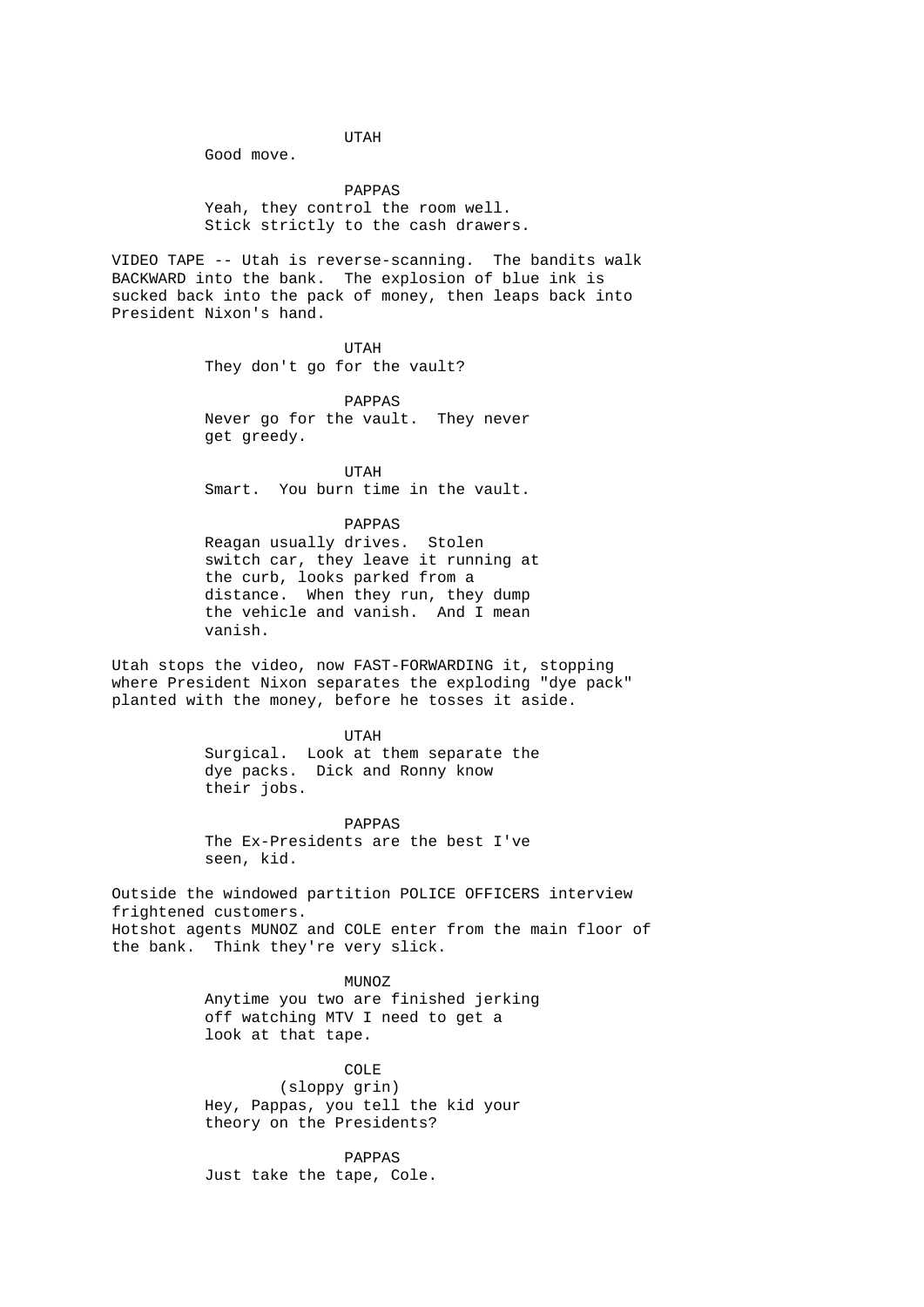UTAH
Good move.

PAPPAS
Yeah, they control the room well.
Stick strictly to the cash drawers.

VIDEO TAPE -- Utah is reverse-scanning. The bandits walk BACKWARD into the bank. The explosion of blue ink is sucked back into the pack of money, then leaps back into President Nixon's hand.

UTAH
They don't go for the vault?

PAPPAS
Never go for the vault. They never get greedy.

UTAH
Smart. You burn time in the vault.

PAPPAS
Reagan usually drives. Stolen switch car, they leave it running at the curb, looks parked from a distance. When they run, they dump the vehicle and vanish. And I mean vanish.

Utah stops the video, now FAST-FORWARDING it, stopping where President Nixon separates the exploding "dye pack" planted with the money, before he tosses it aside.

UTAH
Surgical. Look at them separate the dye packs. Dick and Ronny know their jobs.

PAPPAS
The Ex-Presidents are the best I've seen, kid.

Outside the windowed partition POLICE OFFICERS interview frightened customers.
Hotshot agents MUNOZ and COLE enter from the main floor of the bank. Think they're very slick.

MUNOZ
Anytime you two are finished jerking off watching MTV I need to get a look at that tape.

COLE
(sloppy grin)
Hey, Pappas, you tell the kid your theory on the Presidents?

PAPPAS
Just take the tape, Cole.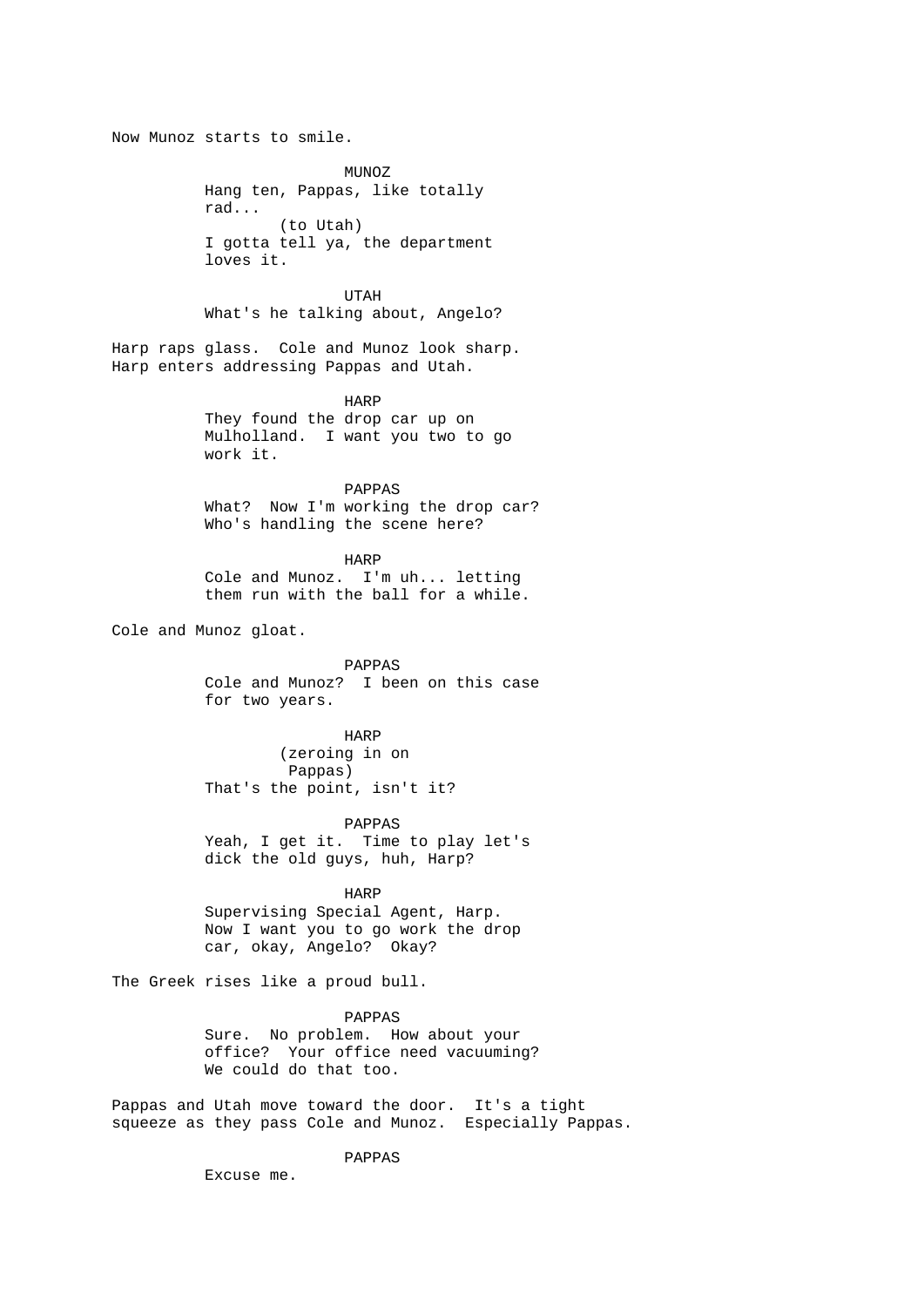Now Munoz starts to smile.

MUNOZ
Hang ten, Pappas, like totally rad...
(to Utah)
I gotta tell ya, the department loves it.

UTAH
What's he talking about, Angelo?

Harp raps glass. Cole and Munoz look sharp. Harp enters addressing Pappas and Utah.

HARP
They found the drop car up on Mulholland. I want you two to go work it.

PAPPAS
What? Now I'm working the drop car? Who's handling the scene here?

HARP
Cole and Munoz. I'm uh... letting them run with the ball for a while.

Cole and Munoz gloat.

PAPPAS
Cole and Munoz? I been on this case for two years.

HARP
(zeroing in on Pappas)
That's the point, isn't it?

PAPPAS
Yeah, I get it. Time to play let's dick the old guys, huh, Harp?

HARP
Supervising Special Agent, Harp. Now I want you to go work the drop car, okay, Angelo? Okay?

The Greek rises like a proud bull.

PAPPAS
Sure. No problem. How about your office? Your office need vacuuming? We could do that too.

Pappas and Utah move toward the door. It's a tight squeeze as they pass Cole and Munoz. Especially Pappas.

PAPPAS
Excuse me.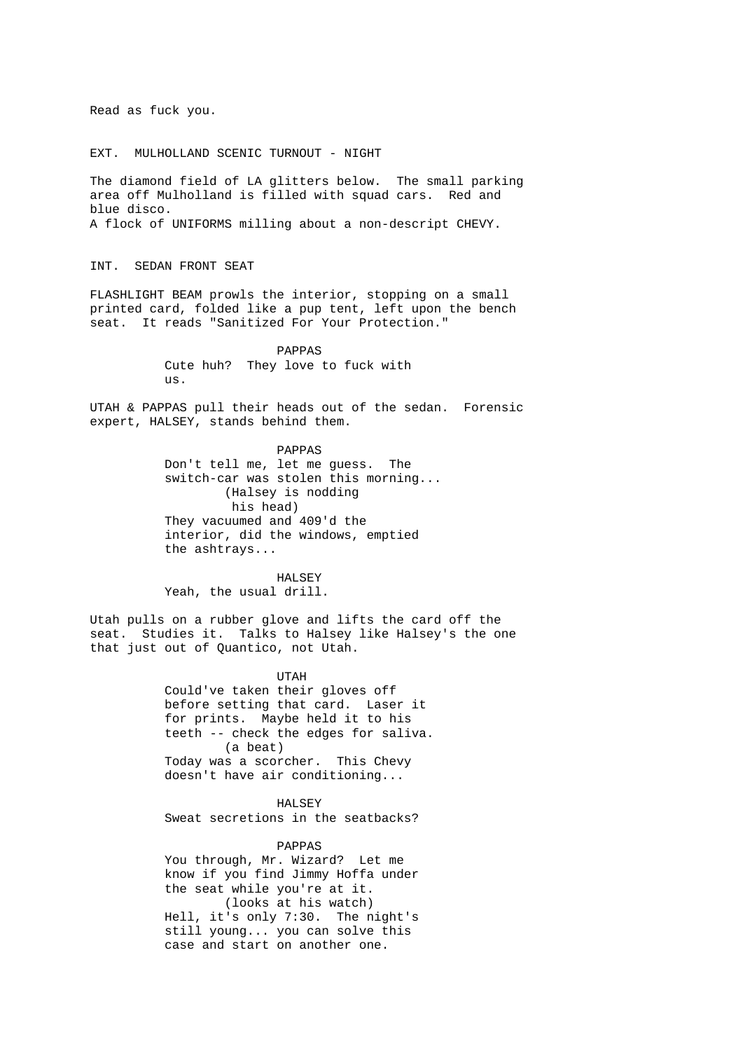Read as fuck you.

EXT. MULHOLLAND SCENIC TURNOUT - NIGHT

The diamond field of LA glitters below. The small parking area off Mulholland is filled with squad cars. Red and blue disco.
A flock of UNIFORMS milling about a non-descript CHEVY.

INT. SEDAN FRONT SEAT

FLASHLIGHT BEAM prowls the interior, stopping on a small printed card, folded like a pup tent, left upon the bench seat. It reads "Sanitized For Your Protection."

PAPPAS
Cute huh? They love to fuck with us.

UTAH & PAPPAS pull their heads out of the sedan. Forensic expert, HALSEY, stands behind them.

PAPPAS
Don't tell me, let me guess. The switch-car was stolen this morning...
(Halsey is nodding his head)
They vacuumed and 409'd the interior, did the windows, emptied the ashtrays...

HALSEY
Yeah, the usual drill.

Utah pulls on a rubber glove and lifts the card off the seat. Studies it. Talks to Halsey like Halsey's the one that just out of Quantico, not Utah.

UTAH
Could've taken their gloves off before setting that card. Laser it for prints. Maybe held it to his teeth -- check the edges for saliva.
(a beat)
Today was a scorcher. This Chevy doesn't have air conditioning...

HALSEY
Sweat secretions in the seatbacks?

PAPPAS
You through, Mr. Wizard? Let me know if you find Jimmy Hoffa under the seat while you're at it.
(looks at his watch)
Hell, it's only 7:30. The night's still young... you can solve this case and start on another one.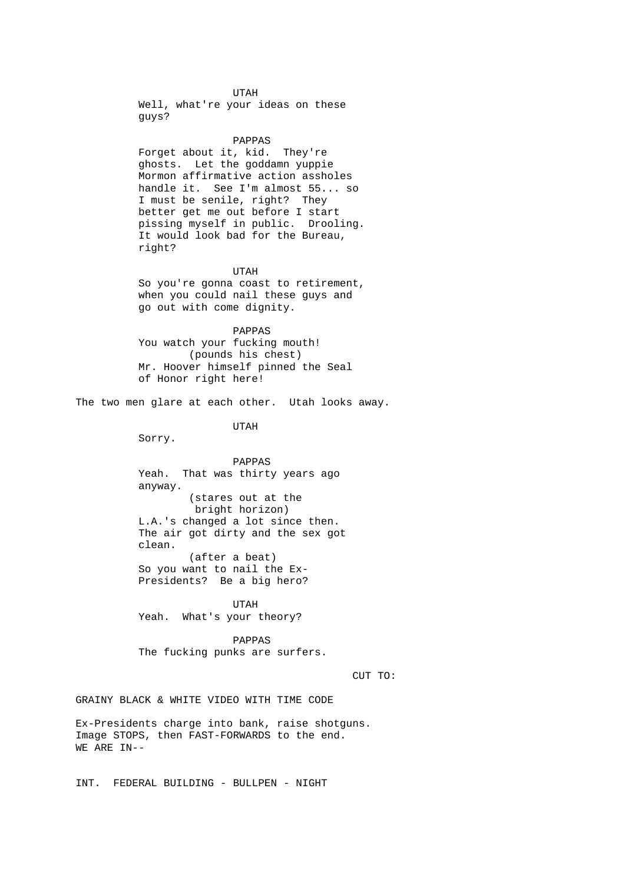UTAH
Well, what're your ideas on these guys?

PAPPAS
Forget about it, kid. They're ghosts. Let the goddamn yuppie Mormon affirmative action assholes handle it. See I'm almost 55... so I must be senile, right? They better get me out before I start pissing myself in public. Drooling. It would look bad for the Bureau, right?

UTAH
So you're gonna coast to retirement, when you could nail these guys and go out with come dignity.

PAPPAS
You watch your fucking mouth!
(pounds his chest)
Mr. Hoover himself pinned the Seal of Honor right here!

The two men glare at each other. Utah looks away.

UTAH
Sorry.

PAPPAS
Yeah. That was thirty years ago anyway.
(stares out at the bright horizon)
L.A.'s changed a lot since then. The air got dirty and the sex got clean.
(after a beat)
So you want to nail the Ex-Presidents? Be a big hero?

UTAH
Yeah. What's your theory?

PAPPAS
The fucking punks are surfers.

CUT TO:

GRAINY BLACK & WHITE VIDEO WITH TIME CODE

Ex-Presidents charge into bank, raise shotguns. Image STOPS, then FAST-FORWARDS to the end. WE ARE IN--

INT. FEDERAL BUILDING - BULLPEN - NIGHT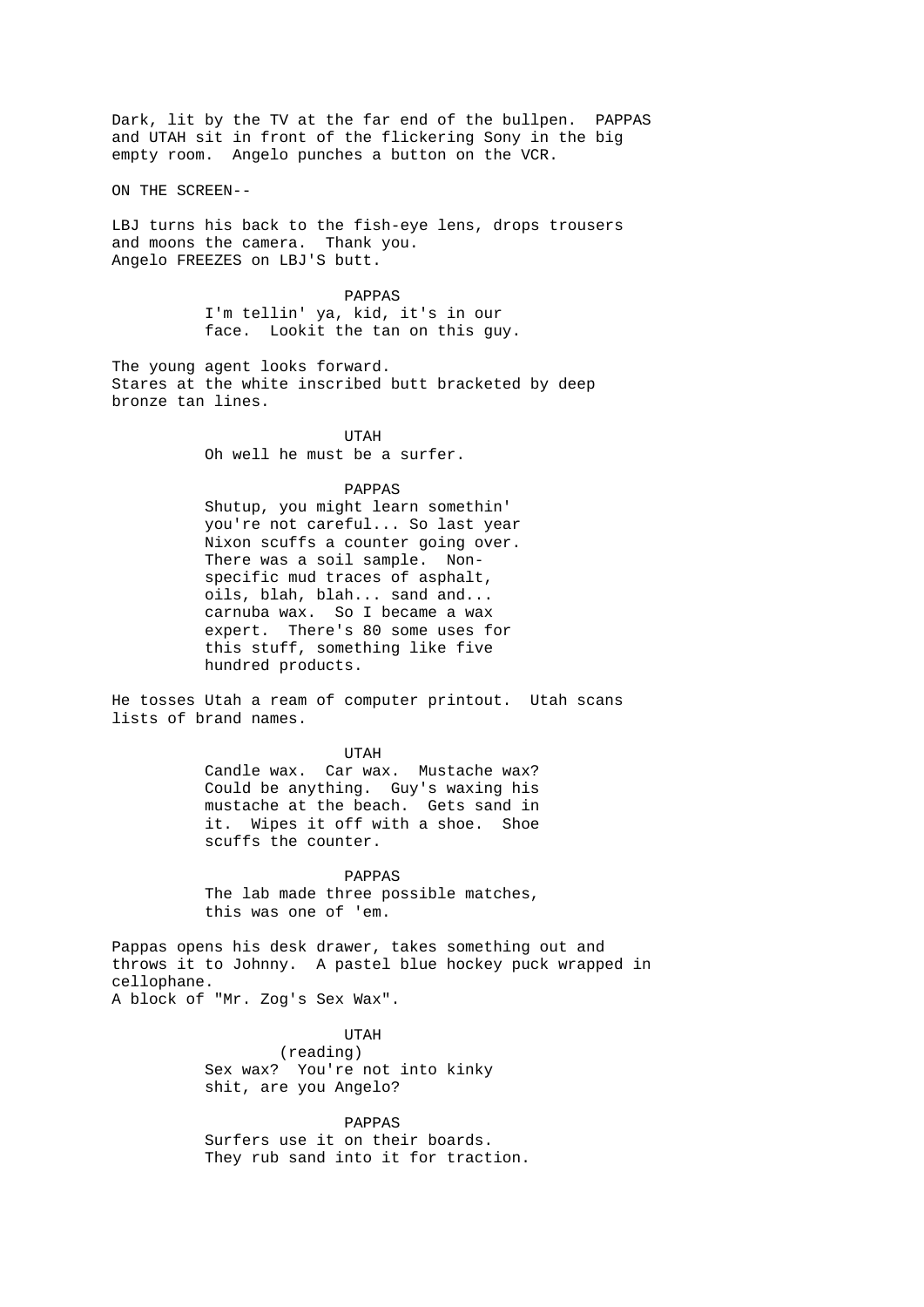Dark, lit by the TV at the far end of the bullpen. PAPPAS and UTAH sit in front of the flickering Sony in the big empty room. Angelo punches a button on the VCR.

ON THE SCREEN--

LBJ turns his back to the fish-eye lens, drops trousers and moons the camera. Thank you.
Angelo FREEZES on LBJ'S butt.

PAPPAS
I'm tellin' ya, kid, it's in our face. Lookit the tan on this guy.

The young agent looks forward.
Stares at the white inscribed butt bracketed by deep bronze tan lines.

UTAH
Oh well he must be a surfer.

PAPPAS
Shutup, you might learn somethin' you're not careful... So last year Nixon scuffs a counter going over. There was a soil sample. Non-specific mud traces of asphalt, oils, blah, blah... sand and... carnuba wax. So I became a wax expert. There's 80 some uses for this stuff, something like five hundred products.

He tosses Utah a ream of computer printout. Utah scans lists of brand names.

UTAH
Candle wax. Car wax. Mustache wax? Could be anything. Guy's waxing his mustache at the beach. Gets sand in it. Wipes it off with a shoe. Shoe scuffs the counter.

PAPPAS
The lab made three possible matches, this was one of 'em.

Pappas opens his desk drawer, takes something out and throws it to Johnny. A pastel blue hockey puck wrapped in cellophane.
A block of "Mr. Zog's Sex Wax".

UTAH
(reading)
Sex wax? You're not into kinky shit, are you Angelo?

PAPPAS
Surfers use it on their boards. They rub sand into it for traction.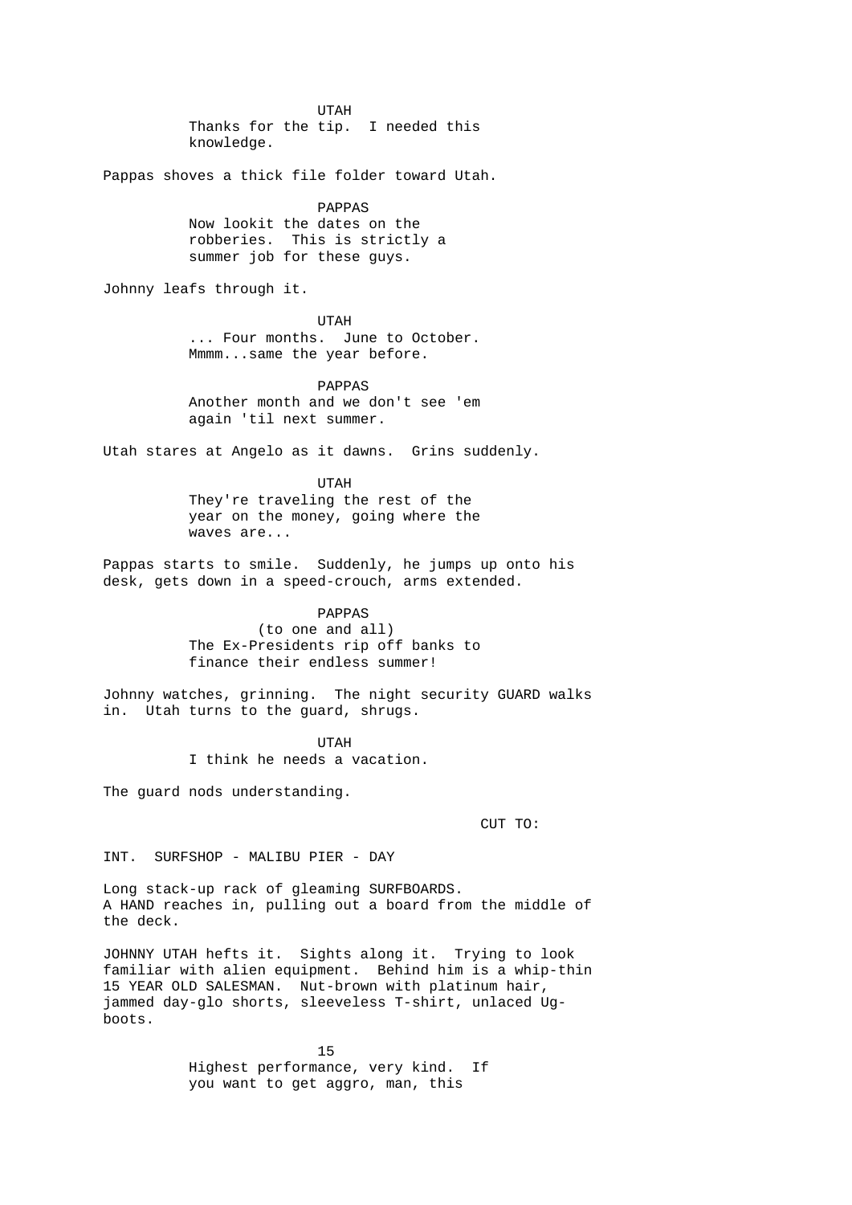UTAH
Thanks for the tip. I needed this knowledge.

Pappas shoves a thick file folder toward Utah.

PAPPAS
Now lookit the dates on the robberies. This is strictly a summer job for these guys.

Johnny leafs through it.

UTAH
... Four months. June to October. Mmmm...same the year before.

PAPPAS
Another month and we don't see 'em again 'til next summer.

Utah stares at Angelo as it dawns. Grins suddenly.

UTAH
They're traveling the rest of the year on the money, going where the waves are...

Pappas starts to smile. Suddenly, he jumps up onto his desk, gets down in a speed-crouch, arms extended.

PAPPAS
(to one and all)
The Ex-Presidents rip off banks to finance their endless summer!

Johnny watches, grinning. The night security GUARD walks in. Utah turns to the guard, shrugs.

UTAH
I think he needs a vacation.

The guard nods understanding.

CUT TO:

INT. SURFSHOP - MALIBU PIER - DAY

Long stack-up rack of gleaming SURFBOARDS.
A HAND reaches in, pulling out a board from the middle of the deck.

JOHNNY UTAH hefts it. Sights along it. Trying to look familiar with alien equipment. Behind him is a whip-thin 15 YEAR OLD SALESMAN. Nut-brown with platinum hair, jammed day-glo shorts, sleeveless T-shirt, unlaced Ug-boots.

15
Highest performance, very kind. If you want to get aggro, man, this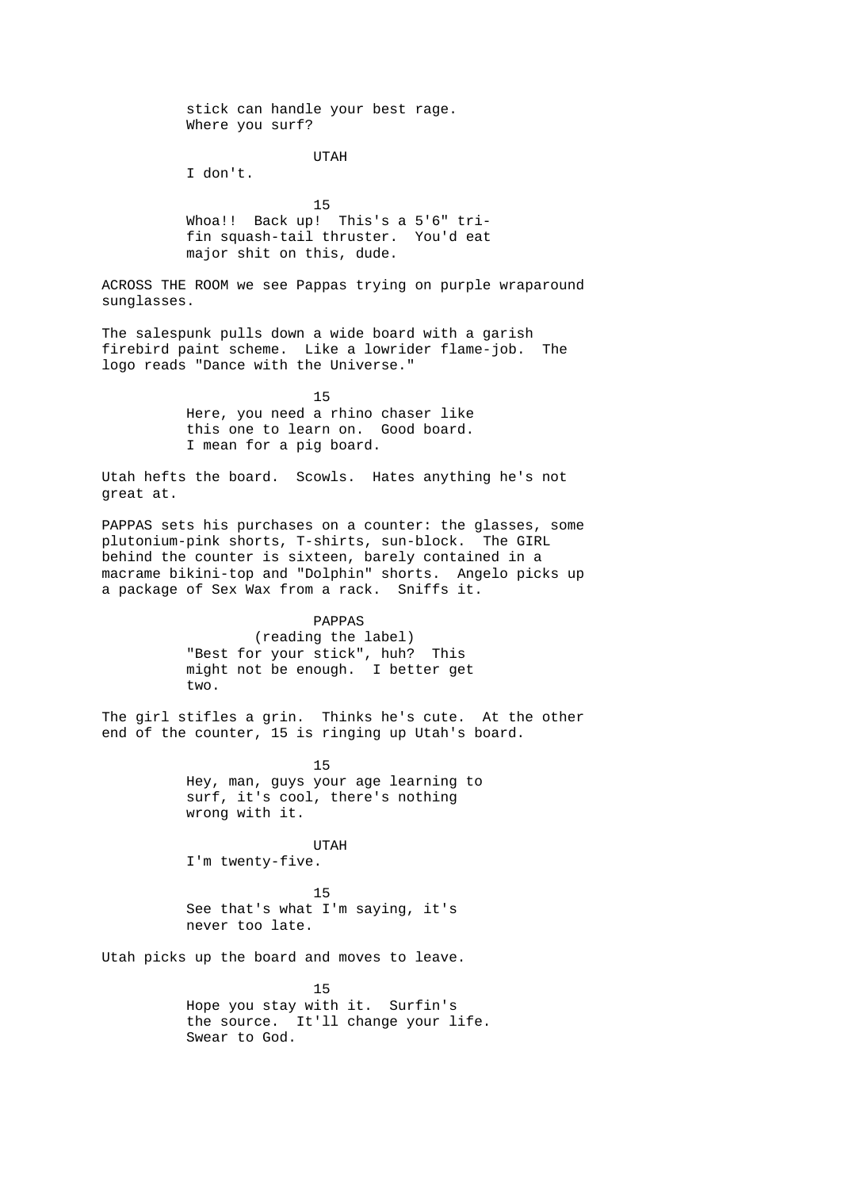stick can handle your best rage.
Where you surf?

UTAH

I don't.

15

Whoa!! Back up! This's a 5'6" tri-fin squash-tail thruster. You'd eat major shit on this, dude.

ACROSS THE ROOM we see Pappas trying on purple wraparound sunglasses.

The salespunk pulls down a wide board with a garish firebird paint scheme. Like a lowrider flame-job. The logo reads "Dance with the Universe."

15

Here, you need a rhino chaser like this one to learn on. Good board. I mean for a pig board.

Utah hefts the board. Scowls. Hates anything he's not great at.

PAPPAS sets his purchases on a counter: the glasses, some plutonium-pink shorts, T-shirts, sun-block. The GIRL behind the counter is sixteen, barely contained in a macrame bikini-top and "Dolphin" shorts. Angelo picks up a package of Sex Wax from a rack. Sniffs it.

PAPPAS

(reading the label)

"Best for your stick", huh? This might not be enough. I better get two.

The girl stifles a grin. Thinks he's cute. At the other end of the counter, 15 is ringing up Utah's board.

15

Hey, man, guys your age learning to surf, it's cool, there's nothing wrong with it.

UTAH

I'm twenty-five.

15

See that's what I'm saying, it's never too late.

Utah picks up the board and moves to leave.

15

Hope you stay with it. Surfin's the source. It'll change your life. Swear to God.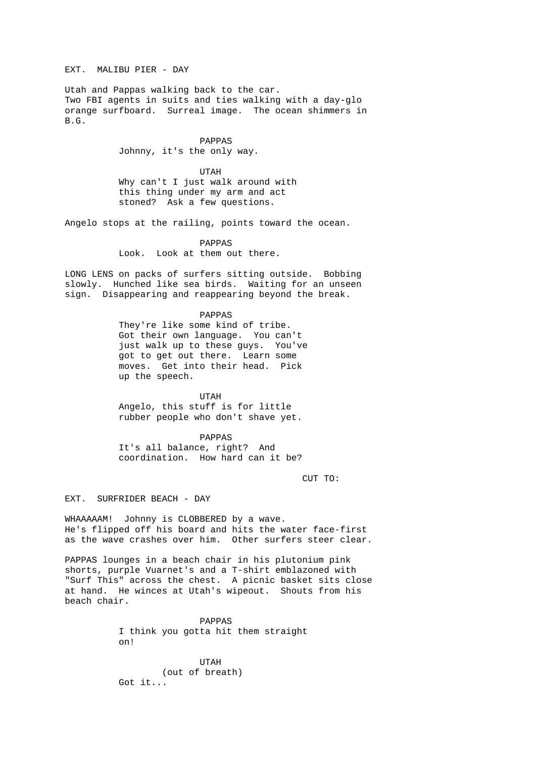EXT. MALIBU PIER - DAY

Utah and Pappas walking back to the car.
Two FBI agents in suits and ties walking with a day-glo orange surfboard. Surreal image. The ocean shimmers in B.G.

PAPPAS
Johnny, it's the only way.

UTAH
Why can't I just walk around with this thing under my arm and act stoned? Ask a few questions.

Angelo stops at the railing, points toward the ocean.

PAPPAS
Look. Look at them out there.

LONG LENS on packs of surfers sitting outside. Bobbing slowly. Hunched like sea birds. Waiting for an unseen sign. Disappearing and reappearing beyond the break.

PAPPAS
They're like some kind of tribe. Got their own language. You can't just walk up to these guys. You've got to get out there. Learn some moves. Get into their head. Pick up the speech.

UTAH
Angelo, this stuff is for little rubber people who don't shave yet.

PAPPAS
It's all balance, right? And coordination. How hard can it be?

CUT TO:

EXT. SURFRIDER BEACH - DAY

WHAAAAAM! Johnny is CLOBBERED by a wave.
He's flipped off his board and hits the water face-first as the wave crashes over him. Other surfers steer clear.

PAPPAS lounges in a beach chair in his plutonium pink shorts, purple Vuarnet's and a T-shirt emblazoned with "Surf This" across the chest. A picnic basket sits close at hand. He winces at Utah's wipeout. Shouts from his beach chair.

PAPPAS
I think you gotta hit them straight on!

UTAH
(out of breath)
Got it...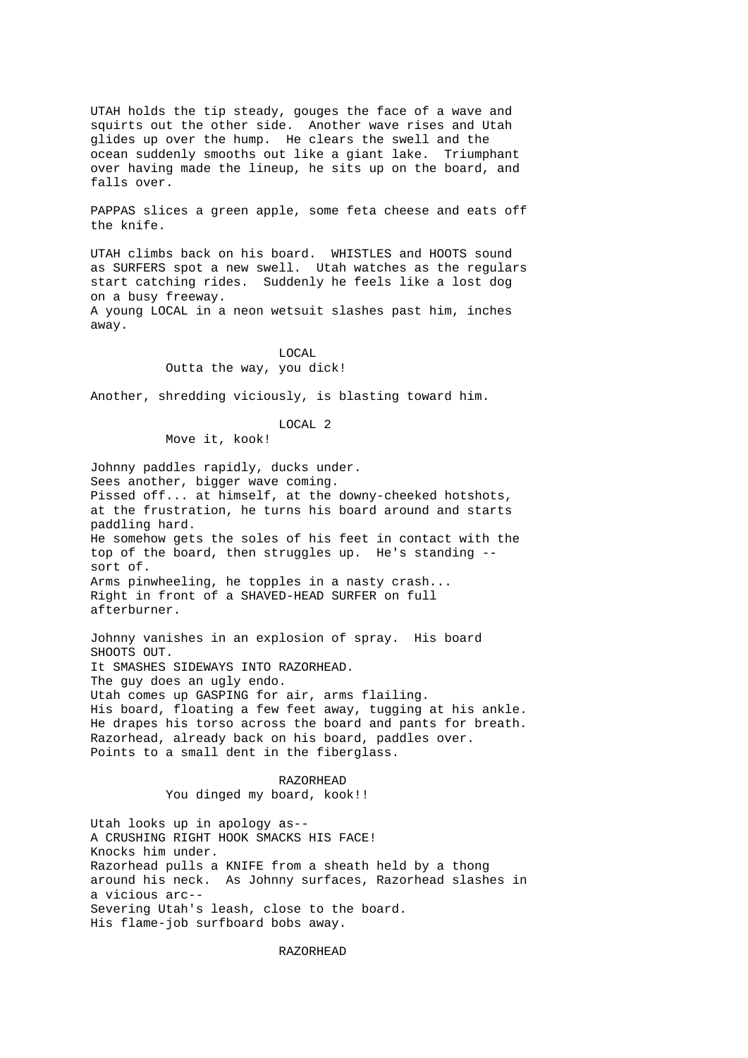UTAH holds the tip steady, gouges the face of a wave and squirts out the other side.  Another wave rises and Utah glides up over the hump.  He clears the swell and the ocean suddenly smooths out like a giant lake.  Triumphant over having made the lineup, he sits up on the board, and falls over.

PAPPAS slices a green apple, some feta cheese and eats off the knife.

UTAH climbs back on his board.  WHISTLES and HOOTS sound as SURFERS spot a new swell.  Utah watches as the regulars start catching rides.  Suddenly he feels like a lost dog on a busy freeway.
A young LOCAL in a neon wetsuit slashes past him, inches away.

LOCAL
Outta the way, you dick!

Another, shredding viciously, is blasting toward him.

LOCAL 2
Move it, kook!

Johnny paddles rapidly, ducks under.
Sees another, bigger wave coming.
Pissed off... at himself, at the downy-cheeked hotshots, at the frustration, he turns his board around and starts paddling hard.
He somehow gets the soles of his feet in contact with the top of the board, then struggles up.  He's standing -- sort of.
Arms pinwheeling, he topples in a nasty crash...
Right in front of a SHAVED-HEAD SURFER on full afterburner.

Johnny vanishes in an explosion of spray.  His board SHOOTS OUT.
It SMASHES SIDEWAYS INTO RAZORHEAD.
The guy does an ugly endo.
Utah comes up GASPING for air, arms flailing.
His board, floating a few feet away, tugging at his ankle.
He drapes his torso across the board and pants for breath.
Razorhead, already back on his board, paddles over.
Points to a small dent in the fiberglass.

RAZORHEAD
You dinged my board, kook!!

Utah looks up in apology as--
A CRUSHING RIGHT HOOK SMACKS HIS FACE!
Knocks him under.
Razorhead pulls a KNIFE from a sheath held by a thong around his neck.  As Johnny surfaces, Razorhead slashes in a vicious arc--
Severing Utah's leash, close to the board.
His flame-job surfboard bobs away.

RAZORHEAD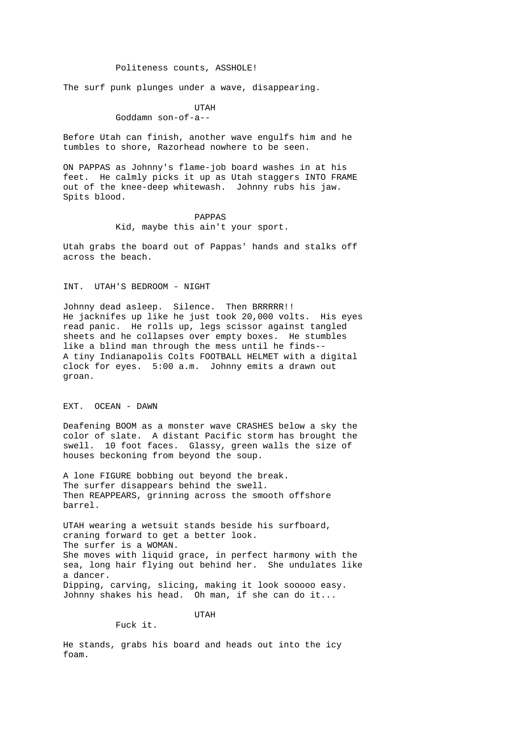Politeness counts, ASSHOLE!

The surf punk plunges under a wave, disappearing.

UTAH
Goddamn son-of-a--

Before Utah can finish, another wave engulfs him and he tumbles to shore, Razorhead nowhere to be seen.

ON PAPPAS as Johnny's flame-job board washes in at his feet. He calmly picks it up as Utah staggers INTO FRAME out of the knee-deep whitewash. Johnny rubs his jaw. Spits blood.

PAPPAS
Kid, maybe this ain't your sport.

Utah grabs the board out of Pappas' hands and stalks off across the beach.

INT. UTAH'S BEDROOM - NIGHT

Johnny dead asleep. Silence. Then BRRRRR!!
He jacknifes up like he just took 20,000 volts. His eyes read panic. He rolls up, legs scissor against tangled sheets and he collapses over empty boxes. He stumbles like a blind man through the mess until he finds--
A tiny Indianapolis Colts FOOTBALL HELMET with a digital clock for eyes. 5:00 a.m. Johnny emits a drawn out groan.

EXT. OCEAN - DAWN

Deafening BOOM as a monster wave CRASHES below a sky the color of slate. A distant Pacific storm has brought the swell. 10 foot faces. Glassy, green walls the size of houses beckoning from beyond the soup.

A lone FIGURE bobbing out beyond the break.
The surfer disappears behind the swell.
Then REAPPEARS, grinning across the smooth offshore barrel.

UTAH wearing a wetsuit stands beside his surfboard, craning forward to get a better look.
The surfer is a WOMAN.
She moves with liquid grace, in perfect harmony with the sea, long hair flying out behind her. She undulates like a dancer.
Dipping, carving, slicing, making it look sooooo easy.
Johnny shakes his head. Oh man, if she can do it...

UTAH
Fuck it.

He stands, grabs his board and heads out into the icy foam.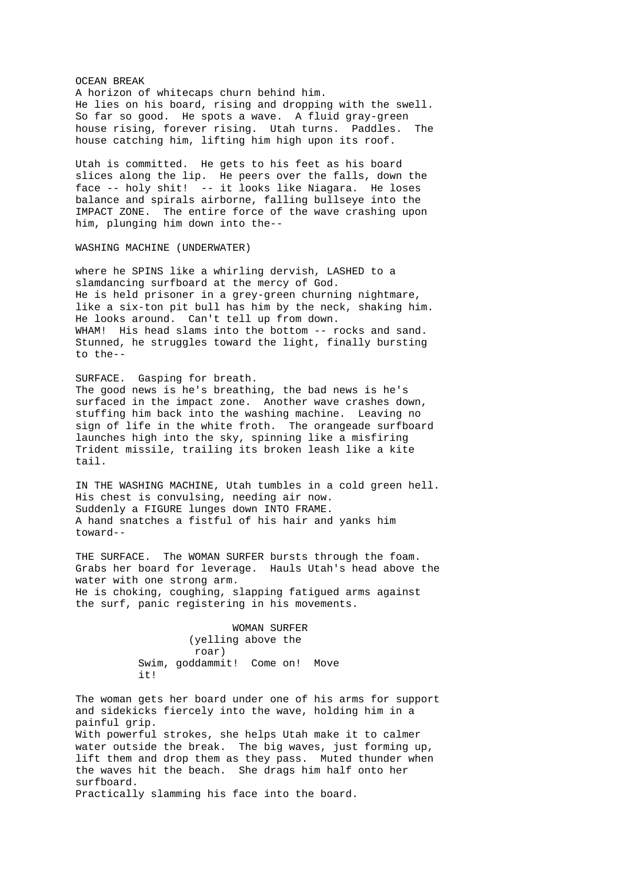OCEAN BREAK

A horizon of whitecaps churn behind him.
He lies on his board, rising and dropping with the swell.
So far so good. He spots a wave. A fluid gray-green house rising, forever rising. Utah turns. Paddles. The house catching him, lifting him high upon its roof.

Utah is committed. He gets to his feet as his board slices along the lip. He peers over the falls, down the face -- holy shit! -- it looks like Niagara. He loses balance and spirals airborne, falling bullseye into the IMPACT ZONE. The entire force of the wave crashing upon him, plunging him down into the--

WASHING MACHINE (UNDERWATER)

where he SPINS like a whirling dervish, LASHED to a slamdancing surfboard at the mercy of God.
He is held prisoner in a grey-green churning nightmare, like a six-ton pit bull has him by the neck, shaking him.
He looks around. Can't tell up from down.
WHAM! His head slams into the bottom -- rocks and sand.
Stunned, he struggles toward the light, finally bursting to the--

SURFACE. Gasping for breath.
The good news is he's breathing, the bad news is he's surfaced in the impact zone. Another wave crashes down, stuffing him back into the washing machine. Leaving no sign of life in the white froth. The orangeade surfboard launches high into the sky, spinning like a misfiring Trident missile, trailing its broken leash like a kite tail.

IN THE WASHING MACHINE, Utah tumbles in a cold green hell.
His chest is convulsing, needing air now.
Suddenly a FIGURE lunges down INTO FRAME.
A hand snatches a fistful of his hair and yanks him toward--

THE SURFACE. The WOMAN SURFER bursts through the foam.
Grabs her board for leverage. Hauls Utah's head above the water with one strong arm.
He is choking, coughing, slapping fatigued arms against the surf, panic registering in his movements.

WOMAN SURFER
(yelling above the roar)
Swim, goddammit! Come on! Move it!

The woman gets her board under one of his arms for support and sidekicks fiercely into the wave, holding him in a painful grip.
With powerful strokes, she helps Utah make it to calmer water outside the break. The big waves, just forming up, lift them and drop them as they pass. Muted thunder when the waves hit the beach. She drags him half onto her surfboard.
Practically slamming his face into the board.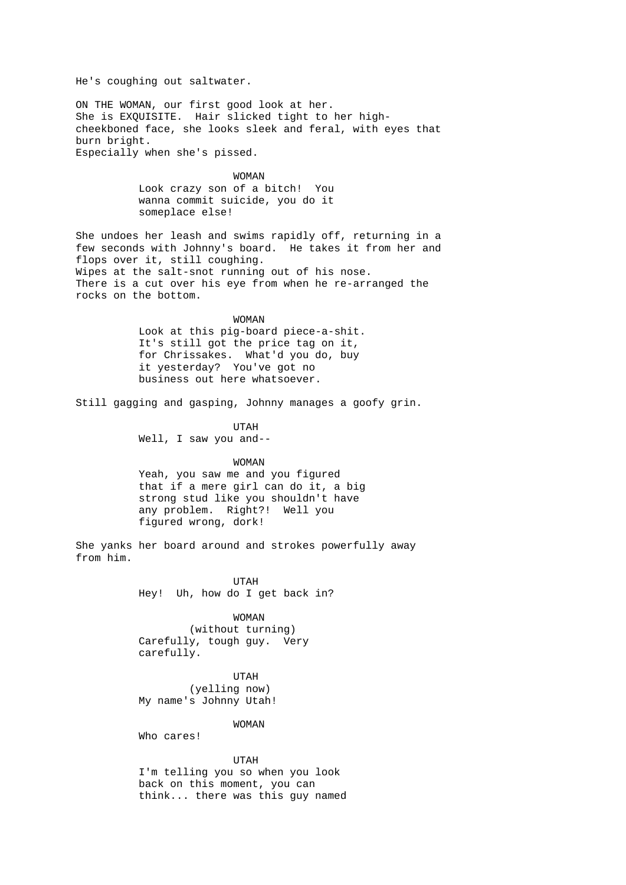He's coughing out saltwater.

ON THE WOMAN, our first good look at her.
She is EXQUISITE. Hair slicked tight to her high-cheekboned face, she looks sleek and feral, with eyes that burn bright.
Especially when she's pissed.

WOMAN
Look crazy son of a bitch! You wanna commit suicide, you do it someplace else!

She undoes her leash and swims rapidly off, returning in a few seconds with Johnny's board. He takes it from her and flops over it, still coughing.
Wipes at the salt-snot running out of his nose.
There is a cut over his eye from when he re-arranged the rocks on the bottom.

WOMAN
Look at this pig-board piece-a-shit. It's still got the price tag on it, for Chrissakes. What'd you do, buy it yesterday? You've got no business out here whatsoever.

Still gagging and gasping, Johnny manages a goofy grin.

UTAH
Well, I saw you and--

WOMAN
Yeah, you saw me and you figured that if a mere girl can do it, a big strong stud like you shouldn't have any problem. Right?! Well you figured wrong, dork!

She yanks her board around and strokes powerfully away from him.

UTAH
Hey! Uh, how do I get back in?

WOMAN
(without turning)
Carefully, tough guy. Very carefully.

UTAH
(yelling now)
My name's Johnny Utah!

WOMAN
Who cares!

UTAH
I'm telling you so when you look back on this moment, you can think... there was this guy named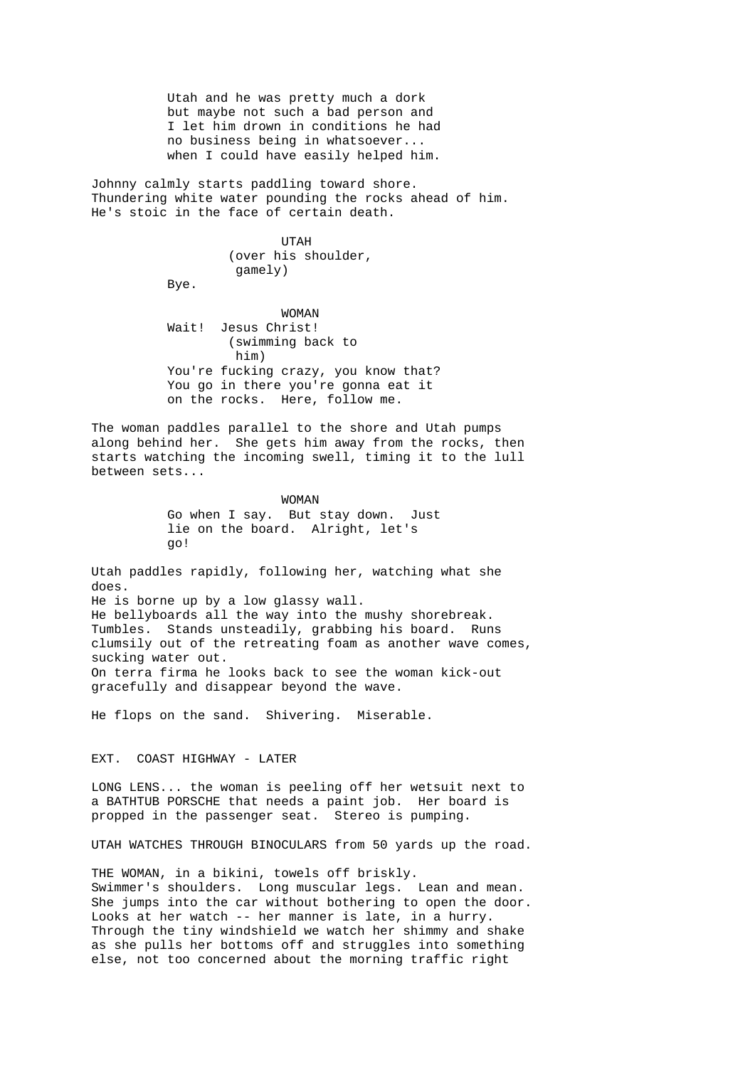Utah and he was pretty much a dork
but maybe not such a bad person and
I let him drown in conditions he had
no business being in whatsoever...
when I could have easily helped him.

Johnny calmly starts paddling toward shore.
Thundering white water pounding the rocks ahead of him.
He's stoic in the face of certain death.

UTAH
(over his shoulder,
gamely)
Bye.

WOMAN
Wait! Jesus Christ!
(swimming back to
him)
You're fucking crazy, you know that?
You go in there you're gonna eat it
on the rocks. Here, follow me.

The woman paddles parallel to the shore and Utah pumps
along behind her. She gets him away from the rocks, then
starts watching the incoming swell, timing it to the lull
between sets...

WOMAN
Go when I say. But stay down. Just
lie on the board. Alright, let's
go!

Utah paddles rapidly, following her, watching what she
does.
He is borne up by a low glassy wall.
He bellyboards all the way into the mushy shorebreak.
Tumbles. Stands unsteadily, grabbing his board. Runs
clumsily out of the retreating foam as another wave comes,
sucking water out.
On terra firma he looks back to see the woman kick-out
gracefully and disappear beyond the wave.

He flops on the sand. Shivering. Miserable.

EXT. COAST HIGHWAY - LATER

LONG LENS... the woman is peeling off her wetsuit next to
a BATHTUB PORSCHE that needs a paint job. Her board is
propped in the passenger seat. Stereo is pumping.

UTAH WATCHES THROUGH BINOCULARS from 50 yards up the road.

THE WOMAN, in a bikini, towels off briskly.
Swimmer's shoulders. Long muscular legs. Lean and mean.
She jumps into the car without bothering to open the door.
Looks at her watch -- her manner is late, in a hurry.
Through the tiny windshield we watch her shimmy and shake
as she pulls her bottoms off and struggles into something
else, not too concerned about the morning traffic right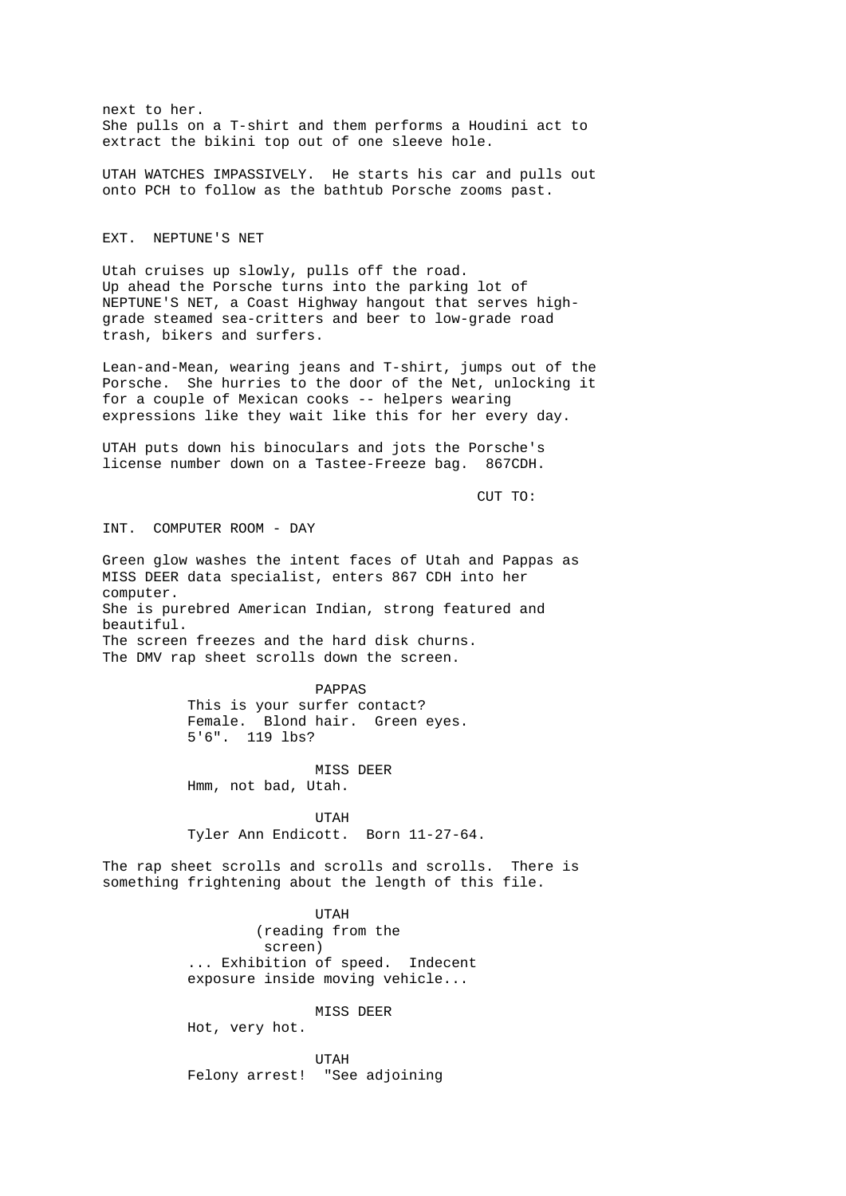next to her.
She pulls on a T-shirt and them performs a Houdini act to extract the bikini top out of one sleeve hole.

UTAH WATCHES IMPASSIVELY. He starts his car and pulls out onto PCH to follow as the bathtub Porsche zooms past.

EXT. NEPTUNE'S NET

Utah cruises up slowly, pulls off the road.
Up ahead the Porsche turns into the parking lot of NEPTUNE'S NET, a Coast Highway hangout that serves high-grade steamed sea-critters and beer to low-grade road trash, bikers and surfers.

Lean-and-Mean, wearing jeans and T-shirt, jumps out of the Porsche. She hurries to the door of the Net, unlocking it for a couple of Mexican cooks -- helpers wearing expressions like they wait like this for her every day.

UTAH puts down his binoculars and jots the Porsche's license number down on a Tastee-Freeze bag. 867CDH.

CUT TO:

INT. COMPUTER ROOM - DAY

Green glow washes the intent faces of Utah and Pappas as MISS DEER data specialist, enters 867 CDH into her computer.
She is purebred American Indian, strong featured and beautiful.
The screen freezes and the hard disk churns.
The DMV rap sheet scrolls down the screen.

PAPPAS
This is your surfer contact?
Female. Blond hair. Green eyes.
5'6". 119 lbs?

MISS DEER
Hmm, not bad, Utah.

UTAH
Tyler Ann Endicott. Born 11-27-64.

The rap sheet scrolls and scrolls and scrolls. There is something frightening about the length of this file.

UTAH
(reading from the screen)
... Exhibition of speed. Indecent exposure inside moving vehicle...

MISS DEER
Hot, very hot.

UTAH
Felony arrest! "See adjoining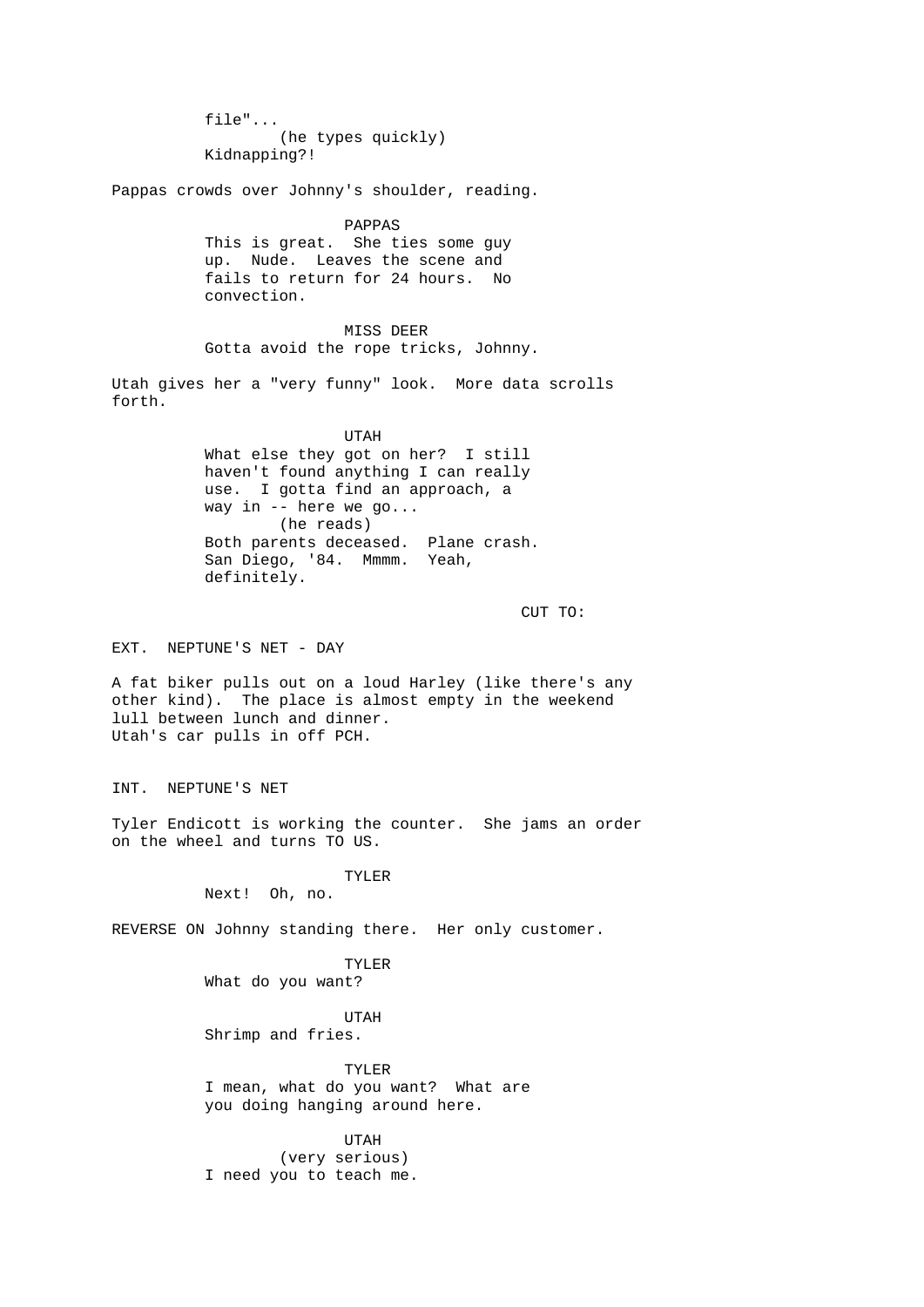file"...
(he types quickly)
Kidnapping?!

Pappas crowds over Johnny's shoulder, reading.

PAPPAS
This is great. She ties some guy up. Nude. Leaves the scene and fails to return for 24 hours. No convection.

MISS DEER
Gotta avoid the rope tricks, Johnny.

Utah gives her a "very funny" look. More data scrolls forth.

UTAH
What else they got on her? I still haven't found anything I can really use. I gotta find an approach, a way in -- here we go...
(he reads)
Both parents deceased. Plane crash. San Diego, '84. Mmmm. Yeah, definitely.

CUT TO:

EXT. NEPTUNE'S NET - DAY

A fat biker pulls out on a loud Harley (like there's any other kind). The place is almost empty in the weekend lull between lunch and dinner.
Utah's car pulls in off PCH.

INT. NEPTUNE'S NET

Tyler Endicott is working the counter. She jams an order on the wheel and turns TO US.

TYLER
Next! Oh, no.

REVERSE ON Johnny standing there. Her only customer.

TYLER
What do you want?

UTAH
Shrimp and fries.

TYLER
I mean, what do you want? What are you doing hanging around here.

UTAH
(very serious)
I need you to teach me.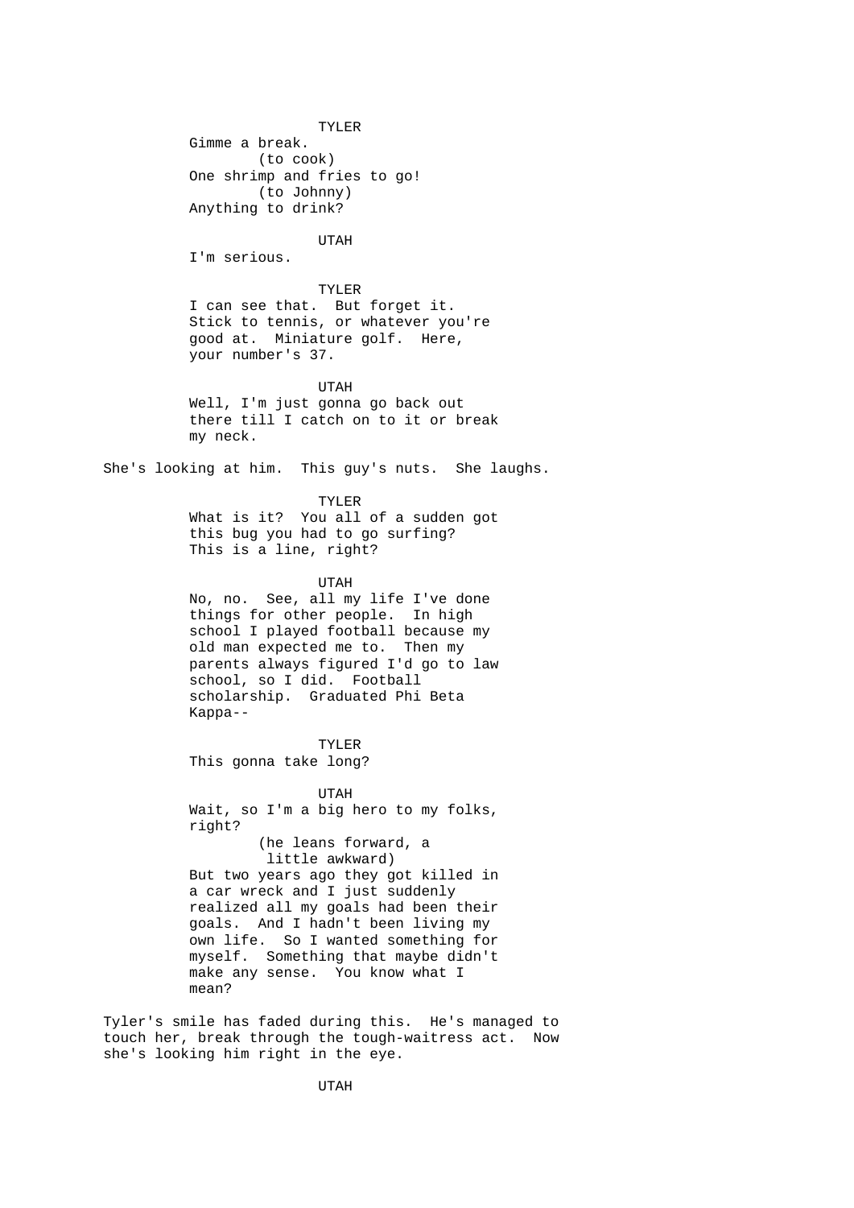TYLER
Gimme a break.
(to cook)
One shrimp and fries to go!
(to Johnny)
Anything to drink?

UTAH
I'm serious.

TYLER
I can see that. But forget it. Stick to tennis, or whatever you're good at. Miniature golf. Here, your number's 37.

UTAH
Well, I'm just gonna go back out there till I catch on to it or break my neck.

She's looking at him. This guy's nuts. She laughs.

TYLER
What is it? You all of a sudden got this bug you had to go surfing? This is a line, right?

UTAH
No, no. See, all my life I've done things for other people. In high school I played football because my old man expected me to. Then my parents always figured I'd go to law school, so I did. Football scholarship. Graduated Phi Beta Kappa--

TYLER
This gonna take long?

UTAH
Wait, so I'm a big hero to my folks, right?
(he leans forward, a little awkward)
But two years ago they got killed in a car wreck and I just suddenly realized all my goals had been their goals. And I hadn't been living my own life. So I wanted something for myself. Something that maybe didn't make any sense. You know what I mean?

Tyler's smile has faded during this. He's managed to touch her, break through the tough-waitress act. Now she's looking him right in the eye.

UTAH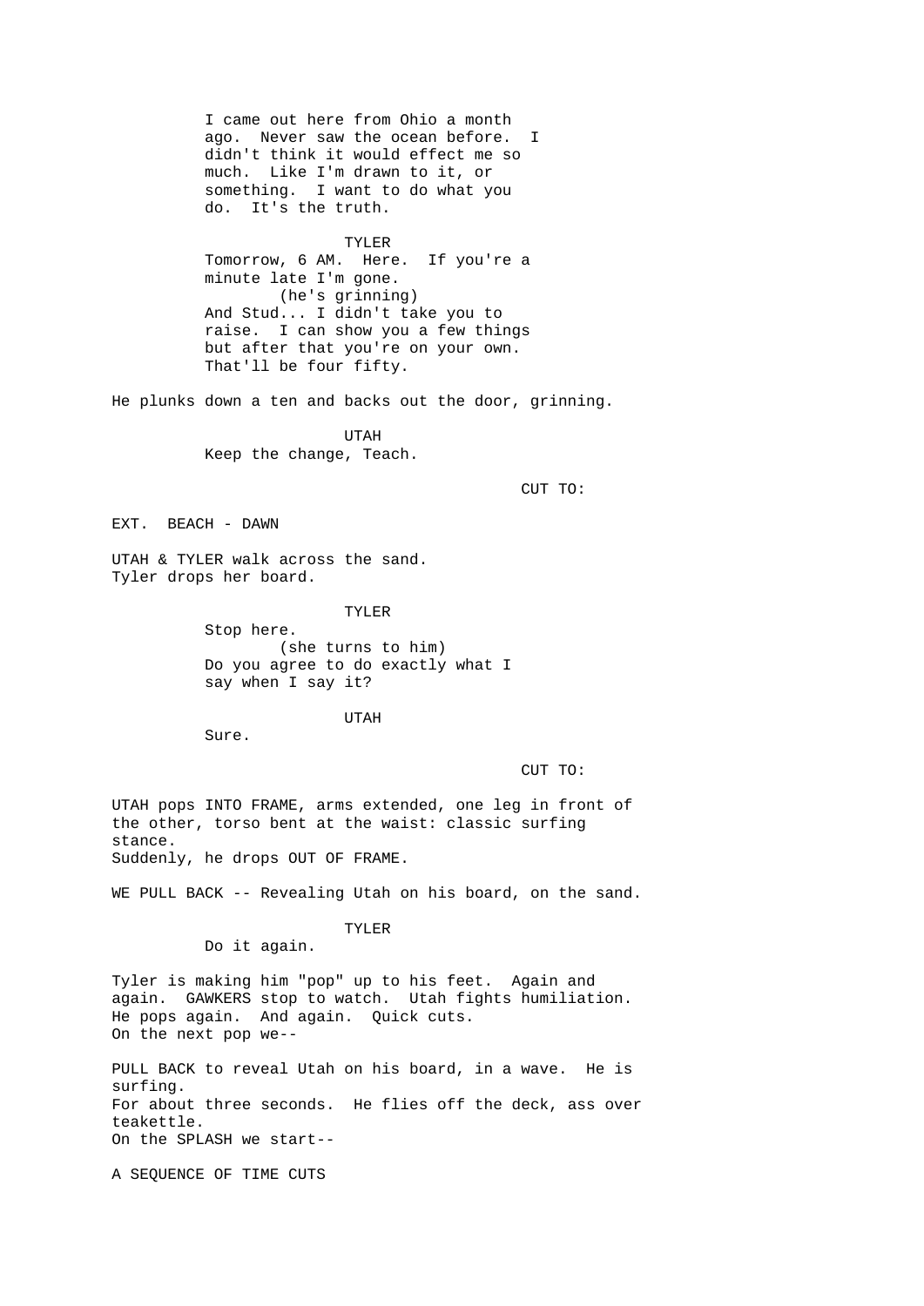I came out here from Ohio a month ago. Never saw the ocean before. I didn't think it would effect me so much. Like I'm drawn to it, or something. I want to do what you do. It's the truth.

TYLER

Tomorrow, 6 AM. Here. If you're a minute late I'm gone.

(he's grinning)

And Stud... I didn't take you to raise. I can show you a few things but after that you're on your own. That'll be four fifty.

He plunks down a ten and backs out the door, grinning.

UTAH

Keep the change, Teach.

CUT TO:

EXT. BEACH - DAWN

UTAH & TYLER walk across the sand.
Tyler drops her board.

TYLER

Stop here.

(she turns to him)

Do you agree to do exactly what I say when I say it?

UTAH

Sure.

CUT TO:

UTAH pops INTO FRAME, arms extended, one leg in front of the other, torso bent at the waist: classic surfing stance.
Suddenly, he drops OUT OF FRAME.

WE PULL BACK -- Revealing Utah on his board, on the sand.

TYLER

Do it again.

Tyler is making him "pop" up to his feet. Again and again. GAWKERS stop to watch. Utah fights humiliation. He pops again. And again. Quick cuts.
On the next pop we--

PULL BACK to reveal Utah on his board, in a wave. He is surfing.
For about three seconds. He flies off the deck, ass over teakettle.
On the SPLASH we start--

A SEQUENCE OF TIME CUTS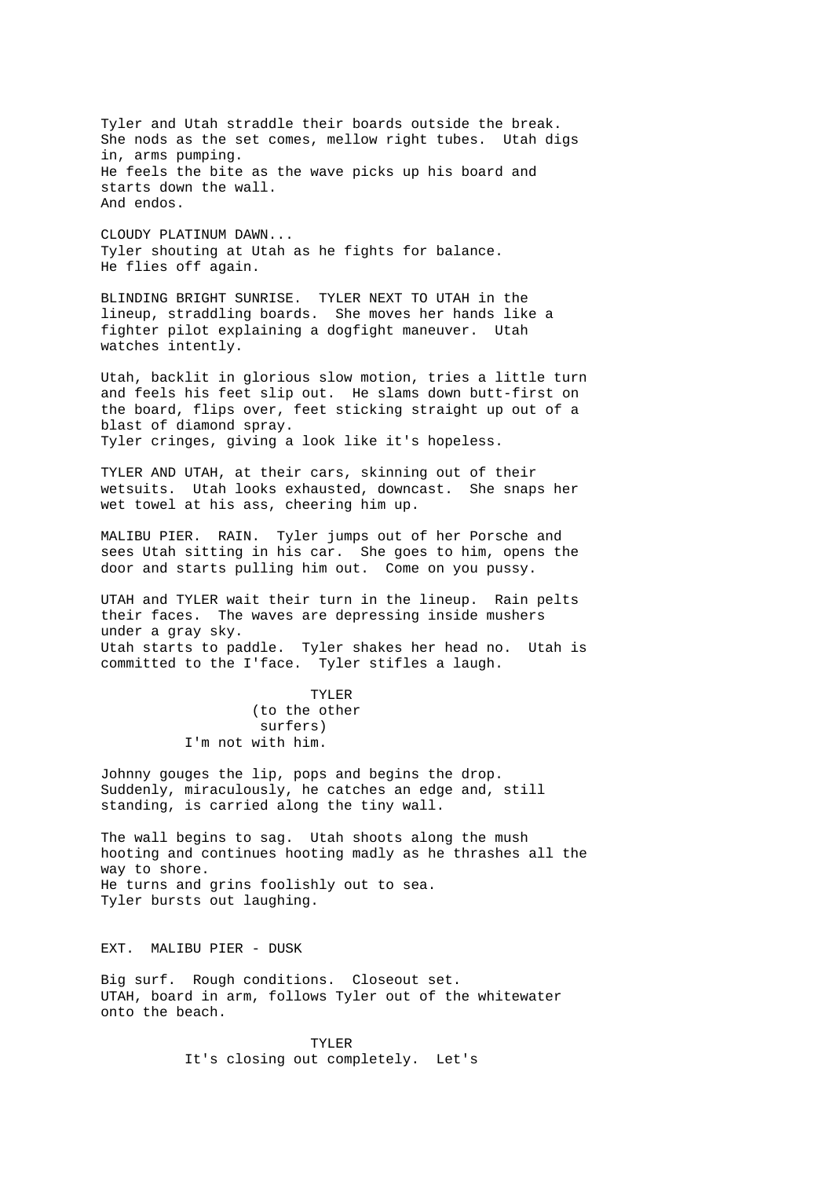Tyler and Utah straddle their boards outside the break. She nods as the set comes, mellow right tubes. Utah digs in, arms pumping.
He feels the bite as the wave picks up his board and starts down the wall.
And endos.

CLOUDY PLATINUM DAWN...
Tyler shouting at Utah as he fights for balance.
He flies off again.

BLINDING BRIGHT SUNRISE. TYLER NEXT TO UTAH in the lineup, straddling boards. She moves her hands like a fighter pilot explaining a dogfight maneuver. Utah watches intently.

Utah, backlit in glorious slow motion, tries a little turn and feels his feet slip out. He slams down butt-first on the board, flips over, feet sticking straight up out of a blast of diamond spray.
Tyler cringes, giving a look like it's hopeless.

TYLER AND UTAH, at their cars, skinning out of their wetsuits. Utah looks exhausted, downcast. She snaps her wet towel at his ass, cheering him up.

MALIBU PIER. RAIN. Tyler jumps out of her Porsche and sees Utah sitting in his car. She goes to him, opens the door and starts pulling him out. Come on you pussy.

UTAH and TYLER wait their turn in the lineup. Rain pelts their faces. The waves are depressing inside mushers under a gray sky.
Utah starts to paddle. Tyler shakes her head no. Utah is committed to the I'face. Tyler stifles a laugh.

TYLER
(to the other surfers)
I'm not with him.

Johnny gouges the lip, pops and begins the drop.
Suddenly, miraculously, he catches an edge and, still standing, is carried along the tiny wall.

The wall begins to sag. Utah shoots along the mush hooting and continues hooting madly as he thrashes all the way to shore.
He turns and grins foolishly out to sea.
Tyler bursts out laughing.

EXT. MALIBU PIER - DUSK

Big surf. Rough conditions. Closeout set.
UTAH, board in arm, follows Tyler out of the whitewater onto the beach.

TYLER
It's closing out completely. Let's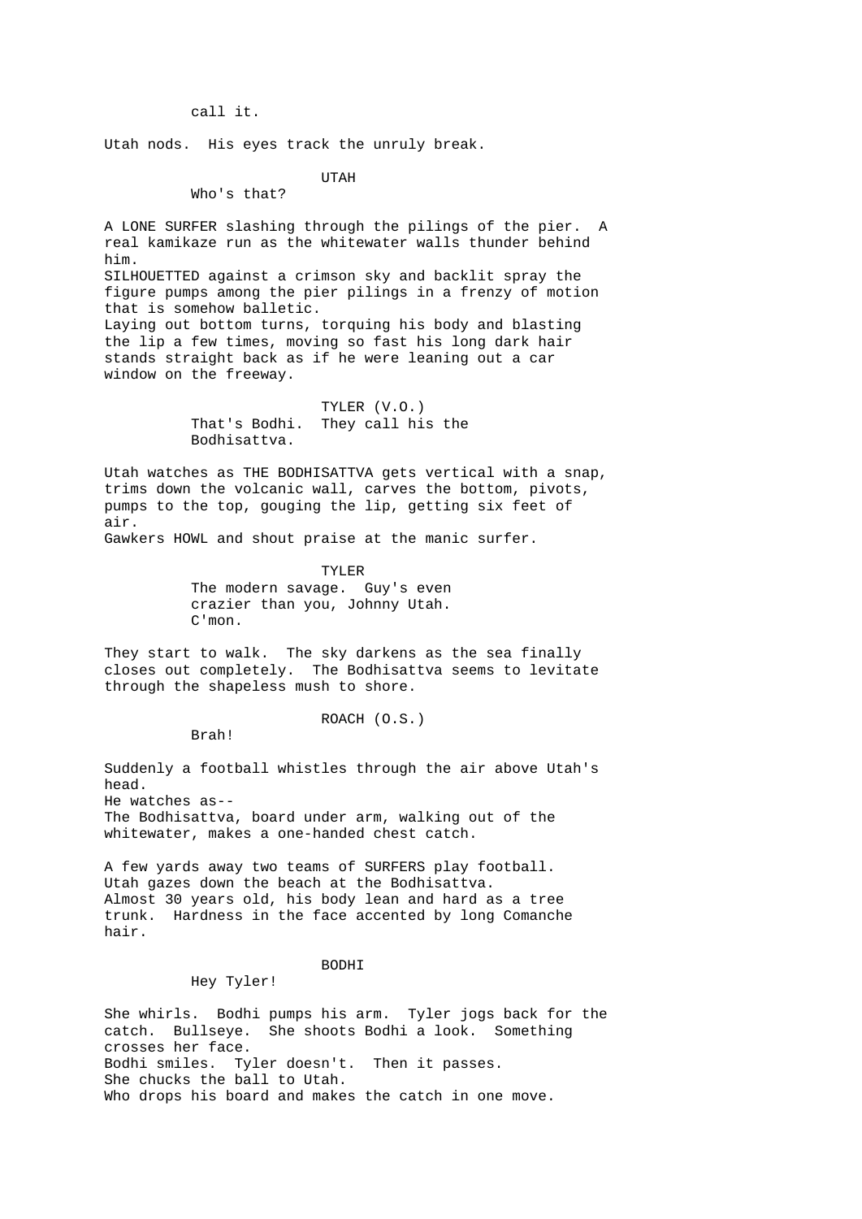call it.

Utah nods.  His eyes track the unruly break.

UTAH
Who's that?

A LONE SURFER slashing through the pilings of the pier.  A real kamikaze run as the whitewater walls thunder behind him.
SILHOUETTED against a crimson sky and backlit spray the figure pumps among the pier pilings in a frenzy of motion that is somehow balletic.
Laying out bottom turns, torquing his body and blasting the lip a few times, moving so fast his long dark hair stands straight back as if he were leaning out a car window on the freeway.

TYLER (V.O.)
That's Bodhi.  They call his the Bodhisattva.

Utah watches as THE BODHISATTVA gets vertical with a snap, trims down the volcanic wall, carves the bottom, pivots, pumps to the top, gouging the lip, getting six feet of air.
Gawkers HOWL and shout praise at the manic surfer.

TYLER
The modern savage.  Guy's even crazier than you, Johnny Utah.
C'mon.

They start to walk.  The sky darkens as the sea finally closes out completely.  The Bodhisattva seems to levitate through the shapeless mush to shore.

ROACH (O.S.)
Brah!

Suddenly a football whistles through the air above Utah's head.
He watches as--
The Bodhisattva, board under arm, walking out of the whitewater, makes a one-handed chest catch.

A few yards away two teams of SURFERS play football.
Utah gazes down the beach at the Bodhisattva.
Almost 30 years old, his body lean and hard as a tree trunk.  Hardness in the face accented by long Comanche hair.

BODHI
Hey Tyler!

She whirls.  Bodhi pumps his arm.  Tyler jogs back for the catch.  Bullseye.  She shoots Bodhi a look.  Something crosses her face.
Bodhi smiles.  Tyler doesn't.  Then it passes.
She chucks the ball to Utah.
Who drops his board and makes the catch in one move.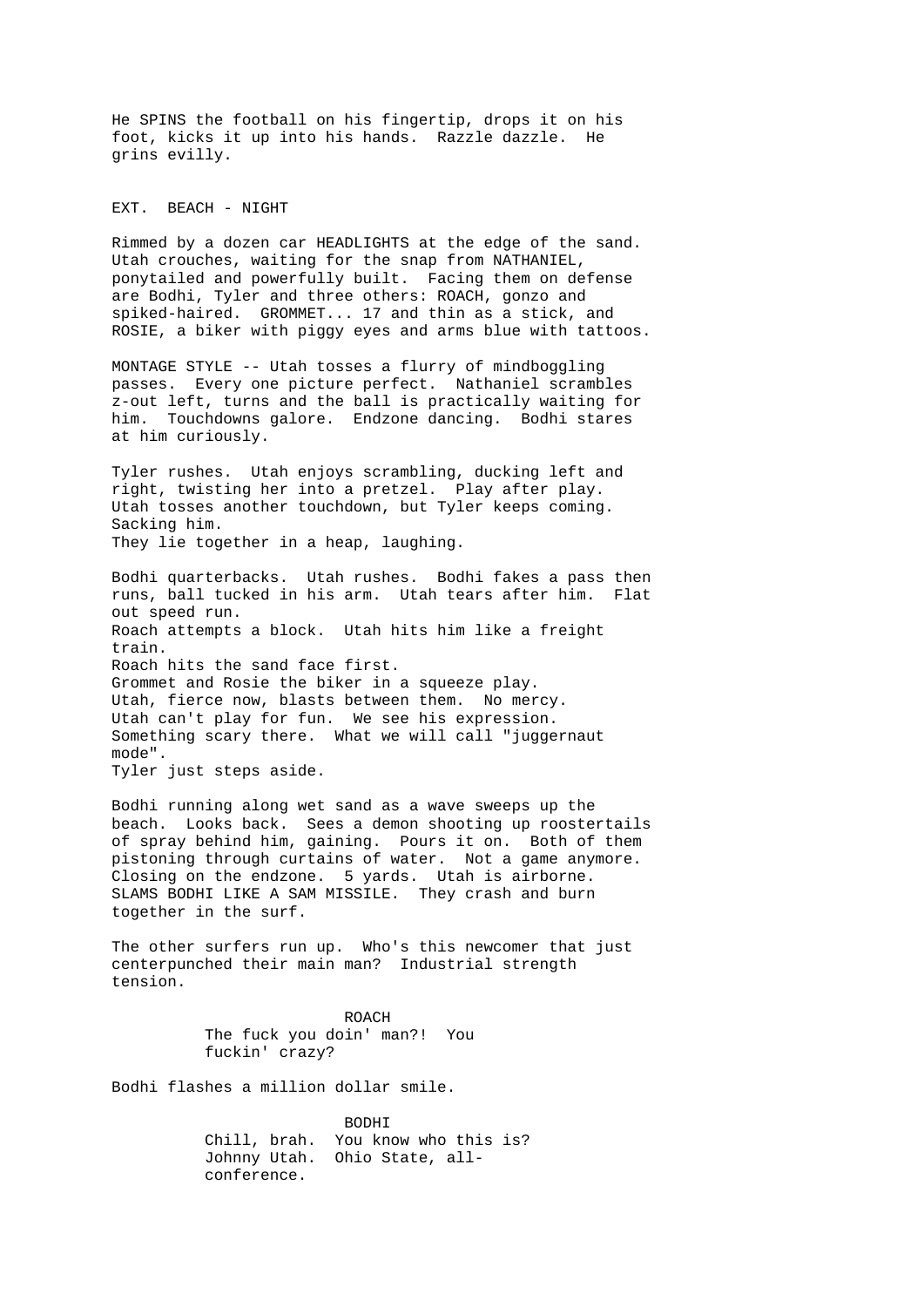He SPINS the football on his fingertip, drops it on his foot, kicks it up into his hands. Razzle dazzle. He grins evilly.

EXT. BEACH - NIGHT

Rimmed by a dozen car HEADLIGHTS at the edge of the sand. Utah crouches, waiting for the snap from NATHANIEL, ponytailed and powerfully built. Facing them on defense are Bodhi, Tyler and three others: ROACH, gonzo and spiked-haired. GROMMET... 17 and thin as a stick, and ROSIE, a biker with piggy eyes and arms blue with tattoos.

MONTAGE STYLE -- Utah tosses a flurry of mindboggling passes. Every one picture perfect. Nathaniel scrambles z-out left, turns and the ball is practically waiting for him. Touchdowns galore. Endzone dancing. Bodhi stares at him curiously.

Tyler rushes. Utah enjoys scrambling, ducking left and right, twisting her into a pretzel. Play after play. Utah tosses another touchdown, but Tyler keeps coming. Sacking him.
They lie together in a heap, laughing.

Bodhi quarterbacks. Utah rushes. Bodhi fakes a pass then runs, ball tucked in his arm. Utah tears after him. Flat out speed run.
Roach attempts a block. Utah hits him like a freight train.
Roach hits the sand face first.
Grommet and Rosie the biker in a squeeze play.
Utah, fierce now, blasts between them. No mercy.
Utah can't play for fun. We see his expression. Something scary there. What we will call "juggernaut mode".
Tyler just steps aside.

Bodhi running along wet sand as a wave sweeps up the beach. Looks back. Sees a demon shooting up roostertails of spray behind him, gaining. Pours it on. Both of them pistoning through curtains of water. Not a game anymore. Closing on the endzone. 5 yards. Utah is airborne. SLAMS BODHI LIKE A SAM MISSILE. They crash and burn together in the surf.

The other surfers run up. Who's this newcomer that just centerpunched their main man? Industrial strength tension.

ROACH
The fuck you doin' man?! You fuckin' crazy?

Bodhi flashes a million dollar smile.

BODHI
Chill, brah. You know who this is? Johnny Utah. Ohio State, all-conference.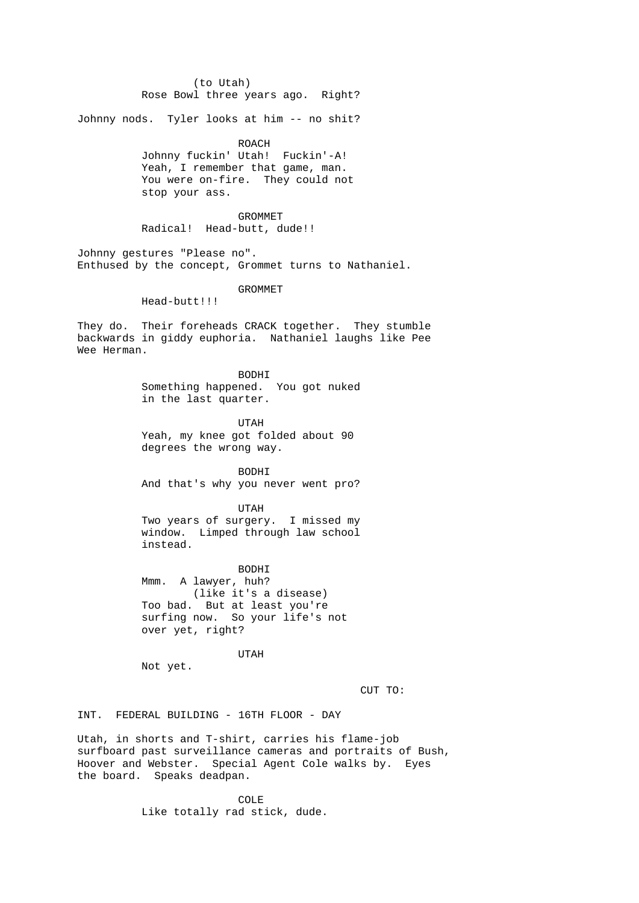(to Utah)
Rose Bowl three years ago.  Right?

Johnny nods.  Tyler looks at him -- no shit?

ROACH
Johnny fuckin' Utah!  Fuckin'-A!
Yeah, I remember that game, man.
You were on-fire.  They could not
stop your ass.

GROMMET
Radical!  Head-butt, dude!!

Johnny gestures "Please no".
Enthused by the concept, Grommet turns to Nathaniel.

GROMMET
Head-butt!!!

They do.  Their foreheads CRACK together.  They stumble backwards in giddy euphoria.  Nathaniel laughs like Pee Wee Herman.

BODHI
Something happened.  You got nuked
in the last quarter.

UTAH
Yeah, my knee got folded about 90
degrees the wrong way.

BODHI
And that's why you never went pro?

UTAH
Two years of surgery.  I missed my
window.  Limped through law school
instead.

BODHI
Mmm.  A lawyer, huh?
(like it's a disease)
Too bad.  But at least you're
surfing now.  So your life's not
over yet, right?

UTAH
Not yet.

CUT TO:

INT.  FEDERAL BUILDING - 16TH FLOOR - DAY

Utah, in shorts and T-shirt, carries his flame-job surfboard past surveillance cameras and portraits of Bush, Hoover and Webster.  Special Agent Cole walks by.  Eyes the board.  Speaks deadpan.

COLE
Like totally rad stick, dude.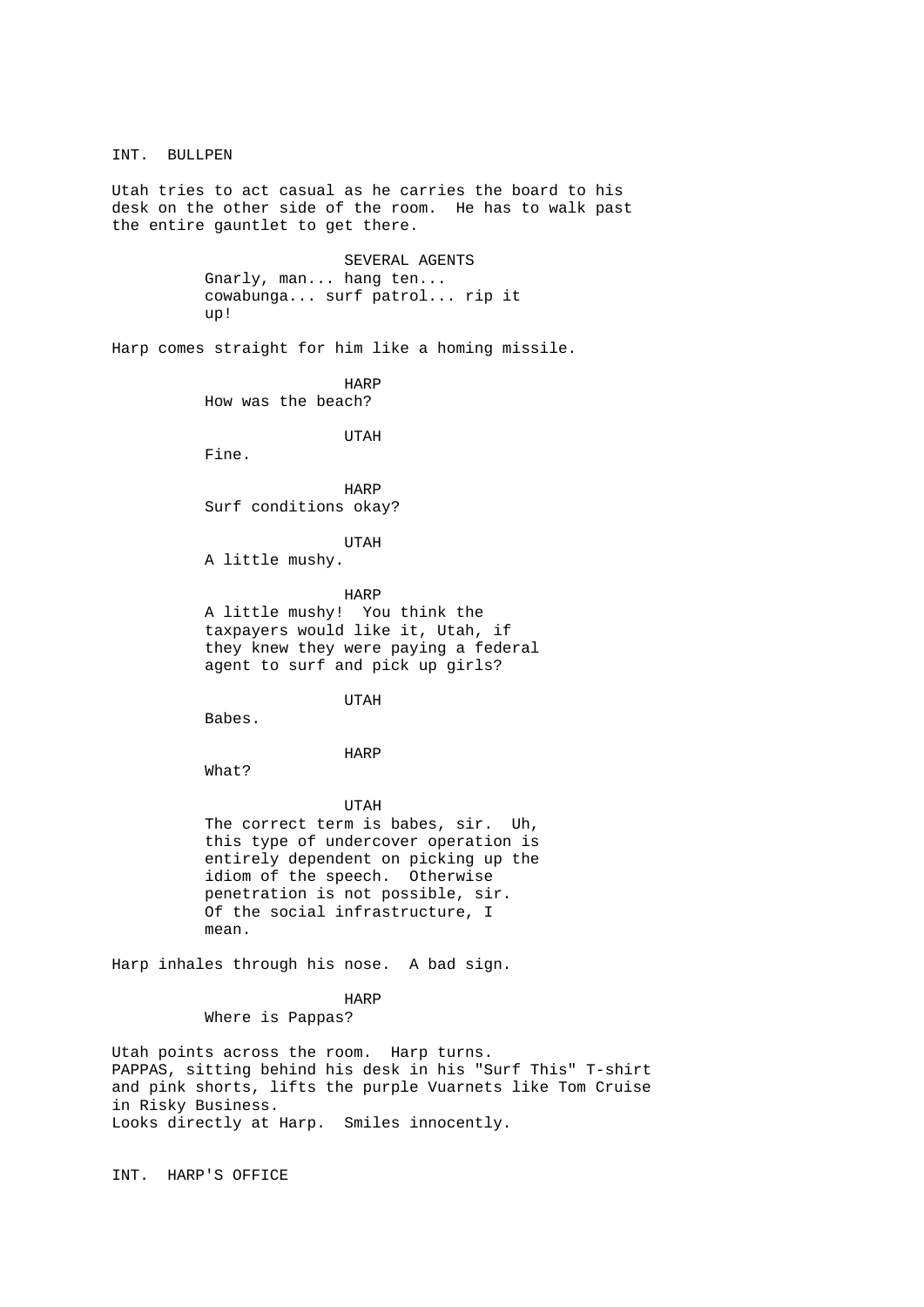INT. BULLPEN

Utah tries to act casual as he carries the board to his desk on the other side of the room. He has to walk past the entire gauntlet to get there.

SEVERAL AGENTS

Gnarly, man... hang ten... cowabunga... surf patrol... rip it up!

Harp comes straight for him like a homing missile.

HARP

How was the beach?

UTAH

Fine.

HARP

Surf conditions okay?

UTAH

A little mushy.

HARP

A little mushy! You think the taxpayers would like it, Utah, if they knew they were paying a federal agent to surf and pick up girls?

UTAH

Babes.

HARP

What?

UTAH

The correct term is babes, sir. Uh, this type of undercover operation is entirely dependent on picking up the idiom of the speech. Otherwise penetration is not possible, sir. Of the social infrastructure, I mean.

Harp inhales through his nose. A bad sign.

HARP

Where is Pappas?

Utah points across the room. Harp turns.
PAPPAS, sitting behind his desk in his "Surf This" T-shirt and pink shorts, lifts the purple Vuarnets like Tom Cruise in Risky Business.
Looks directly at Harp. Smiles innocently.

INT. HARP'S OFFICE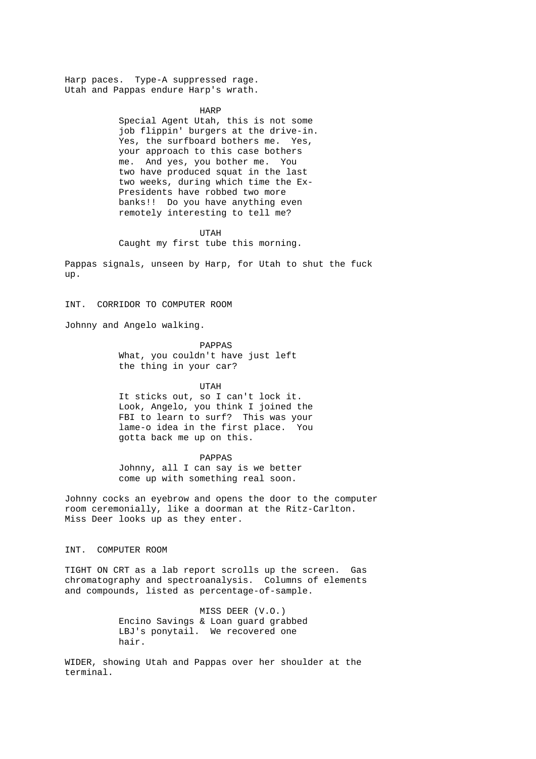Harp paces. Type-A suppressed rage.
Utah and Pappas endure Harp's wrath.

HARP

Special Agent Utah, this is not some job flippin' burgers at the drive-in. Yes, the surfboard bothers me. Yes, your approach to this case bothers me. And yes, you bother me. You two have produced squat in the last two weeks, during which time the Ex-Presidents have robbed two more banks!! Do you have anything even remotely interesting to tell me?

UTAH

Caught my first tube this morning.

Pappas signals, unseen by Harp, for Utah to shut the fuck up.

INT. CORRIDOR TO COMPUTER ROOM

Johnny and Angelo walking.

PAPPAS

What, you couldn't have just left the thing in your car?

UTAH

It sticks out, so I can't lock it. Look, Angelo, you think I joined the FBI to learn to surf? This was your lame-o idea in the first place. You gotta back me up on this.

PAPPAS

Johnny, all I can say is we better come up with something real soon.

Johnny cocks an eyebrow and opens the door to the computer room ceremonially, like a doorman at the Ritz-Carlton. Miss Deer looks up as they enter.

INT. COMPUTER ROOM

TIGHT ON CRT as a lab report scrolls up the screen. Gas chromatography and spectroanalysis. Columns of elements and compounds, listed as percentage-of-sample.

MISS DEER (V.O.)

Encino Savings & Loan guard grabbed LBJ's ponytail. We recovered one hair.

WIDER, showing Utah and Pappas over her shoulder at the terminal.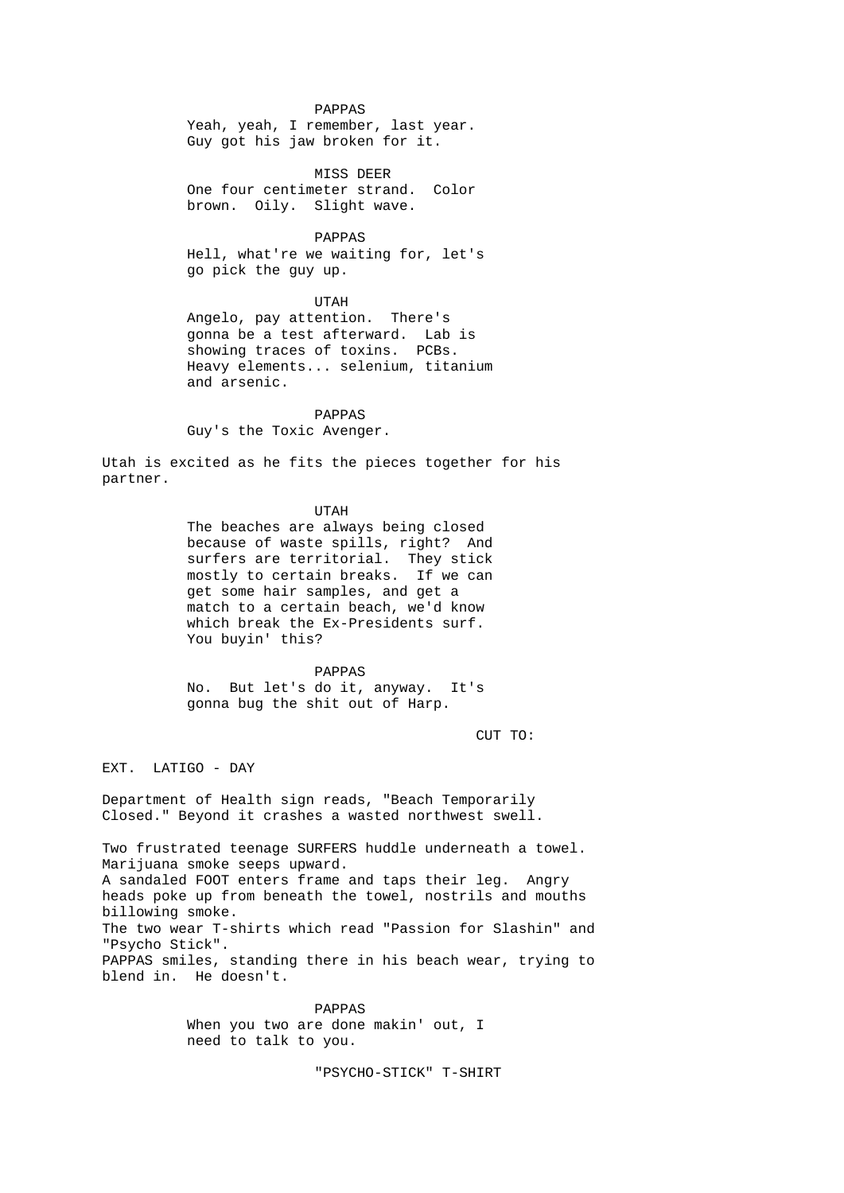PAPPAS
Yeah, yeah, I remember, last year. Guy got his jaw broken for it.

MISS DEER
One four centimeter strand. Color brown. Oily. Slight wave.

PAPPAS
Hell, what're we waiting for, let's go pick the guy up.

UTAH
Angelo, pay attention. There's gonna be a test afterward. Lab is showing traces of toxins. PCBs. Heavy elements... selenium, titanium and arsenic.

PAPPAS
Guy's the Toxic Avenger.

Utah is excited as he fits the pieces together for his partner.

UTAH
The beaches are always being closed because of waste spills, right? And surfers are territorial. They stick mostly to certain breaks. If we can get some hair samples, and get a match to a certain beach, we'd know which break the Ex-Presidents surf. You buyin' this?

PAPPAS
No. But let's do it, anyway. It's gonna bug the shit out of Harp.

CUT TO:

EXT. LATIGO - DAY

Department of Health sign reads, "Beach Temporarily Closed." Beyond it crashes a wasted northwest swell.

Two frustrated teenage SURFERS huddle underneath a towel. Marijuana smoke seeps upward.
A sandaled FOOT enters frame and taps their leg. Angry heads poke up from beneath the towel, nostrils and mouths billowing smoke.
The two wear T-shirts which read "Passion for Slashin" and "Psycho Stick".
PAPPAS smiles, standing there in his beach wear, trying to blend in. He doesn't.

PAPPAS
When you two are done makin' out, I need to talk to you.

"PSYCHO-STICK" T-SHIRT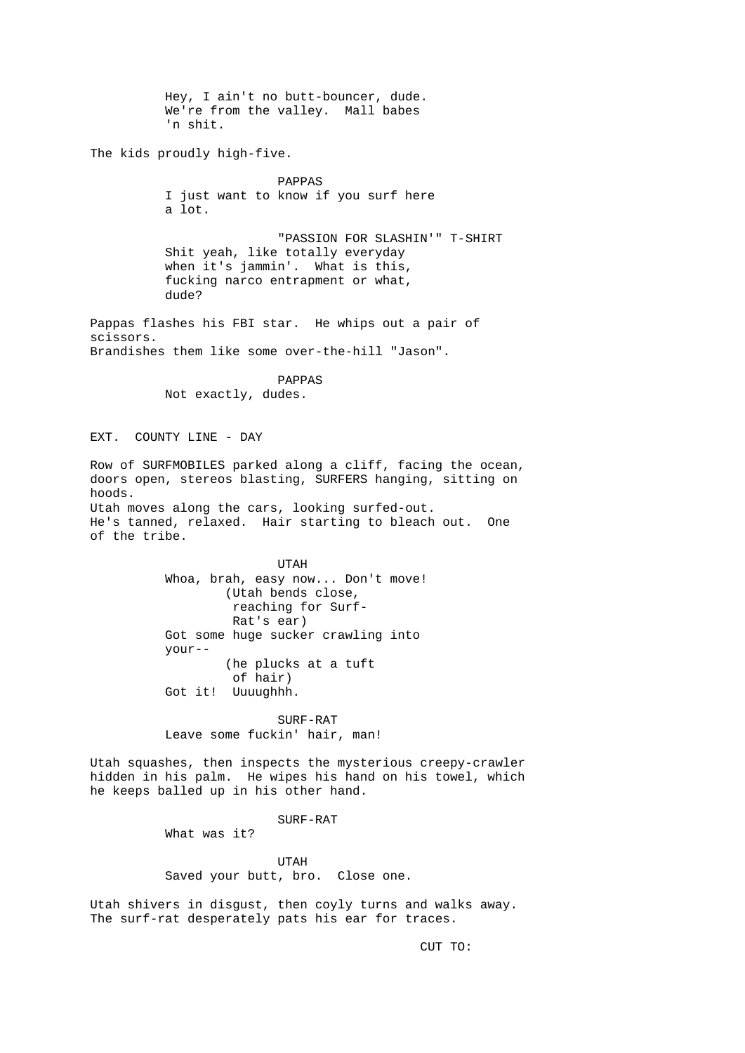Hey, I ain't no butt-bouncer, dude. We're from the valley. Mall babes 'n shit.

The kids proudly high-five.

PAPPAS
I just want to know if you surf here a lot.

"PASSION FOR SLASHIN'" T-SHIRT
Shit yeah, like totally everyday when it's jammin'. What is this, fucking narco entrapment or what, dude?

Pappas flashes his FBI star. He whips out a pair of scissors.
Brandishes them like some over-the-hill "Jason".

PAPPAS
Not exactly, dudes.

EXT. COUNTY LINE - DAY

Row of SURFMOBILES parked along a cliff, facing the ocean, doors open, stereos blasting, SURFERS hanging, sitting on hoods.
Utah moves along the cars, looking surfed-out.
He's tanned, relaxed. Hair starting to bleach out. One of the tribe.

UTAH
Whoa, brah, easy now... Don't move!
(Utah bends close, reaching for Surf-Rat's ear)
Got some huge sucker crawling into your--
(he plucks at a tuft of hair)
Got it! Uuuughhh.

SURF-RAT
Leave some fuckin' hair, man!

Utah squashes, then inspects the mysterious creepy-crawler hidden in his palm. He wipes his hand on his towel, which he keeps balled up in his other hand.

SURF-RAT
What was it?

UTAH
Saved your butt, bro. Close one.

Utah shivers in disgust, then coyly turns and walks away.
The surf-rat desperately pats his ear for traces.

CUT TO: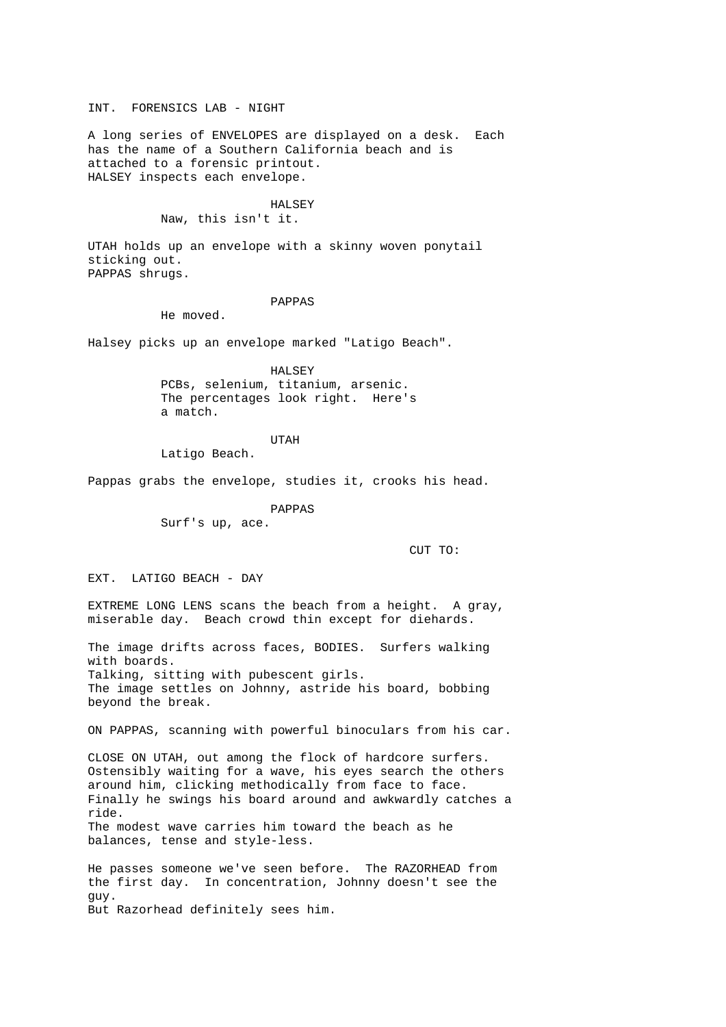INT.  FORENSICS LAB - NIGHT

A long series of ENVELOPES are displayed on a desk.  Each has the name of a Southern California beach and is attached to a forensic printout.
HALSEY inspects each envelope.

HALSEY
Naw, this isn't it.

UTAH holds up an envelope with a skinny woven ponytail sticking out.
PAPPAS shrugs.

PAPPAS
He moved.

Halsey picks up an envelope marked "Latigo Beach".

HALSEY
PCBs, selenium, titanium, arsenic.
The percentages look right.  Here's a match.

UTAH
Latigo Beach.

Pappas grabs the envelope, studies it, crooks his head.

PAPPAS
Surf's up, ace.

CUT TO:

EXT.  LATIGO BEACH - DAY

EXTREME LONG LENS scans the beach from a height.  A gray, miserable day.  Beach crowd thin except for diehards.

The image drifts across faces, BODIES.  Surfers walking with boards.
Talking, sitting with pubescent girls.
The image settles on Johnny, astride his board, bobbing beyond the break.

ON PAPPAS, scanning with powerful binoculars from his car.

CLOSE ON UTAH, out among the flock of hardcore surfers.  Ostensibly waiting for a wave, his eyes search the others around him, clicking methodically from face to face.
Finally he swings his board around and awkwardly catches a ride.
The modest wave carries him toward the beach as he balances, tense and style-less.

He passes someone we've seen before.  The RAZORHEAD from the first day.  In concentration, Johnny doesn't see the guy.
But Razorhead definitely sees him.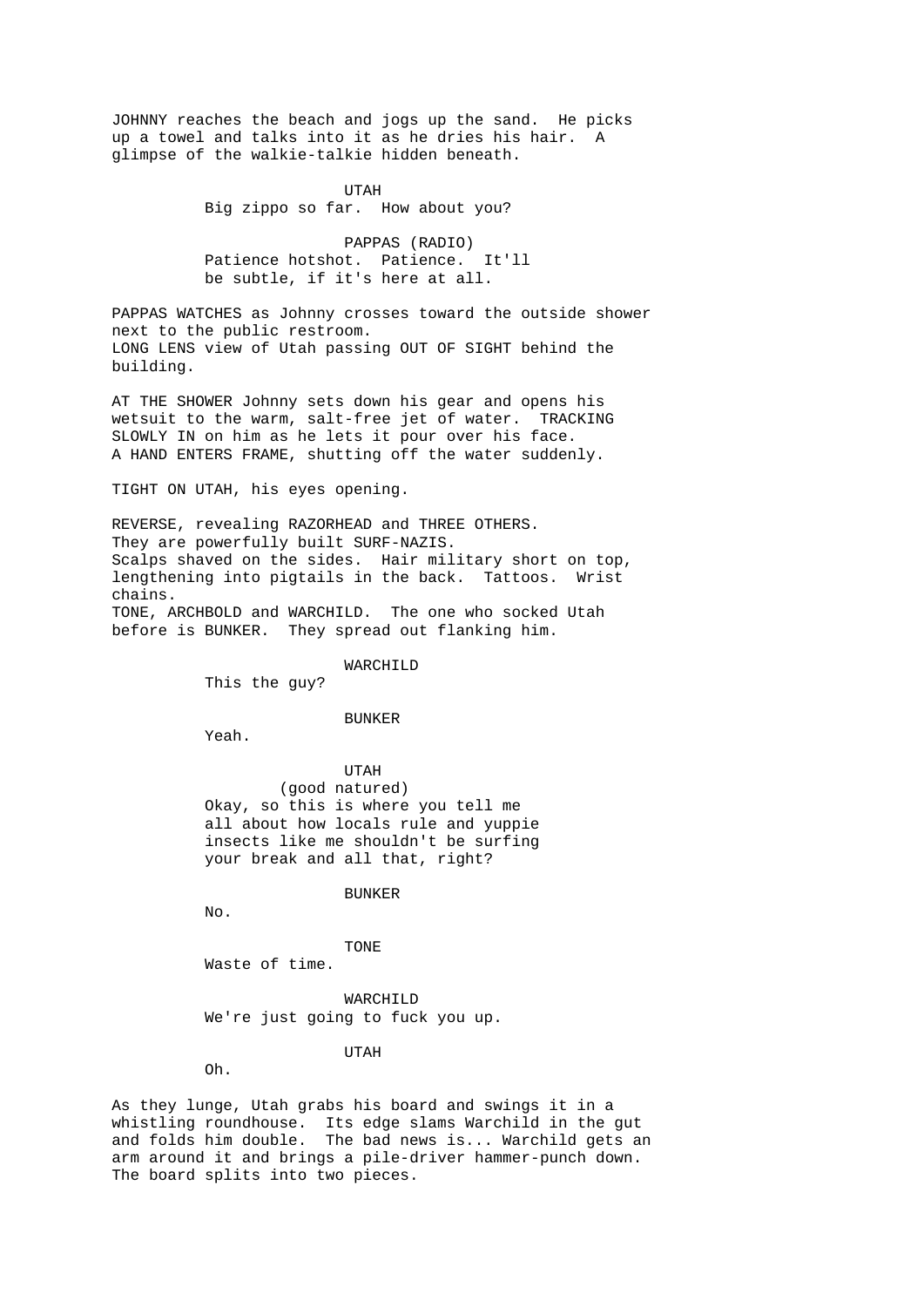JOHNNY reaches the beach and jogs up the sand. He picks up a towel and talks into it as he dries his hair. A glimpse of the walkie-talkie hidden beneath.

UTAH
Big zippo so far. How about you?

PAPPAS (RADIO)
Patience hotshot. Patience. It'll be subtle, if it's here at all.

PAPPAS WATCHES as Johnny crosses toward the outside shower next to the public restroom.
LONG LENS view of Utah passing OUT OF SIGHT behind the building.

AT THE SHOWER Johnny sets down his gear and opens his wetsuit to the warm, salt-free jet of water. TRACKING SLOWLY IN on him as he lets it pour over his face.
A HAND ENTERS FRAME, shutting off the water suddenly.

TIGHT ON UTAH, his eyes opening.

REVERSE, revealing RAZORHEAD and THREE OTHERS.
They are powerfully built SURF-NAZIS.
Scalps shaved on the sides. Hair military short on top, lengthening into pigtails in the back. Tattoos. Wrist chains.
TONE, ARCHBOLD and WARCHILD. The one who socked Utah before is BUNKER. They spread out flanking him.

WARCHILD
This the guy?

BUNKER
Yeah.

UTAH
(good natured)
Okay, so this is where you tell me all about how locals rule and yuppie insects like me shouldn't be surfing your break and all that, right?

BUNKER
No.

TONE
Waste of time.

WARCHILD
We're just going to fuck you up.

UTAH
Oh.

As they lunge, Utah grabs his board and swings it in a whistling roundhouse. Its edge slams Warchild in the gut and folds him double. The bad news is... Warchild gets an arm around it and brings a pile-driver hammer-punch down. The board splits into two pieces.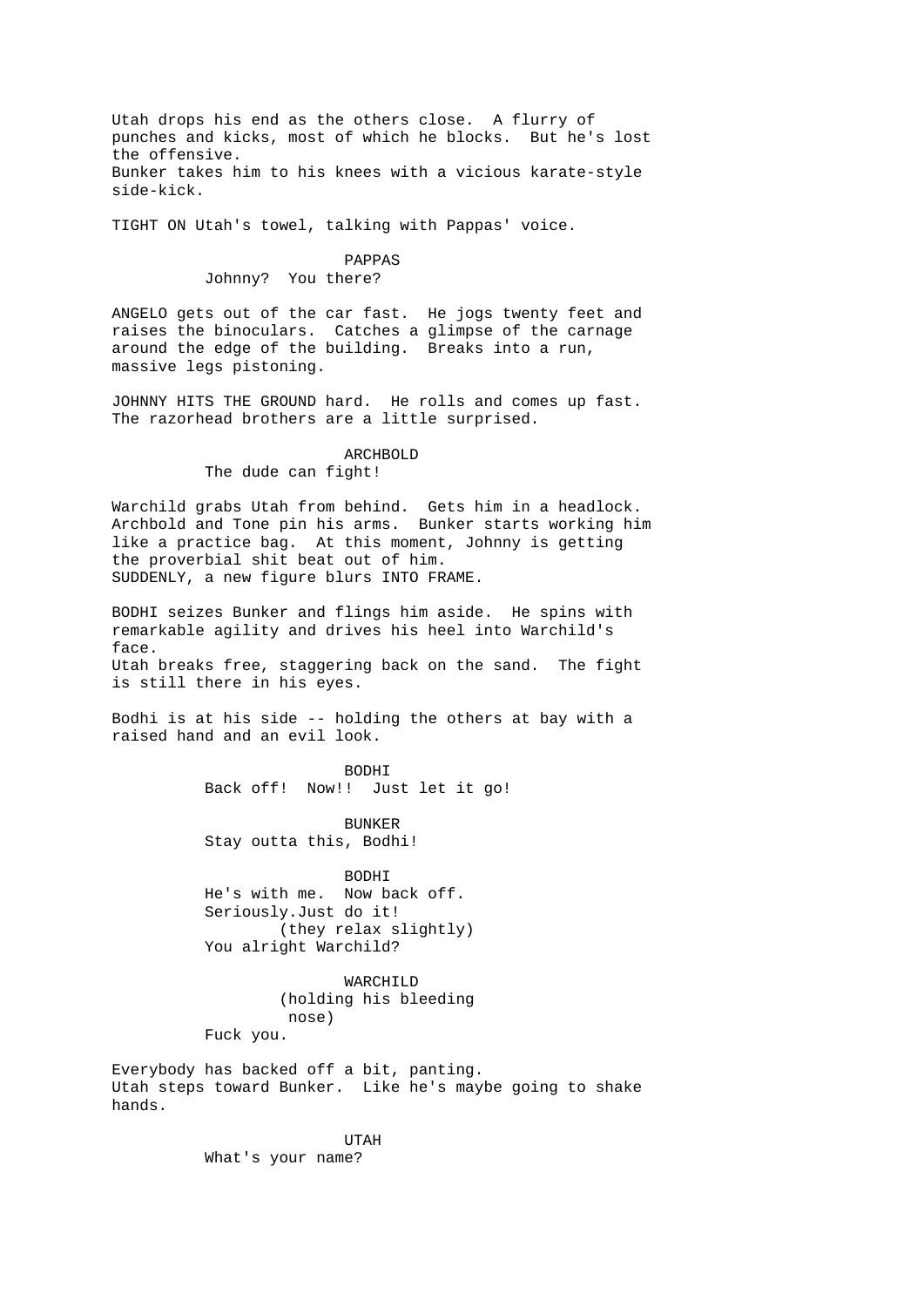Utah drops his end as the others close. A flurry of punches and kicks, most of which he blocks. But he's lost the offensive.
Bunker takes him to his knees with a vicious karate-style side-kick.

TIGHT ON Utah's towel, talking with Pappas' voice.

PAPPAS
Johnny? You there?

ANGELO gets out of the car fast. He jogs twenty feet and raises the binoculars. Catches a glimpse of the carnage around the edge of the building. Breaks into a run, massive legs pistoning.

JOHNNY HITS THE GROUND hard. He rolls and comes up fast. The razorhead brothers are a little surprised.

ARCHBOLD
The dude can fight!

Warchild grabs Utah from behind. Gets him in a headlock. Archbold and Tone pin his arms. Bunker starts working him like a practice bag. At this moment, Johnny is getting the proverbial shit beat out of him.
SUDDENLY, a new figure blurs INTO FRAME.

BODHI seizes Bunker and flings him aside. He spins with remarkable agility and drives his heel into Warchild's face.
Utah breaks free, staggering back on the sand. The fight is still there in his eyes.

Bodhi is at his side -- holding the others at bay with a raised hand and an evil look.

BODHI
Back off! Now!! Just let it go!

BUNKER
Stay outta this, Bodhi!

BODHI
He's with me. Now back off.
Seriously.Just do it!
(they relax slightly)
You alright Warchild?

WARCHILD
(holding his bleeding nose)
Fuck you.

Everybody has backed off a bit, panting.
Utah steps toward Bunker. Like he's maybe going to shake hands.

UTAH
What's your name?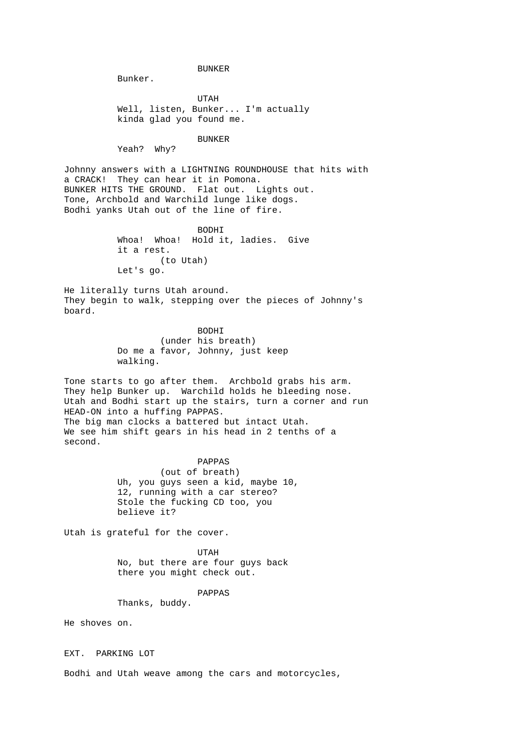BUNKER

Bunker.

UTAH

Well, listen, Bunker... I'm actually kinda glad you found me.

BUNKER

Yeah? Why?

Johnny answers with a LIGHTNING ROUNDHOUSE that hits with a CRACK! They can hear it in Pomona.
BUNKER HITS THE GROUND. Flat out. Lights out.
Tone, Archbold and Warchild lunge like dogs.
Bodhi yanks Utah out of the line of fire.

BODHI

Whoa! Whoa! Hold it, ladies. Give it a rest.
(to Utah)
Let's go.

He literally turns Utah around.
They begin to walk, stepping over the pieces of Johnny's board.

BODHI

(under his breath)
Do me a favor, Johnny, just keep walking.

Tone starts to go after them. Archbold grabs his arm.
They help Bunker up. Warchild holds he bleeding nose.
Utah and Bodhi start up the stairs, turn a corner and run HEAD-ON into a huffing PAPPAS.
The big man clocks a battered but intact Utah.
We see him shift gears in his head in 2 tenths of a second.

PAPPAS

(out of breath)
Uh, you guys seen a kid, maybe 10, 12, running with a car stereo? Stole the fucking CD too, you believe it?

Utah is grateful for the cover.

UTAH

No, but there are four guys back there you might check out.

PAPPAS

Thanks, buddy.

He shoves on.

EXT. PARKING LOT

Bodhi and Utah weave among the cars and motorcycles,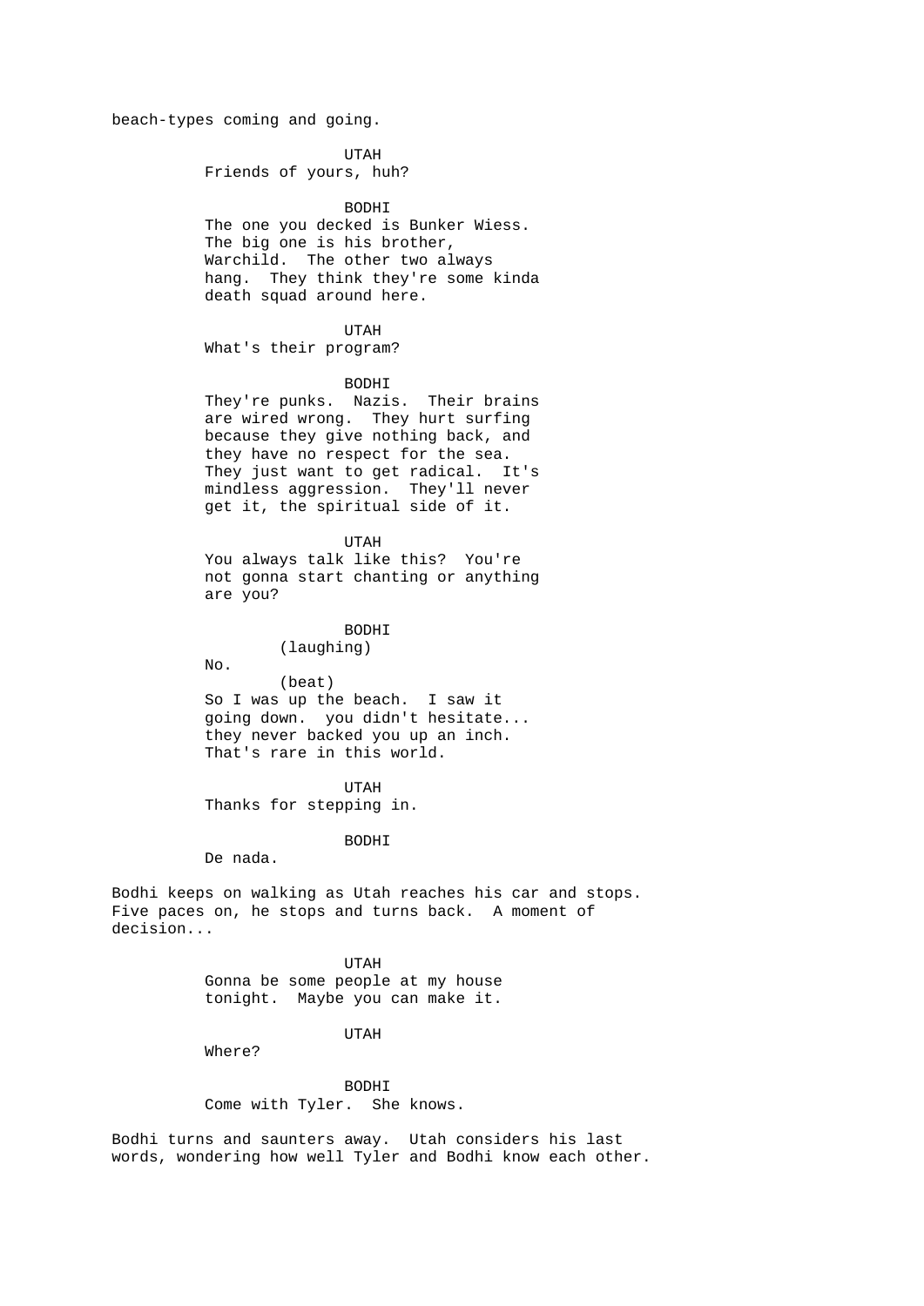beach-types coming and going.

UTAH
Friends of yours, huh?

BODHI
The one you decked is Bunker Wiess. The big one is his brother, Warchild. The other two always hang. They think they're some kinda death squad around here.

UTAH
What's their program?

BODHI
They're punks. Nazis. Their brains are wired wrong. They hurt surfing because they give nothing back, and they have no respect for the sea. They just want to get radical. It's mindless aggression. They'll never get it, the spiritual side of it.

UTAH
You always talk like this? You're not gonna start chanting or anything are you?

BODHI
(laughing)
No.
(beat)
So I was up the beach. I saw it going down. you didn't hesitate... they never backed you up an inch. That's rare in this world.

UTAH
Thanks for stepping in.

BODHI
De nada.

Bodhi keeps on walking as Utah reaches his car and stops. Five paces on, he stops and turns back. A moment of decision...

UTAH
Gonna be some people at my house tonight. Maybe you can make it.

UTAH
Where?

BODHI
Come with Tyler. She knows.

Bodhi turns and saunters away. Utah considers his last words, wondering how well Tyler and Bodhi know each other.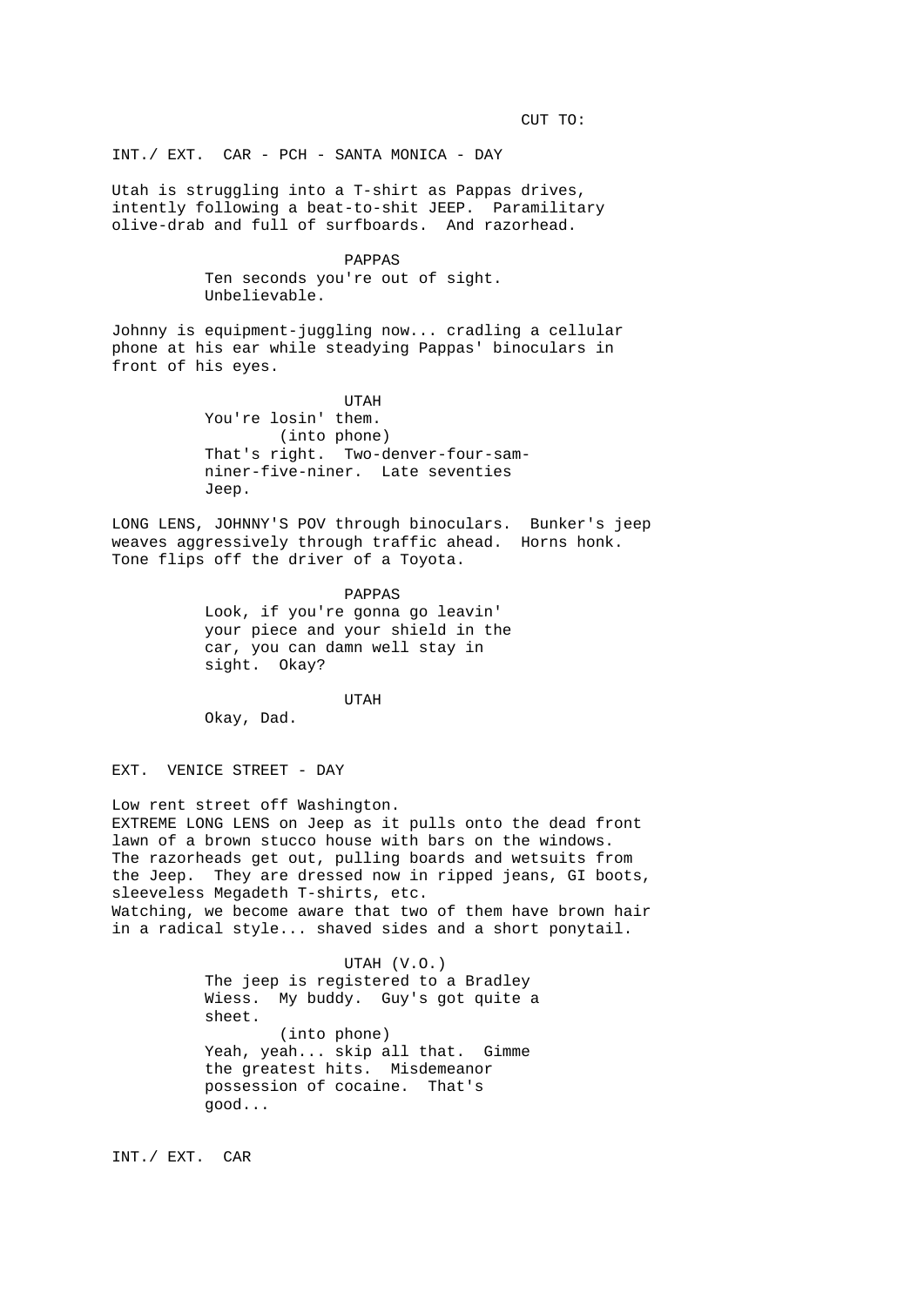CUT TO:

INT./ EXT.  CAR - PCH - SANTA MONICA - DAY

Utah is struggling into a T-shirt as Pappas drives, intently following a beat-to-shit JEEP.  Paramilitary olive-drab and full of surfboards.  And razorhead.

PAPPAS
Ten seconds you're out of sight.
Unbelievable.

Johnny is equipment-juggling now... cradling a cellular phone at his ear while steadying Pappas' binoculars in front of his eyes.

UTAH
You're losin' them.
(into phone)
That's right.  Two-denver-four-sam-niner-five-niner.  Late seventies Jeep.

LONG LENS, JOHNNY'S POV through binoculars.  Bunker's jeep weaves aggressively through traffic ahead.  Horns honk.
Tone flips off the driver of a Toyota.

PAPPAS
Look, if you're gonna go leavin' your piece and your shield in the car, you can damn well stay in sight.  Okay?

UTAH
Okay, Dad.

EXT.  VENICE STREET - DAY

Low rent street off Washington.
EXTREME LONG LENS on Jeep as it pulls onto the dead front lawn of a brown stucco house with bars on the windows.
The razorheads get out, pulling boards and wetsuits from the Jeep.  They are dressed now in ripped jeans, GI boots, sleeveless Megadeth T-shirts, etc.
Watching, we become aware that two of them have brown hair in a radical style... shaved sides and a short ponytail.

UTAH (V.O.)
The jeep is registered to a Bradley Wiess.  My buddy.  Guy's got quite a sheet.
(into phone)
Yeah, yeah... skip all that.  Gimme the greatest hits.  Misdemeanor possession of cocaine.  That's good...

INT./ EXT.  CAR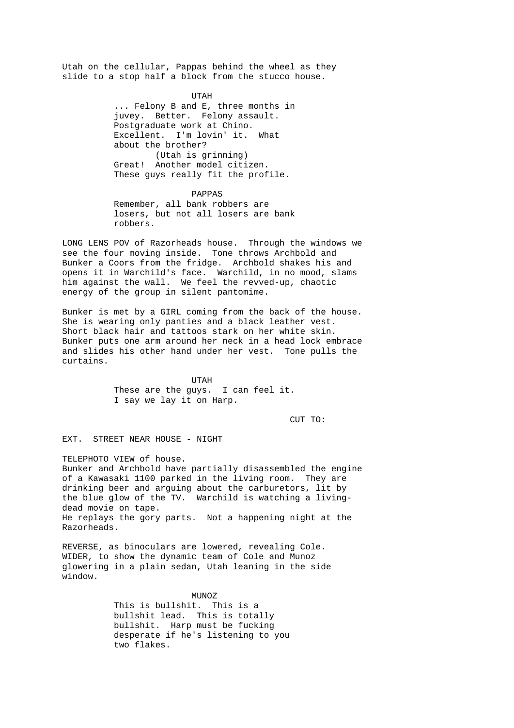Utah on the cellular, Pappas behind the wheel as they slide to a stop half a block from the stucco house.

UTAH
... Felony B and E, three months in juvey. Better. Felony assault. Postgraduate work at Chino. Excellent. I'm lovin' it. What about the brother?
(Utah is grinning)
Great! Another model citizen. These guys really fit the profile.

PAPPAS
Remember, all bank robbers are losers, but not all losers are bank robbers.

LONG LENS POV of Razorheads house. Through the windows we see the four moving inside. Tone throws Archbold and Bunker a Coors from the fridge. Archbold shakes his and opens it in Warchild's face. Warchild, in no mood, slams him against the wall. We feel the revved-up, chaotic energy of the group in silent pantomime.

Bunker is met by a GIRL coming from the back of the house. She is wearing only panties and a black leather vest. Short black hair and tattoos stark on her white skin. Bunker puts one arm around her neck in a head lock embrace and slides his other hand under her vest. Tone pulls the curtains.

UTAH
These are the guys. I can feel it. I say we lay it on Harp.

CUT TO:

EXT. STREET NEAR HOUSE - NIGHT

TELEPHOTO VIEW of house.
Bunker and Archbold have partially disassembled the engine of a Kawasaki 1100 parked in the living room. They are drinking beer and arguing about the carburetors, lit by the blue glow of the TV. Warchild is watching a living-dead movie on tape.
He replays the gory parts. Not a happening night at the Razorheads.

REVERSE, as binoculars are lowered, revealing Cole. WIDER, to show the dynamic team of Cole and Munoz glowering in a plain sedan, Utah leaning in the side window.

MUNOZ
This is bullshit. This is a bullshit lead. This is totally bullshit. Harp must be fucking desperate if he's listening to you two flakes.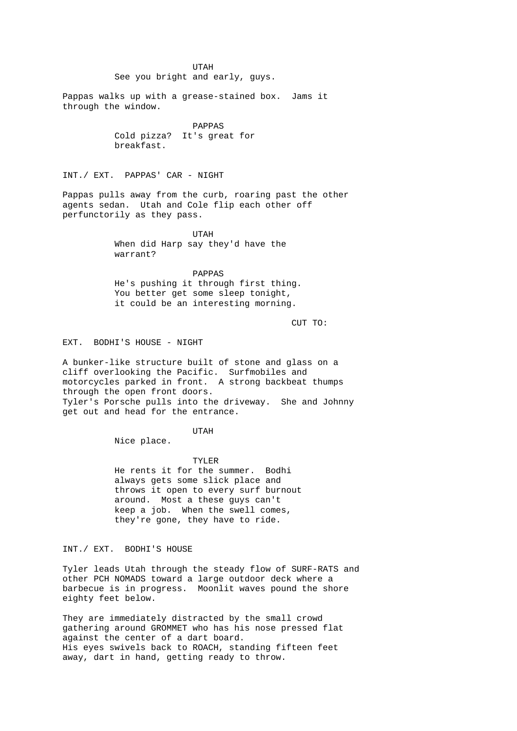UTAH
See you bright and early, guys.

Pappas walks up with a grease-stained box. Jams it through the window.

PAPPAS
Cold pizza? It's great for breakfast.

INT./ EXT. PAPPAS' CAR - NIGHT

Pappas pulls away from the curb, roaring past the other agents sedan. Utah and Cole flip each other off perfunctorily as they pass.

UTAH
When did Harp say they'd have the warrant?

PAPPAS
He's pushing it through first thing. You better get some sleep tonight, it could be an interesting morning.

CUT TO:

EXT. BODHI'S HOUSE - NIGHT

A bunker-like structure built of stone and glass on a cliff overlooking the Pacific. Surfmobiles and motorcycles parked in front. A strong backbeat thumps through the open front doors.
Tyler's Porsche pulls into the driveway. She and Johnny get out and head for the entrance.

UTAH
Nice place.

TYLER
He rents it for the summer. Bodhi always gets some slick place and throws it open to every surf burnout around. Most a these guys can't keep a job. When the swell comes, they're gone, they have to ride.

INT./ EXT. BODHI'S HOUSE

Tyler leads Utah through the steady flow of SURF-RATS and other PCH NOMADS toward a large outdoor deck where a barbecue is in progress. Moonlit waves pound the shore eighty feet below.

They are immediately distracted by the small crowd gathering around GROMMET who has his nose pressed flat against the center of a dart board.
His eyes swivels back to ROACH, standing fifteen feet away, dart in hand, getting ready to throw.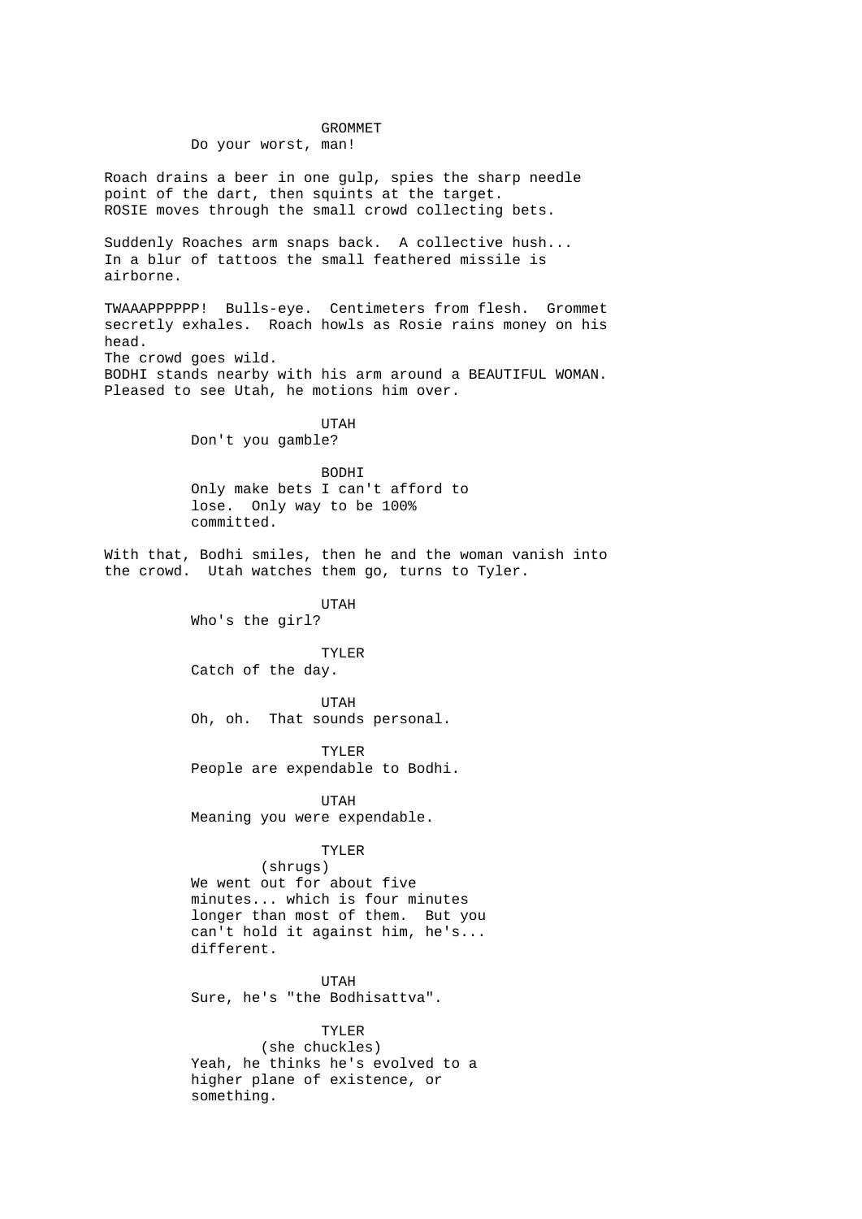GROMMET

Do your worst, man!

Roach drains a beer in one gulp, spies the sharp needle point of the dart, then squints at the target.
ROSIE moves through the small crowd collecting bets.

Suddenly Roaches arm snaps back. A collective hush...
In a blur of tattoos the small feathered missile is airborne.

TWAAAPPPPPP! Bulls-eye. Centimeters from flesh. Grommet secretly exhales. Roach howls as Rosie rains money on his head.
The crowd goes wild.
BODHI stands nearby with his arm around a BEAUTIFUL WOMAN.
Pleased to see Utah, he motions him over.

UTAH

Don't you gamble?

BODHI

Only make bets I can't afford to lose. Only way to be 100% committed.

With that, Bodhi smiles, then he and the woman vanish into the crowd. Utah watches them go, turns to Tyler.

UTAH

Who's the girl?

TYLER

Catch of the day.

UTAH

Oh, oh. That sounds personal.

TYLER

People are expendable to Bodhi.

UTAH

Meaning you were expendable.

TYLER

(shrugs)

We went out for about five minutes... which is four minutes longer than most of them. But you can't hold it against him, he's... different.

UTAH

Sure, he's "the Bodhisattva".

TYLER

(she chuckles)

Yeah, he thinks he's evolved to a higher plane of existence, or something.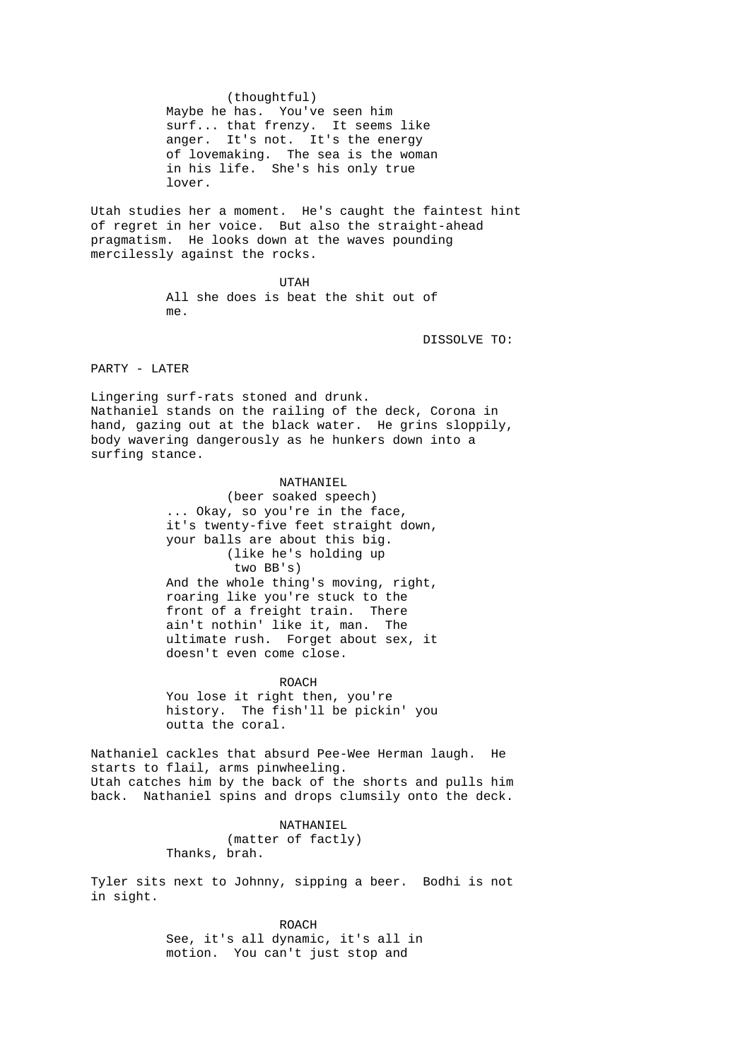(thoughtful)
Maybe he has. You've seen him surf... that frenzy. It seems like anger. It's not. It's the energy of lovemaking. The sea is the woman in his life. She's his only true lover.

Utah studies her a moment. He's caught the faintest hint of regret in her voice. But also the straight-ahead pragmatism. He looks down at the waves pounding mercilessly against the rocks.

UTAH

All she does is beat the shit out of me.

DISSOLVE TO:

PARTY - LATER

Lingering surf-rats stoned and drunk.
Nathaniel stands on the railing of the deck, Corona in hand, gazing out at the black water. He grins sloppily, body wavering dangerously as he hunkers down into a surfing stance.

NATHANIEL

(beer soaked speech)
... Okay, so you're in the face, it's twenty-five feet straight down, your balls are about this big.
(like he's holding up two BB's)
And the whole thing's moving, right, roaring like you're stuck to the front of a freight train. There ain't nothin' like it, man. The ultimate rush. Forget about sex, it doesn't even come close.

ROACH

You lose it right then, you're history. The fish'll be pickin' you outta the coral.

Nathaniel cackles that absurd Pee-Wee Herman laugh. He starts to flail, arms pinwheeling.
Utah catches him by the back of the shorts and pulls him back. Nathaniel spins and drops clumsily onto the deck.

NATHANIEL

(matter of factly)
Thanks, brah.

Tyler sits next to Johnny, sipping a beer. Bodhi is not in sight.

ROACH

See, it's all dynamic, it's all in motion. You can't just stop and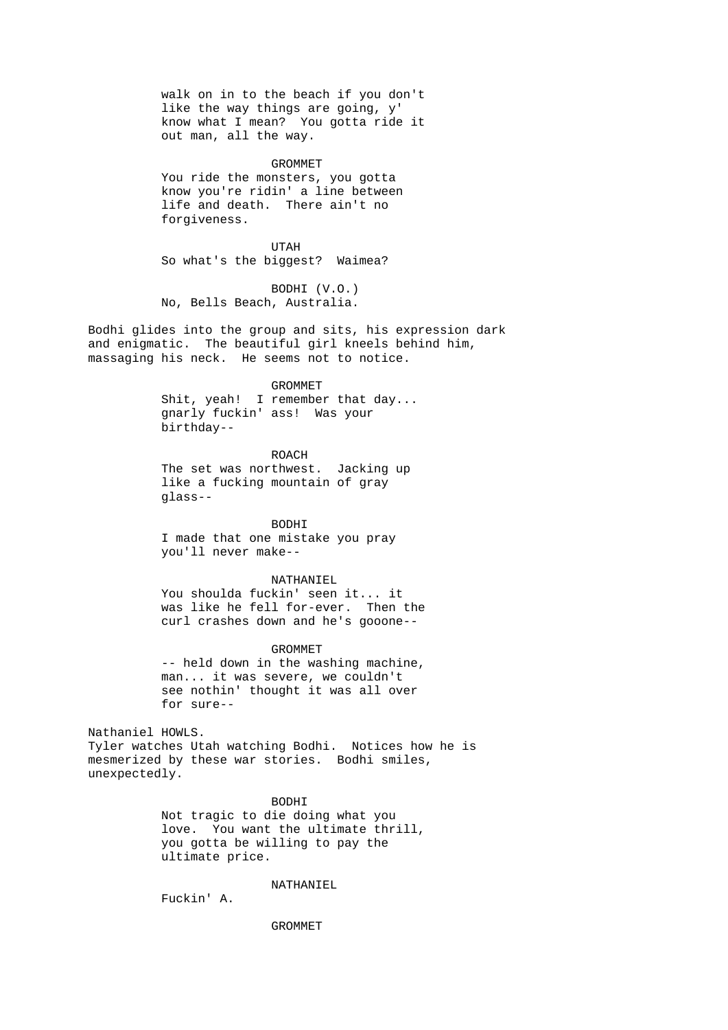walk on in to the beach if you don't
like the way things are going, y'
know what I mean? You gotta ride it
out man, all the way.

GROMMET
You ride the monsters, you gotta
know you're ridin' a line between
life and death. There ain't no
forgiveness.

UTAH
So what's the biggest? Waimea?

BODHI (V.O.)
No, Bells Beach, Australia.

Bodhi glides into the group and sits, his expression dark
and enigmatic. The beautiful girl kneels behind him,
massaging his neck. He seems not to notice.

GROMMET
Shit, yeah! I remember that day...
gnarly fuckin' ass! Was your
birthday--

ROACH
The set was northwest. Jacking up
like a fucking mountain of gray
glass--

BODHI
I made that one mistake you pray
you'll never make--

NATHANIEL
You shoulda fuckin' seen it... it
was like he fell for-ever. Then the
curl crashes down and he's gooone--

GROMMET
-- held down in the washing machine,
man... it was severe, we couldn't
see nothin' thought it was all over
for sure--

Nathaniel HOWLS.
Tyler watches Utah watching Bodhi. Notices how he is
mesmerized by these war stories. Bodhi smiles,
unexpectedly.

BODHI
Not tragic to die doing what you
love. You want the ultimate thrill,
you gotta be willing to pay the
ultimate price.

NATHANIEL
Fuckin' A.

GROMMET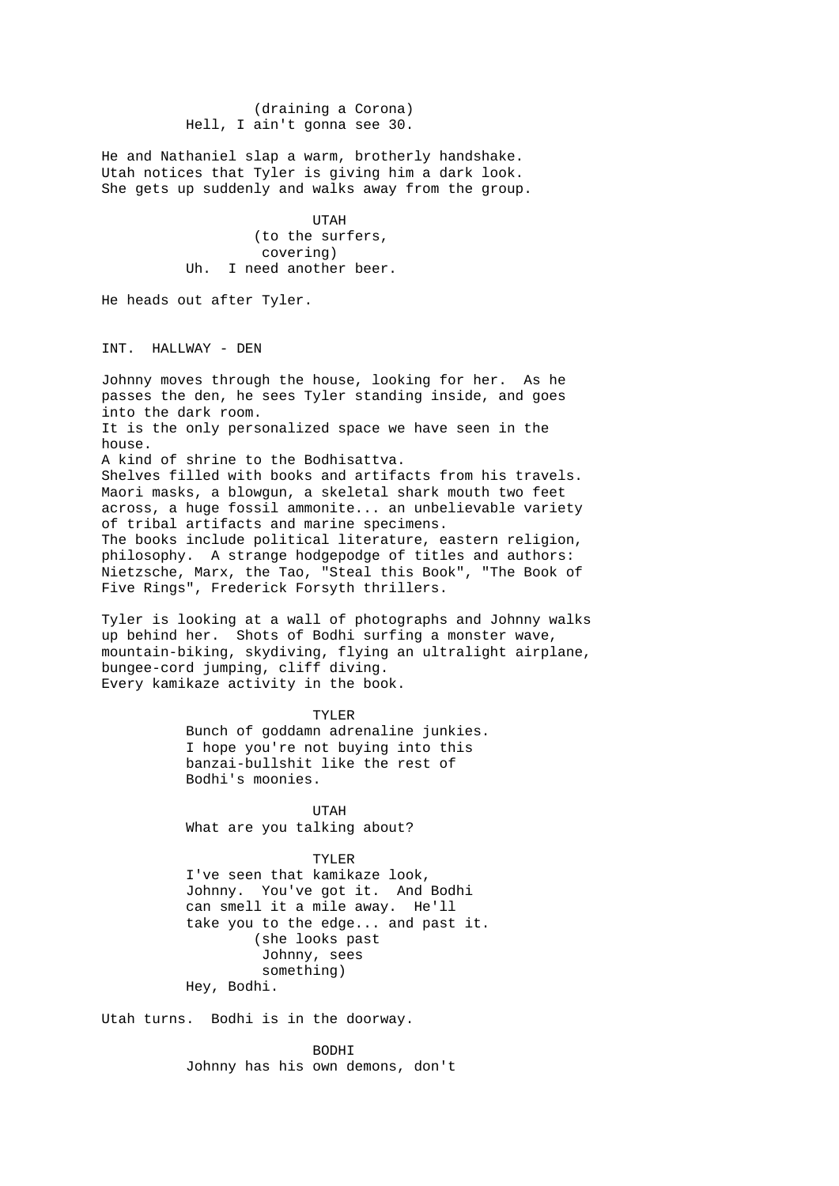(draining a Corona)
Hell, I ain't gonna see 30.

He and Nathaniel slap a warm, brotherly handshake.
Utah notices that Tyler is giving him a dark look.
She gets up suddenly and walks away from the group.

UTAH
(to the surfers,
covering)
Uh. I need another beer.

He heads out after Tyler.

INT. HALLWAY - DEN

Johnny moves through the house, looking for her. As he passes the den, he sees Tyler standing inside, and goes into the dark room.
It is the only personalized space we have seen in the house.
A kind of shrine to the Bodhisattva.
Shelves filled with books and artifacts from his travels.
Maori masks, a blowgun, a skeletal shark mouth two feet across, a huge fossil ammonite... an unbelievable variety of tribal artifacts and marine specimens.
The books include political literature, eastern religion, philosophy. A strange hodgepodge of titles and authors: Nietzsche, Marx, the Tao, "Steal this Book", "The Book of Five Rings", Frederick Forsyth thrillers.

Tyler is looking at a wall of photographs and Johnny walks up behind her. Shots of Bodhi surfing a monster wave, mountain-biking, skydiving, flying an ultralight airplane, bungee-cord jumping, cliff diving.
Every kamikaze activity in the book.

TYLER
Bunch of goddamn adrenaline junkies.
I hope you're not buying into this banzai-bullshit like the rest of Bodhi's moonies.

UTAH
What are you talking about?

TYLER
I've seen that kamikaze look, Johnny. You've got it. And Bodhi can smell it a mile away. He'll take you to the edge... and past it.
(she looks past
Johnny, sees
something)
Hey, Bodhi.

Utah turns. Bodhi is in the doorway.

BODHI
Johnny has his own demons, don't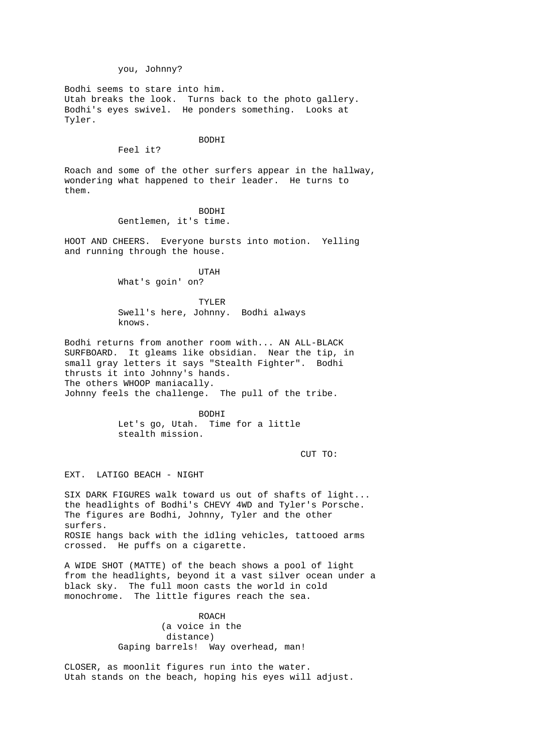you, Johnny?

Bodhi seems to stare into him.
Utah breaks the look. Turns back to the photo gallery.
Bodhi's eyes swivel. He ponders something. Looks at Tyler.

BODHI
Feel it?

Roach and some of the other surfers appear in the hallway, wondering what happened to their leader. He turns to them.

BODHI
Gentlemen, it's time.

HOOT AND CHEERS. Everyone bursts into motion. Yelling and running through the house.

UTAH
What's goin' on?

TYLER
Swell's here, Johnny. Bodhi always knows.

Bodhi returns from another room with... AN ALL-BLACK SURFBOARD. It gleams like obsidian. Near the tip, in small gray letters it says "Stealth Fighter". Bodhi thrusts it into Johnny's hands.
The others WHOOP maniacally.
Johnny feels the challenge. The pull of the tribe.

BODHI
Let's go, Utah. Time for a little stealth mission.

CUT TO:

EXT. LATIGO BEACH - NIGHT

SIX DARK FIGURES walk toward us out of shafts of light... the headlights of Bodhi's CHEVY 4WD and Tyler's Porsche. The figures are Bodhi, Johnny, Tyler and the other surfers.
ROSIE hangs back with the idling vehicles, tattooed arms crossed. He puffs on a cigarette.

A WIDE SHOT (MATTE) of the beach shows a pool of light from the headlights, beyond it a vast silver ocean under a black sky. The full moon casts the world in cold monochrome. The little figures reach the sea.

ROACH
(a voice in the distance)
Gaping barrels! Way overhead, man!

CLOSER, as moonlit figures run into the water.
Utah stands on the beach, hoping his eyes will adjust.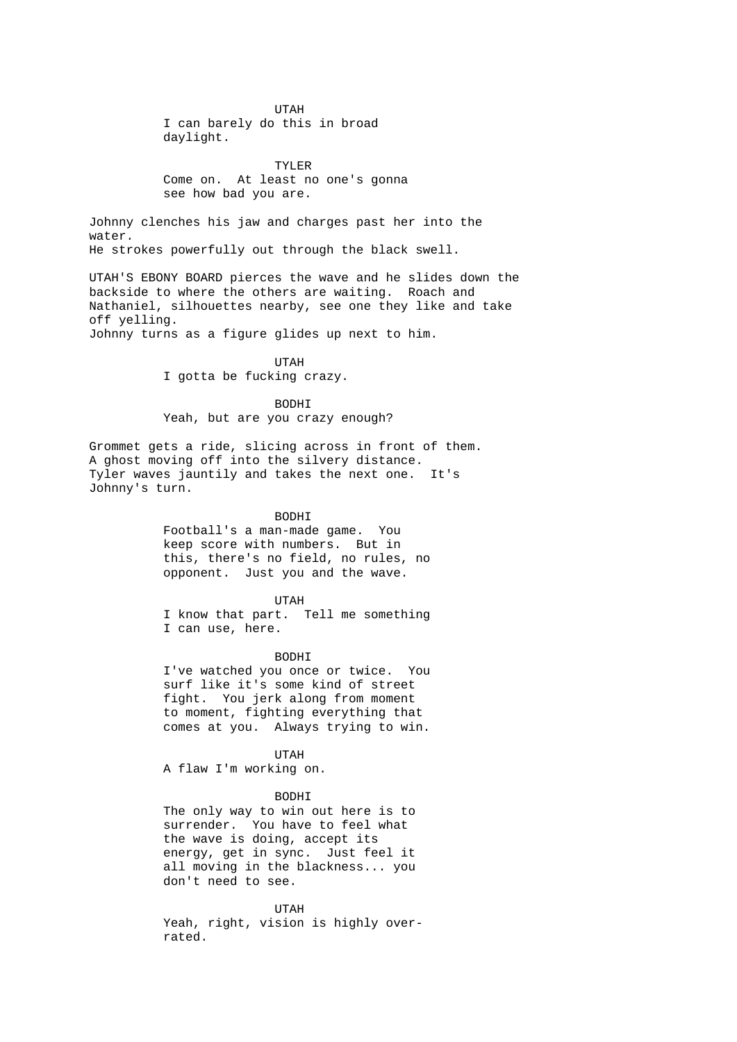UTAH
I can barely do this in broad daylight.

TYLER
Come on. At least no one's gonna see how bad you are.

Johnny clenches his jaw and charges past her into the water.
He strokes powerfully out through the black swell.

UTAH'S EBONY BOARD pierces the wave and he slides down the backside to where the others are waiting. Roach and Nathaniel, silhouettes nearby, see one they like and take off yelling.
Johnny turns as a figure glides up next to him.

UTAH
I gotta be fucking crazy.

BODHI
Yeah, but are you crazy enough?

Grommet gets a ride, slicing across in front of them.
A ghost moving off into the silvery distance.
Tyler waves jauntily and takes the next one. It's Johnny's turn.

BODHI
Football's a man-made game. You keep score with numbers. But in this, there's no field, no rules, no opponent. Just you and the wave.

UTAH
I know that part. Tell me something I can use, here.

BODHI
I've watched you once or twice. You surf like it's some kind of street fight. You jerk along from moment to moment, fighting everything that comes at you. Always trying to win.

UTAH
A flaw I'm working on.

BODHI
The only way to win out here is to surrender. You have to feel what the wave is doing, accept its energy, get in sync. Just feel it all moving in the blackness... you don't need to see.

UTAH
Yeah, right, vision is highly over-rated.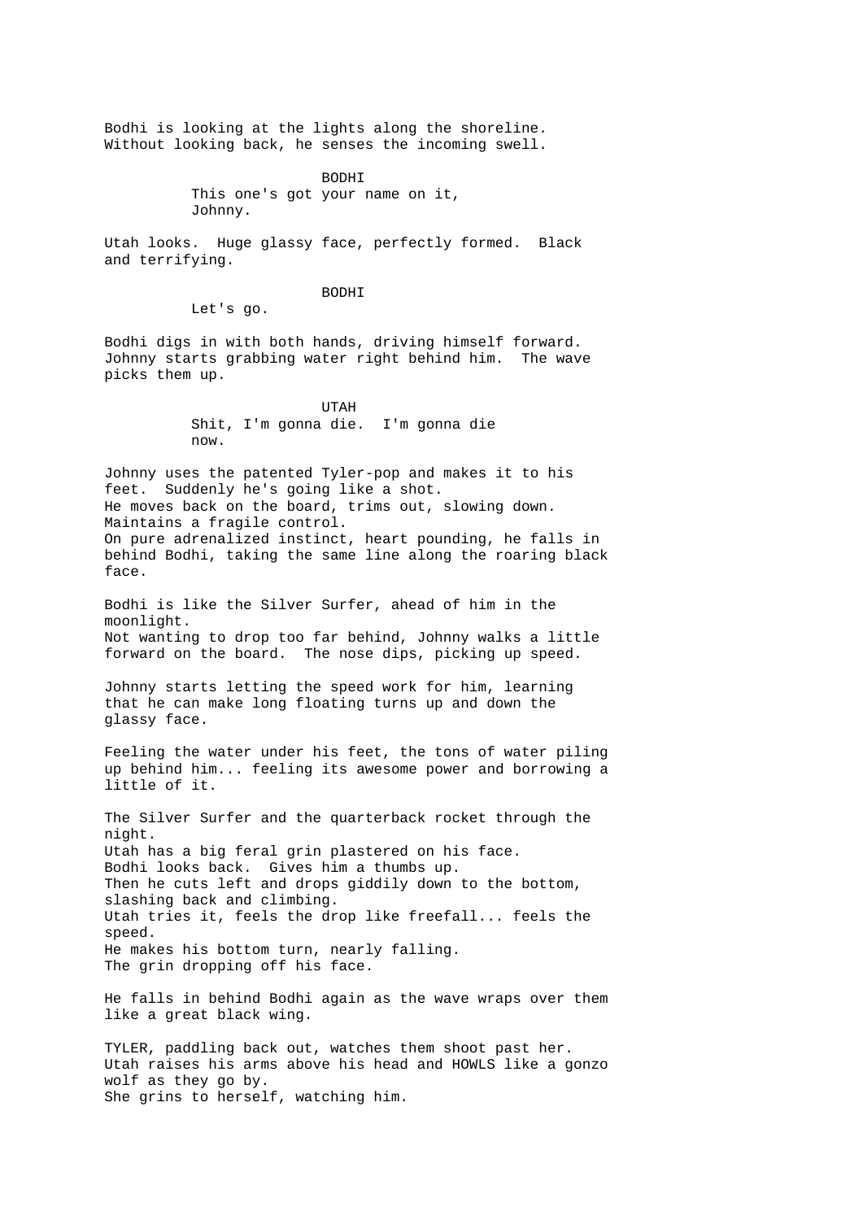Bodhi is looking at the lights along the shoreline.
Without looking back, he senses the incoming swell.

BODHI
This one's got your name on it, Johnny.

Utah looks. Huge glassy face, perfectly formed. Black and terrifying.

BODHI
Let's go.

Bodhi digs in with both hands, driving himself forward. Johnny starts grabbing water right behind him. The wave picks them up.

UTAH
Shit, I'm gonna die. I'm gonna die now.

Johnny uses the patented Tyler-pop and makes it to his feet. Suddenly he's going like a shot.
He moves back on the board, trims out, slowing down. Maintains a fragile control.
On pure adrenalized instinct, heart pounding, he falls in behind Bodhi, taking the same line along the roaring black face.

Bodhi is like the Silver Surfer, ahead of him in the moonlight.
Not wanting to drop too far behind, Johnny walks a little forward on the board. The nose dips, picking up speed.

Johnny starts letting the speed work for him, learning that he can make long floating turns up and down the glassy face.

Feeling the water under his feet, the tons of water piling up behind him... feeling its awesome power and borrowing a little of it.

The Silver Surfer and the quarterback rocket through the night.
Utah has a big feral grin plastered on his face.
Bodhi looks back. Gives him a thumbs up.
Then he cuts left and drops giddily down to the bottom, slashing back and climbing.
Utah tries it, feels the drop like freefall... feels the speed.
He makes his bottom turn, nearly falling.
The grin dropping off his face.

He falls in behind Bodhi again as the wave wraps over them like a great black wing.

TYLER, paddling back out, watches them shoot past her.
Utah raises his arms above his head and HOWLS like a gonzo wolf as they go by.
She grins to herself, watching him.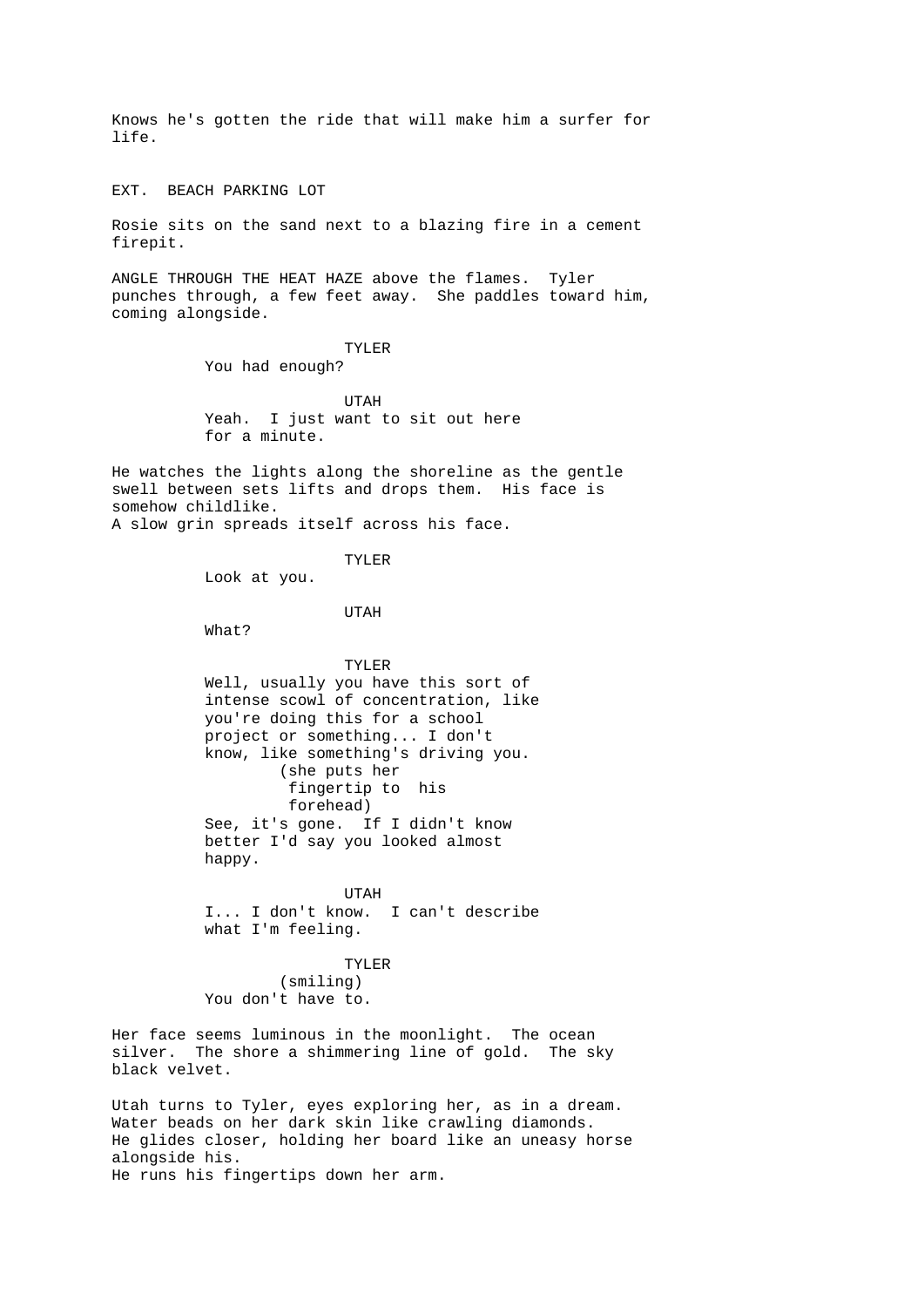Knows he's gotten the ride that will make him a surfer for life.

EXT. BEACH PARKING LOT

Rosie sits on the sand next to a blazing fire in a cement firepit.

ANGLE THROUGH THE HEAT HAZE above the flames. Tyler punches through, a few feet away. She paddles toward him, coming alongside.

TYLER
You had enough?

UTAH
Yeah. I just want to sit out here for a minute.

He watches the lights along the shoreline as the gentle swell between sets lifts and drops them. His face is somehow childlike.
A slow grin spreads itself across his face.

TYLER
Look at you.

UTAH
What?

TYLER
Well, usually you have this sort of intense scowl of concentration, like you're doing this for a school project or something... I don't know, like something's driving you.
(she puts her fingertip to his forehead)
See, it's gone. If I didn't know better I'd say you looked almost happy.

UTAH
I... I don't know. I can't describe what I'm feeling.

TYLER
(smiling)
You don't have to.

Her face seems luminous in the moonlight. The ocean silver. The shore a shimmering line of gold. The sky black velvet.

Utah turns to Tyler, eyes exploring her, as in a dream. Water beads on her dark skin like crawling diamonds. He glides closer, holding her board like an uneasy horse alongside his.
He runs his fingertips down her arm.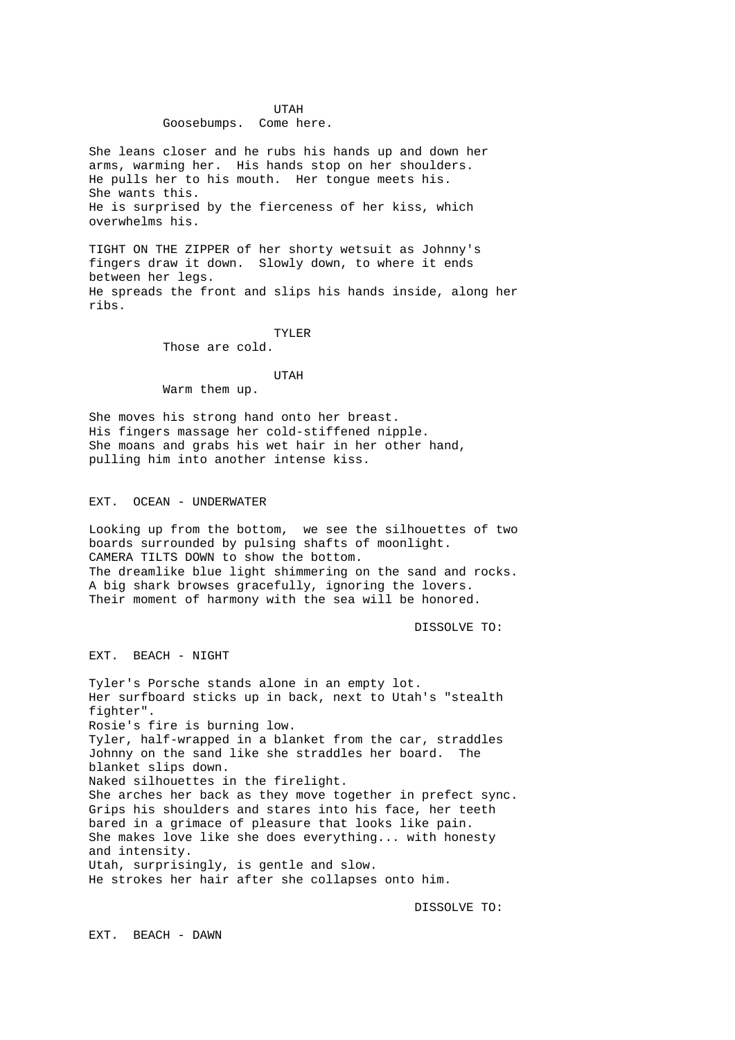UTAH
Goosebumps.  Come here.

She leans closer and he rubs his hands up and down her arms, warming her.  His hands stop on her shoulders.
He pulls her to his mouth.  Her tongue meets his.
She wants this.
He is surprised by the fierceness of her kiss, which overwhelms his.

TIGHT ON THE ZIPPER of her shorty wetsuit as Johnny's fingers draw it down.  Slowly down, to where it ends between her legs.
He spreads the front and slips his hands inside, along her ribs.

TYLER
Those are cold.

UTAH
Warm them up.

She moves his strong hand onto her breast.
His fingers massage her cold-stiffened nipple.
She moans and grabs his wet hair in her other hand, pulling him into another intense kiss.

EXT.  OCEAN - UNDERWATER

Looking up from the bottom,  we see the silhouettes of two boards surrounded by pulsing shafts of moonlight.
CAMERA TILTS DOWN to show the bottom.
The dreamlike blue light shimmering on the sand and rocks.
A big shark browses gracefully, ignoring the lovers.
Their moment of harmony with the sea will be honored.

DISSOLVE TO:

EXT.  BEACH - NIGHT

Tyler's Porsche stands alone in an empty lot.
Her surfboard sticks up in back, next to Utah's "stealth fighter".
Rosie's fire is burning low.
Tyler, half-wrapped in a blanket from the car, straddles Johnny on the sand like she straddles her board.  The blanket slips down.
Naked silhouettes in the firelight.
She arches her back as they move together in prefect sync.
Grips his shoulders and stares into his face, her teeth bared in a grimace of pleasure that looks like pain.
She makes love like she does everything... with honesty and intensity.
Utah, surprisingly, is gentle and slow.
He strokes her hair after she collapses onto him.

DISSOLVE TO:

EXT.  BEACH - DAWN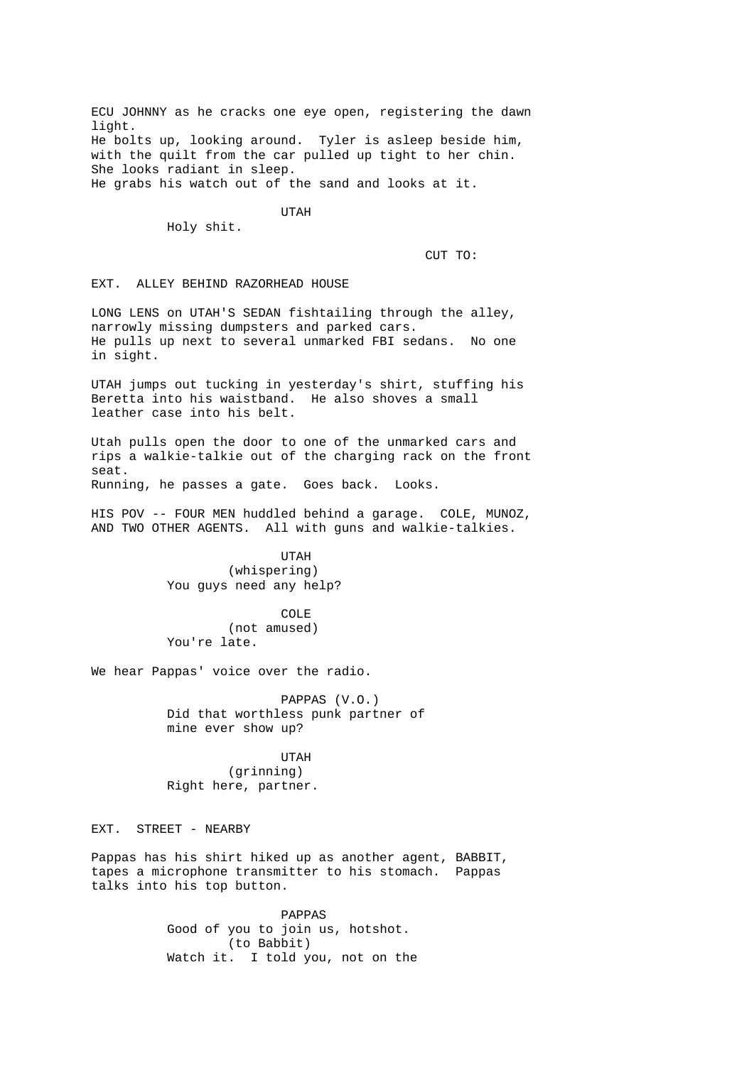ECU JOHNNY as he cracks one eye open, registering the dawn light.
He bolts up, looking around. Tyler is asleep beside him, with the quilt from the car pulled up tight to her chin. She looks radiant in sleep.
He grabs his watch out of the sand and looks at it.

UTAH
Holy shit.

CUT TO:

EXT. ALLEY BEHIND RAZORHEAD HOUSE

LONG LENS on UTAH'S SEDAN fishtailing through the alley, narrowly missing dumpsters and parked cars.
He pulls up next to several unmarked FBI sedans. No one in sight.

UTAH jumps out tucking in yesterday's shirt, stuffing his Beretta into his waistband. He also shoves a small leather case into his belt.

Utah pulls open the door to one of the unmarked cars and rips a walkie-talkie out of the charging rack on the front seat.
Running, he passes a gate. Goes back. Looks.

HIS POV -- FOUR MEN huddled behind a garage. COLE, MUNOZ, AND TWO OTHER AGENTS. All with guns and walkie-talkies.

UTAH
(whispering)
You guys need any help?

COLE
(not amused)
You're late.

We hear Pappas' voice over the radio.

PAPPAS (V.O.)
Did that worthless punk partner of mine ever show up?

UTAH
(grinning)
Right here, partner.

EXT. STREET - NEARBY

Pappas has his shirt hiked up as another agent, BABBIT, tapes a microphone transmitter to his stomach. Pappas talks into his top button.

PAPPAS
Good of you to join us, hotshot.
(to Babbit)
Watch it. I told you, not on the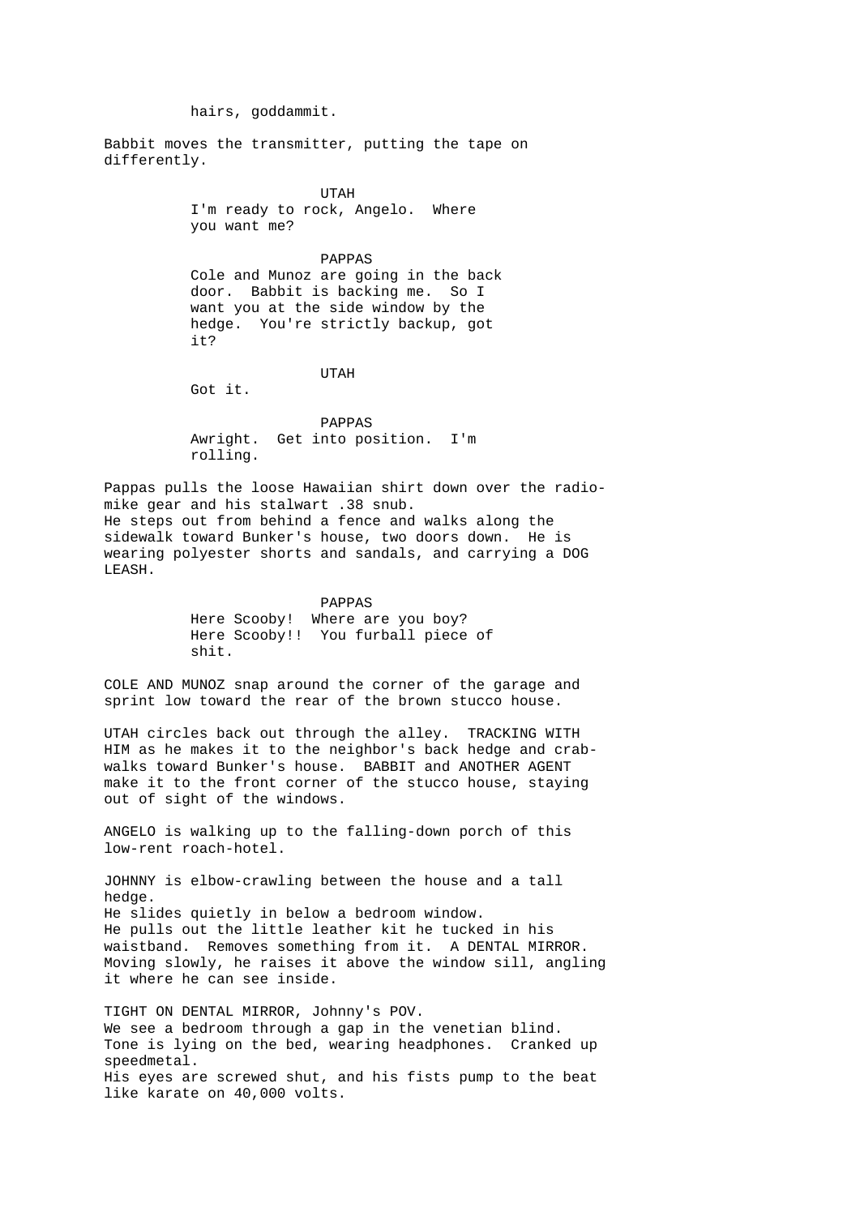hairs, goddammit.

Babbit moves the transmitter, putting the tape on differently.

UTAH

I'm ready to rock, Angelo. Where you want me?

PAPPAS

Cole and Munoz are going in the back door. Babbit is backing me. So I want you at the side window by the hedge. You're strictly backup, got it?

UTAH

Got it.

PAPPAS

Awright. Get into position. I'm rolling.

Pappas pulls the loose Hawaiian shirt down over the radio-mike gear and his stalwart .38 snub.
He steps out from behind a fence and walks along the sidewalk toward Bunker's house, two doors down. He is wearing polyester shorts and sandals, and carrying a DOG LEASH.

PAPPAS

Here Scooby! Where are you boy? Here Scooby!! You furball piece of shit.

COLE AND MUNOZ snap around the corner of the garage and sprint low toward the rear of the brown stucco house.

UTAH circles back out through the alley. TRACKING WITH HIM as he makes it to the neighbor's back hedge and crab-walks toward Bunker's house. BABBIT and ANOTHER AGENT make it to the front corner of the stucco house, staying out of sight of the windows.

ANGELO is walking up to the falling-down porch of this low-rent roach-hotel.

JOHNNY is elbow-crawling between the house and a tall hedge.
He slides quietly in below a bedroom window.
He pulls out the little leather kit he tucked in his waistband. Removes something from it. A DENTAL MIRROR.
Moving slowly, he raises it above the window sill, angling it where he can see inside.

TIGHT ON DENTAL MIRROR, Johnny's POV.
We see a bedroom through a gap in the venetian blind.
Tone is lying on the bed, wearing headphones. Cranked up speedmetal.
His eyes are screwed shut, and his fists pump to the beat like karate on 40,000 volts.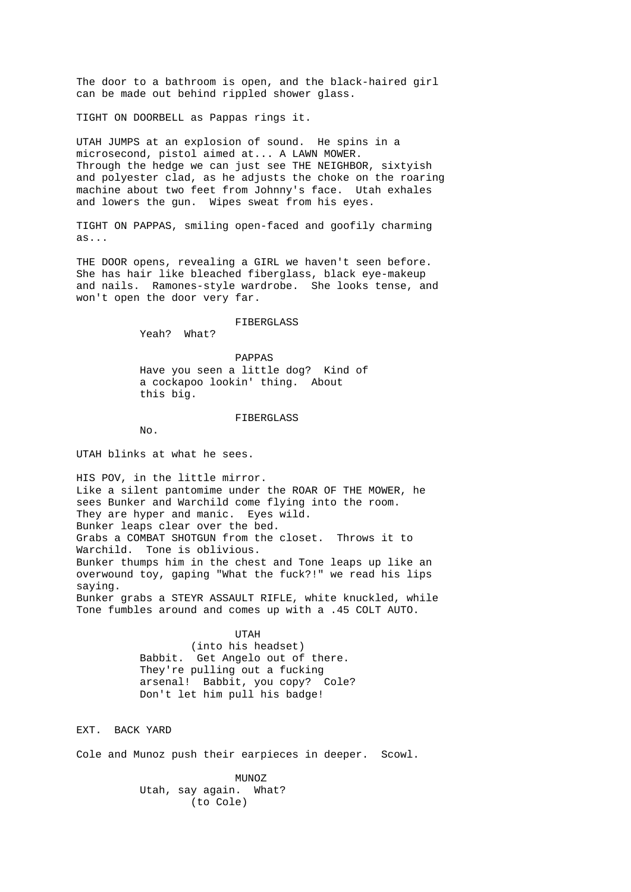The door to a bathroom is open, and the black-haired girl can be made out behind rippled shower glass.

TIGHT ON DOORBELL as Pappas rings it.

UTAH JUMPS at an explosion of sound. He spins in a microsecond, pistol aimed at... A LAWN MOWER. Through the hedge we can just see THE NEIGHBOR, sixtyish and polyester clad, as he adjusts the choke on the roaring machine about two feet from Johnny's face. Utah exhales and lowers the gun. Wipes sweat from his eyes.

TIGHT ON PAPPAS, smiling open-faced and goofily charming as...

THE DOOR opens, revealing a GIRL we haven't seen before. She has hair like bleached fiberglass, black eye-makeup and nails. Ramones-style wardrobe. She looks tense, and won't open the door very far.

FIBERGLASS
Yeah? What?

PAPPAS
Have you seen a little dog? Kind of a cockapoo lookin' thing. About this big.

FIBERGLASS
No.

UTAH blinks at what he sees.

HIS POV, in the little mirror.
Like a silent pantomime under the ROAR OF THE MOWER, he sees Bunker and Warchild come flying into the room. They are hyper and manic. Eyes wild.
Bunker leaps clear over the bed.
Grabs a COMBAT SHOTGUN from the closet. Throws it to Warchild. Tone is oblivious.
Bunker thumps him in the chest and Tone leaps up like an overwound toy, gaping "What the fuck?!" we read his lips saying.
Bunker grabs a STEYR ASSAULT RIFLE, white knuckled, while Tone fumbles around and comes up with a .45 COLT AUTO.

UTAH
(into his headset)
Babbit. Get Angelo out of there. They're pulling out a fucking arsenal! Babbit, you copy? Cole? Don't let him pull his badge!

EXT. BACK YARD

Cole and Munoz push their earpieces in deeper. Scowl.

MUNOZ
Utah, say again. What?
(to Cole)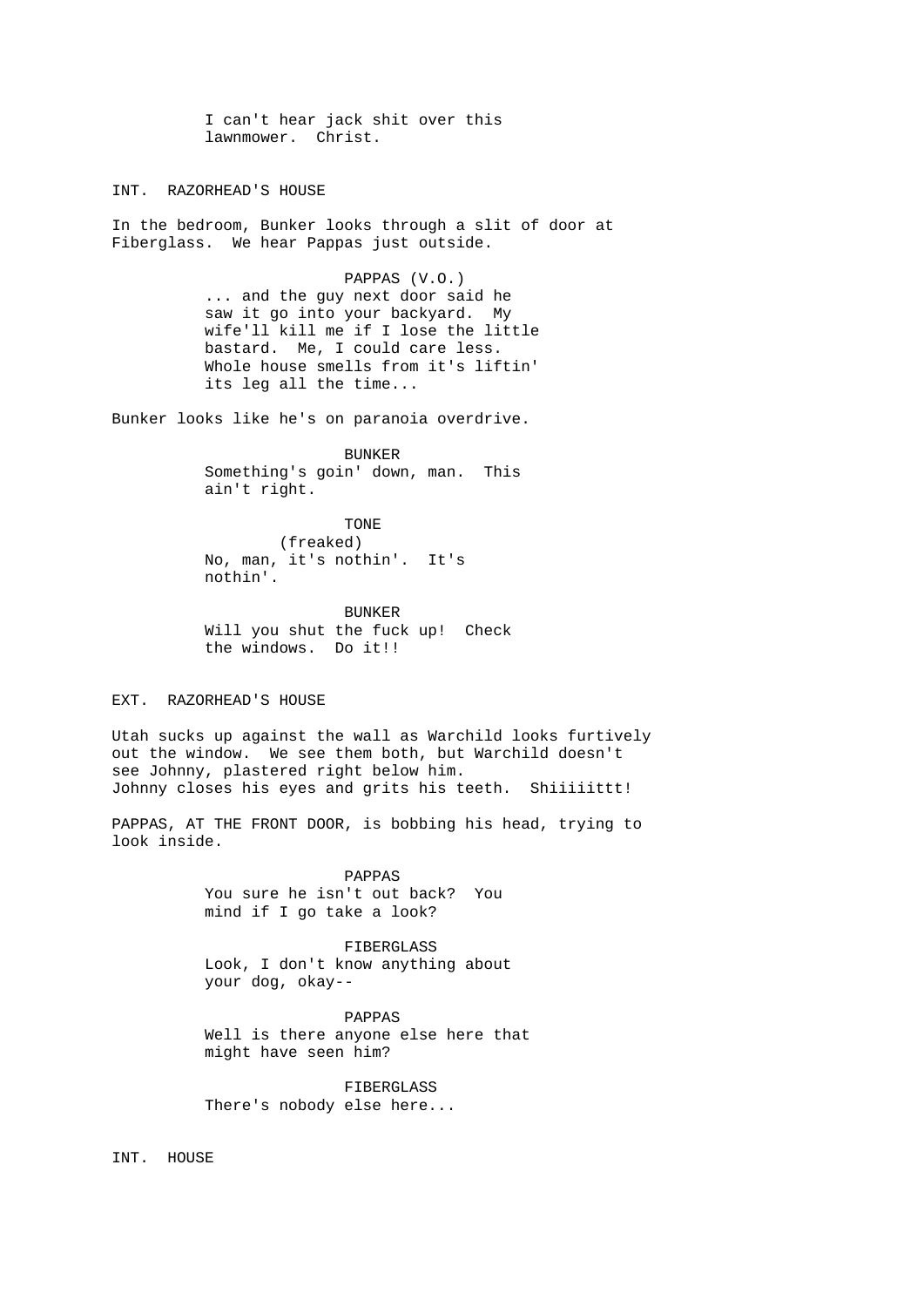I can't hear jack shit over this lawnmower. Christ.

INT. RAZORHEAD'S HOUSE

In the bedroom, Bunker looks through a slit of door at Fiberglass. We hear Pappas just outside.

PAPPAS (V.O.)
... and the guy next door said he saw it go into your backyard. My wife'll kill me if I lose the little bastard. Me, I could care less. Whole house smells from it's liftin' its leg all the time...

Bunker looks like he's on paranoia overdrive.

BUNKER
Something's goin' down, man. This ain't right.

TONE
(freaked)
No, man, it's nothin'. It's nothin'.

BUNKER
Will you shut the fuck up! Check the windows. Do it!!

EXT. RAZORHEAD'S HOUSE

Utah sucks up against the wall as Warchild looks furtively out the window. We see them both, but Warchild doesn't see Johnny, plastered right below him.
Johnny closes his eyes and grits his teeth. Shiiiiittt!

PAPPAS, AT THE FRONT DOOR, is bobbing his head, trying to look inside.

PAPPAS
You sure he isn't out back? You mind if I go take a look?

FIBERGLASS
Look, I don't know anything about your dog, okay--

PAPPAS
Well is there anyone else here that might have seen him?

FIBERGLASS
There's nobody else here...

INT. HOUSE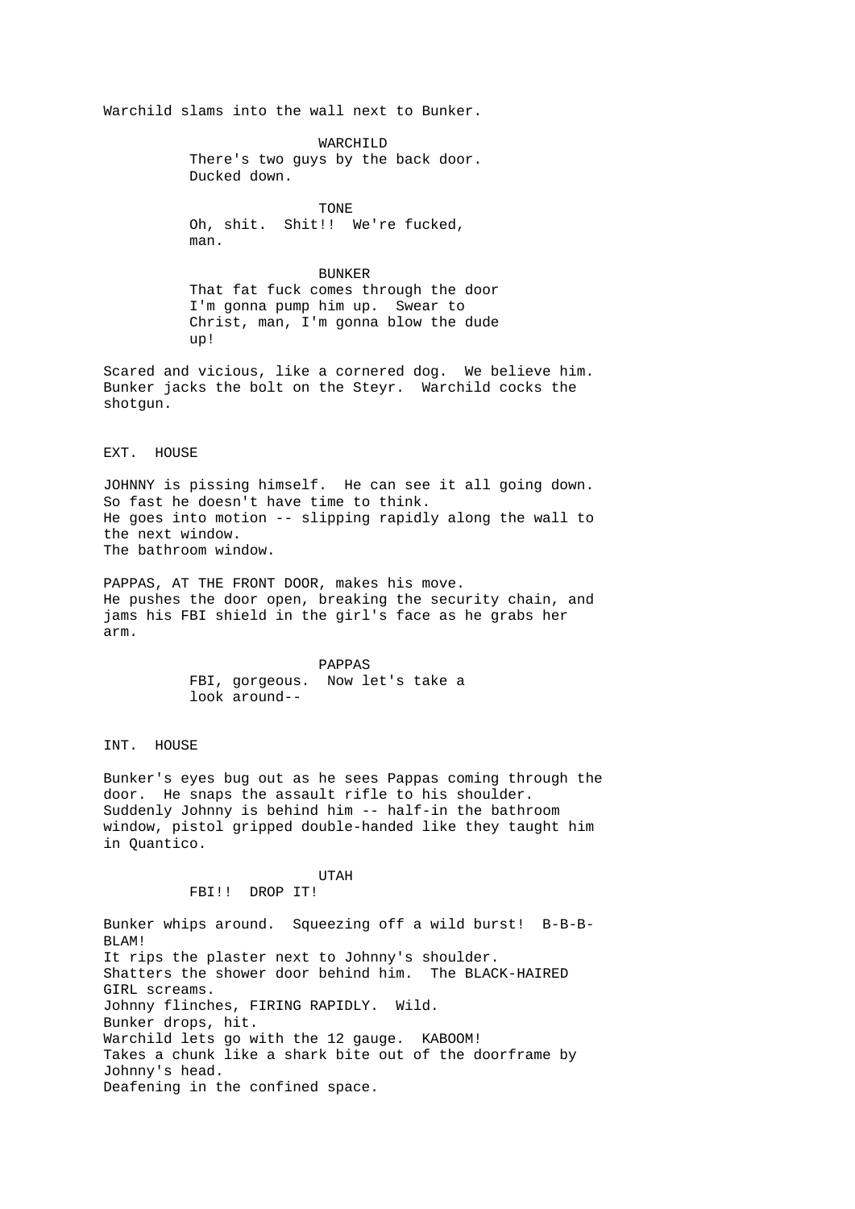Warchild slams into the wall next to Bunker.

WARCHILD
There's two guys by the back door. Ducked down.

TONE
Oh, shit. Shit!! We're fucked, man.

BUNKER
That fat fuck comes through the door I'm gonna pump him up. Swear to Christ, man, I'm gonna blow the dude up!

Scared and vicious, like a cornered dog. We believe him. Bunker jacks the bolt on the Steyr. Warchild cocks the shotgun.

EXT. HOUSE

JOHNNY is pissing himself. He can see it all going down. So fast he doesn't have time to think.
He goes into motion -- slipping rapidly along the wall to the next window.
The bathroom window.

PAPPAS, AT THE FRONT DOOR, makes his move.
He pushes the door open, breaking the security chain, and jams his FBI shield in the girl's face as he grabs her arm.

PAPPAS
FBI, gorgeous. Now let's take a look around--

INT. HOUSE

Bunker's eyes bug out as he sees Pappas coming through the door. He snaps the assault rifle to his shoulder.
Suddenly Johnny is behind him -- half-in the bathroom window, pistol gripped double-handed like they taught him in Quantico.

UTAH
FBI!! DROP IT!

Bunker whips around. Squeezing off a wild burst! B-B-B-BLAM!
It rips the plaster next to Johnny's shoulder.
Shatters the shower door behind him. The BLACK-HAIRED GIRL screams.
Johnny flinches, FIRING RAPIDLY. Wild.
Bunker drops, hit.
Warchild lets go with the 12 gauge. KABOOM!
Takes a chunk like a shark bite out of the doorframe by Johnny's head.
Deafening in the confined space.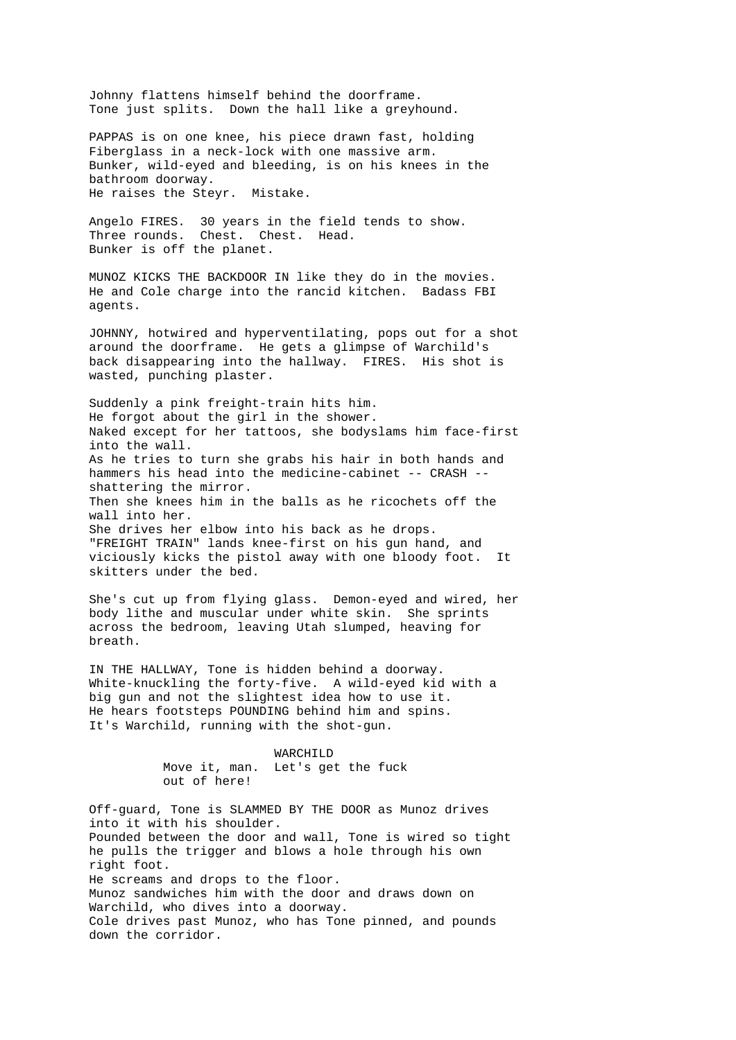Johnny flattens himself behind the doorframe.
Tone just splits. Down the hall like a greyhound.

PAPPAS is on one knee, his piece drawn fast, holding Fiberglass in a neck-lock with one massive arm.
Bunker, wild-eyed and bleeding, is on his knees in the bathroom doorway.
He raises the Steyr. Mistake.

Angelo FIRES. 30 years in the field tends to show.
Three rounds. Chest. Chest. Head.
Bunker is off the planet.

MUNOZ KICKS THE BACKDOOR IN like they do in the movies.
He and Cole charge into the rancid kitchen. Badass FBI agents.

JOHNNY, hotwired and hyperventilating, pops out for a shot around the doorframe. He gets a glimpse of Warchild's back disappearing into the hallway. FIRES. His shot is wasted, punching plaster.

Suddenly a pink freight-train hits him.
He forgot about the girl in the shower.
Naked except for her tattoos, she bodyslams him face-first into the wall.
As he tries to turn she grabs his hair in both hands and hammers his head into the medicine-cabinet -- CRASH -- shattering the mirror.
Then she knees him in the balls as he ricochets off the wall into her.
She drives her elbow into his back as he drops.
"FREIGHT TRAIN" lands knee-first on his gun hand, and viciously kicks the pistol away with one bloody foot. It skitters under the bed.

She's cut up from flying glass. Demon-eyed and wired, her body lithe and muscular under white skin. She sprints across the bedroom, leaving Utah slumped, heaving for breath.

IN THE HALLWAY, Tone is hidden behind a doorway.
White-knuckling the forty-five. A wild-eyed kid with a big gun and not the slightest idea how to use it.
He hears footsteps POUNDING behind him and spins.
It's Warchild, running with the shot-gun.

WARCHILD
Move it, man. Let's get the fuck out of here!

Off-guard, Tone is SLAMMED BY THE DOOR as Munoz drives into it with his shoulder.
Pounded between the door and wall, Tone is wired so tight he pulls the trigger and blows a hole through his own right foot.
He screams and drops to the floor.
Munoz sandwiches him with the door and draws down on Warchild, who dives into a doorway.
Cole drives past Munoz, who has Tone pinned, and pounds down the corridor.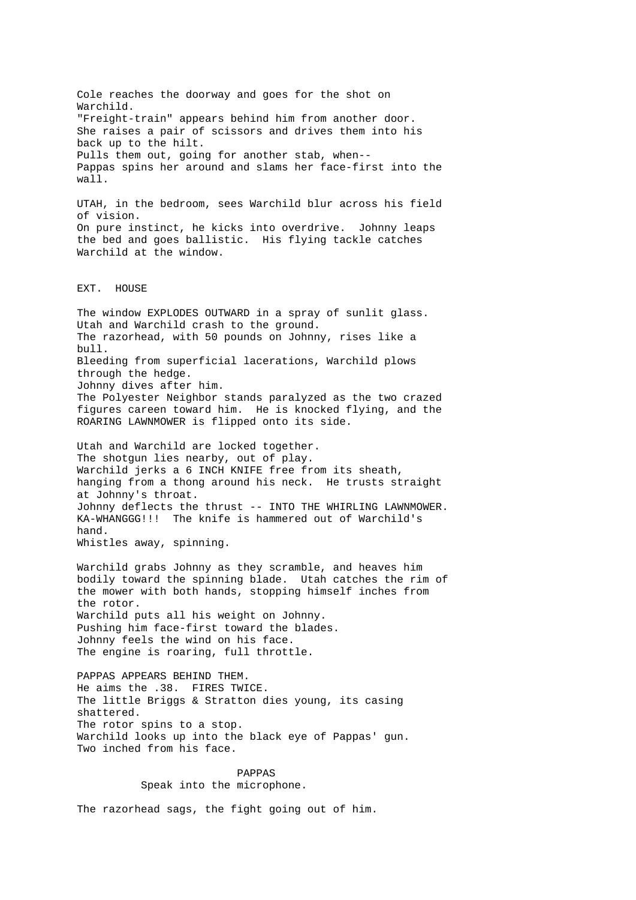Cole reaches the doorway and goes for the shot on Warchild.
"Freight-train" appears behind him from another door. She raises a pair of scissors and drives them into his back up to the hilt.
Pulls them out, going for another stab, when--
Pappas spins her around and slams her face-first into the wall.

UTAH, in the bedroom, sees Warchild blur across his field of vision.
On pure instinct, he kicks into overdrive. Johnny leaps the bed and goes ballistic. His flying tackle catches Warchild at the window.

EXT. HOUSE

The window EXPLODES OUTWARD in a spray of sunlit glass.
Utah and Warchild crash to the ground.
The razorhead, with 50 pounds on Johnny, rises like a bull.
Bleeding from superficial lacerations, Warchild plows through the hedge.
Johnny dives after him.
The Polyester Neighbor stands paralyzed as the two crazed figures careen toward him. He is knocked flying, and the ROARING LAWNMOWER is flipped onto its side.

Utah and Warchild are locked together.
The shotgun lies nearby, out of play.
Warchild jerks a 6 INCH KNIFE free from its sheath, hanging from a thong around his neck. He trusts straight at Johnny's throat.
Johnny deflects the thrust -- INTO THE WHIRLING LAWNMOWER.
KA-WHANGGG!!! The knife is hammered out of Warchild's hand.
Whistles away, spinning.

Warchild grabs Johnny as they scramble, and heaves him bodily toward the spinning blade. Utah catches the rim of the mower with both hands, stopping himself inches from the rotor.
Warchild puts all his weight on Johnny.
Pushing him face-first toward the blades.
Johnny feels the wind on his face.
The engine is roaring, full throttle.

PAPPAS APPEARS BEHIND THEM.
He aims the .38. FIRES TWICE.
The little Briggs & Stratton dies young, its casing shattered.
The rotor spins to a stop.
Warchild looks up into the black eye of Pappas' gun.
Two inched from his face.

PAPPAS
Speak into the microphone.

The razorhead sags, the fight going out of him.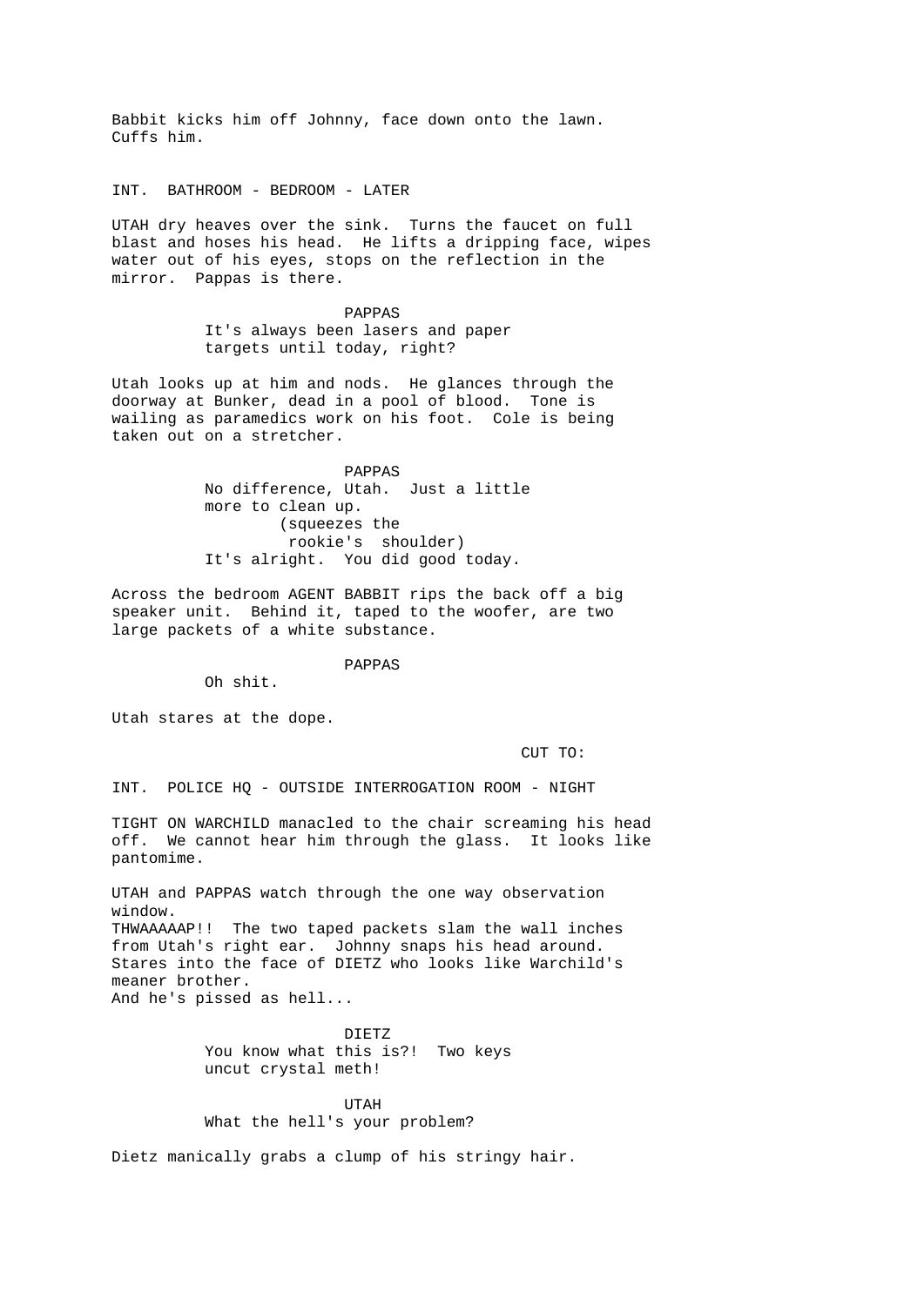Babbit kicks him off Johnny, face down onto the lawn. Cuffs him.

INT. BATHROOM - BEDROOM - LATER

UTAH dry heaves over the sink. Turns the faucet on full blast and hoses his head. He lifts a dripping face, wipes water out of his eyes, stops on the reflection in the mirror. Pappas is there.

PAPPAS
It's always been lasers and paper targets until today, right?

Utah looks up at him and nods. He glances through the doorway at Bunker, dead in a pool of blood. Tone is wailing as paramedics work on his foot. Cole is being taken out on a stretcher.

PAPPAS
No difference, Utah. Just a little more to clean up.
(squeezes the rookie's shoulder)
It's alright. You did good today.

Across the bedroom AGENT BABBIT rips the back off a big speaker unit. Behind it, taped to the woofer, are two large packets of a white substance.

PAPPAS
Oh shit.

Utah stares at the dope.

CUT TO:

INT. POLICE HQ - OUTSIDE INTERROGATION ROOM - NIGHT

TIGHT ON WARCHILD manacled to the chair screaming his head off. We cannot hear him through the glass. It looks like pantomime.

UTAH and PAPPAS watch through the one way observation window.
THWAAAAAP!! The two taped packets slam the wall inches from Utah's right ear. Johnny snaps his head around. Stares into the face of DIETZ who looks like Warchild's meaner brother.
And he's pissed as hell...

DIETZ
You know what this is?! Two keys uncut crystal meth!

UTAH
What the hell's your problem?

Dietz manically grabs a clump of his stringy hair.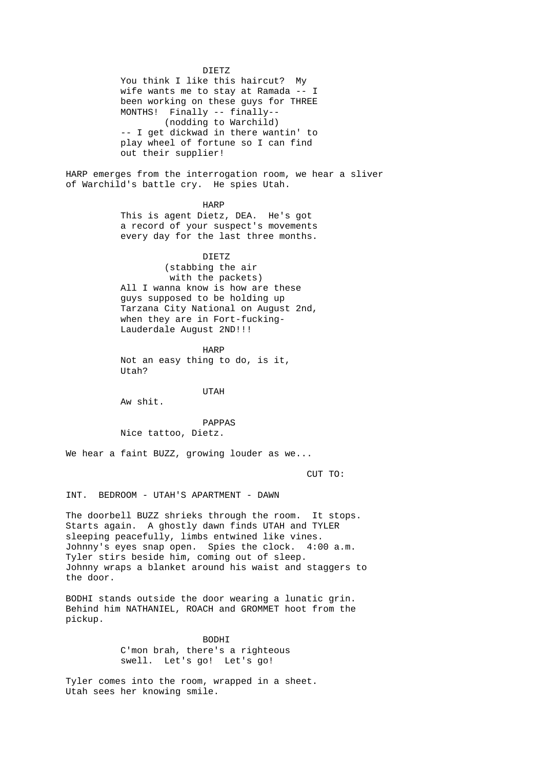DIETZ

You think I like this haircut? My wife wants me to stay at Ramada -- I been working on these guys for THREE MONTHS! Finally -- finally--
(nodding to Warchild)
-- I get dickwad in there wantin' to play wheel of fortune so I can find out their supplier!

HARP emerges from the interrogation room, we hear a sliver of Warchild's battle cry. He spies Utah.

HARP

This is agent Dietz, DEA. He's got a record of your suspect's movements every day for the last three months.

DIETZ

(stabbing the air with the packets)
All I wanna know is how are these guys supposed to be holding up Tarzana City National on August 2nd, when they are in Fort-fucking-Lauderdale August 2ND!!!

HARP

Not an easy thing to do, is it, Utah?

UTAH

Aw shit.

PAPPAS

Nice tattoo, Dietz.

We hear a faint BUZZ, growing louder as we...

CUT TO:

INT. BEDROOM - UTAH'S APARTMENT - DAWN

The doorbell BUZZ shrieks through the room. It stops. Starts again. A ghostly dawn finds UTAH and TYLER sleeping peacefully, limbs entwined like vines. Johnny's eyes snap open. Spies the clock. 4:00 a.m. Tyler stirs beside him, coming out of sleep. Johnny wraps a blanket around his waist and staggers to the door.

BODHI stands outside the door wearing a lunatic grin. Behind him NATHANIEL, ROACH and GROMMET hoot from the pickup.

BODHI

C'mon brah, there's a righteous swell. Let's go! Let's go!

Tyler comes into the room, wrapped in a sheet. Utah sees her knowing smile.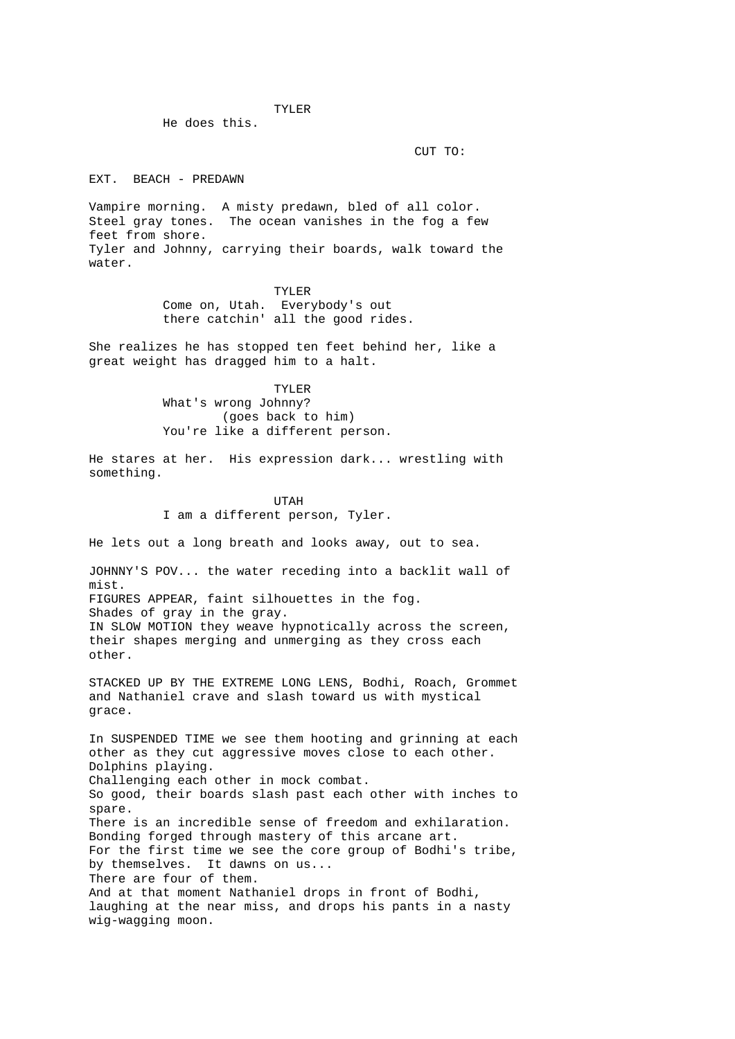TYLER

He does this.

CUT TO:

EXT. BEACH - PREDAWN

Vampire morning. A misty predawn, bled of all color. Steel gray tones. The ocean vanishes in the fog a few feet from shore.
Tyler and Johnny, carrying their boards, walk toward the water.

TYLER

Come on, Utah. Everybody's out there catchin' all the good rides.

She realizes he has stopped ten feet behind her, like a great weight has dragged him to a halt.

TYLER

What's wrong Johnny?
(goes back to him)
You're like a different person.

He stares at her. His expression dark... wrestling with something.

UTAH

I am a different person, Tyler.

He lets out a long breath and looks away, out to sea.

JOHNNY'S POV... the water receding into a backlit wall of mist.
FIGURES APPEAR, faint silhouettes in the fog.
Shades of gray in the gray.
IN SLOW MOTION they weave hypnotically across the screen, their shapes merging and unmerging as they cross each other.

STACKED UP BY THE EXTREME LONG LENS, Bodhi, Roach, Grommet and Nathaniel crave and slash toward us with mystical grace.

In SUSPENDED TIME we see them hooting and grinning at each other as they cut aggressive moves close to each other.
Dolphins playing.
Challenging each other in mock combat.
So good, their boards slash past each other with inches to spare.
There is an incredible sense of freedom and exhilaration.
Bonding forged through mastery of this arcane art.
For the first time we see the core group of Bodhi's tribe, by themselves. It dawns on us...
There are four of them.
And at that moment Nathaniel drops in front of Bodhi, laughing at the near miss, and drops his pants in a nasty wig-wagging moon.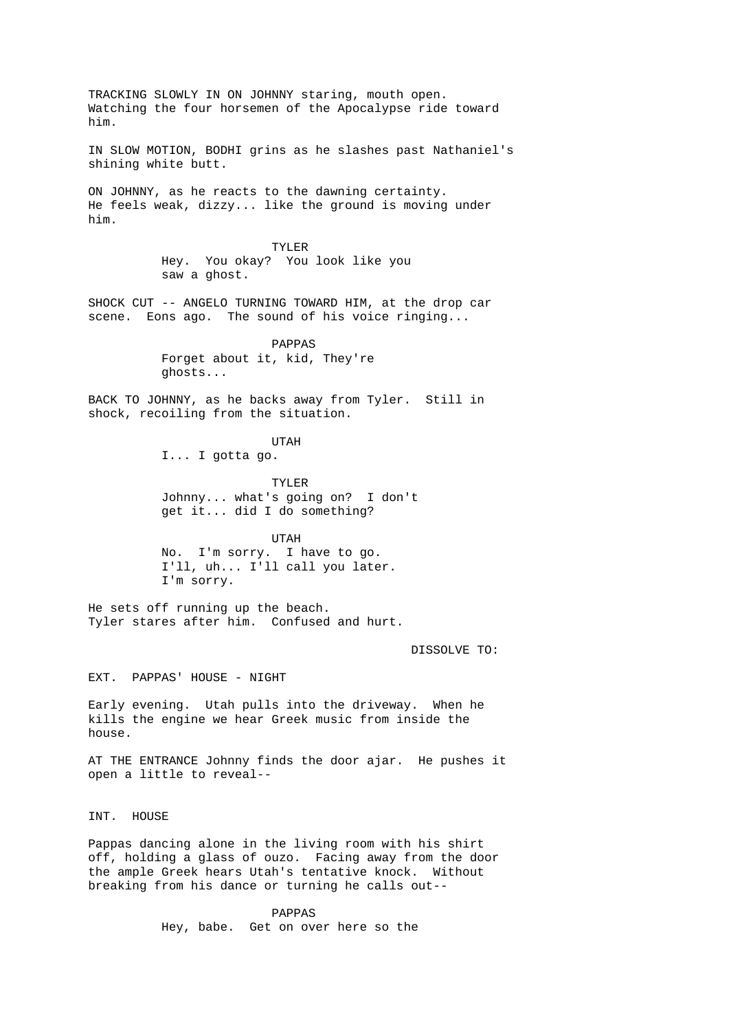TRACKING SLOWLY IN ON JOHNNY staring, mouth open. Watching the four horsemen of the Apocalypse ride toward him.

IN SLOW MOTION, BODHI grins as he slashes past Nathaniel's shining white butt.

ON JOHNNY, as he reacts to the dawning certainty. He feels weak, dizzy... like the ground is moving under him.

TYLER
Hey. You okay? You look like you saw a ghost.

SHOCK CUT -- ANGELO TURNING TOWARD HIM, at the drop car scene. Eons ago. The sound of his voice ringing...

PAPPAS
Forget about it, kid, They're ghosts...

BACK TO JOHNNY, as he backs away from Tyler. Still in shock, recoiling from the situation.

UTAH
I... I gotta go.

TYLER
Johnny... what's going on? I don't get it... did I do something?

UTAH
No. I'm sorry. I have to go. I'll, uh... I'll call you later. I'm sorry.

He sets off running up the beach. Tyler stares after him. Confused and hurt.

DISSOLVE TO:

EXT. PAPPAS' HOUSE - NIGHT

Early evening. Utah pulls into the driveway. When he kills the engine we hear Greek music from inside the house.

AT THE ENTRANCE Johnny finds the door ajar. He pushes it open a little to reveal--

INT. HOUSE

Pappas dancing alone in the living room with his shirt off, holding a glass of ouzo. Facing away from the door the ample Greek hears Utah's tentative knock. Without breaking from his dance or turning he calls out--

PAPPAS
Hey, babe. Get on over here so the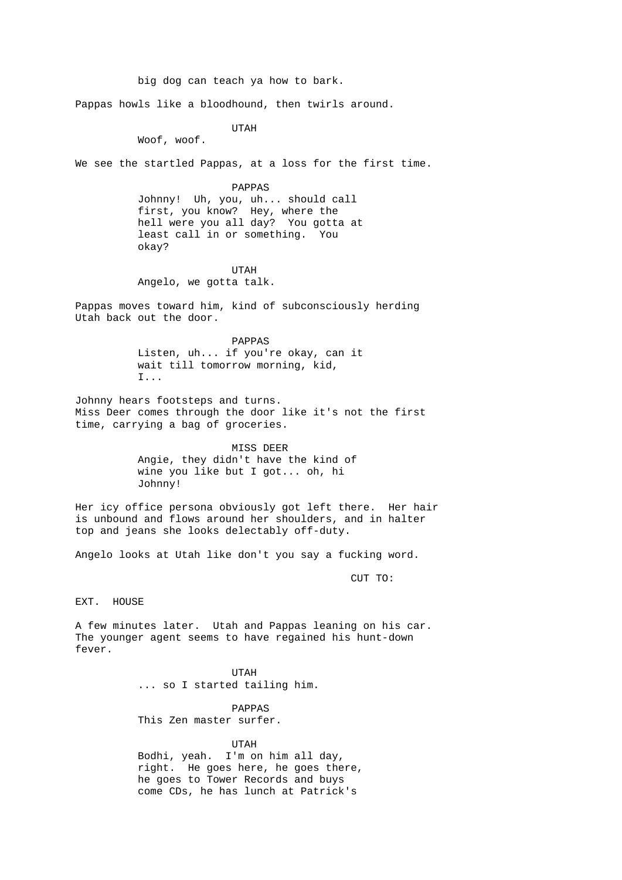big dog can teach ya how to bark.

Pappas howls like a bloodhound, then twirls around.

UTAH
Woof, woof.

We see the startled Pappas, at a loss for the first time.

PAPPAS
Johnny! Uh, you, uh... should call first, you know? Hey, where the hell were you all day? You gotta at least call in or something. You okay?

UTAH
Angelo, we gotta talk.

Pappas moves toward him, kind of subconsciously herding Utah back out the door.

PAPPAS
Listen, uh... if you're okay, can it wait till tomorrow morning, kid, I...

Johnny hears footsteps and turns.
Miss Deer comes through the door like it's not the first time, carrying a bag of groceries.

MISS DEER
Angie, they didn't have the kind of wine you like but I got... oh, hi Johnny!

Her icy office persona obviously got left there. Her hair is unbound and flows around her shoulders, and in halter top and jeans she looks delectably off-duty.

Angelo looks at Utah like don't you say a fucking word.

CUT TO:

EXT. HOUSE

A few minutes later. Utah and Pappas leaning on his car. The younger agent seems to have regained his hunt-down fever.

UTAH
... so I started tailing him.

PAPPAS
This Zen master surfer.

UTAH
Bodhi, yeah. I'm on him all day, right. He goes here, he goes there, he goes to Tower Records and buys come CDs, he has lunch at Patrick's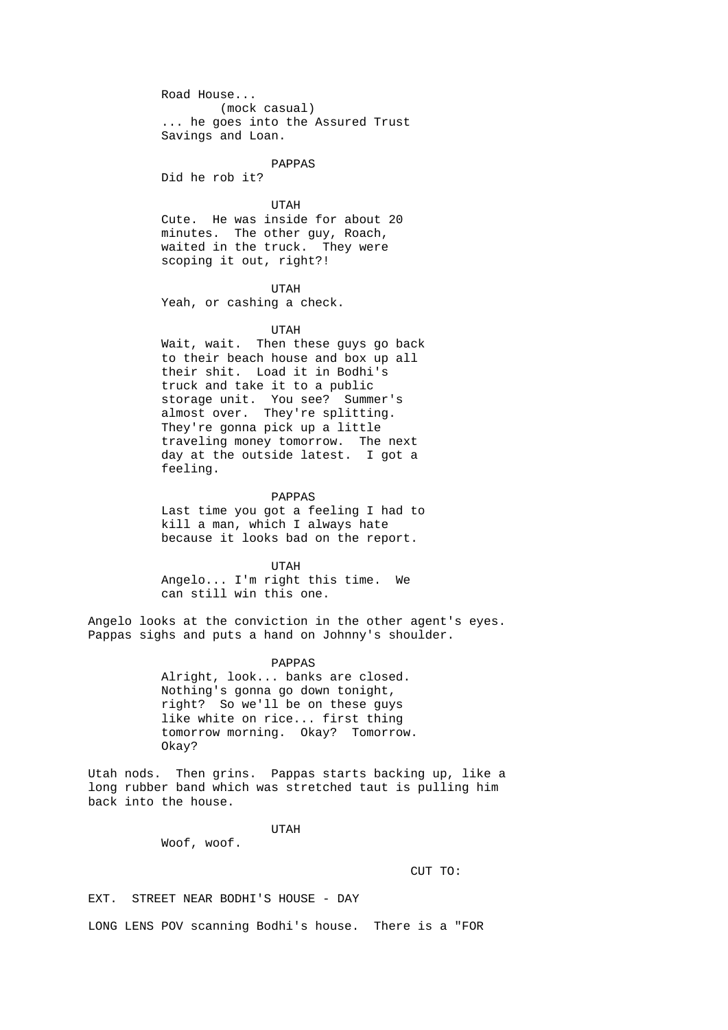Road House...
(mock casual)
... he goes into the Assured Trust Savings and Loan.

PAPPAS
Did he rob it?

UTAH
Cute. He was inside for about 20 minutes. The other guy, Roach, waited in the truck. They were scoping it out, right?!

UTAH
Yeah, or cashing a check.

UTAH
Wait, wait. Then these guys go back to their beach house and box up all their shit. Load it in Bodhi's truck and take it to a public storage unit. You see? Summer's almost over. They're splitting. They're gonna pick up a little traveling money tomorrow. The next day at the outside latest. I got a feeling.

PAPPAS
Last time you got a feeling I had to kill a man, which I always hate because it looks bad on the report.

UTAH
Angelo... I'm right this time. We can still win this one.

Angelo looks at the conviction in the other agent's eyes. Pappas sighs and puts a hand on Johnny's shoulder.

PAPPAS
Alright, look... banks are closed. Nothing's gonna go down tonight, right? So we'll be on these guys like white on rice... first thing tomorrow morning. Okay? Tomorrow. Okay?

Utah nods. Then grins. Pappas starts backing up, like a long rubber band which was stretched taut is pulling him back into the house.

UTAH
Woof, woof.

CUT TO:

EXT. STREET NEAR BODHI'S HOUSE - DAY

LONG LENS POV scanning Bodhi's house. There is a "FOR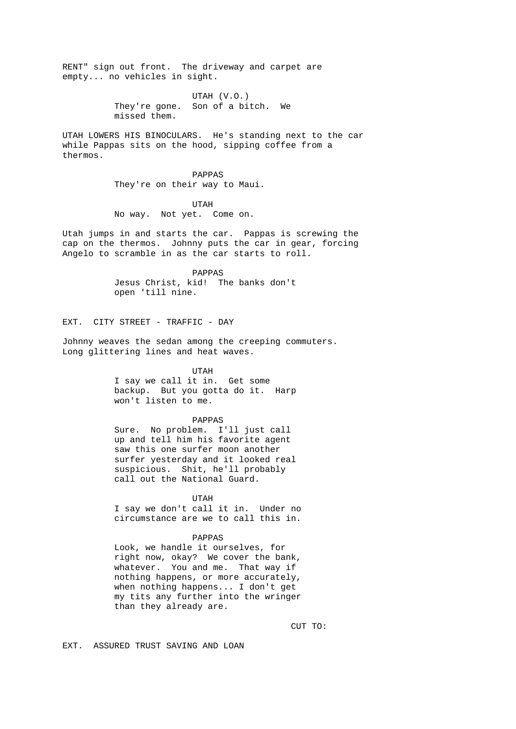RENT" sign out front. The driveway and carpet are empty... no vehicles in sight.

UTAH (V.O.)
They're gone. Son of a bitch. We missed them.

UTAH LOWERS HIS BINOCULARS. He's standing next to the car while Pappas sits on the hood, sipping coffee from a thermos.

PAPPAS
They're on their way to Maui.

UTAH
No way. Not yet. Come on.

Utah jumps in and starts the car. Pappas is screwing the cap on the thermos. Johnny puts the car in gear, forcing Angelo to scramble in as the car starts to roll.

PAPPAS
Jesus Christ, kid! The banks don't open 'till nine.

EXT. CITY STREET - TRAFFIC - DAY

Johnny weaves the sedan among the creeping commuters. Long glittering lines and heat waves.

UTAH
I say we call it in. Get some backup. But you gotta do it. Harp won't listen to me.

PAPPAS
Sure. No problem. I'll just call up and tell him his favorite agent saw this one surfer moon another surfer yesterday and it looked real suspicious. Shit, he'll probably call out the National Guard.

UTAH
I say we don't call it in. Under no circumstance are we to call this in.

PAPPAS
Look, we handle it ourselves, for right now, okay? We cover the bank, whatever. You and me. That way if nothing happens, or more accurately, when nothing happens... I don't get my tits any further into the wringer than they already are.

CUT TO:

EXT. ASSURED TRUST SAVING AND LOAN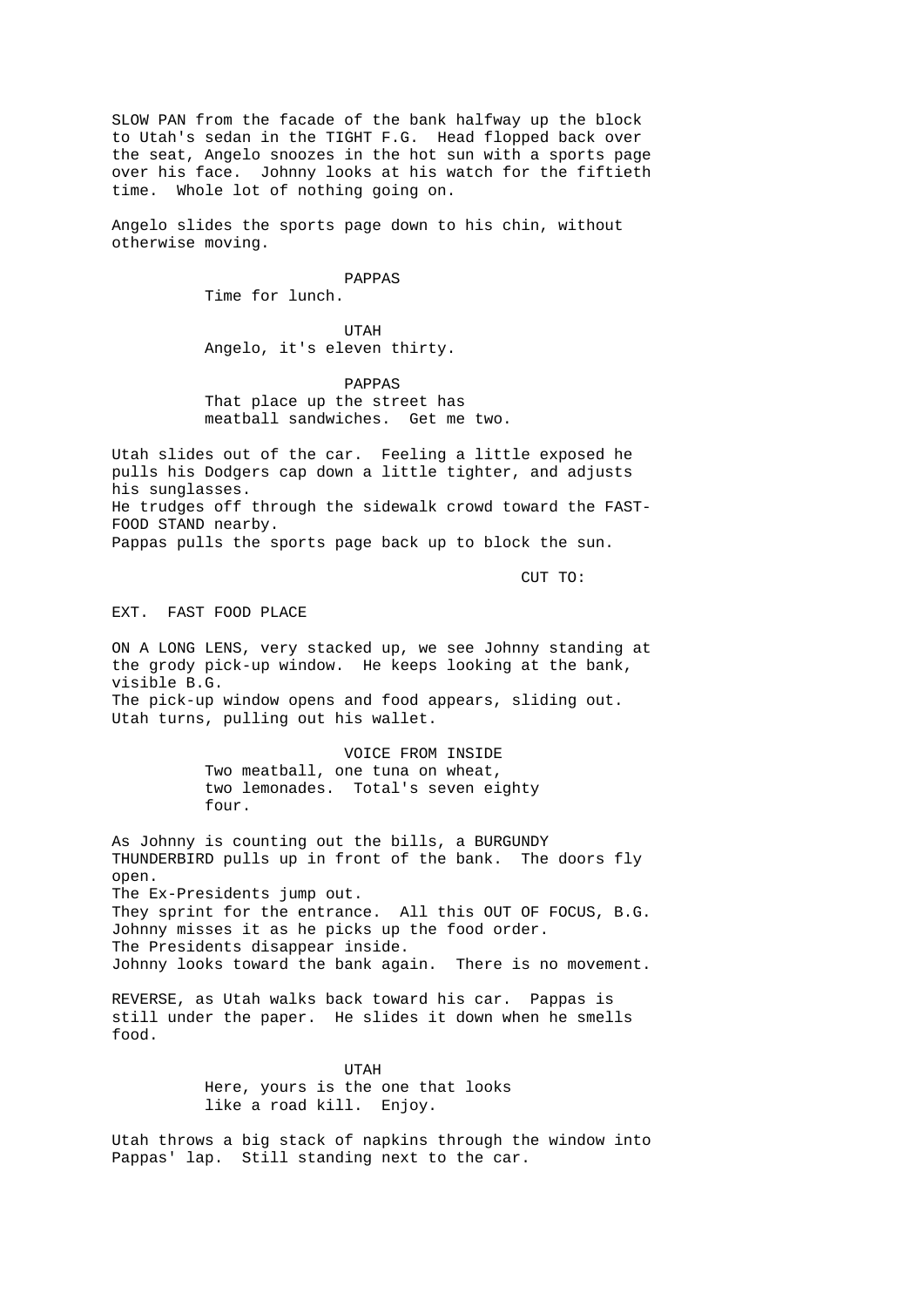SLOW PAN from the facade of the bank halfway up the block to Utah's sedan in the TIGHT F.G. Head flopped back over the seat, Angelo snoozes in the hot sun with a sports page over his face. Johnny looks at his watch for the fiftieth time. Whole lot of nothing going on.

Angelo slides the sports page down to his chin, without otherwise moving.

PAPPAS
Time for lunch.

UTAH
Angelo, it's eleven thirty.

PAPPAS
That place up the street has meatball sandwiches. Get me two.

Utah slides out of the car. Feeling a little exposed he pulls his Dodgers cap down a little tighter, and adjusts his sunglasses.
He trudges off through the sidewalk crowd toward the FAST-FOOD STAND nearby.
Pappas pulls the sports page back up to block the sun.

CUT TO:

EXT. FAST FOOD PLACE

ON A LONG LENS, very stacked up, we see Johnny standing at the grody pick-up window. He keeps looking at the bank, visible B.G.
The pick-up window opens and food appears, sliding out.
Utah turns, pulling out his wallet.

VOICE FROM INSIDE
Two meatball, one tuna on wheat, two lemonades. Total's seven eighty four.

As Johnny is counting out the bills, a BURGUNDY THUNDERBIRD pulls up in front of the bank. The doors fly open.
The Ex-Presidents jump out.
They sprint for the entrance. All this OUT OF FOCUS, B.G.
Johnny misses it as he picks up the food order.
The Presidents disappear inside.
Johnny looks toward the bank again. There is no movement.

REVERSE, as Utah walks back toward his car. Pappas is still under the paper. He slides it down when he smells food.

UTAH
Here, yours is the one that looks like a road kill. Enjoy.

Utah throws a big stack of napkins through the window into Pappas' lap. Still standing next to the car.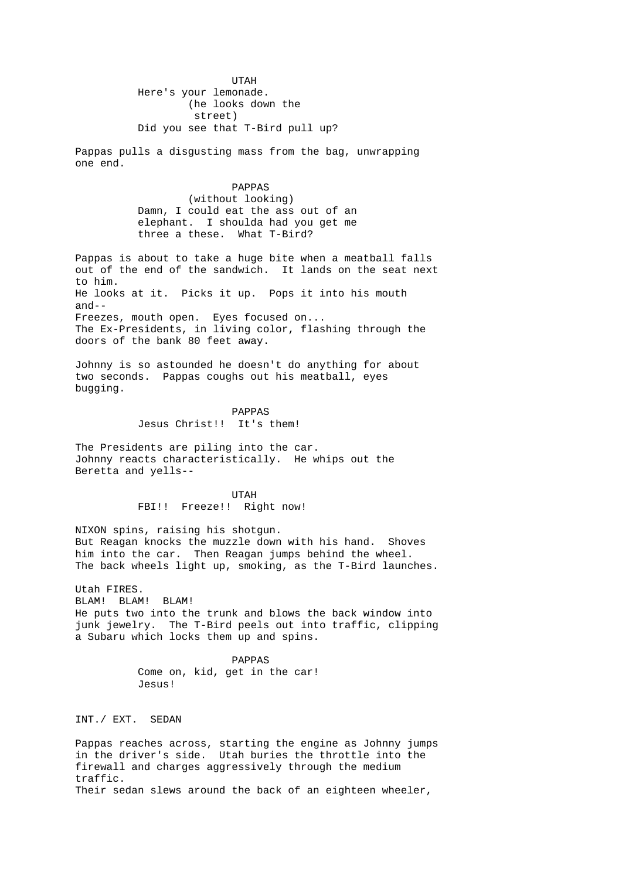UTAH

Here's your lemonade.

(he looks down the street)

Did you see that T-Bird pull up?

Pappas pulls a disgusting mass from the bag, unwrapping one end.

PAPPAS

(without looking)

Damn, I could eat the ass out of an elephant. I shoulda had you get me three a these. What T-Bird?

Pappas is about to take a huge bite when a meatball falls out of the end of the sandwich. It lands on the seat next to him.
He looks at it. Picks it up. Pops it into his mouth and--
Freezes, mouth open. Eyes focused on...
The Ex-Presidents, in living color, flashing through the doors of the bank 80 feet away.

Johnny is so astounded he doesn't do anything for about two seconds. Pappas coughs out his meatball, eyes bugging.

PAPPAS

Jesus Christ!! It's them!

The Presidents are piling into the car.
Johnny reacts characteristically. He whips out the Beretta and yells--

UTAH

FBI!! Freeze!! Right now!

NIXON spins, raising his shotgun.
But Reagan knocks the muzzle down with his hand. Shoves him into the car. Then Reagan jumps behind the wheel.
The back wheels light up, smoking, as the T-Bird launches.

Utah FIRES.
BLAM! BLAM! BLAM!
He puts two into the trunk and blows the back window into junk jewelry. The T-Bird peels out into traffic, clipping a Subaru which locks them up and spins.

PAPPAS

Come on, kid, get in the car!
Jesus!

INT./ EXT. SEDAN

Pappas reaches across, starting the engine as Johnny jumps in the driver's side. Utah buries the throttle into the firewall and charges aggressively through the medium traffic.
Their sedan slews around the back of an eighteen wheeler,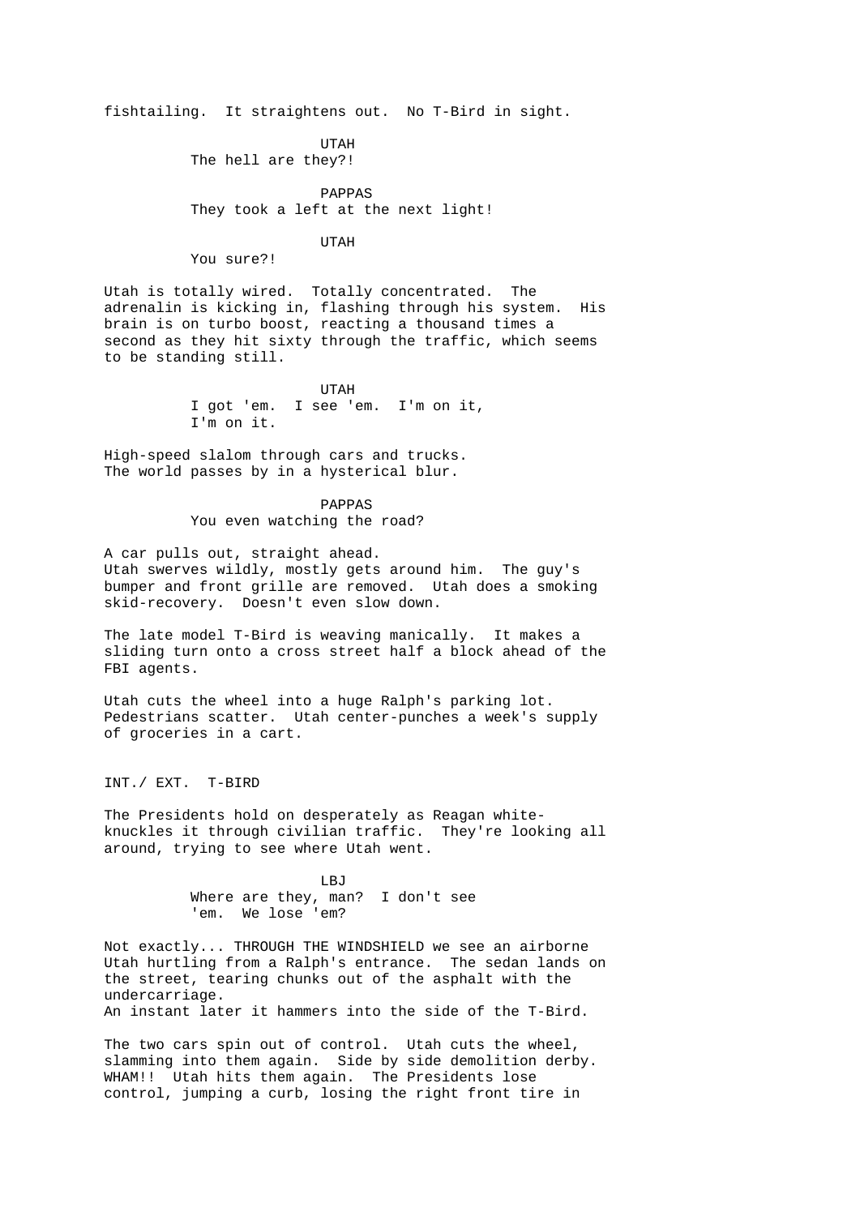fishtailing.  It straightens out.  No T-Bird in sight.

UTAH
The hell are they?!

PAPPAS
They took a left at the next light!

UTAH
You sure?!

Utah is totally wired.  Totally concentrated.  The adrenalin is kicking in, flashing through his system.  His brain is on turbo boost, reacting a thousand times a second as they hit sixty through the traffic, which seems to be standing still.

UTAH
I got 'em.  I see 'em.  I'm on it, I'm on it.

High-speed slalom through cars and trucks.
The world passes by in a hysterical blur.

PAPPAS
You even watching the road?

A car pulls out, straight ahead.
Utah swerves wildly, mostly gets around him.  The guy's bumper and front grille are removed.  Utah does a smoking skid-recovery.  Doesn't even slow down.

The late model T-Bird is weaving manically.  It makes a sliding turn onto a cross street half a block ahead of the FBI agents.

Utah cuts the wheel into a huge Ralph's parking lot.  Pedestrians scatter.  Utah center-punches a week's supply of groceries in a cart.

INT./ EXT.  T-BIRD

The Presidents hold on desperately as Reagan white-knuckles it through civilian traffic.  They're looking all around, trying to see where Utah went.

LBJ
Where are they, man?  I don't see 'em.  We lose 'em?

Not exactly... THROUGH THE WINDSHIELD we see an airborne Utah hurtling from a Ralph's entrance.  The sedan lands on the street, tearing chunks out of the asphalt with the undercarriage.
An instant later it hammers into the side of the T-Bird.

The two cars spin out of control.  Utah cuts the wheel, slamming into them again.  Side by side demolition derby.  WHAM!!  Utah hits them again.  The Presidents lose control, jumping a curb, losing the right front tire in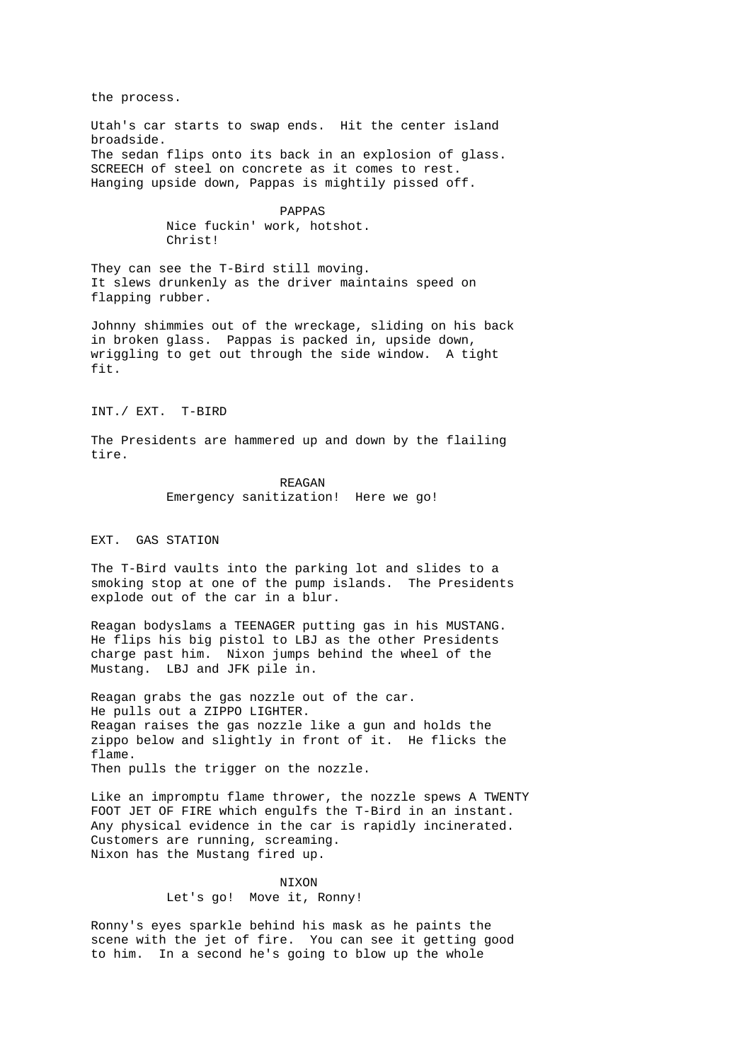the process.

Utah's car starts to swap ends. Hit the center island broadside.
The sedan flips onto its back in an explosion of glass.
SCREECH of steel on concrete as it comes to rest.
Hanging upside down, Pappas is mightily pissed off.

PAPPAS
Nice fuckin' work, hotshot.
Christ!

They can see the T-Bird still moving.
It slews drunkenly as the driver maintains speed on flapping rubber.

Johnny shimmies out of the wreckage, sliding on his back in broken glass. Pappas is packed in, upside down, wriggling to get out through the side window. A tight fit.

INT./ EXT. T-BIRD

The Presidents are hammered up and down by the flailing tire.

REAGAN
Emergency sanitization! Here we go!

EXT. GAS STATION

The T-Bird vaults into the parking lot and slides to a smoking stop at one of the pump islands. The Presidents explode out of the car in a blur.

Reagan bodyslams a TEENAGER putting gas in his MUSTANG. He flips his big pistol to LBJ as the other Presidents charge past him. Nixon jumps behind the wheel of the Mustang. LBJ and JFK pile in.

Reagan grabs the gas nozzle out of the car.
He pulls out a ZIPPO LIGHTER.
Reagan raises the gas nozzle like a gun and holds the zippo below and slightly in front of it. He flicks the flame.
Then pulls the trigger on the nozzle.

Like an impromptu flame thrower, the nozzle spews A TWENTY FOOT JET OF FIRE which engulfs the T-Bird in an instant.
Any physical evidence in the car is rapidly incinerated.
Customers are running, screaming.
Nixon has the Mustang fired up.

NIXON
Let's go! Move it, Ronny!

Ronny's eyes sparkle behind his mask as he paints the scene with the jet of fire. You can see it getting good to him. In a second he's going to blow up the whole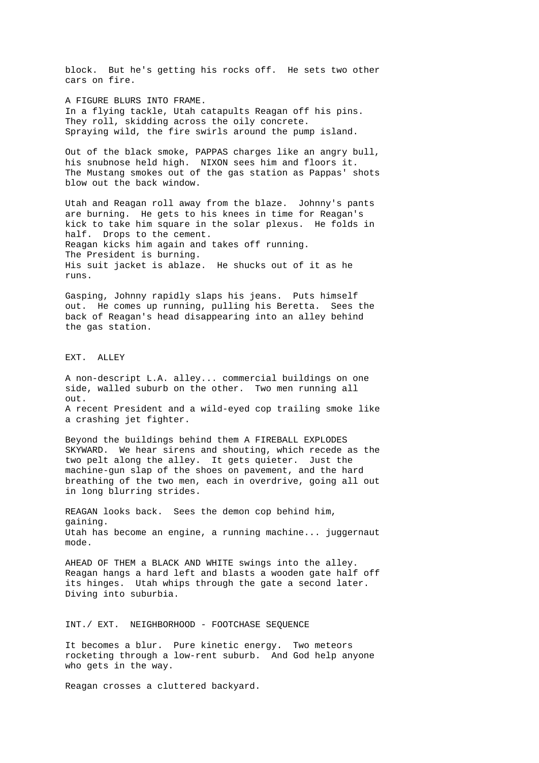block. But he's getting his rocks off. He sets two other cars on fire.

A FIGURE BLURS INTO FRAME.
In a flying tackle, Utah catapults Reagan off his pins.
They roll, skidding across the oily concrete.
Spraying wild, the fire swirls around the pump island.

Out of the black smoke, PAPPAS charges like an angry bull, his snubnose held high. NIXON sees him and floors it. The Mustang smokes out of the gas station as Pappas' shots blow out the back window.

Utah and Reagan roll away from the blaze. Johnny's pants are burning. He gets to his knees in time for Reagan's kick to take him square in the solar plexus. He folds in half. Drops to the cement.
Reagan kicks him again and takes off running.
The President is burning.
His suit jacket is ablaze. He shucks out of it as he runs.

Gasping, Johnny rapidly slaps his jeans. Puts himself out. He comes up running, pulling his Beretta. Sees the back of Reagan's head disappearing into an alley behind the gas station.

EXT. ALLEY

A non-descript L.A. alley... commercial buildings on one side, walled suburb on the other. Two men running all out.
A recent President and a wild-eyed cop trailing smoke like a crashing jet fighter.

Beyond the buildings behind them A FIREBALL EXPLODES SKYWARD. We hear sirens and shouting, which recede as the two pelt along the alley. It gets quieter. Just the machine-gun slap of the shoes on pavement, and the hard breathing of the two men, each in overdrive, going all out in long blurring strides.

REAGAN looks back. Sees the demon cop behind him, gaining.
Utah has become an engine, a running machine... juggernaut mode.

AHEAD OF THEM a BLACK AND WHITE swings into the alley.
Reagan hangs a hard left and blasts a wooden gate half off its hinges. Utah whips through the gate a second later.
Diving into suburbia.

INT./ EXT. NEIGHBORHOOD - FOOTCHASE SEQUENCE

It becomes a blur. Pure kinetic energy. Two meteors rocketing through a low-rent suburb. And God help anyone who gets in the way.

Reagan crosses a cluttered backyard.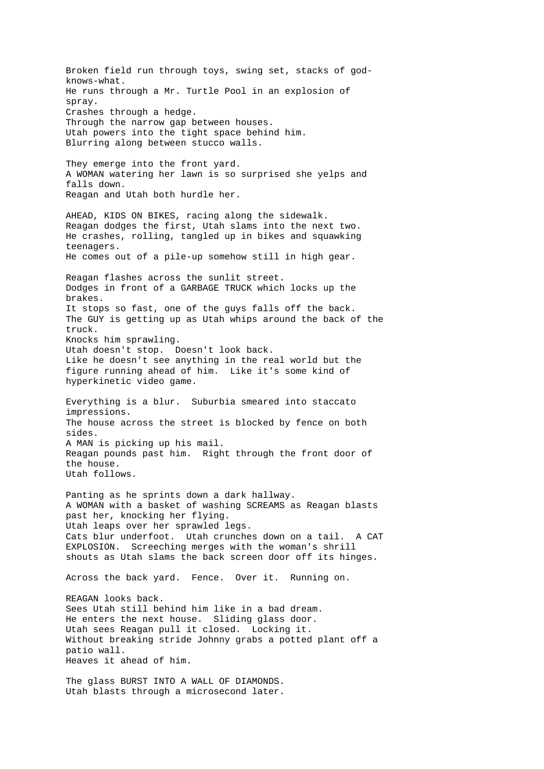Broken field run through toys, swing set, stacks of god-knows-what.
He runs through a Mr. Turtle Pool in an explosion of spray.
Crashes through a hedge.
Through the narrow gap between houses.
Utah powers into the tight space behind him.
Blurring along between stucco walls.

They emerge into the front yard.
A WOMAN watering her lawn is so surprised she yelps and falls down.
Reagan and Utah both hurdle her.

AHEAD, KIDS ON BIKES, racing along the sidewalk.
Reagan dodges the first, Utah slams into the next two.
He crashes, rolling, tangled up in bikes and squawking teenagers.
He comes out of a pile-up somehow still in high gear.

Reagan flashes across the sunlit street.
Dodges in front of a GARBAGE TRUCK which locks up the brakes.
It stops so fast, one of the guys falls off the back.
The GUY is getting up as Utah whips around the back of the truck.
Knocks him sprawling.
Utah doesn't stop. Doesn't look back.
Like he doesn't see anything in the real world but the figure running ahead of him. Like it's some kind of hyperkinetic video game.

Everything is a blur. Suburbia smeared into staccato impressions.
The house across the street is blocked by fence on both sides.
A MAN is picking up his mail.
Reagan pounds past him. Right through the front door of the house.
Utah follows.

Panting as he sprints down a dark hallway.
A WOMAN with a basket of washing SCREAMS as Reagan blasts past her, knocking her flying.
Utah leaps over her sprawled legs.
Cats blur underfoot. Utah crunches down on a tail. A CAT EXPLOSION. Screeching merges with the woman's shrill shouts as Utah slams the back screen door off its hinges.

Across the back yard. Fence. Over it. Running on.

REAGAN looks back.
Sees Utah still behind him like in a bad dream.
He enters the next house. Sliding glass door.
Utah sees Reagan pull it closed. Locking it.
Without breaking stride Johnny grabs a potted plant off a patio wall.
Heaves it ahead of him.

The glass BURST INTO A WALL OF DIAMONDS.
Utah blasts through a microsecond later.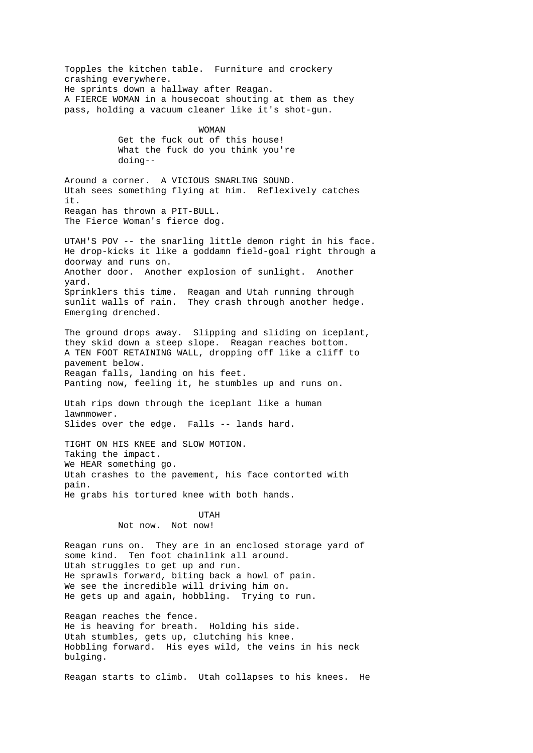Topples the kitchen table. Furniture and crockery crashing everywhere.
He sprints down a hallway after Reagan.
A FIERCE WOMAN in a housecoat shouting at them as they pass, holding a vacuum cleaner like it's shot-gun.

WOMAN
Get the fuck out of this house!
What the fuck do you think you're doing--

Around a corner. A VICIOUS SNARLING SOUND.
Utah sees something flying at him. Reflexively catches it.
Reagan has thrown a PIT-BULL.
The Fierce Woman's fierce dog.

UTAH'S POV -- the snarling little demon right in his face.
He drop-kicks it like a goddamn field-goal right through a doorway and runs on.
Another door. Another explosion of sunlight. Another yard.
Sprinklers this time. Reagan and Utah running through sunlit walls of rain. They crash through another hedge.
Emerging drenched.

The ground drops away. Slipping and sliding on iceplant, they skid down a steep slope. Reagan reaches bottom.
A TEN FOOT RETAINING WALL, dropping off like a cliff to pavement below.
Reagan falls, landing on his feet.
Panting now, feeling it, he stumbles up and runs on.

Utah rips down through the iceplant like a human lawnmower.
Slides over the edge. Falls -- lands hard.

TIGHT ON HIS KNEE and SLOW MOTION.
Taking the impact.
We HEAR something go.
Utah crashes to the pavement, his face contorted with pain.
He grabs his tortured knee with both hands.

UTAH
Not now. Not now!

Reagan runs on. They are in an enclosed storage yard of some kind. Ten foot chainlink all around.
Utah struggles to get up and run.
He sprawls forward, biting back a howl of pain.
We see the incredible will driving him on.
He gets up and again, hobbling. Trying to run.

Reagan reaches the fence.
He is heaving for breath. Holding his side.
Utah stumbles, gets up, clutching his knee.
Hobbling forward. His eyes wild, the veins in his neck bulging.

Reagan starts to climb. Utah collapses to his knees. He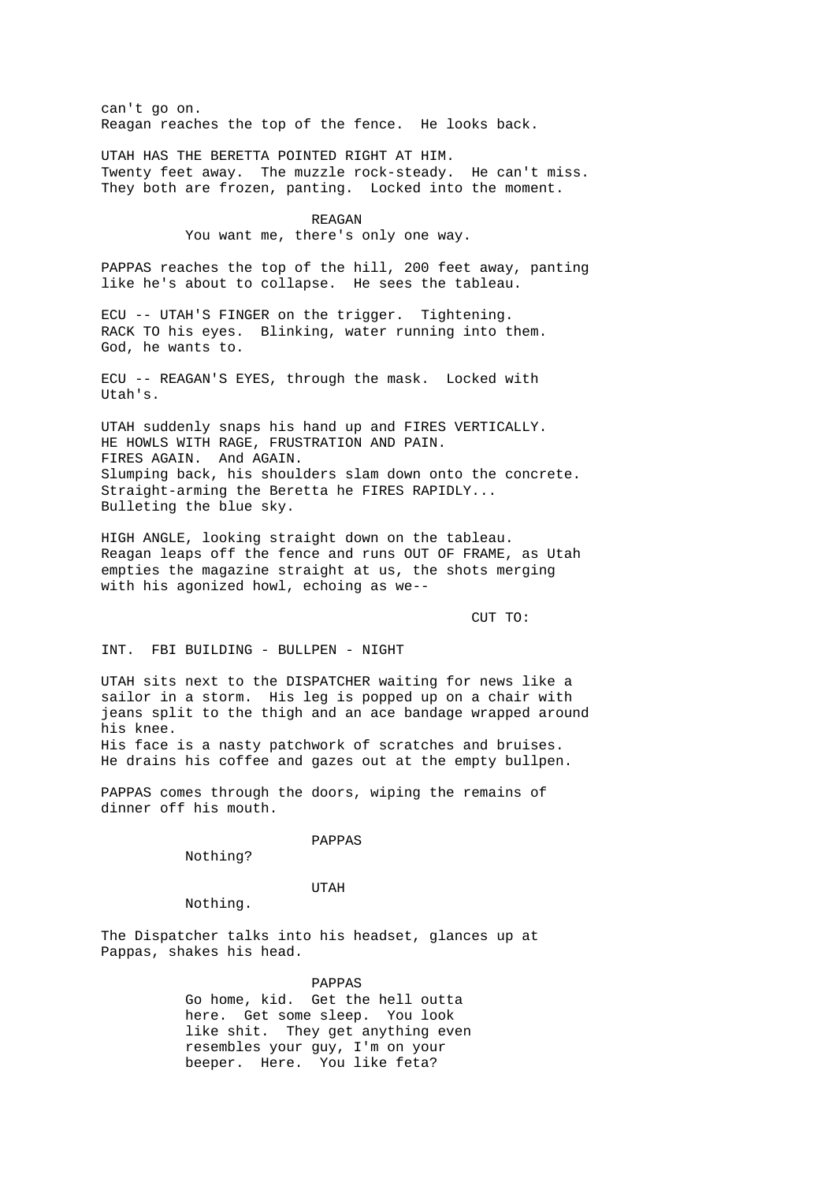can't go on.
Reagan reaches the top of the fence. He looks back.

UTAH HAS THE BERETTA POINTED RIGHT AT HIM.
Twenty feet away. The muzzle rock-steady. He can't miss.
They both are frozen, panting. Locked into the moment.

REAGAN
You want me, there's only one way.

PAPPAS reaches the top of the hill, 200 feet away, panting like he's about to collapse. He sees the tableau.

ECU -- UTAH'S FINGER on the trigger. Tightening.
RACK TO his eyes. Blinking, water running into them.
God, he wants to.

ECU -- REAGAN'S EYES, through the mask. Locked with Utah's.

UTAH suddenly snaps his hand up and FIRES VERTICALLY.
HE HOWLS WITH RAGE, FRUSTRATION AND PAIN.
FIRES AGAIN. And AGAIN.
Slumping back, his shoulders slam down onto the concrete.
Straight-arming the Beretta he FIRES RAPIDLY...
Bulleting the blue sky.

HIGH ANGLE, looking straight down on the tableau.
Reagan leaps off the fence and runs OUT OF FRAME, as Utah empties the magazine straight at us, the shots merging with his agonized howl, echoing as we--

CUT TO:

INT. FBI BUILDING - BULLPEN - NIGHT

UTAH sits next to the DISPATCHER waiting for news like a sailor in a storm. His leg is popped up on a chair with jeans split to the thigh and an ace bandage wrapped around his knee.
His face is a nasty patchwork of scratches and bruises.
He drains his coffee and gazes out at the empty bullpen.

PAPPAS comes through the doors, wiping the remains of dinner off his mouth.

PAPPAS
Nothing?

UTAH
Nothing.

The Dispatcher talks into his headset, glances up at Pappas, shakes his head.

PAPPAS
Go home, kid. Get the hell outta here. Get some sleep. You look like shit. They get anything even resembles your guy, I'm on your beeper. Here. You like feta?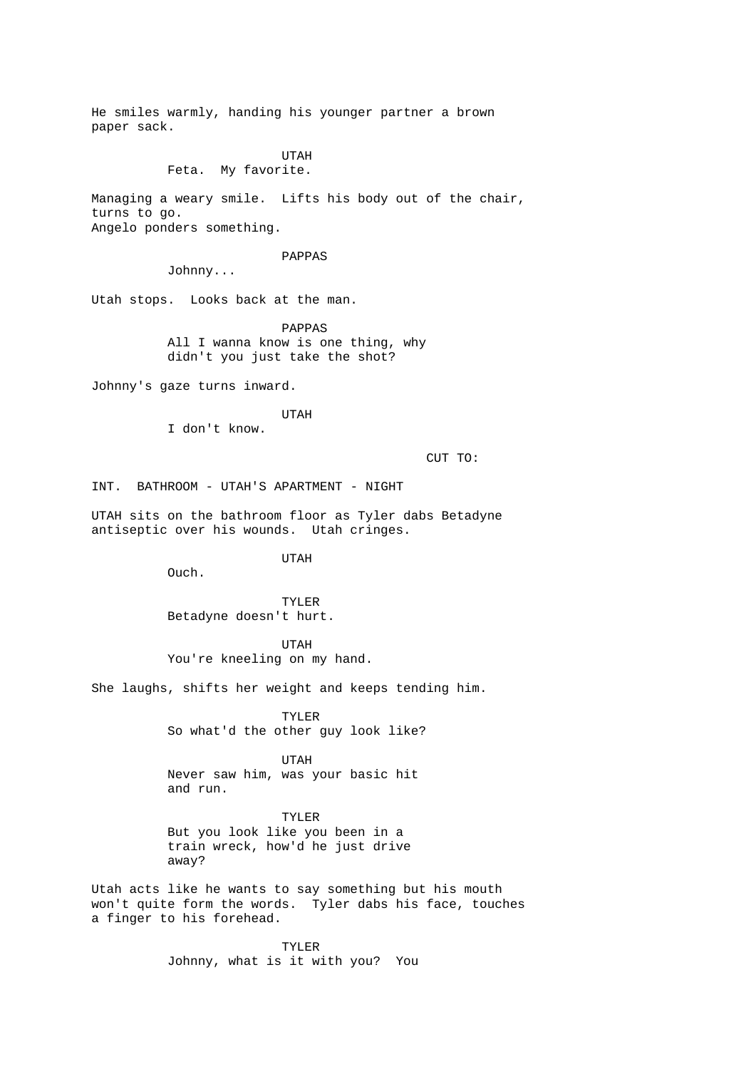He smiles warmly, handing his younger partner a brown paper sack.

UTAH
Feta. My favorite.

Managing a weary smile. Lifts his body out of the chair, turns to go.
Angelo ponders something.

PAPPAS
Johnny...

Utah stops. Looks back at the man.

PAPPAS
All I wanna know is one thing, why didn't you just take the shot?

Johnny's gaze turns inward.

UTAH
I don't know.

CUT TO:

INT. BATHROOM - UTAH'S APARTMENT - NIGHT

UTAH sits on the bathroom floor as Tyler dabs Betadyne antiseptic over his wounds. Utah cringes.

UTAH
Ouch.

TYLER
Betadyne doesn't hurt.

UTAH
You're kneeling on my hand.

She laughs, shifts her weight and keeps tending him.

TYLER
So what'd the other guy look like?

UTAH
Never saw him, was your basic hit and run.

TYLER
But you look like you been in a train wreck, how'd he just drive away?

Utah acts like he wants to say something but his mouth won't quite form the words. Tyler dabs his face, touches a finger to his forehead.

TYLER
Johnny, what is it with you? You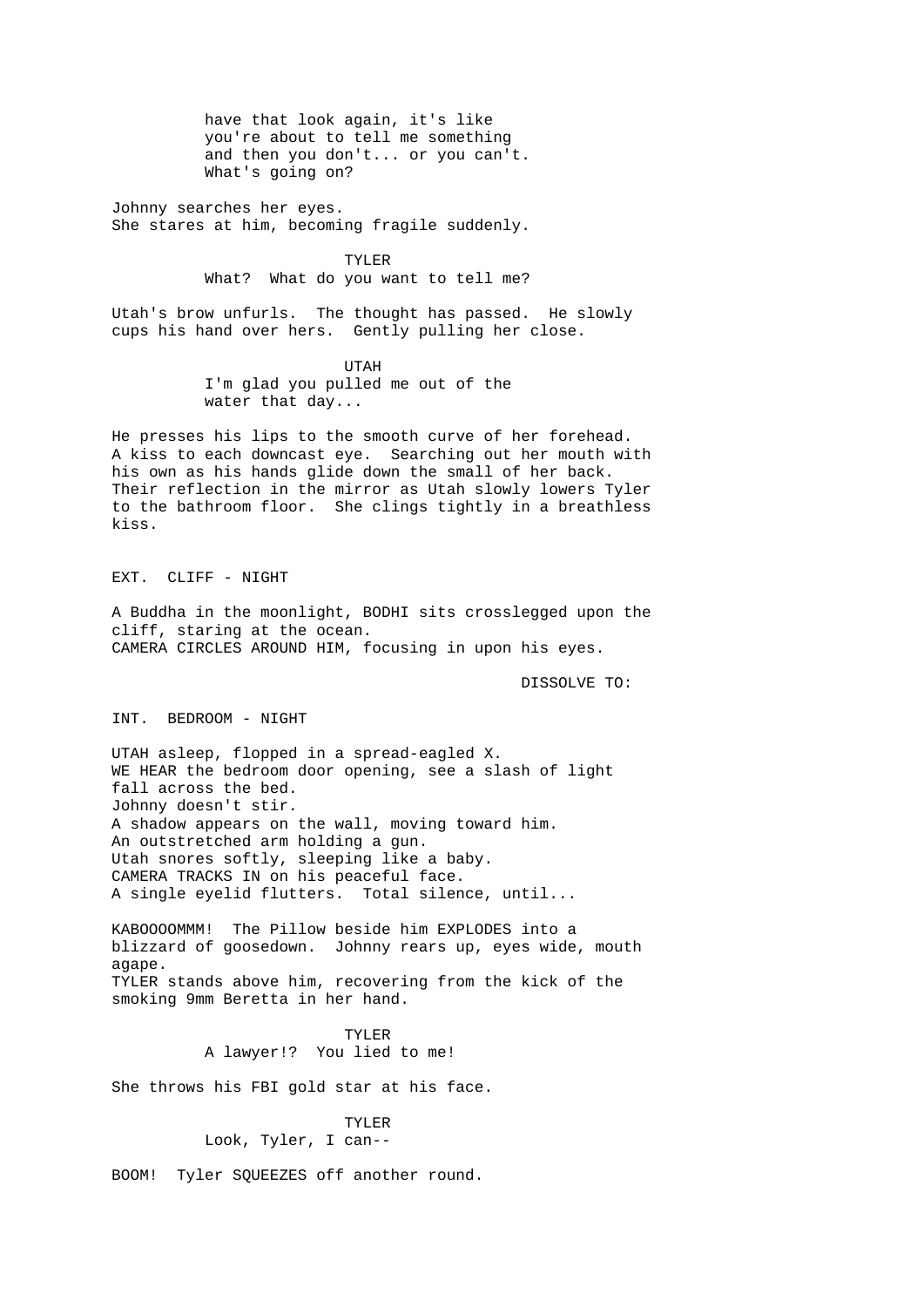have that look again, it's like you're about to tell me something and then you don't... or you can't. What's going on?

Johnny searches her eyes.
She stares at him, becoming fragile suddenly.

TYLER
What? What do you want to tell me?

Utah's brow unfurls. The thought has passed. He slowly cups his hand over hers. Gently pulling her close.

UTAH
I'm glad you pulled me out of the water that day...

He presses his lips to the smooth curve of her forehead. A kiss to each downcast eye. Searching out her mouth with his own as his hands glide down the small of her back. Their reflection in the mirror as Utah slowly lowers Tyler to the bathroom floor. She clings tightly in a breathless kiss.

EXT. CLIFF - NIGHT

A Buddha in the moonlight, BODHI sits crosslegged upon the cliff, staring at the ocean.
CAMERA CIRCLES AROUND HIM, focusing in upon his eyes.

DISSOLVE TO:

INT. BEDROOM - NIGHT

UTAH asleep, flopped in a spread-eagled X.
WE HEAR the bedroom door opening, see a slash of light fall across the bed.
Johnny doesn't stir.
A shadow appears on the wall, moving toward him.
An outstretched arm holding a gun.
Utah snores softly, sleeping like a baby.
CAMERA TRACKS IN on his peaceful face.
A single eyelid flutters. Total silence, until...

KABOOOOMMM! The Pillow beside him EXPLODES into a blizzard of goosedown. Johnny rears up, eyes wide, mouth agape.
TYLER stands above him, recovering from the kick of the smoking 9mm Beretta in her hand.

TYLER
A lawyer!? You lied to me!

She throws his FBI gold star at his face.

TYLER
Look, Tyler, I can--

BOOM! Tyler SQUEEZES off another round.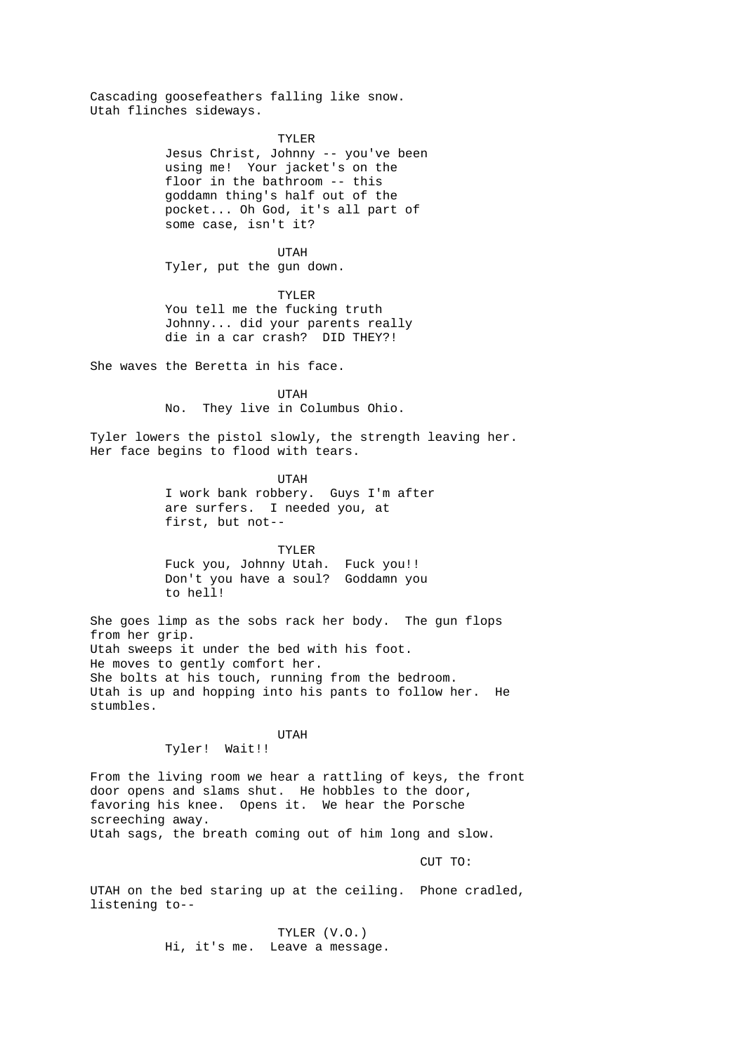Cascading goosefeathers falling like snow.
Utah flinches sideways.

TYLER
Jesus Christ, Johnny -- you've been using me! Your jacket's on the floor in the bathroom -- this goddamn thing's half out of the pocket... Oh God, it's all part of some case, isn't it?

UTAH
Tyler, put the gun down.

TYLER
You tell me the fucking truth Johnny... did your parents really die in a car crash? DID THEY?!

She waves the Beretta in his face.

UTAH
No. They live in Columbus Ohio.

Tyler lowers the pistol slowly, the strength leaving her.
Her face begins to flood with tears.

UTAH
I work bank robbery. Guys I'm after are surfers. I needed you, at first, but not--

TYLER
Fuck you, Johnny Utah. Fuck you!! Don't you have a soul? Goddamn you to hell!

She goes limp as the sobs rack her body. The gun flops from her grip.
Utah sweeps it under the bed with his foot.
He moves to gently comfort her.
She bolts at his touch, running from the bedroom.
Utah is up and hopping into his pants to follow her. He stumbles.

UTAH
Tyler! Wait!!

From the living room we hear a rattling of keys, the front door opens and slams shut. He hobbles to the door, favoring his knee. Opens it. We hear the Porsche screeching away.
Utah sags, the breath coming out of him long and slow.

CUT TO:

UTAH on the bed staring up at the ceiling. Phone cradled, listening to--

TYLER (V.O.)
Hi, it's me. Leave a message.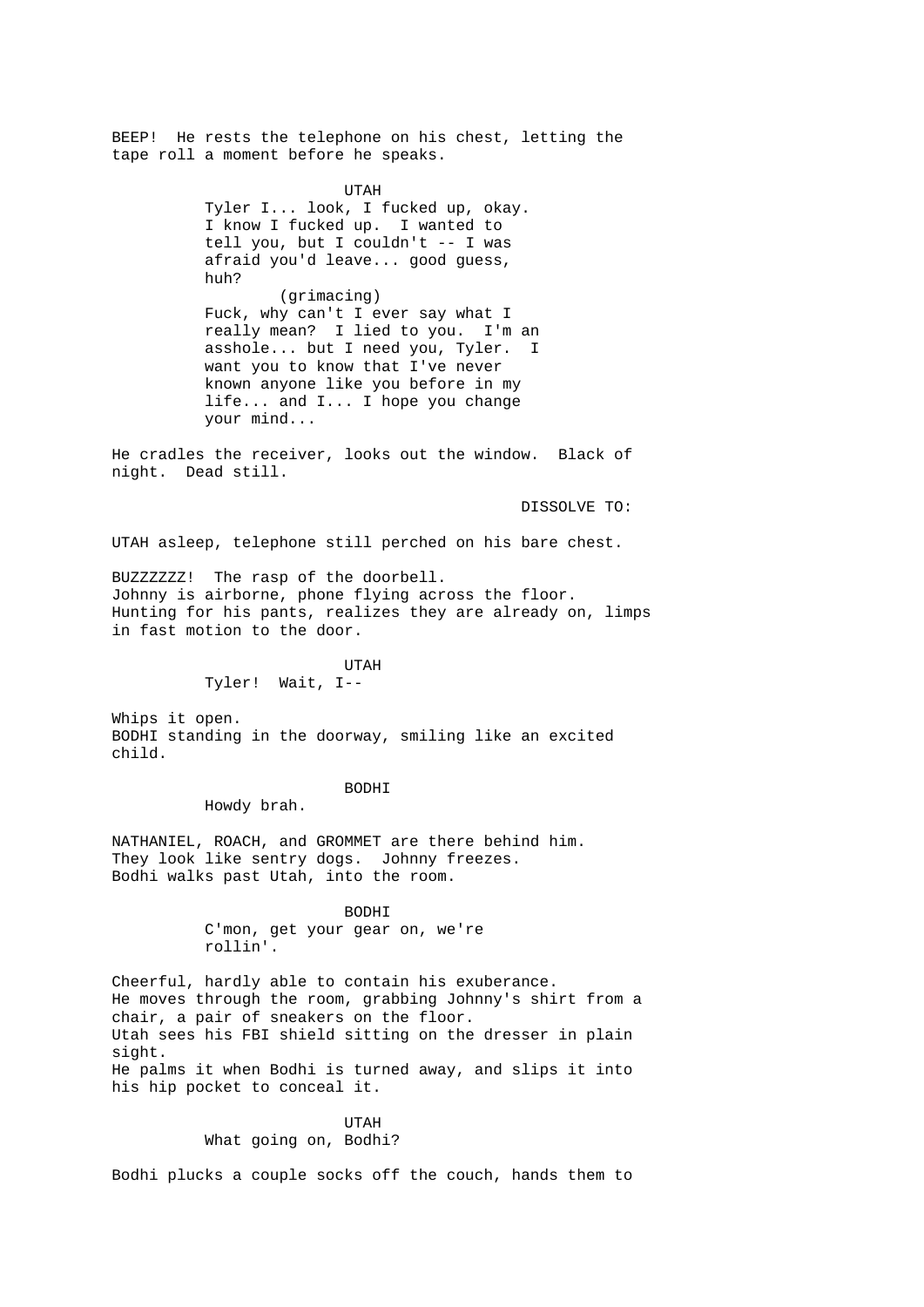BEEP! He rests the telephone on his chest, letting the tape roll a moment before he speaks.

UTAH

Tyler I... look, I fucked up, okay. I know I fucked up. I wanted to tell you, but I couldn't -- I was afraid you'd leave... good guess, huh?

(grimacing)

Fuck, why can't I ever say what I really mean? I lied to you. I'm an asshole... but I need you, Tyler. I want you to know that I've never known anyone like you before in my life... and I... I hope you change your mind...

He cradles the receiver, looks out the window. Black of night. Dead still.

DISSOLVE TO:

UTAH asleep, telephone still perched on his bare chest.

BUZZZZZZ! The rasp of the doorbell.
Johnny is airborne, phone flying across the floor.
Hunting for his pants, realizes they are already on, limps in fast motion to the door.

UTAH

Tyler! Wait, I--

Whips it open.
BODHI standing in the doorway, smiling like an excited child.

BODHI

Howdy brah.

NATHANIEL, ROACH, and GROMMET are there behind him.
They look like sentry dogs. Johnny freezes.
Bodhi walks past Utah, into the room.

BODHI

C'mon, get your gear on, we're rollin'.

Cheerful, hardly able to contain his exuberance.
He moves through the room, grabbing Johnny's shirt from a chair, a pair of sneakers on the floor.
Utah sees his FBI shield sitting on the dresser in plain sight.
He palms it when Bodhi is turned away, and slips it into his hip pocket to conceal it.

UTAH

What going on, Bodhi?

Bodhi plucks a couple socks off the couch, hands them to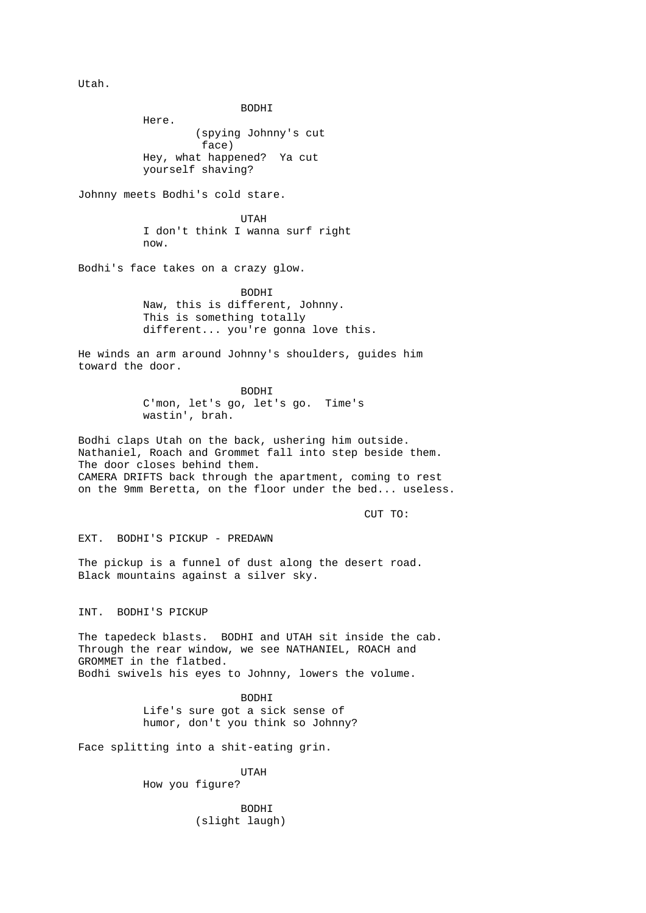Utah.

BODHI
Here.
(spying Johnny's cut face)
Hey, what happened? Ya cut yourself shaving?

Johnny meets Bodhi's cold stare.

UTAH
I don't think I wanna surf right now.

Bodhi's face takes on a crazy glow.

BODHI
Naw, this is different, Johnny. This is something totally different... you're gonna love this.

He winds an arm around Johnny's shoulders, guides him toward the door.

BODHI
C'mon, let's go, let's go. Time's wastin', brah.

Bodhi claps Utah on the back, ushering him outside.
Nathaniel, Roach and Grommet fall into step beside them.
The door closes behind them.
CAMERA DRIFTS back through the apartment, coming to rest on the 9mm Beretta, on the floor under the bed... useless.

CUT TO:

EXT. BODHI'S PICKUP - PREDAWN

The pickup is a funnel of dust along the desert road.
Black mountains against a silver sky.

INT. BODHI'S PICKUP

The tapedeck blasts. BODHI and UTAH sit inside the cab.
Through the rear window, we see NATHANIEL, ROACH and GROMMET in the flatbed.
Bodhi swivels his eyes to Johnny, lowers the volume.

BODHI
Life's sure got a sick sense of humor, don't you think so Johnny?

Face splitting into a shit-eating grin.

UTAH
How you figure?

BODHI
(slight laugh)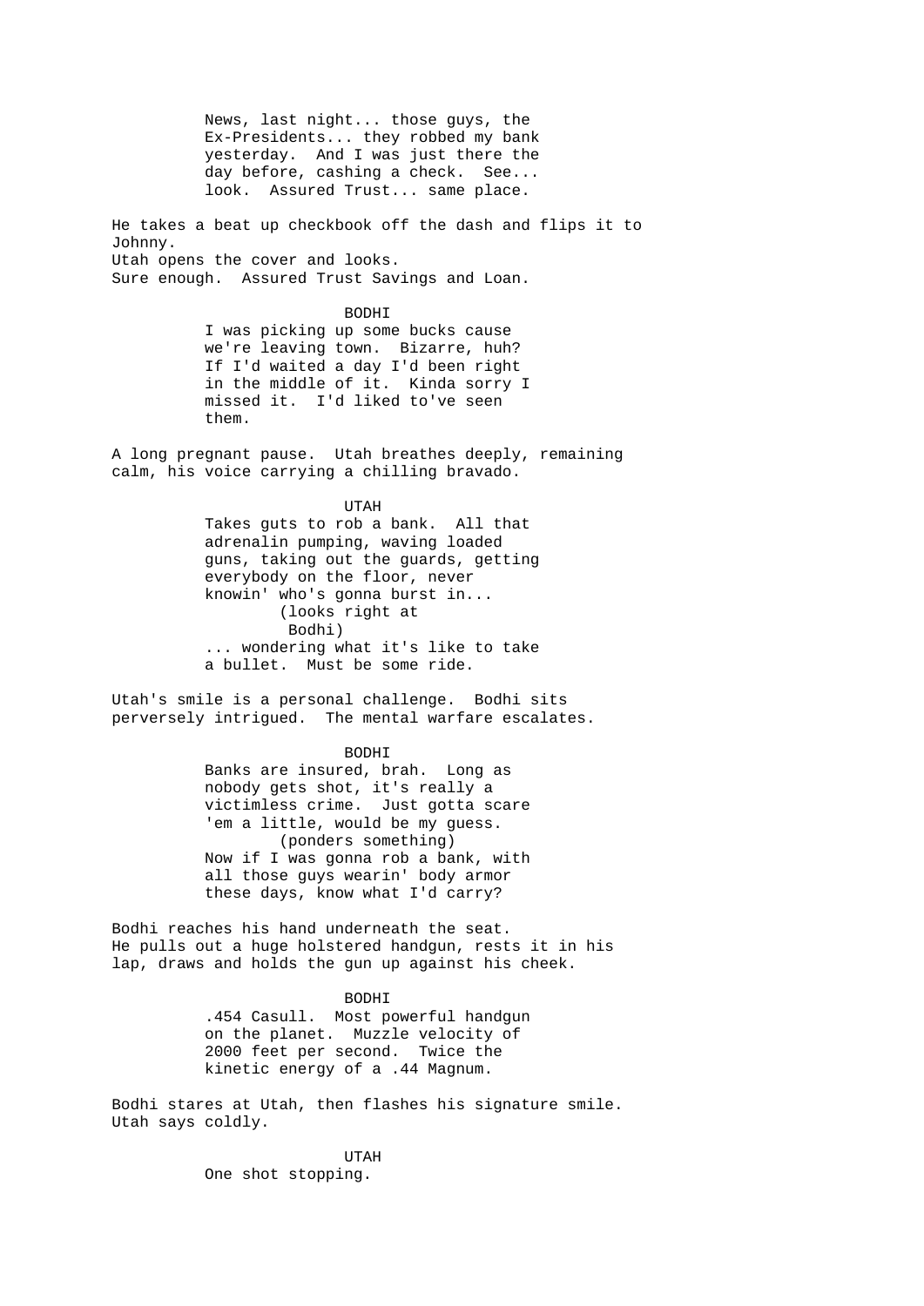News, last night... those guys, the Ex-Presidents... they robbed my bank yesterday. And I was just there the day before, cashing a check. See... look. Assured Trust... same place.

He takes a beat up checkbook off the dash and flips it to Johnny.
Utah opens the cover and looks.
Sure enough. Assured Trust Savings and Loan.

BODHI
I was picking up some bucks cause we're leaving town. Bizarre, huh? If I'd waited a day I'd been right in the middle of it. Kinda sorry I missed it. I'd liked to've seen them.

A long pregnant pause. Utah breathes deeply, remaining calm, his voice carrying a chilling bravado.

UTAH
Takes guts to rob a bank. All that adrenalin pumping, waving loaded guns, taking out the guards, getting everybody on the floor, never knowin' who's gonna burst in...
(looks right at Bodhi)
... wondering what it's like to take a bullet. Must be some ride.

Utah's smile is a personal challenge. Bodhi sits perversely intrigued. The mental warfare escalates.

BODHI
Banks are insured, brah. Long as nobody gets shot, it's really a victimless crime. Just gotta scare 'em a little, would be my guess.
(ponders something)
Now if I was gonna rob a bank, with all those guys wearin' body armor these days, know what I'd carry?

Bodhi reaches his hand underneath the seat.
He pulls out a huge holstered handgun, rests it in his lap, draws and holds the gun up against his cheek.

BODHI
.454 Casull. Most powerful handgun on the planet. Muzzle velocity of 2000 feet per second. Twice the kinetic energy of a .44 Magnum.

Bodhi stares at Utah, then flashes his signature smile.
Utah says coldly.

UTAH
One shot stopping.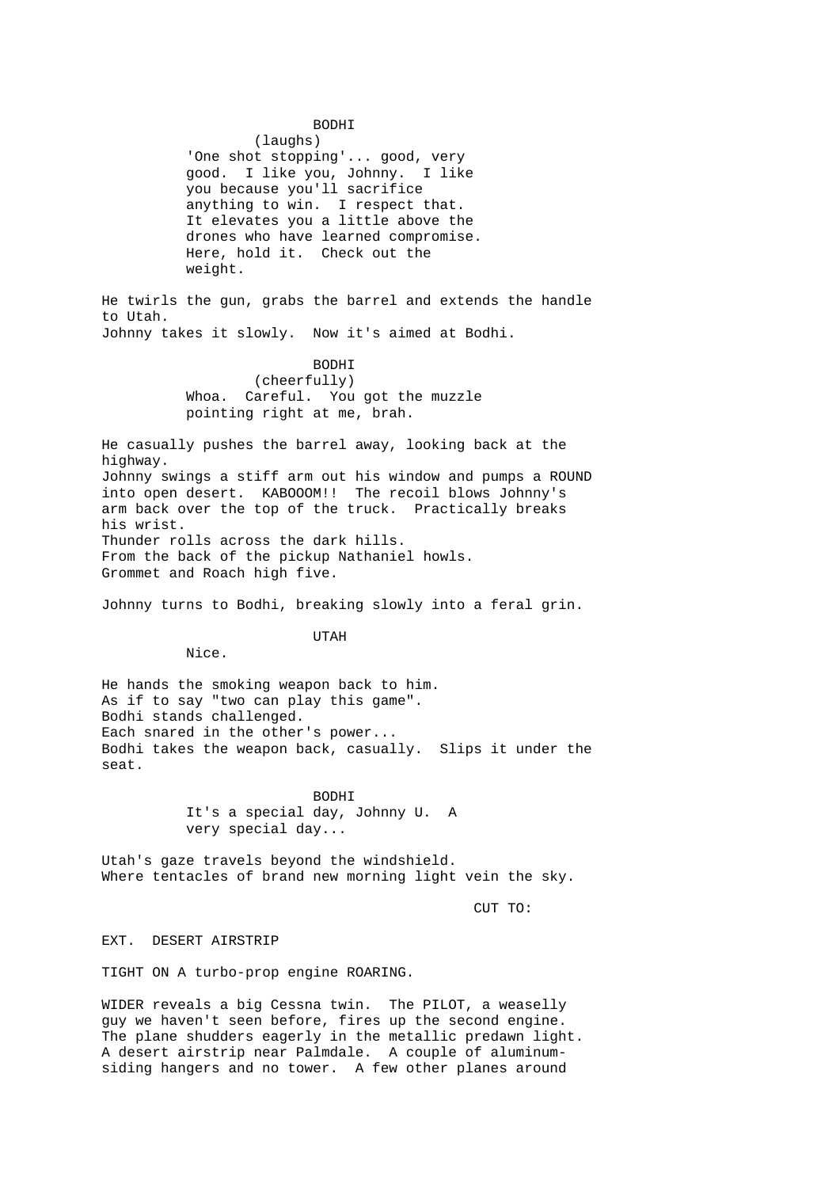BODHI
(laughs)
'One shot stopping'... good, very good. I like you, Johnny. I like you because you'll sacrifice anything to win. I respect that. It elevates you a little above the drones who have learned compromise. Here, hold it. Check out the weight.

He twirls the gun, grabs the barrel and extends the handle to Utah.
Johnny takes it slowly. Now it's aimed at Bodhi.

BODHI
(cheerfully)
Whoa. Careful. You got the muzzle pointing right at me, brah.

He casually pushes the barrel away, looking back at the highway.
Johnny swings a stiff arm out his window and pumps a ROUND into open desert. KABOOOM!! The recoil blows Johnny's arm back over the top of the truck. Practically breaks his wrist.
Thunder rolls across the dark hills.
From the back of the pickup Nathaniel howls.
Grommet and Roach high five.

Johnny turns to Bodhi, breaking slowly into a feral grin.

UTAH
Nice.

He hands the smoking weapon back to him.
As if to say "two can play this game".
Bodhi stands challenged.
Each snared in the other's power...
Bodhi takes the weapon back, casually. Slips it under the seat.

BODHI
It's a special day, Johnny U. A very special day...

Utah's gaze travels beyond the windshield.
Where tentacles of brand new morning light vein the sky.

CUT TO:

EXT. DESERT AIRSTRIP

TIGHT ON A turbo-prop engine ROARING.

WIDER reveals a big Cessna twin. The PILOT, a weaselly guy we haven't seen before, fires up the second engine.
The plane shudders eagerly in the metallic predawn light.
A desert airstrip near Palmdale. A couple of aluminum-siding hangers and no tower. A few other planes around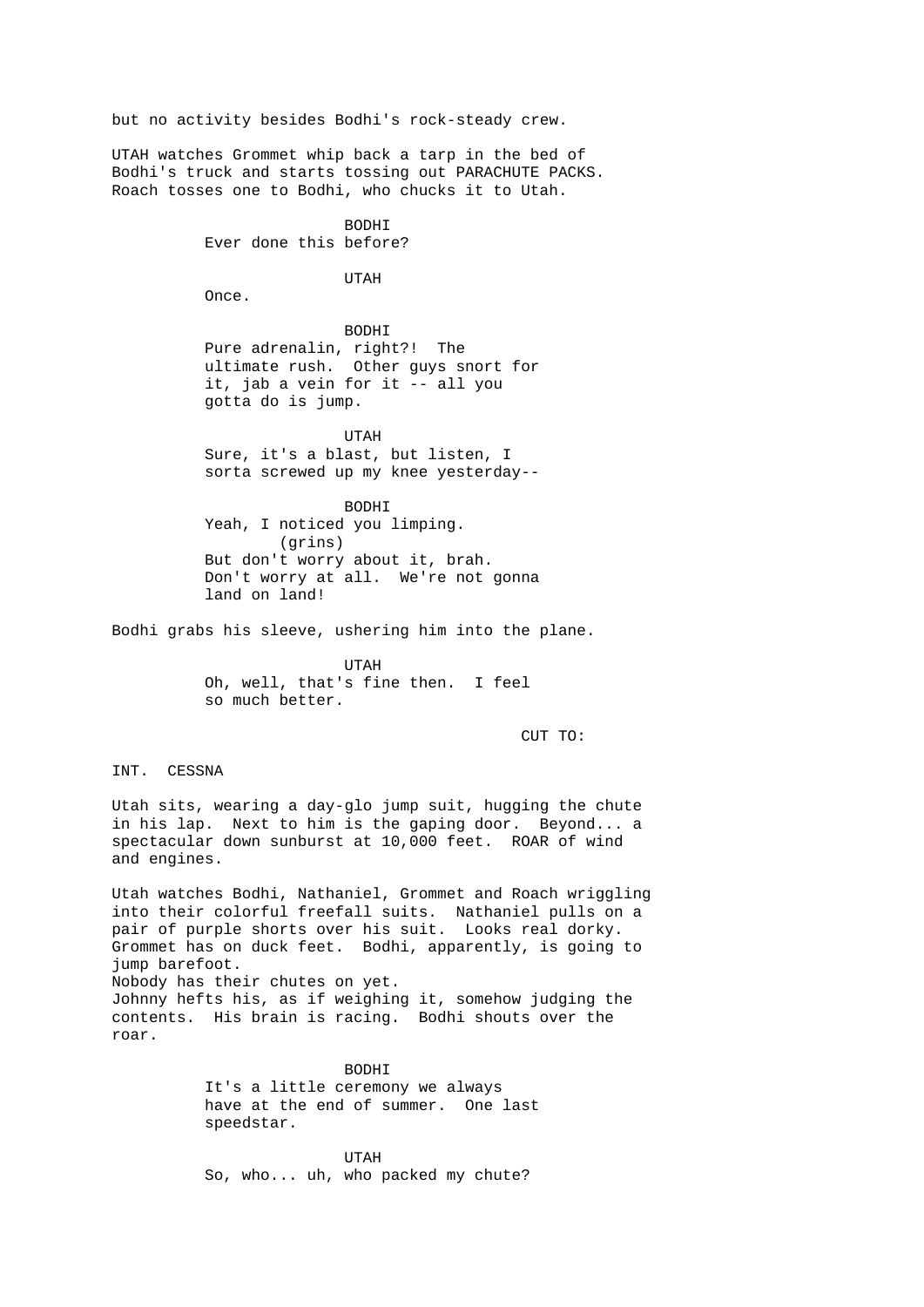but no activity besides Bodhi's rock-steady crew.

UTAH watches Grommet whip back a tarp in the bed of Bodhi's truck and starts tossing out PARACHUTE PACKS. Roach tosses one to Bodhi, who chucks it to Utah.

BODHI
Ever done this before?

UTAH
Once.

BODHI
Pure adrenalin, right?! The ultimate rush. Other guys snort for it, jab a vein for it -- all you gotta do is jump.

UTAH
Sure, it's a blast, but listen, I sorta screwed up my knee yesterday--

BODHI
Yeah, I noticed you limping.
(grins)
But don't worry about it, brah. Don't worry at all. We're not gonna land on land!

Bodhi grabs his sleeve, ushering him into the plane.

UTAH
Oh, well, that's fine then. I feel so much better.

CUT TO:

INT. CESSNA

Utah sits, wearing a day-glo jump suit, hugging the chute in his lap. Next to him is the gaping door. Beyond... a spectacular down sunburst at 10,000 feet. ROAR of wind and engines.

Utah watches Bodhi, Nathaniel, Grommet and Roach wriggling into their colorful freefall suits. Nathaniel pulls on a pair of purple shorts over his suit. Looks real dorky. Grommet has on duck feet. Bodhi, apparently, is going to jump barefoot.
Nobody has their chutes on yet.
Johnny hefts his, as if weighing it, somehow judging the contents. His brain is racing. Bodhi shouts over the roar.

BODHI
It's a little ceremony we always have at the end of summer. One last speedstar.

UTAH
So, who... uh, who packed my chute?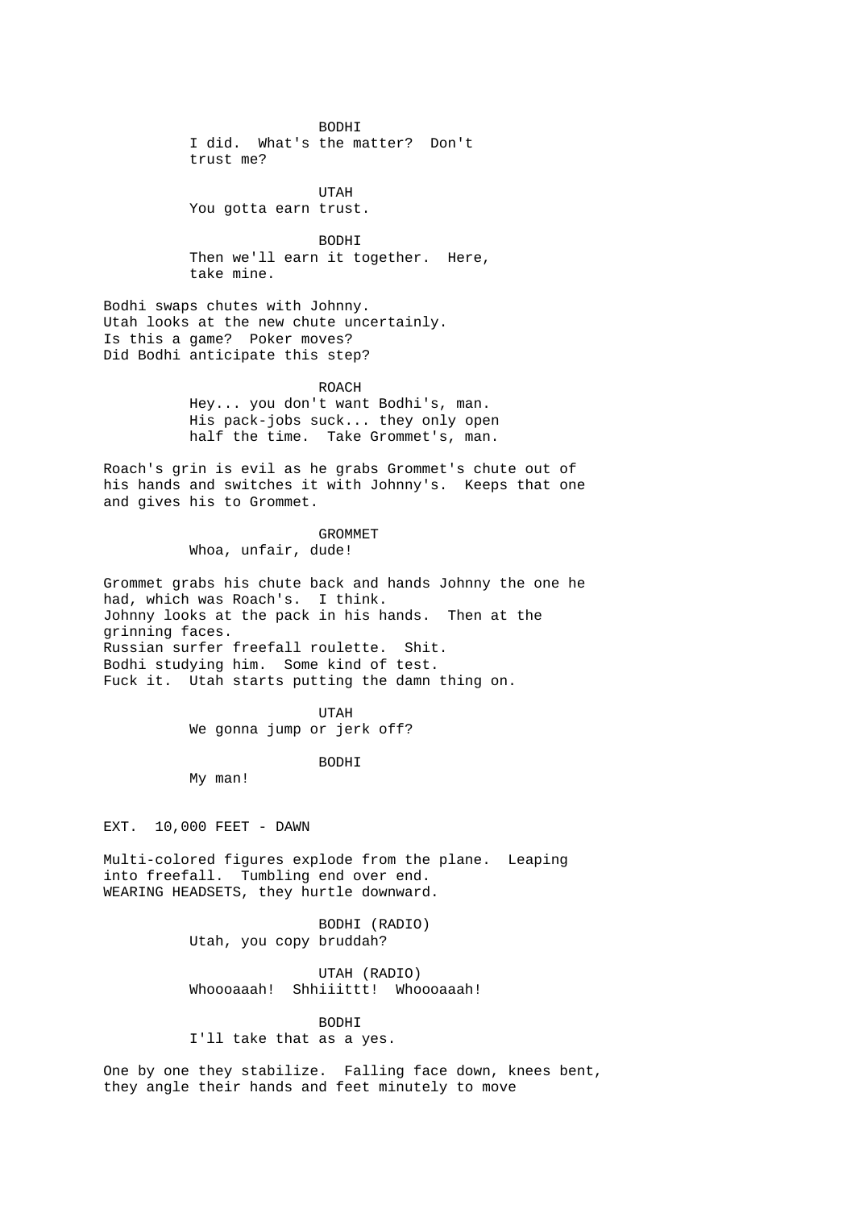BODHI
I did. What's the matter? Don't trust me?

UTAH
You gotta earn trust.

BODHI
Then we'll earn it together. Here, take mine.

Bodhi swaps chutes with Johnny.
Utah looks at the new chute uncertainly.
Is this a game? Poker moves?
Did Bodhi anticipate this step?

ROACH
Hey... you don't want Bodhi's, man. His pack-jobs suck... they only open half the time. Take Grommet's, man.

Roach's grin is evil as he grabs Grommet's chute out of his hands and switches it with Johnny's. Keeps that one and gives his to Grommet.

GROMMET
Whoa, unfair, dude!

Grommet grabs his chute back and hands Johnny the one he had, which was Roach's. I think.
Johnny looks at the pack in his hands. Then at the grinning faces.
Russian surfer freefall roulette. Shit.
Bodhi studying him. Some kind of test.
Fuck it. Utah starts putting the damn thing on.

UTAH
We gonna jump or jerk off?

BODHI
My man!

EXT. 10,000 FEET - DAWN

Multi-colored figures explode from the plane. Leaping into freefall. Tumbling end over end.
WEARING HEADSETS, they hurtle downward.

BODHI (RADIO)
Utah, you copy bruddah?

UTAH (RADIO)
Whoooaaah! Shhiiittt! Whoooaaah!

BODHI
I'll take that as a yes.

One by one they stabilize. Falling face down, knees bent, they angle their hands and feet minutely to move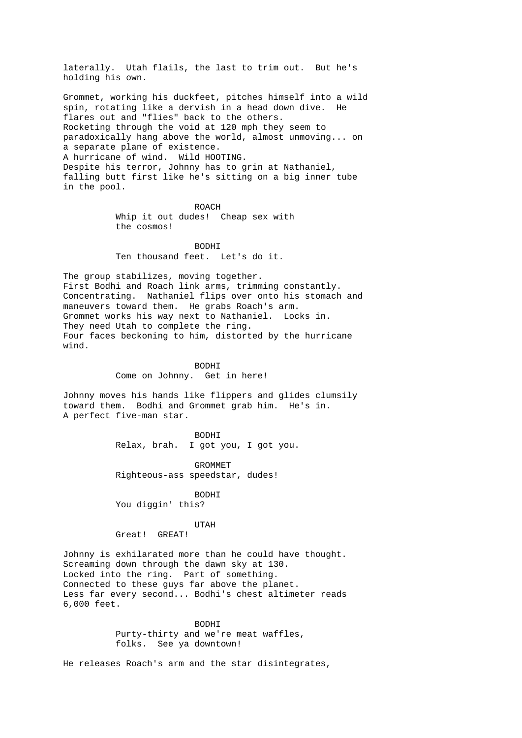laterally. Utah flails, the last to trim out. But he's holding his own.

Grommet, working his duckfeet, pitches himself into a wild spin, rotating like a dervish in a head down dive. He flares out and "flies" back to the others.
Rocketing through the void at 120 mph they seem to paradoxically hang above the world, almost unmoving... on a separate plane of existence.
A hurricane of wind. Wild HOOTING.
Despite his terror, Johnny has to grin at Nathaniel, falling butt first like he's sitting on a big inner tube in the pool.

ROACH
Whip it out dudes! Cheap sex with the cosmos!

BODHI
Ten thousand feet. Let's do it.

The group stabilizes, moving together.
First Bodhi and Roach link arms, trimming constantly. Concentrating. Nathaniel flips over onto his stomach and maneuvers toward them. He grabs Roach's arm.
Grommet works his way next to Nathaniel. Locks in.
They need Utah to complete the ring.
Four faces beckoning to him, distorted by the hurricane wind.

BODHI
Come on Johnny. Get in here!

Johnny moves his hands like flippers and glides clumsily toward them. Bodhi and Grommet grab him. He's in.
A perfect five-man star.

BODHI
Relax, brah. I got you, I got you.

GROMMET
Righteous-ass speedstar, dudes!

BODHI
You diggin' this?

UTAH
Great! GREAT!

Johnny is exhilarated more than he could have thought.
Screaming down through the dawn sky at 130.
Locked into the ring. Part of something.
Connected to these guys far above the planet.
Less far every second... Bodhi's chest altimeter reads 6,000 feet.

BODHI
Purty-thirty and we're meat waffles, folks. See ya downtown!

He releases Roach's arm and the star disintegrates,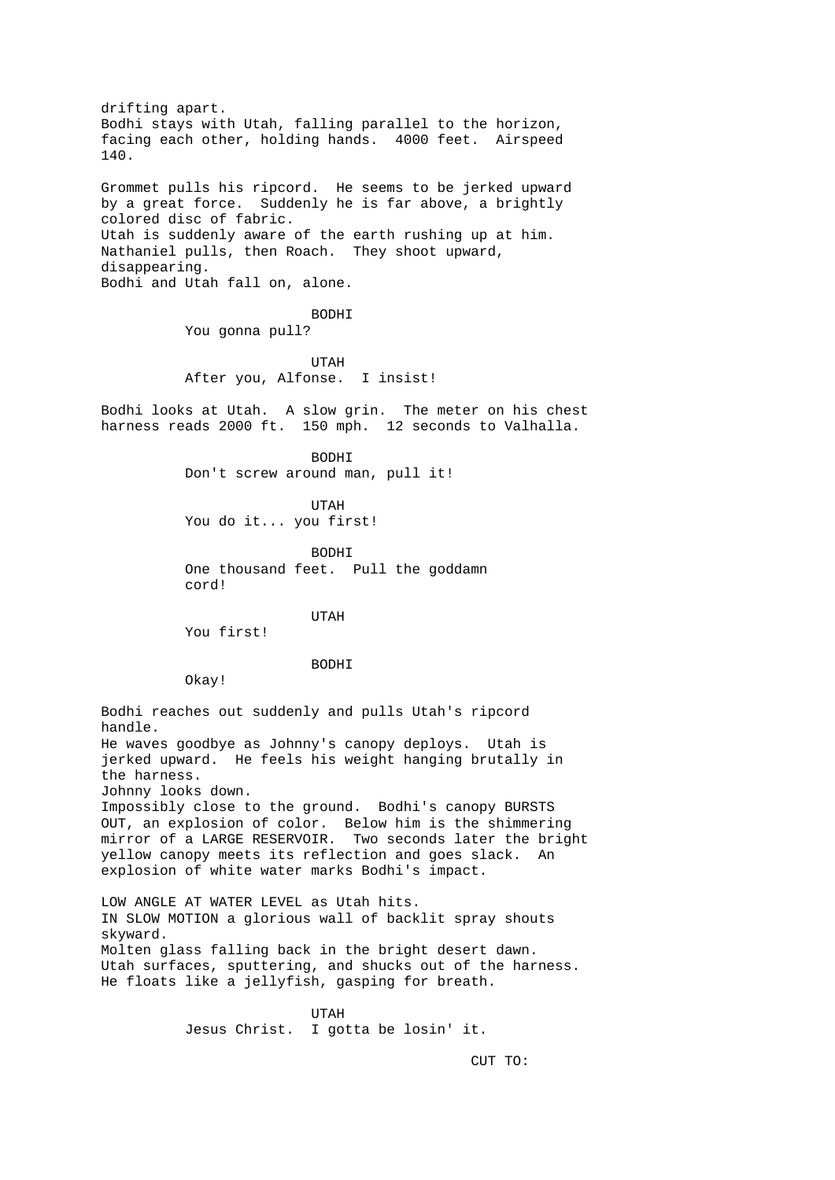drifting apart.
Bodhi stays with Utah, falling parallel to the horizon, facing each other, holding hands. 4000 feet. Airspeed 140.

Grommet pulls his ripcord. He seems to be jerked upward by a great force. Suddenly he is far above, a brightly colored disc of fabric.
Utah is suddenly aware of the earth rushing up at him. Nathaniel pulls, then Roach. They shoot upward, disappearing.
Bodhi and Utah fall on, alone.

BODHI
You gonna pull?

UTAH
After you, Alfonse. I insist!

Bodhi looks at Utah. A slow grin. The meter on his chest harness reads 2000 ft. 150 mph. 12 seconds to Valhalla.

BODHI
Don't screw around man, pull it!

UTAH
You do it... you first!

BODHI
One thousand feet. Pull the goddamn cord!

UTAH
You first!

BODHI
Okay!

Bodhi reaches out suddenly and pulls Utah's ripcord handle.
He waves goodbye as Johnny's canopy deploys. Utah is jerked upward. He feels his weight hanging brutally in the harness.
Johnny looks down.
Impossibly close to the ground. Bodhi's canopy BURSTS OUT, an explosion of color. Below him is the shimmering mirror of a LARGE RESERVOIR. Two seconds later the bright yellow canopy meets its reflection and goes slack. An explosion of white water marks Bodhi's impact.

LOW ANGLE AT WATER LEVEL as Utah hits.
IN SLOW MOTION a glorious wall of backlit spray shouts skyward.
Molten glass falling back in the bright desert dawn.
Utah surfaces, sputtering, and shucks out of the harness.
He floats like a jellyfish, gasping for breath.

UTAH
Jesus Christ. I gotta be losin' it.

CUT TO: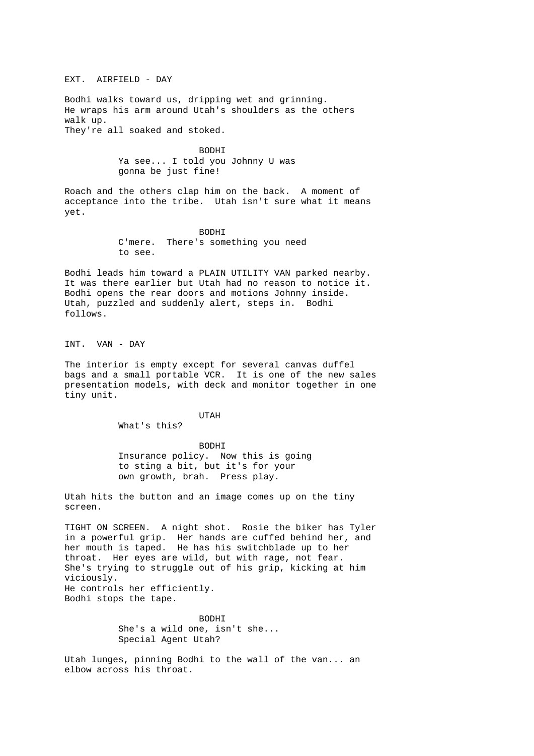EXT. AIRFIELD - DAY

Bodhi walks toward us, dripping wet and grinning. He wraps his arm around Utah's shoulders as the others walk up. They're all soaked and stoked.

BODHI
Ya see... I told you Johnny U was gonna be just fine!

Roach and the others clap him on the back. A moment of acceptance into the tribe. Utah isn't sure what it means yet.

BODHI
C'mere. There's something you need to see.

Bodhi leads him toward a PLAIN UTILITY VAN parked nearby. It was there earlier but Utah had no reason to notice it. Bodhi opens the rear doors and motions Johnny inside. Utah, puzzled and suddenly alert, steps in. Bodhi follows.

INT. VAN - DAY

The interior is empty except for several canvas duffel bags and a small portable VCR. It is one of the new sales presentation models, with deck and monitor together in one tiny unit.

UTAH
What's this?

BODHI
Insurance policy. Now this is going to sting a bit, but it's for your own growth, brah. Press play.

Utah hits the button and an image comes up on the tiny screen.

TIGHT ON SCREEN. A night shot. Rosie the biker has Tyler in a powerful grip. Her hands are cuffed behind her, and her mouth is taped. He has his switchblade up to her throat. Her eyes are wild, but with rage, not fear. She's trying to struggle out of his grip, kicking at him viciously.
He controls her efficiently.
Bodhi stops the tape.

BODHI
She's a wild one, isn't she... Special Agent Utah?

Utah lunges, pinning Bodhi to the wall of the van... an elbow across his throat.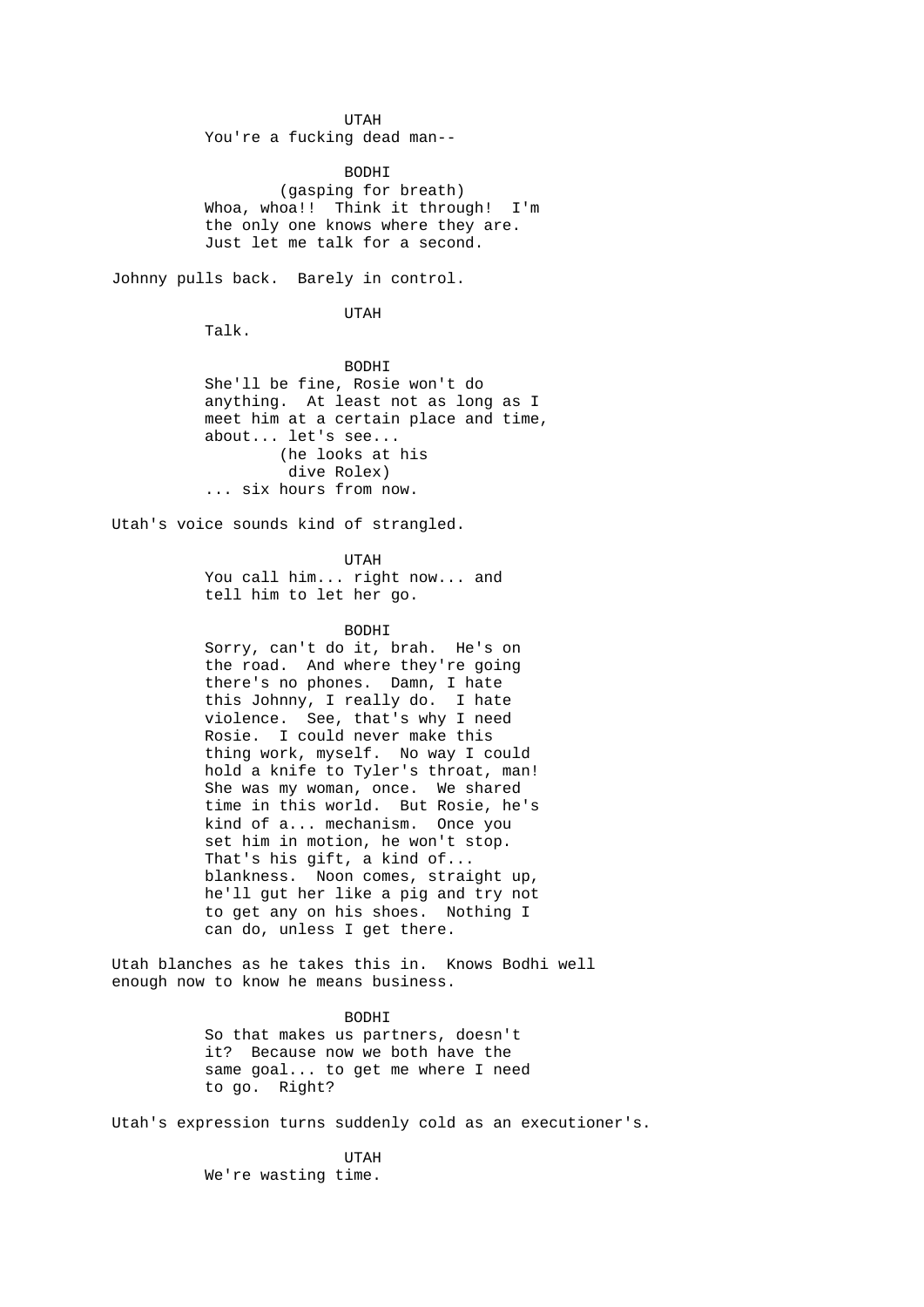UTAH
You're a fucking dead man--

BODHI
(gasping for breath)
Whoa, whoa!! Think it through! I'm the only one knows where they are. Just let me talk for a second.

Johnny pulls back. Barely in control.

UTAH
Talk.

BODHI
She'll be fine, Rosie won't do anything. At least not as long as I meet him at a certain place and time, about... let's see...
(he looks at his dive Rolex)
... six hours from now.

Utah's voice sounds kind of strangled.

UTAH
You call him... right now... and tell him to let her go.

BODHI
Sorry, can't do it, brah. He's on the road. And where they're going there's no phones. Damn, I hate this Johnny, I really do. I hate violence. See, that's why I need Rosie. I could never make this thing work, myself. No way I could hold a knife to Tyler's throat, man! She was my woman, once. We shared time in this world. But Rosie, he's kind of a... mechanism. Once you set him in motion, he won't stop. That's his gift, a kind of... blankness. Noon comes, straight up, he'll gut her like a pig and try not to get any on his shoes. Nothing I can do, unless I get there.

Utah blanches as he takes this in. Knows Bodhi well enough now to know he means business.

BODHI
So that makes us partners, doesn't it? Because now we both have the same goal... to get me where I need to go. Right?

Utah's expression turns suddenly cold as an executioner's.

UTAH
We're wasting time.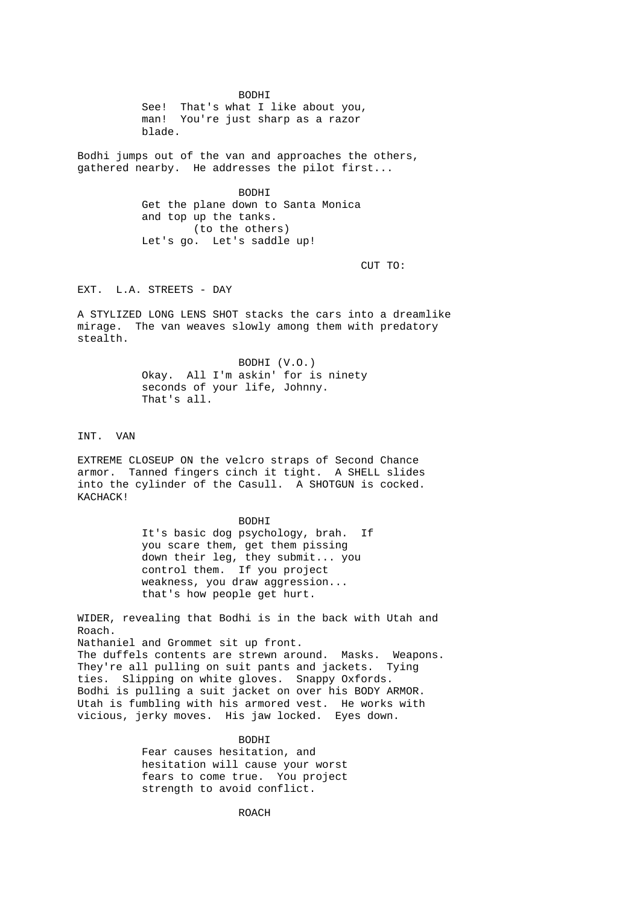BODHI
See! That's what I like about you, man! You're just sharp as a razor blade.

Bodhi jumps out of the van and approaches the others, gathered nearby. He addresses the pilot first...

BODHI
Get the plane down to Santa Monica and top up the tanks.
(to the others)
Let's go. Let's saddle up!

CUT TO:

EXT. L.A. STREETS - DAY

A STYLIZED LONG LENS SHOT stacks the cars into a dreamlike mirage. The van weaves slowly among them with predatory stealth.

BODHI (V.O.)
Okay. All I'm askin' for is ninety seconds of your life, Johnny. That's all.

INT. VAN

EXTREME CLOSEUP ON the velcro straps of Second Chance armor. Tanned fingers cinch it tight. A SHELL slides into the cylinder of the Casull. A SHOTGUN is cocked. KACHACK!

BODHI
It's basic dog psychology, brah. If you scare them, get them pissing down their leg, they submit... you control them. If you project weakness, you draw aggression... that's how people get hurt.

WIDER, revealing that Bodhi is in the back with Utah and Roach.
Nathaniel and Grommet sit up front.
The duffels contents are strewn around. Masks. Weapons. They're all pulling on suit pants and jackets. Tying ties. Slipping on white gloves. Snappy Oxfords.
Bodhi is pulling a suit jacket on over his BODY ARMOR.
Utah is fumbling with his armored vest. He works with vicious, jerky moves. His jaw locked. Eyes down.

BODHI
Fear causes hesitation, and hesitation will cause your worst fears to come true. You project strength to avoid conflict.

ROACH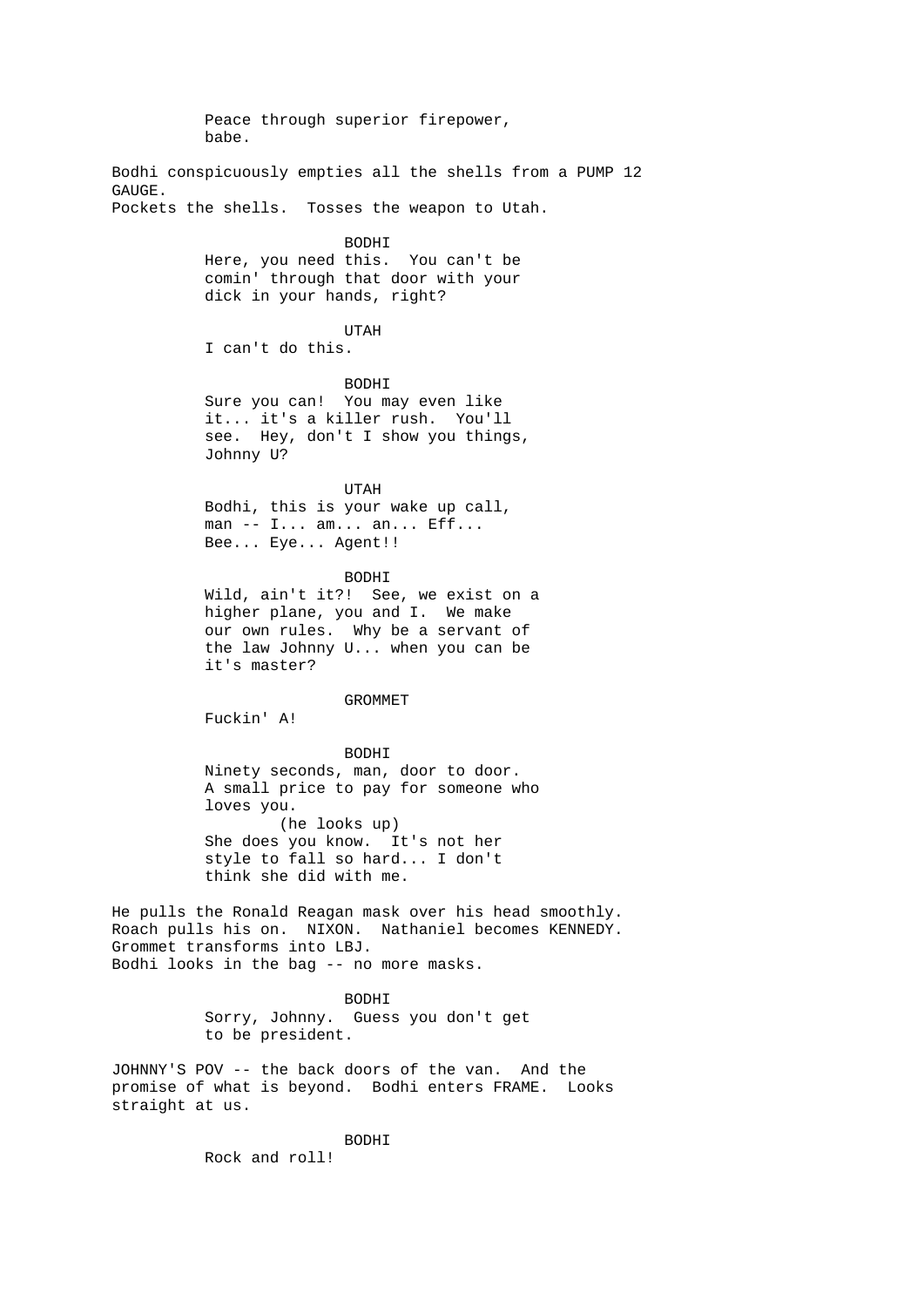Peace through superior firepower,
babe.

Bodhi conspicuously empties all the shells from a PUMP 12 GAUGE.
Pockets the shells.  Tosses the weapon to Utah.

BODHI
Here, you need this.  You can't be
comin' through that door with your
dick in your hands, right?

UTAH
I can't do this.

BODHI
Sure you can!  You may even like
it... it's a killer rush.  You'll
see.  Hey, don't I show you things,
Johnny U?

UTAH
Bodhi, this is your wake up call,
man -- I... am... an... Eff...
Bee... Eye... Agent!!

BODHI
Wild, ain't it?!  See, we exist on a
higher plane, you and I.  We make
our own rules.  Why be a servant of
the law Johnny U... when you can be
it's master?

GROMMET
Fuckin' A!

BODHI
Ninety seconds, man, door to door.
A small price to pay for someone who
loves you.
(he looks up)
She does you know.  It's not her
style to fall so hard... I don't
think she did with me.

He pulls the Ronald Reagan mask over his head smoothly.
Roach pulls his on.  NIXON.  Nathaniel becomes KENNEDY.
Grommet transforms into LBJ.
Bodhi looks in the bag -- no more masks.

BODHI
Sorry, Johnny.  Guess you don't get
to be president.

JOHNNY'S POV -- the back doors of the van.  And the
promise of what is beyond.  Bodhi enters FRAME.  Looks
straight at us.

BODHI
Rock and roll!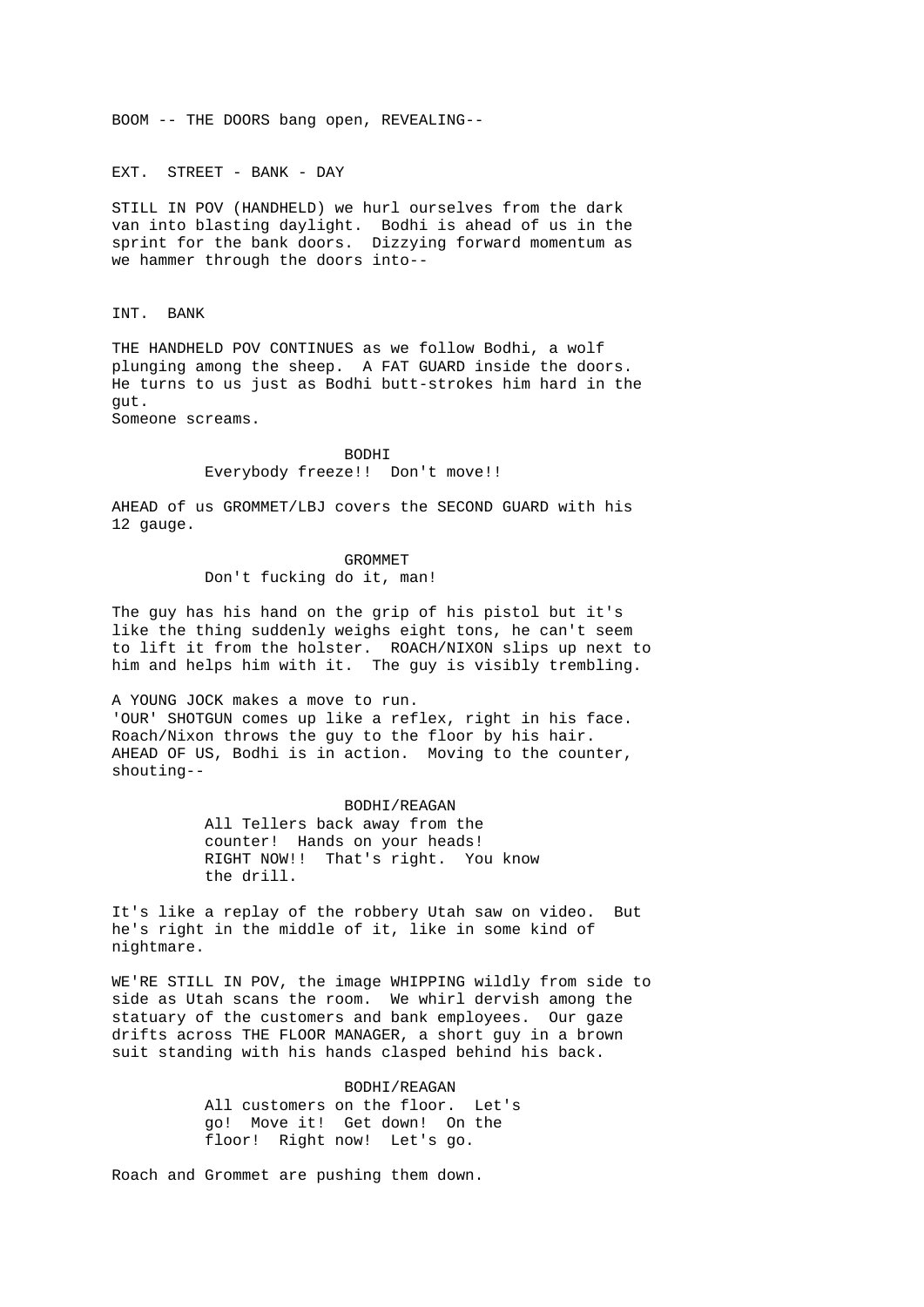BOOM -- THE DOORS bang open, REVEALING--

EXT. STREET - BANK - DAY

STILL IN POV (HANDHELD) we hurl ourselves from the dark van into blasting daylight. Bodhi is ahead of us in the sprint for the bank doors. Dizzying forward momentum as we hammer through the doors into--

INT. BANK

THE HANDHELD POV CONTINUES as we follow Bodhi, a wolf plunging among the sheep. A FAT GUARD inside the doors. He turns to us just as Bodhi butt-strokes him hard in the gut.
Someone screams.

BODHI
Everybody freeze!! Don't move!!

AHEAD of us GROMMET/LBJ covers the SECOND GUARD with his 12 gauge.

GROMMET
Don't fucking do it, man!

The guy has his hand on the grip of his pistol but it's like the thing suddenly weighs eight tons, he can't seem to lift it from the holster. ROACH/NIXON slips up next to him and helps him with it. The guy is visibly trembling.

A YOUNG JOCK makes a move to run.
'OUR' SHOTGUN comes up like a reflex, right in his face.
Roach/Nixon throws the guy to the floor by his hair.
AHEAD OF US, Bodhi is in action. Moving to the counter, shouting--

BODHI/REAGAN
All Tellers back away from the counter! Hands on your heads! RIGHT NOW!! That's right. You know the drill.

It's like a replay of the robbery Utah saw on video. But he's right in the middle of it, like in some kind of nightmare.

WE'RE STILL IN POV, the image WHIPPING wildly from side to side as Utah scans the room. We whirl dervish among the statuary of the customers and bank employees. Our gaze drifts across THE FLOOR MANAGER, a short guy in a brown suit standing with his hands clasped behind his back.

BODHI/REAGAN
All customers on the floor. Let's go! Move it! Get down! On the floor! Right now! Let's go.

Roach and Grommet are pushing them down.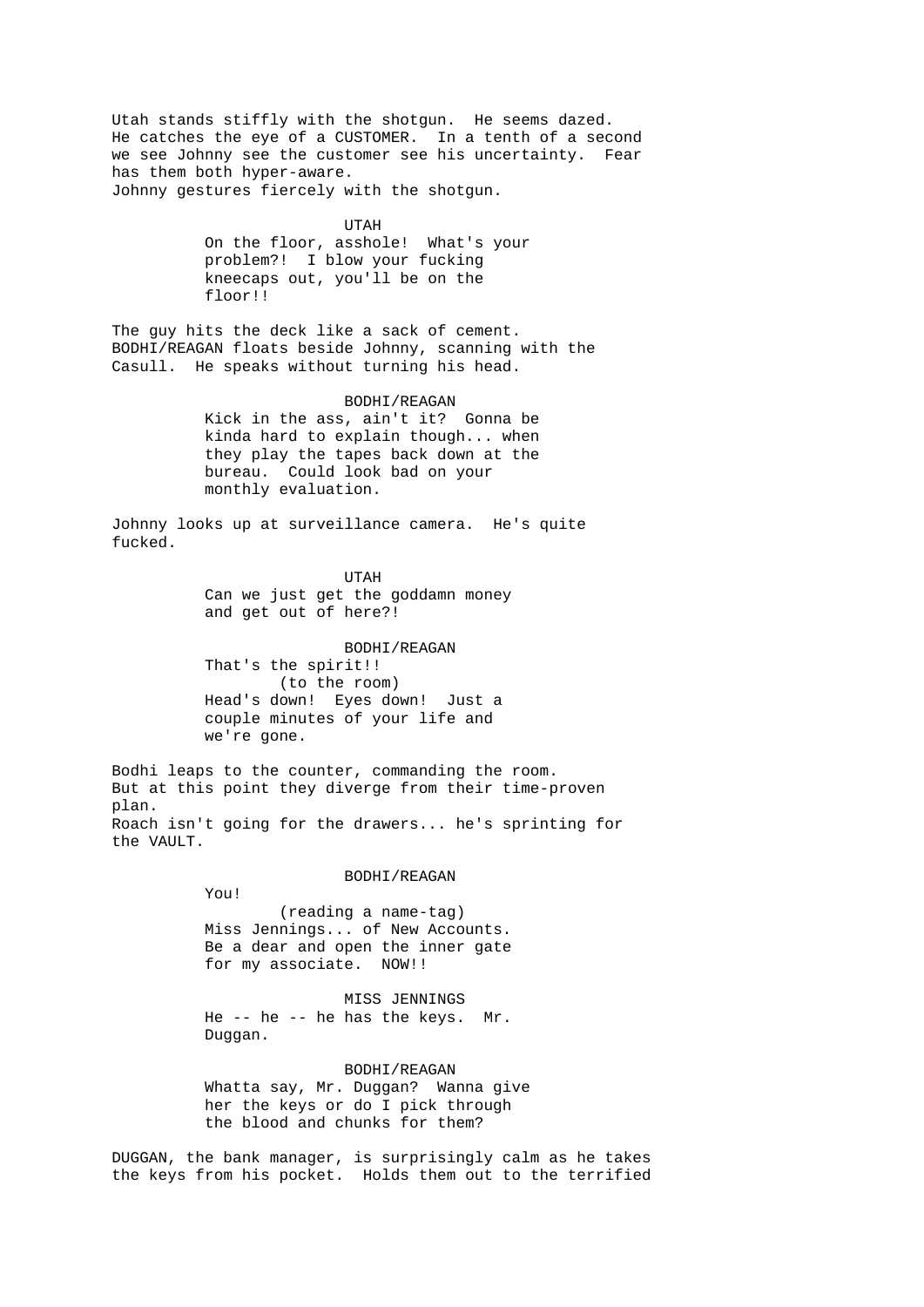Utah stands stiffly with the shotgun. He seems dazed. He catches the eye of a CUSTOMER. In a tenth of a second we see Johnny see the customer see his uncertainty. Fear has them both hyper-aware.
Johnny gestures fiercely with the shotgun.

UTAH
On the floor, asshole! What's your problem?! I blow your fucking kneecaps out, you'll be on the floor!!

The guy hits the deck like a sack of cement.
BODHI/REAGAN floats beside Johnny, scanning with the Casull. He speaks without turning his head.

BODHI/REAGAN
Kick in the ass, ain't it? Gonna be kinda hard to explain though... when they play the tapes back down at the bureau. Could look bad on your monthly evaluation.

Johnny looks up at surveillance camera. He's quite fucked.

UTAH
Can we just get the goddamn money and get out of here?!

BODHI/REAGAN
That's the spirit!!
(to the room)
Head's down! Eyes down! Just a couple minutes of your life and we're gone.

Bodhi leaps to the counter, commanding the room.
But at this point they diverge from their time-proven plan.
Roach isn't going for the drawers... he's sprinting for the VAULT.

BODHI/REAGAN
You!
(reading a name-tag)
Miss Jennings... of New Accounts. Be a dear and open the inner gate for my associate. NOW!!

MISS JENNINGS
He -- he -- he has the keys. Mr. Duggan.

BODHI/REAGAN
Whatta say, Mr. Duggan? Wanna give her the keys or do I pick through the blood and chunks for them?

DUGGAN, the bank manager, is surprisingly calm as he takes the keys from his pocket. Holds them out to the terrified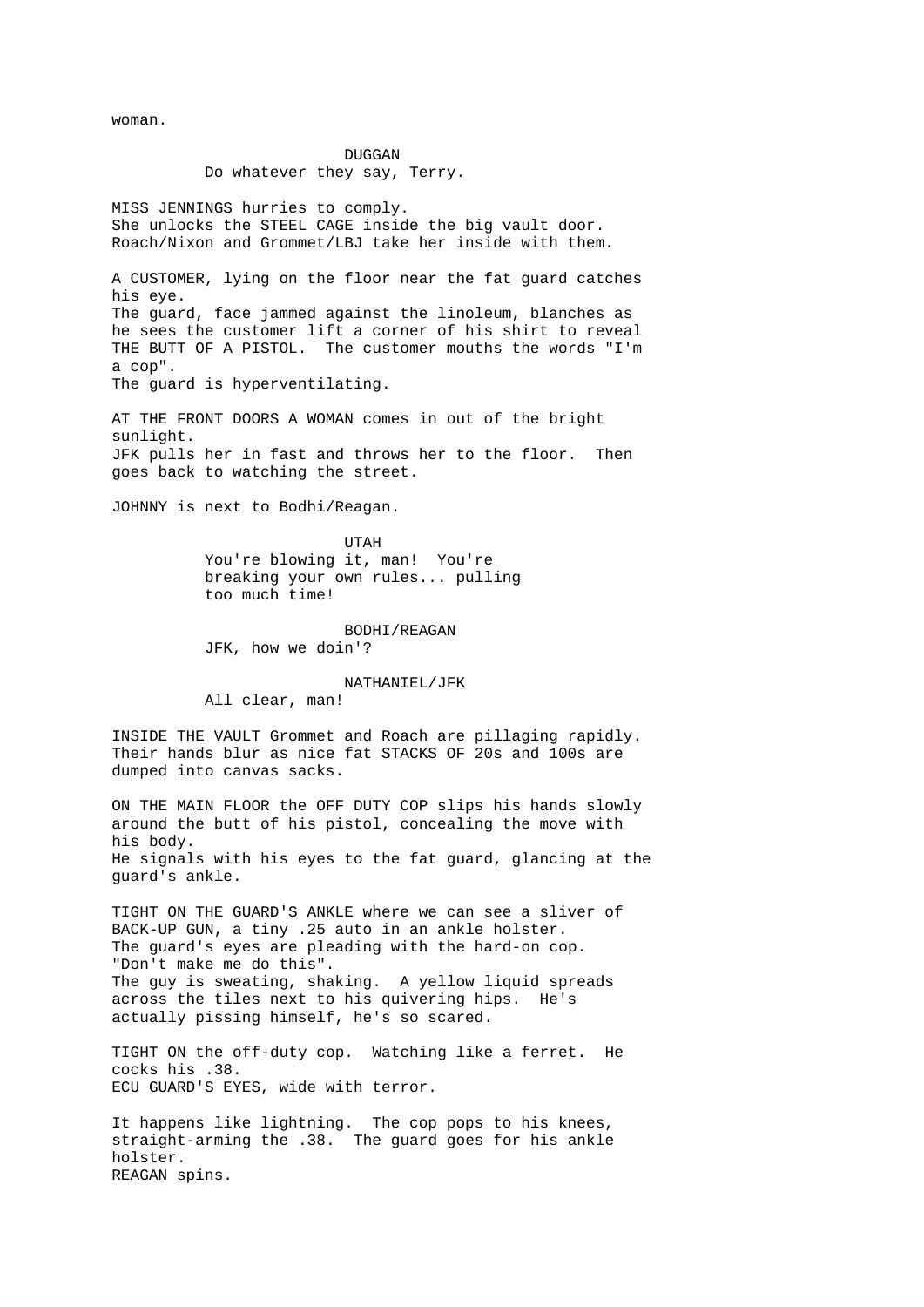woman.

DUGGAN
Do whatever they say, Terry.

MISS JENNINGS hurries to comply.
She unlocks the STEEL CAGE inside the big vault door.
Roach/Nixon and Grommet/LBJ take her inside with them.

A CUSTOMER, lying on the floor near the fat guard catches his eye.
The guard, face jammed against the linoleum, blanches as he sees the customer lift a corner of his shirt to reveal THE BUTT OF A PISTOL. The customer mouths the words "I'm a cop".
The guard is hyperventilating.

AT THE FRONT DOORS A WOMAN comes in out of the bright sunlight.
JFK pulls her in fast and throws her to the floor. Then goes back to watching the street.

JOHNNY is next to Bodhi/Reagan.

UTAH
You're blowing it, man! You're breaking your own rules... pulling too much time!

BODHI/REAGAN
JFK, how we doin'?

NATHANIEL/JFK
All clear, man!

INSIDE THE VAULT Grommet and Roach are pillaging rapidly. Their hands blur as nice fat STACKS OF 20s and 100s are dumped into canvas sacks.

ON THE MAIN FLOOR the OFF DUTY COP slips his hands slowly around the butt of his pistol, concealing the move with his body.
He signals with his eyes to the fat guard, glancing at the guard's ankle.

TIGHT ON THE GUARD'S ANKLE where we can see a sliver of BACK-UP GUN, a tiny .25 auto in an ankle holster.
The guard's eyes are pleading with the hard-on cop.
"Don't make me do this".
The guy is sweating, shaking. A yellow liquid spreads across the tiles next to his quivering hips. He's actually pissing himself, he's so scared.

TIGHT ON the off-duty cop. Watching like a ferret. He cocks his .38.
ECU GUARD'S EYES, wide with terror.

It happens like lightning. The cop pops to his knees, straight-arming the .38. The guard goes for his ankle holster.
REAGAN spins.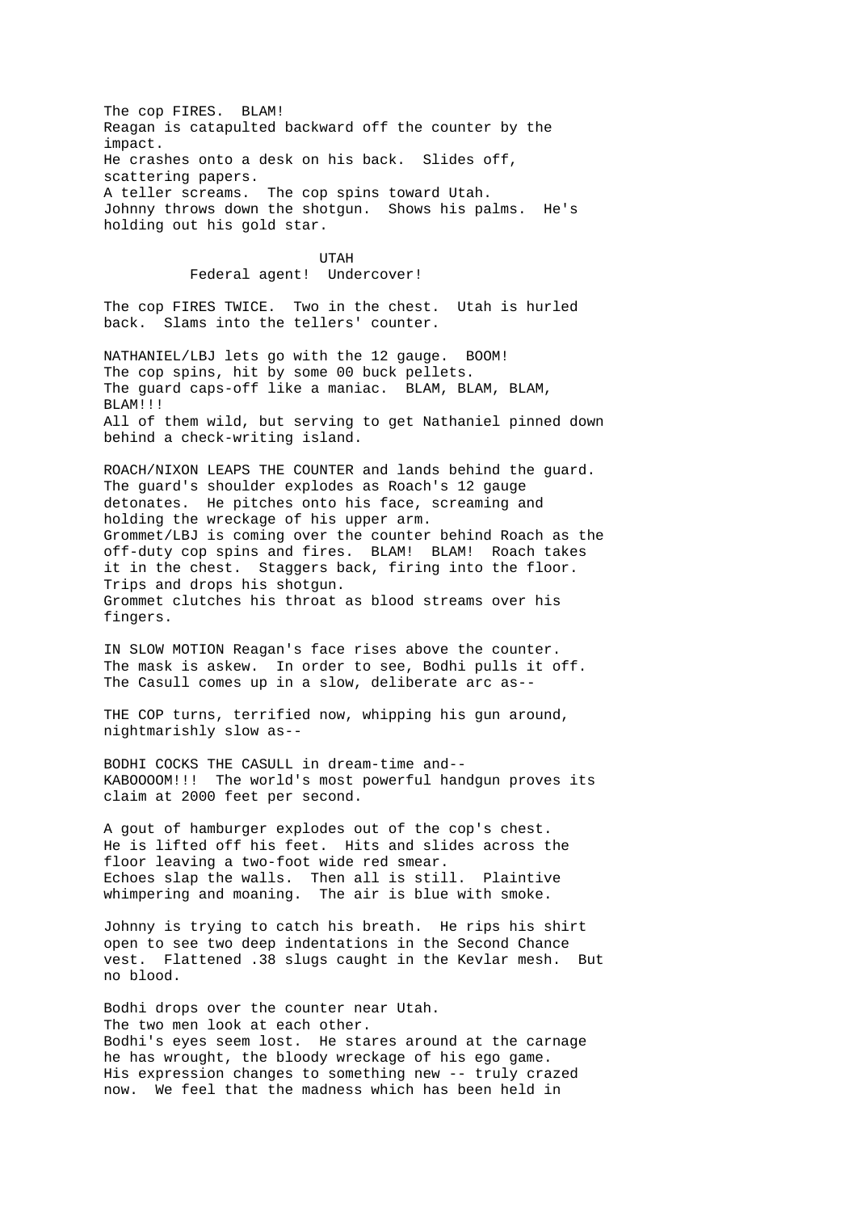The cop FIRES. BLAM!
Reagan is catapulted backward off the counter by the impact.
He crashes onto a desk on his back. Slides off, scattering papers.
A teller screams. The cop spins toward Utah.
Johnny throws down the shotgun. Shows his palms. He's holding out his gold star.

UTAH
Federal agent! Undercover!

The cop FIRES TWICE. Two in the chest. Utah is hurled back. Slams into the tellers' counter.

NATHANIEL/LBJ lets go with the 12 gauge. BOOM!
The cop spins, hit by some 00 buck pellets.
The guard caps-off like a maniac. BLAM, BLAM, BLAM, BLAM!!!
All of them wild, but serving to get Nathaniel pinned down behind a check-writing island.

ROACH/NIXON LEAPS THE COUNTER and lands behind the guard.
The guard's shoulder explodes as Roach's 12 gauge detonates. He pitches onto his face, screaming and holding the wreckage of his upper arm.
Grommet/LBJ is coming over the counter behind Roach as the off-duty cop spins and fires. BLAM! BLAM! Roach takes it in the chest. Staggers back, firing into the floor. Trips and drops his shotgun.
Grommet clutches his throat as blood streams over his fingers.

IN SLOW MOTION Reagan's face rises above the counter.
The mask is askew. In order to see, Bodhi pulls it off.
The Casull comes up in a slow, deliberate arc as--

THE COP turns, terrified now, whipping his gun around, nightmarishly slow as--

BODHI COCKS THE CASULL in dream-time and--
KABOOOOM!!! The world's most powerful handgun proves its claim at 2000 feet per second.

A gout of hamburger explodes out of the cop's chest.
He is lifted off his feet. Hits and slides across the floor leaving a two-foot wide red smear.
Echoes slap the walls. Then all is still. Plaintive whimpering and moaning. The air is blue with smoke.

Johnny is trying to catch his breath. He rips his shirt open to see two deep indentations in the Second Chance vest. Flattened .38 slugs caught in the Kevlar mesh. But no blood.

Bodhi drops over the counter near Utah.
The two men look at each other.
Bodhi's eyes seem lost. He stares around at the carnage he has wrought, the bloody wreckage of his ego game.
His expression changes to something new -- truly crazed now. We feel that the madness which has been held in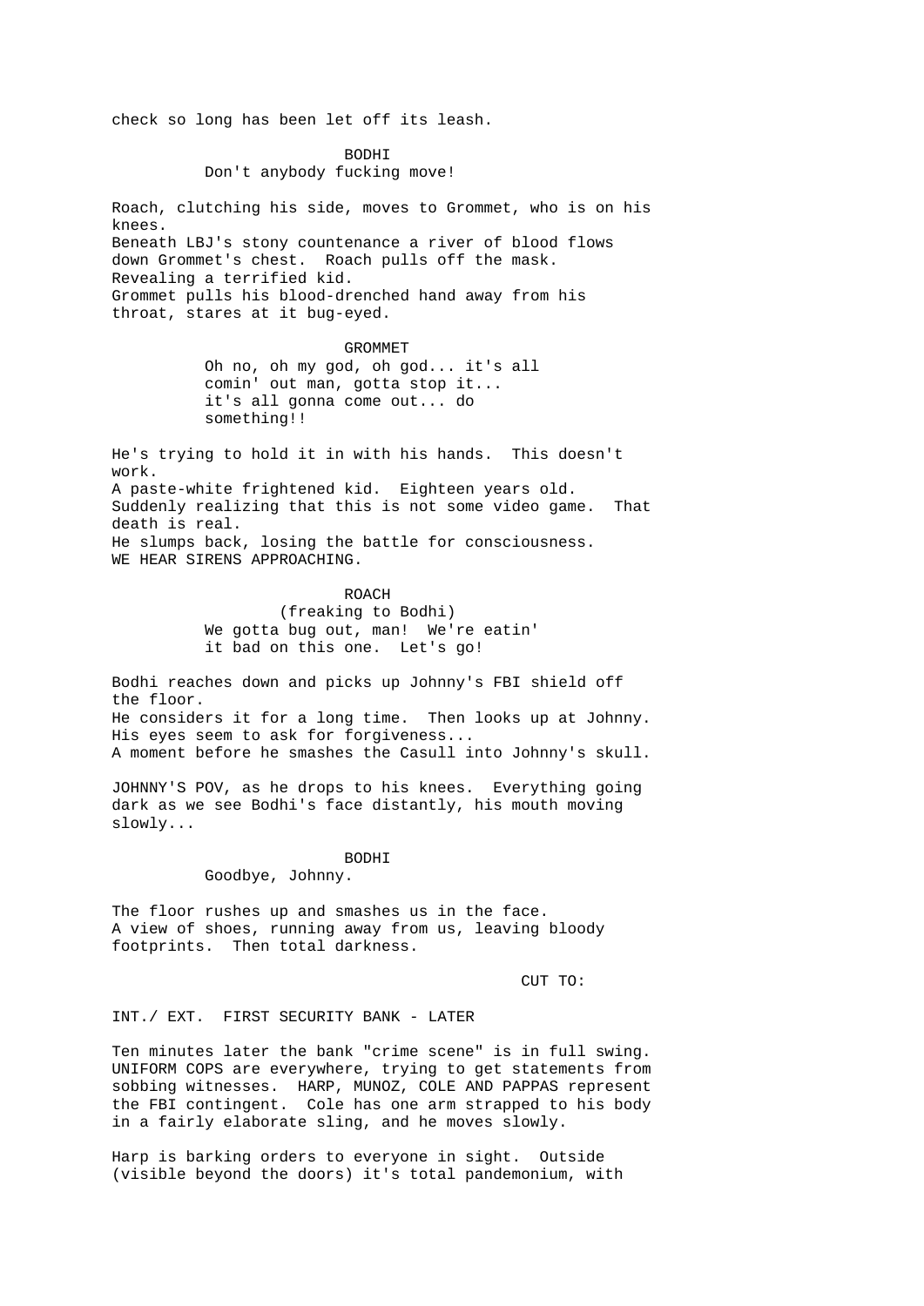check so long has been let off its leash.

BODHI
Don't anybody fucking move!

Roach, clutching his side, moves to Grommet, who is on his knees.
Beneath LBJ's stony countenance a river of blood flows down Grommet's chest. Roach pulls off the mask.
Revealing a terrified kid.
Grommet pulls his blood-drenched hand away from his throat, stares at it bug-eyed.

GROMMET
Oh no, oh my god, oh god... it's all comin' out man, gotta stop it... it's all gonna come out... do something!!

He's trying to hold it in with his hands. This doesn't work.
A paste-white frightened kid. Eighteen years old.
Suddenly realizing that this is not some video game. That death is real.
He slumps back, losing the battle for consciousness.
WE HEAR SIRENS APPROACHING.

ROACH
(freaking to Bodhi)
We gotta bug out, man! We're eatin' it bad on this one. Let's go!

Bodhi reaches down and picks up Johnny's FBI shield off the floor.
He considers it for a long time. Then looks up at Johnny.
His eyes seem to ask for forgiveness...
A moment before he smashes the Casull into Johnny's skull.

JOHNNY'S POV, as he drops to his knees. Everything going dark as we see Bodhi's face distantly, his mouth moving slowly...

BODHI
Goodbye, Johnny.

The floor rushes up and smashes us in the face.
A view of shoes, running away from us, leaving bloody footprints. Then total darkness.

CUT TO:

INT./ EXT. FIRST SECURITY BANK - LATER

Ten minutes later the bank "crime scene" is in full swing. UNIFORM COPS are everywhere, trying to get statements from sobbing witnesses. HARP, MUNOZ, COLE AND PAPPAS represent the FBI contingent. Cole has one arm strapped to his body in a fairly elaborate sling, and he moves slowly.

Harp is barking orders to everyone in sight. Outside (visible beyond the doors) it's total pandemonium, with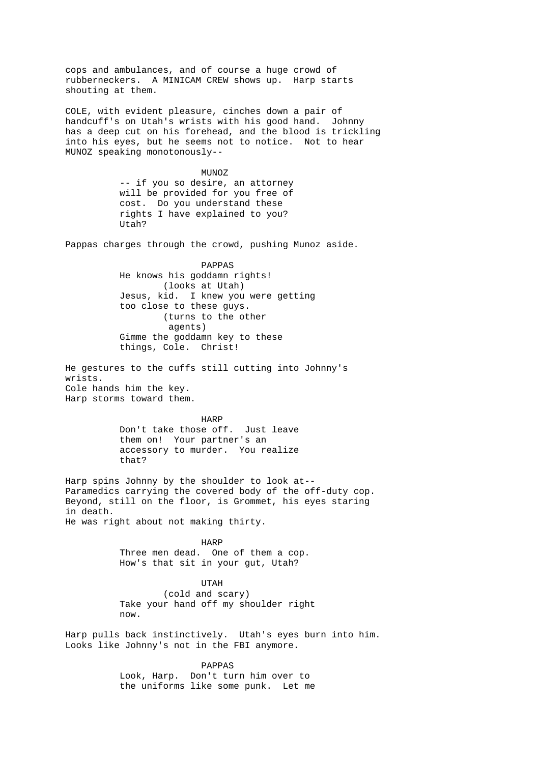cops and ambulances, and of course a huge crowd of rubberneckers. A MINICAM CREW shows up. Harp starts shouting at them.

COLE, with evident pleasure, cinches down a pair of handcuff's on Utah's wrists with his good hand. Johnny has a deep cut on his forehead, and the blood is trickling into his eyes, but he seems not to notice. Not to hear MUNOZ speaking monotonously--

MUNOZ
-- if you so desire, an attorney will be provided for you free of cost. Do you understand these rights I have explained to you? Utah?

Pappas charges through the crowd, pushing Munoz aside.

PAPPAS
He knows his goddamn rights!
(looks at Utah)
Jesus, kid. I knew you were getting too close to these guys.
(turns to the other agents)
Gimme the goddamn key to these things, Cole. Christ!

He gestures to the cuffs still cutting into Johnny's wrists.
Cole hands him the key.
Harp storms toward them.

HARP
Don't take those off. Just leave them on! Your partner's an accessory to murder. You realize that?

Harp spins Johnny by the shoulder to look at--
Paramedics carrying the covered body of the off-duty cop.
Beyond, still on the floor, is Grommet, his eyes staring in death.
He was right about not making thirty.

HARP
Three men dead. One of them a cop. How's that sit in your gut, Utah?

UTAH
(cold and scary)
Take your hand off my shoulder right now.

Harp pulls back instinctively. Utah's eyes burn into him.
Looks like Johnny's not in the FBI anymore.

PAPPAS
Look, Harp. Don't turn him over to the uniforms like some punk. Let me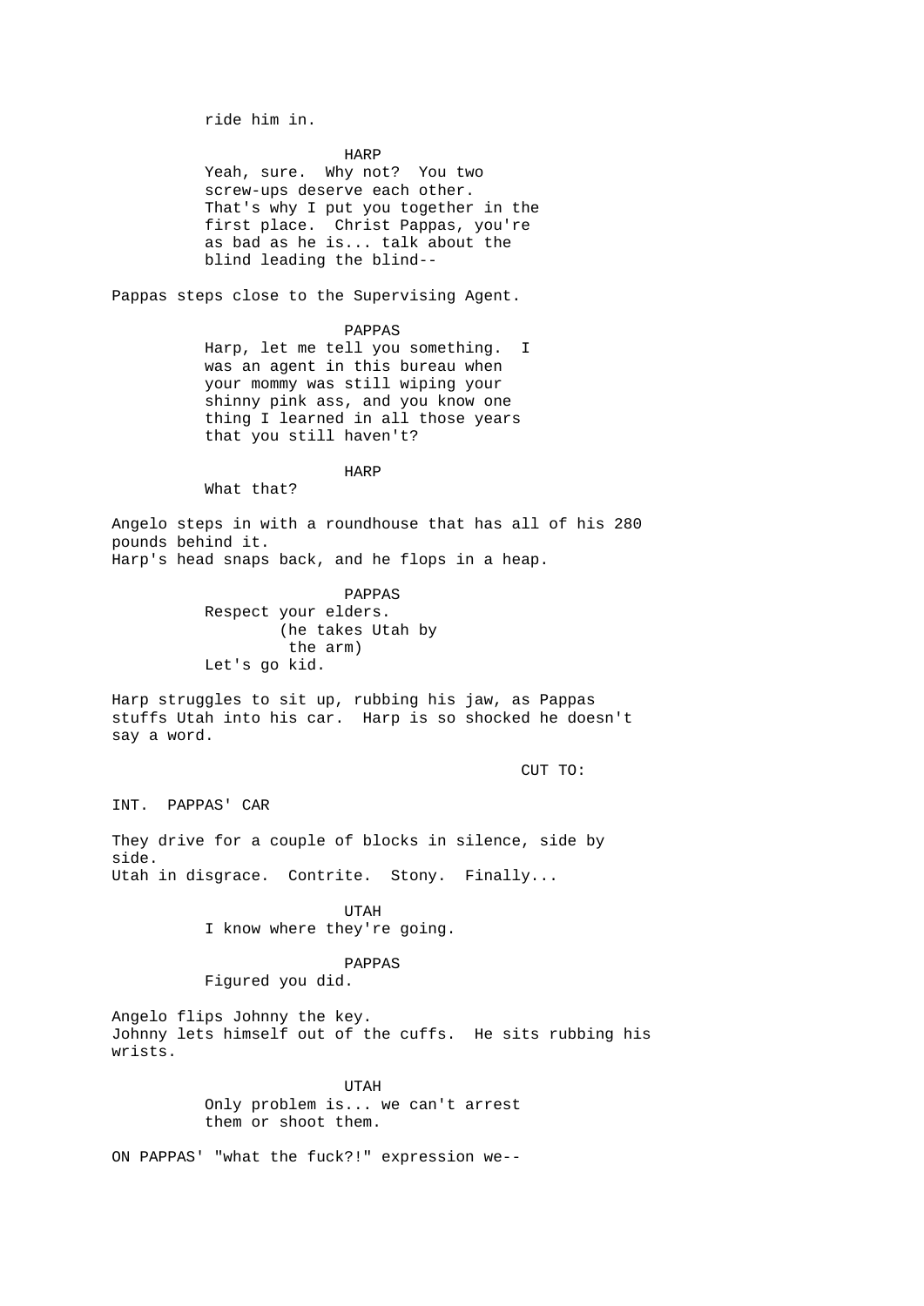ride him in.

HARP

Yeah, sure. Why not? You two screw-ups deserve each other. That's why I put you together in the first place. Christ Pappas, you're as bad as he is... talk about the blind leading the blind--

Pappas steps close to the Supervising Agent.

PAPPAS

Harp, let me tell you something. I was an agent in this bureau when your mommy was still wiping your shinny pink ass, and you know one thing I learned in all those years that you still haven't?

HARP

What that?

Angelo steps in with a roundhouse that has all of his 280 pounds behind it.
Harp's head snaps back, and he flops in a heap.

PAPPAS

Respect your elders.
(he takes Utah by the arm)
Let's go kid.

Harp struggles to sit up, rubbing his jaw, as Pappas stuffs Utah into his car. Harp is so shocked he doesn't say a word.

CUT TO:

INT. PAPPAS' CAR

They drive for a couple of blocks in silence, side by side.
Utah in disgrace. Contrite. Stony. Finally...

UTAH

I know where they're going.

PAPPAS

Figured you did.

Angelo flips Johnny the key.
Johnny lets himself out of the cuffs. He sits rubbing his wrists.

UTAH

Only problem is... we can't arrest them or shoot them.

ON PAPPAS' "what the fuck?!" expression we--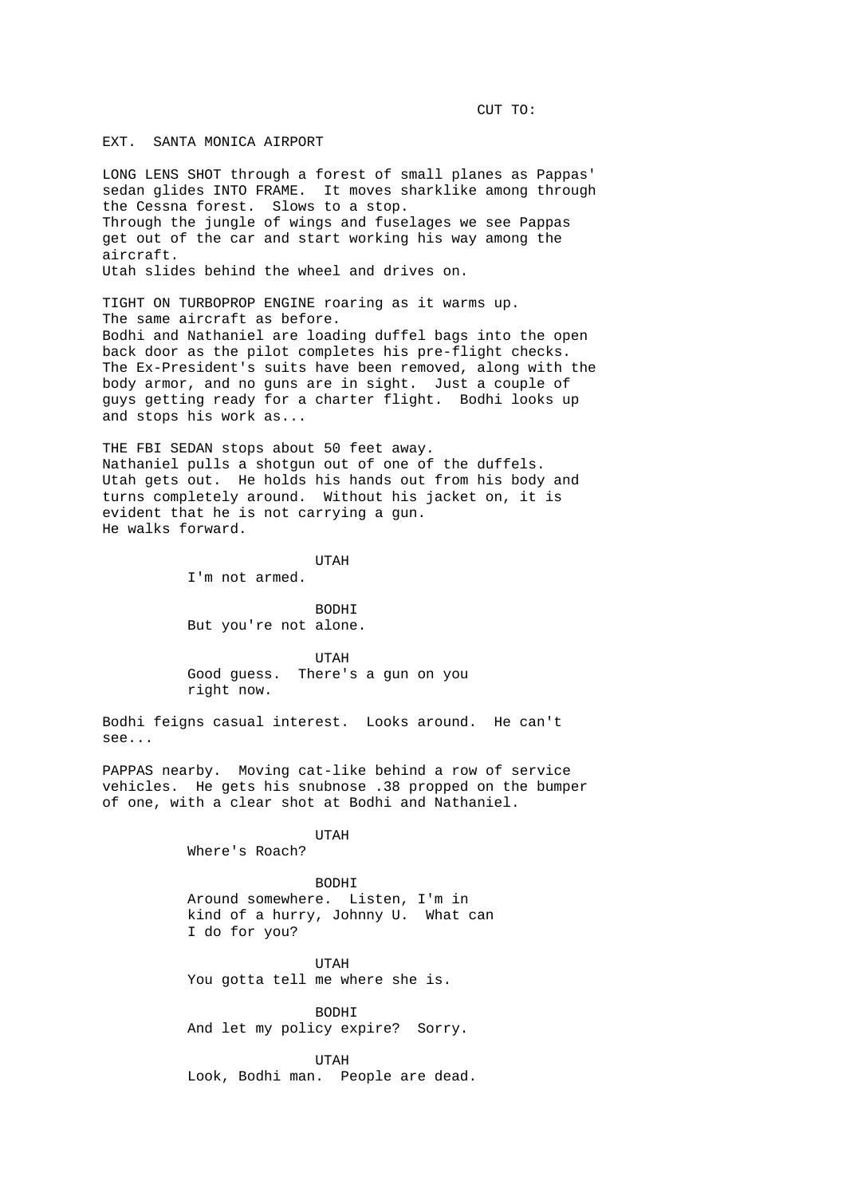CUT TO:

EXT. SANTA MONICA AIRPORT

LONG LENS SHOT through a forest of small planes as Pappas' sedan glides INTO FRAME. It moves sharklike among through the Cessna forest. Slows to a stop.
Through the jungle of wings and fuselages we see Pappas get out of the car and start working his way among the aircraft.
Utah slides behind the wheel and drives on.

TIGHT ON TURBOPROP ENGINE roaring as it warms up.
The same aircraft as before.
Bodhi and Nathaniel are loading duffel bags into the open back door as the pilot completes his pre-flight checks.
The Ex-President's suits have been removed, along with the body armor, and no guns are in sight. Just a couple of guys getting ready for a charter flight. Bodhi looks up and stops his work as...

THE FBI SEDAN stops about 50 feet away.
Nathaniel pulls a shotgun out of one of the duffels.
Utah gets out. He holds his hands out from his body and turns completely around. Without his jacket on, it is evident that he is not carrying a gun.
He walks forward.

UTAH
I'm not armed.

BODHI
But you're not alone.

UTAH
Good guess. There's a gun on you right now.

Bodhi feigns casual interest. Looks around. He can't see...

PAPPAS nearby. Moving cat-like behind a row of service vehicles. He gets his snubnose .38 propped on the bumper of one, with a clear shot at Bodhi and Nathaniel.

UTAH
Where's Roach?

BODHI
Around somewhere. Listen, I'm in kind of a hurry, Johnny U. What can I do for you?

UTAH
You gotta tell me where she is.

BODHI
And let my policy expire? Sorry.

UTAH
Look, Bodhi man. People are dead.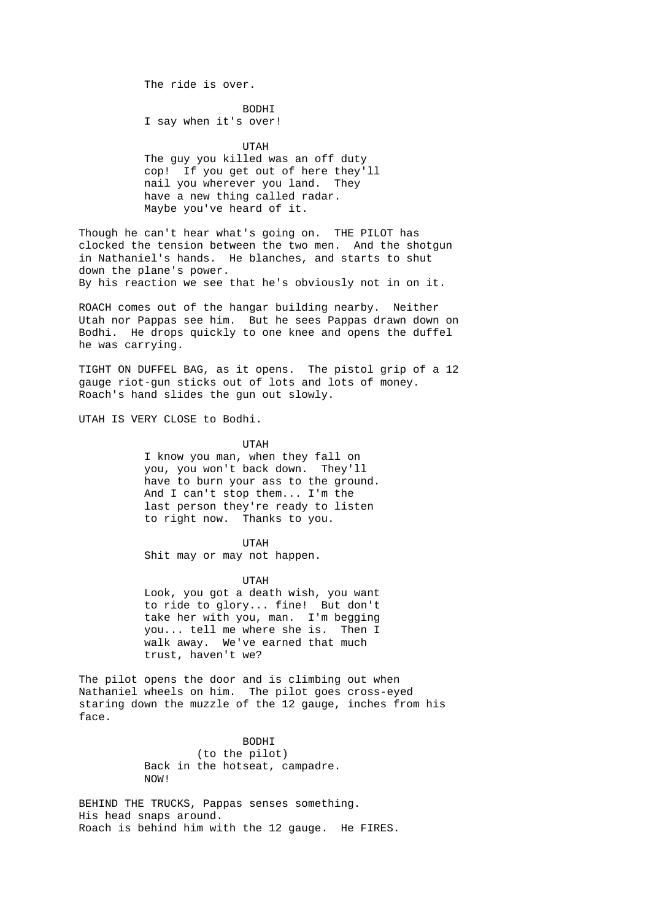The ride is over.

BODHI
I say when it's over!

UTAH
The guy you killed was an off duty cop! If you get out of here they'll nail you wherever you land. They have a new thing called radar. Maybe you've heard of it.

Though he can't hear what's going on. THE PILOT has clocked the tension between the two men. And the shotgun in Nathaniel's hands. He blanches, and starts to shut down the plane's power.
By his reaction we see that he's obviously not in on it.

ROACH comes out of the hangar building nearby. Neither Utah nor Pappas see him. But he sees Pappas drawn down on Bodhi. He drops quickly to one knee and opens the duffel he was carrying.

TIGHT ON DUFFEL BAG, as it opens. The pistol grip of a 12 gauge riot-gun sticks out of lots and lots of money. Roach's hand slides the gun out slowly.

UTAH IS VERY CLOSE to Bodhi.

UTAH
I know you man, when they fall on you, you won't back down. They'll have to burn your ass to the ground. And I can't stop them... I'm the last person they're ready to listen to right now. Thanks to you.

UTAH
Shit may or may not happen.

UTAH
Look, you got a death wish, you want to ride to glory... fine! But don't take her with you, man. I'm begging you... tell me where she is. Then I walk away. We've earned that much trust, haven't we?

The pilot opens the door and is climbing out when Nathaniel wheels on him. The pilot goes cross-eyed staring down the muzzle of the 12 gauge, inches from his face.

BODHI
(to the pilot)
Back in the hotseat, campadre.
NOW!

BEHIND THE TRUCKS, Pappas senses something.
His head snaps around.
Roach is behind him with the 12 gauge. He FIRES.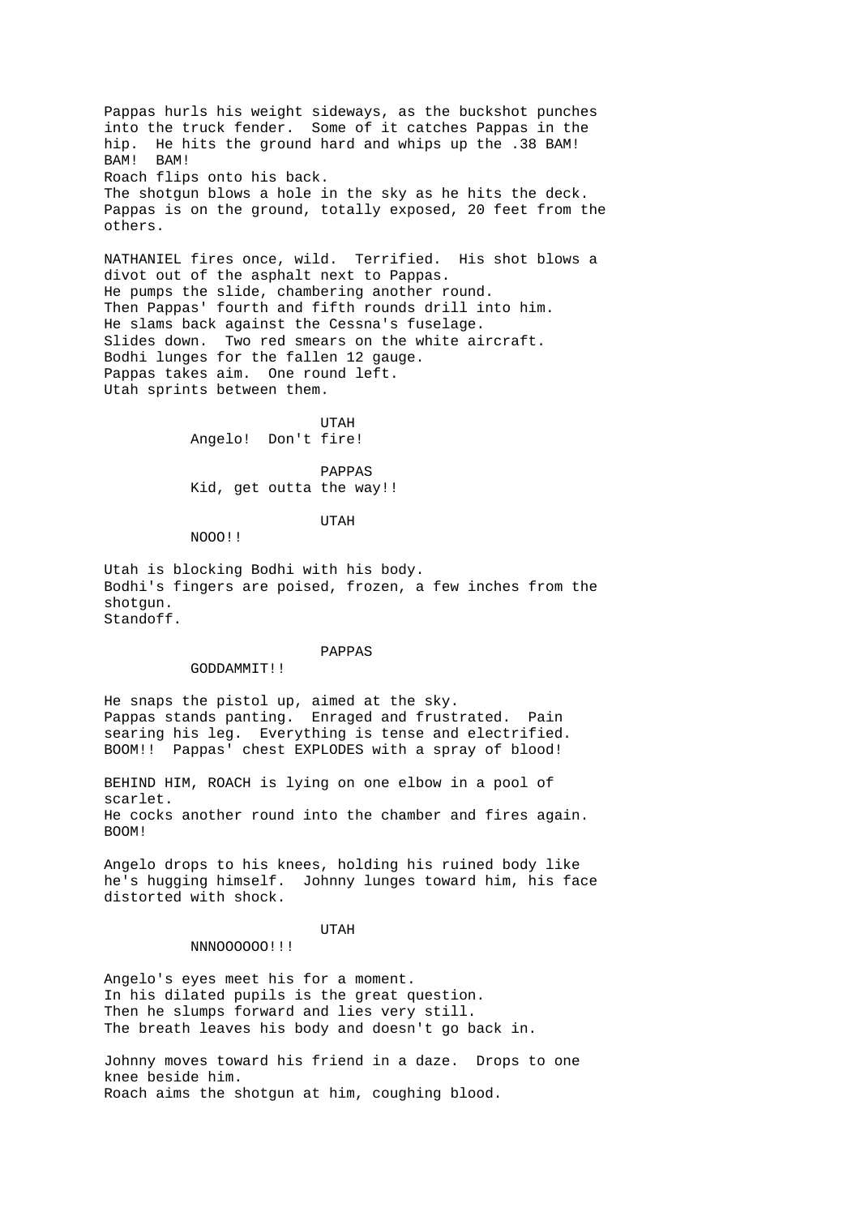Pappas hurls his weight sideways, as the buckshot punches into the truck fender. Some of it catches Pappas in the hip. He hits the ground hard and whips up the .38 BAM! BAM! BAM!
Roach flips onto his back.
The shotgun blows a hole in the sky as he hits the deck.
Pappas is on the ground, totally exposed, 20 feet from the others.

NATHANIEL fires once, wild. Terrified. His shot blows a divot out of the asphalt next to Pappas.
He pumps the slide, chambering another round.
Then Pappas' fourth and fifth rounds drill into him.
He slams back against the Cessna's fuselage.
Slides down. Two red smears on the white aircraft.
Bodhi lunges for the fallen 12 gauge.
Pappas takes aim. One round left.
Utah sprints between them.

UTAH
Angelo! Don't fire!

PAPPAS
Kid, get outta the way!!

UTAH
NOOO!!

Utah is blocking Bodhi with his body.
Bodhi's fingers are poised, frozen, a few inches from the shotgun.
Standoff.

PAPPAS
GODDAMMIT!!

He snaps the pistol up, aimed at the sky.
Pappas stands panting. Enraged and frustrated. Pain searing his leg. Everything is tense and electrified.
BOOM!! Pappas' chest EXPLODES with a spray of blood!

BEHIND HIM, ROACH is lying on one elbow in a pool of scarlet.
He cocks another round into the chamber and fires again.
BOOM!

Angelo drops to his knees, holding his ruined body like he's hugging himself. Johnny lunges toward him, his face distorted with shock.

UTAH
NNNOOOOOOO!!!

Angelo's eyes meet his for a moment.
In his dilated pupils is the great question.
Then he slumps forward and lies very still.
The breath leaves his body and doesn't go back in.

Johnny moves toward his friend in a daze. Drops to one knee beside him.
Roach aims the shotgun at him, coughing blood.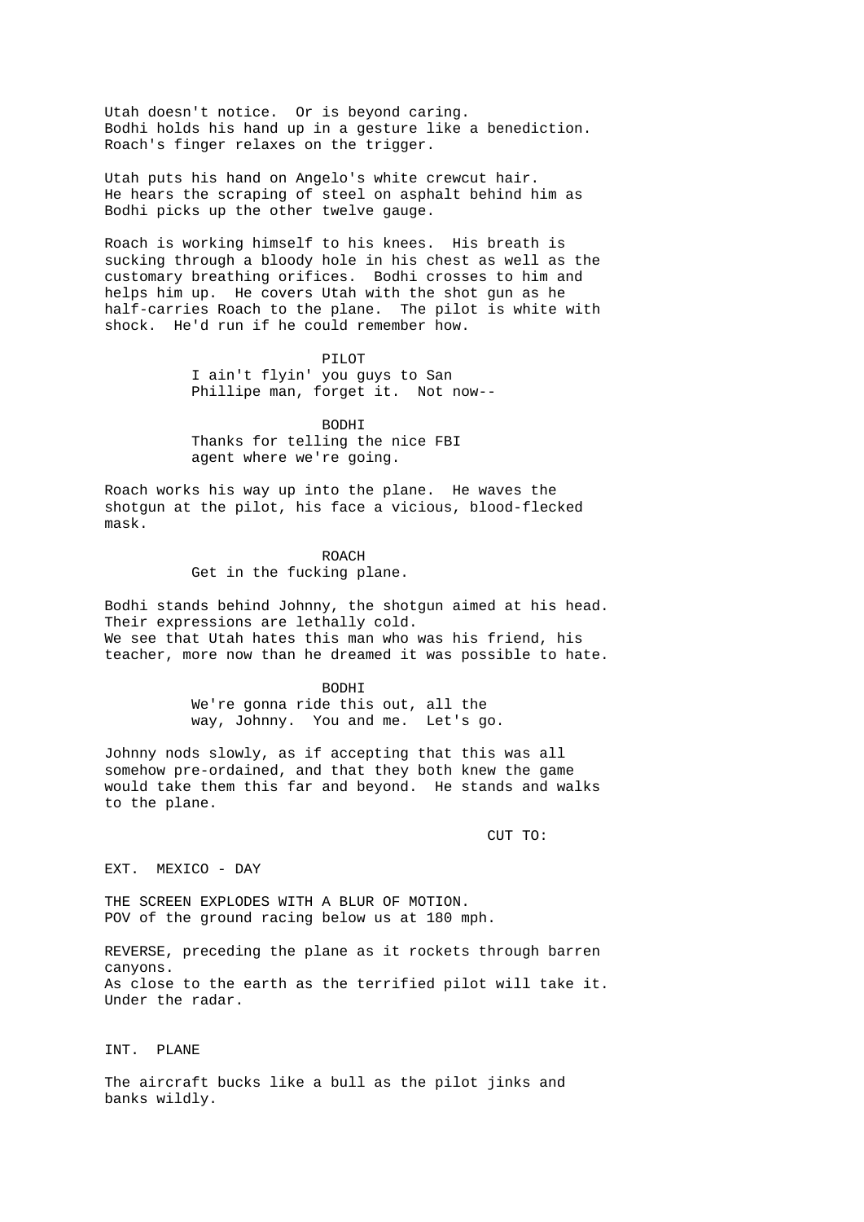Utah doesn't notice. Or is beyond caring.
Bodhi holds his hand up in a gesture like a benediction.
Roach's finger relaxes on the trigger.

Utah puts his hand on Angelo's white crewcut hair.
He hears the scraping of steel on asphalt behind him as
Bodhi picks up the other twelve gauge.

Roach is working himself to his knees. His breath is
sucking through a bloody hole in his chest as well as the
customary breathing orifices. Bodhi crosses to him and
helps him up. He covers Utah with the shot gun as he
half-carries Roach to the plane. The pilot is white with
shock. He'd run if he could remember how.

PILOT
I ain't flyin' you guys to San
Phillipe man, forget it. Not now--

BODHI
Thanks for telling the nice FBI
agent where we're going.

Roach works his way up into the plane. He waves the
shotgun at the pilot, his face a vicious, blood-flecked
mask.

ROACH
Get in the fucking plane.

Bodhi stands behind Johnny, the shotgun aimed at his head.
Their expressions are lethally cold.
We see that Utah hates this man who was his friend, his
teacher, more now than he dreamed it was possible to hate.

BODHI
We're gonna ride this out, all the
way, Johnny. You and me. Let's go.

Johnny nods slowly, as if accepting that this was all
somehow pre-ordained, and that they both knew the game
would take them this far and beyond. He stands and walks
to the plane.

CUT TO:

EXT. MEXICO - DAY

THE SCREEN EXPLODES WITH A BLUR OF MOTION.
POV of the ground racing below us at 180 mph.

REVERSE, preceding the plane as it rockets through barren
canyons.
As close to the earth as the terrified pilot will take it.
Under the radar.

INT. PLANE

The aircraft bucks like a bull as the pilot jinks and
banks wildly.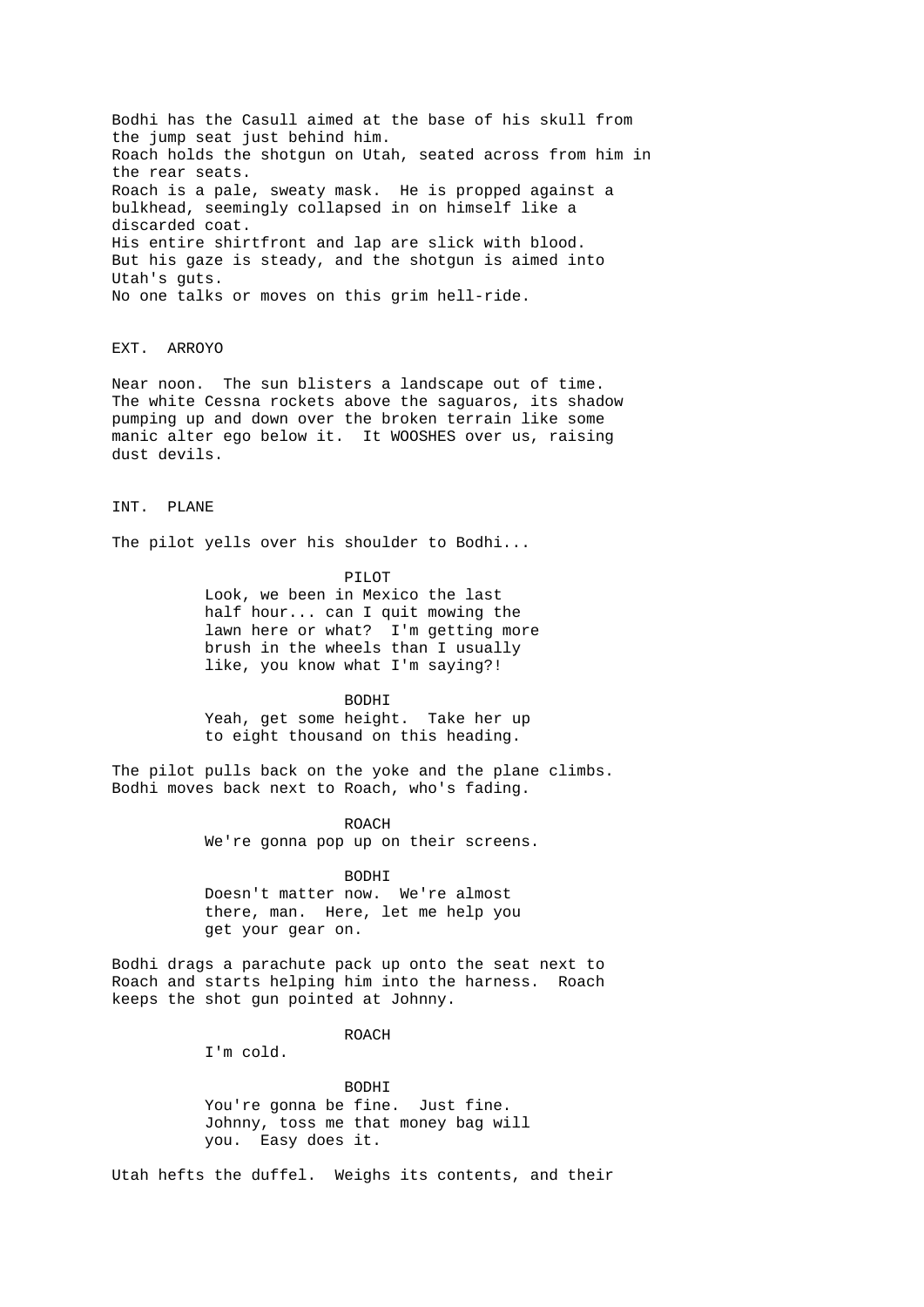Bodhi has the Casull aimed at the base of his skull from the jump seat just behind him.
Roach holds the shotgun on Utah, seated across from him in the rear seats.
Roach is a pale, sweaty mask. He is propped against a bulkhead, seemingly collapsed in on himself like a discarded coat.
His entire shirtfront and lap are slick with blood.
But his gaze is steady, and the shotgun is aimed into Utah's guts.
No one talks or moves on this grim hell-ride.

EXT. ARROYO

Near noon. The sun blisters a landscape out of time. The white Cessna rockets above the saguaros, its shadow pumping up and down over the broken terrain like some manic alter ego below it. It WOOSHES over us, raising dust devils.

INT. PLANE

The pilot yells over his shoulder to Bodhi...

PILOT
Look, we been in Mexico the last half hour... can I quit mowing the lawn here or what? I'm getting more brush in the wheels than I usually like, you know what I'm saying?!

BODHI
Yeah, get some height. Take her up to eight thousand on this heading.

The pilot pulls back on the yoke and the plane climbs.
Bodhi moves back next to Roach, who's fading.

ROACH
We're gonna pop up on their screens.

BODHI
Doesn't matter now. We're almost there, man. Here, let me help you get your gear on.

Bodhi drags a parachute pack up onto the seat next to Roach and starts helping him into the harness. Roach keeps the shot gun pointed at Johnny.

ROACH
I'm cold.

BODHI
You're gonna be fine. Just fine. Johnny, toss me that money bag will you. Easy does it.

Utah hefts the duffel. Weighs its contents, and their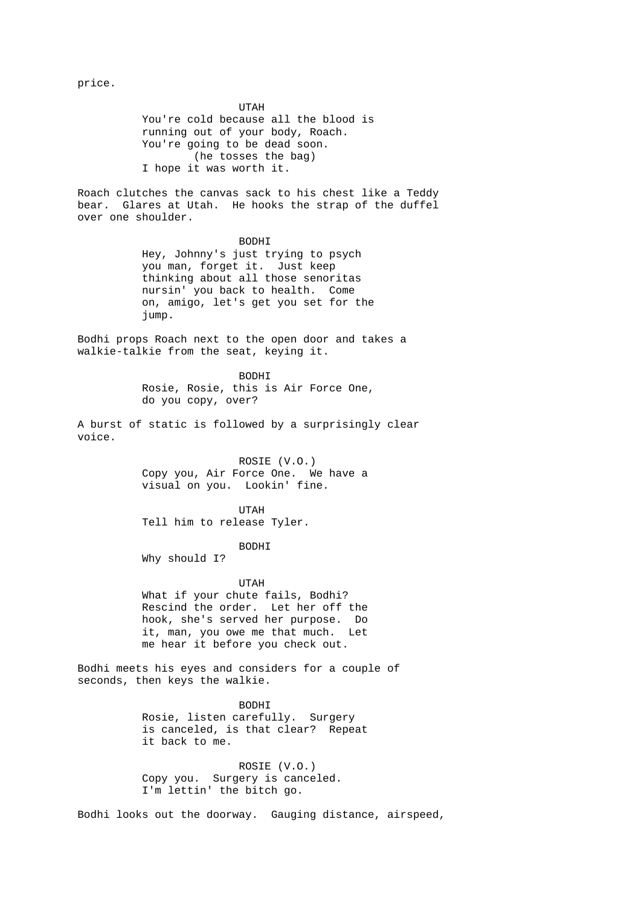price.

UTAH
You're cold because all the blood is running out of your body, Roach. You're going to be dead soon.
(he tosses the bag)
I hope it was worth it.

Roach clutches the canvas sack to his chest like a Teddy bear. Glares at Utah. He hooks the strap of the duffel over one shoulder.

BODHI
Hey, Johnny's just trying to psych you man, forget it. Just keep thinking about all those senoritas nursin' you back to health. Come on, amigo, let's get you set for the jump.

Bodhi props Roach next to the open door and takes a walkie-talkie from the seat, keying it.

BODHI
Rosie, Rosie, this is Air Force One, do you copy, over?

A burst of static is followed by a surprisingly clear voice.

ROSIE (V.O.)
Copy you, Air Force One. We have a visual on you. Lookin' fine.

UTAH
Tell him to release Tyler.

BODHI
Why should I?

UTAH
What if your chute fails, Bodhi? Rescind the order. Let her off the hook, she's served her purpose. Do it, man, you owe me that much. Let me hear it before you check out.

Bodhi meets his eyes and considers for a couple of seconds, then keys the walkie.

BODHI
Rosie, listen carefully. Surgery is canceled, is that clear? Repeat it back to me.

ROSIE (V.O.)
Copy you. Surgery is canceled. I'm lettin' the bitch go.

Bodhi looks out the doorway. Gauging distance, airspeed,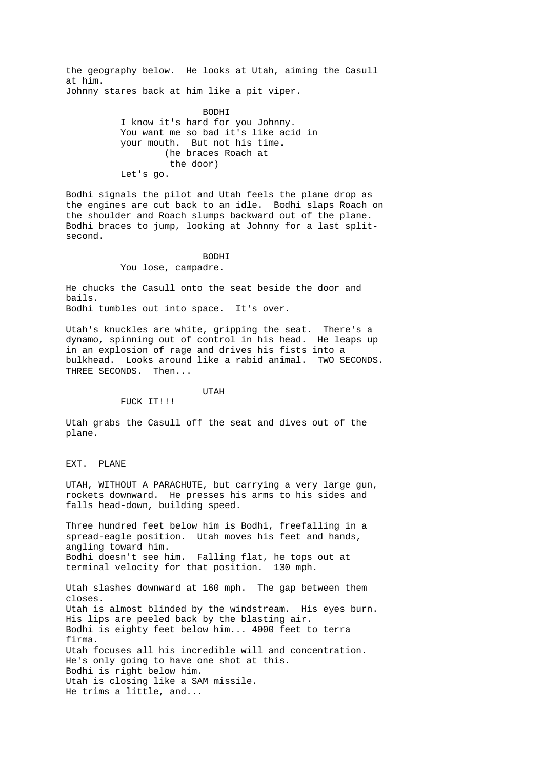the geography below. He looks at Utah, aiming the Casull at him.
Johnny stares back at him like a pit viper.

BODHI
I know it's hard for you Johnny. You want me so bad it's like acid in your mouth. But not his time.
(he braces Roach at the door)
Let's go.

Bodhi signals the pilot and Utah feels the plane drop as the engines are cut back to an idle. Bodhi slaps Roach on the shoulder and Roach slumps backward out of the plane. Bodhi braces to jump, looking at Johnny for a last split-second.

BODHI
You lose, campadre.

He chucks the Casull onto the seat beside the door and bails.
Bodhi tumbles out into space. It's over.

Utah's knuckles are white, gripping the seat. There's a dynamo, spinning out of control in his head. He leaps up in an explosion of rage and drives his fists into a bulkhead. Looks around like a rabid animal. TWO SECONDS. THREE SECONDS. Then...

UTAH
FUCK IT!!!

Utah grabs the Casull off the seat and dives out of the plane.

EXT. PLANE

UTAH, WITHOUT A PARACHUTE, but carrying a very large gun, rockets downward. He presses his arms to his sides and falls head-down, building speed.

Three hundred feet below him is Bodhi, freefalling in a spread-eagle position. Utah moves his feet and hands, angling toward him.
Bodhi doesn't see him. Falling flat, he tops out at terminal velocity for that position. 130 mph.

Utah slashes downward at 160 mph. The gap between them closes.
Utah is almost blinded by the windstream. His eyes burn. His lips are peeled back by the blasting air.
Bodhi is eighty feet below him... 4000 feet to terra firma.
Utah focuses all his incredible will and concentration. He's only going to have one shot at this.
Bodhi is right below him.
Utah is closing like a SAM missile.
He trims a little, and...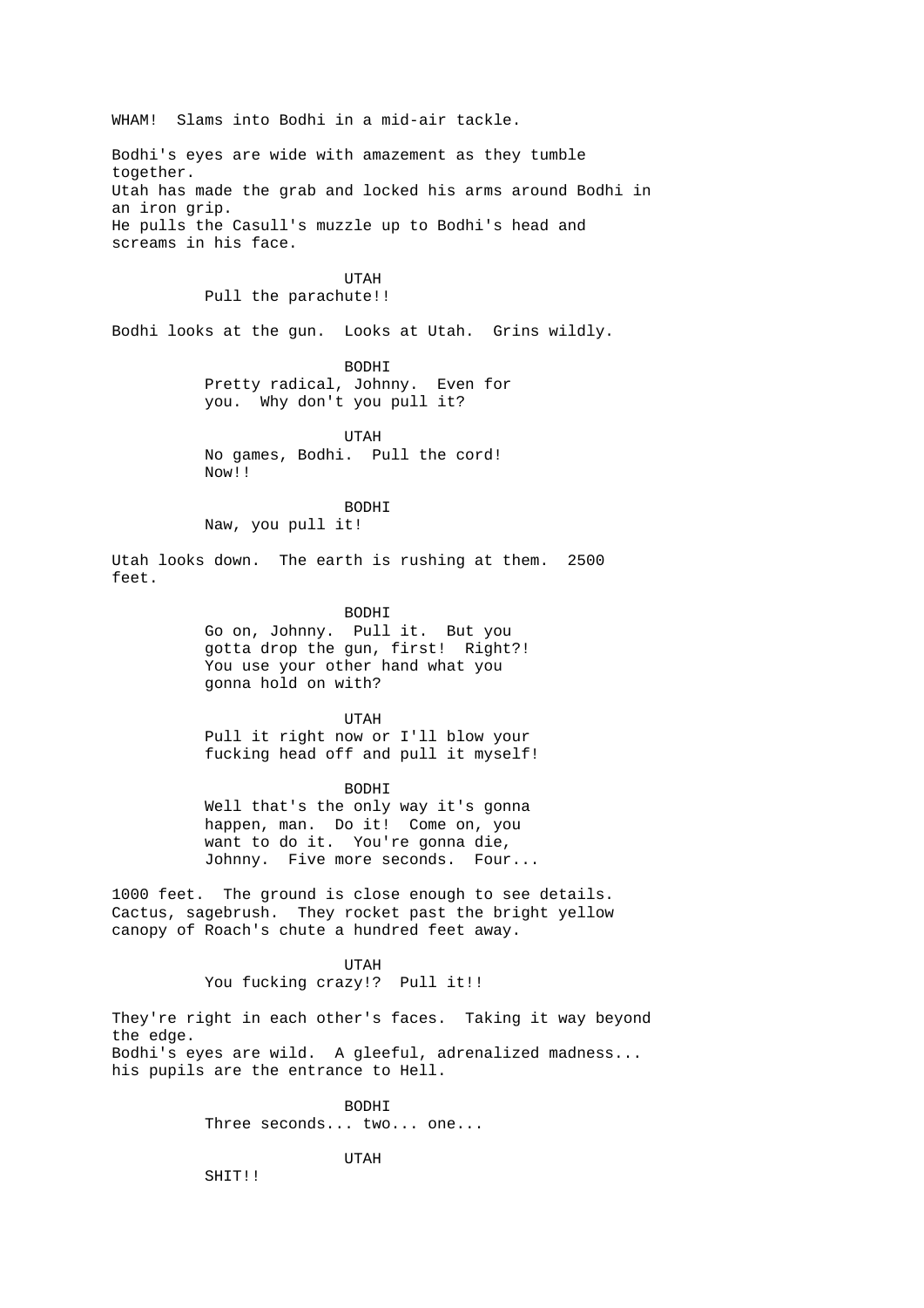WHAM!  Slams into Bodhi in a mid-air tackle.

Bodhi's eyes are wide with amazement as they tumble together.
Utah has made the grab and locked his arms around Bodhi in an iron grip.
He pulls the Casull's muzzle up to Bodhi's head and screams in his face.

UTAH
Pull the parachute!!

Bodhi looks at the gun.  Looks at Utah.  Grins wildly.

BODHI
Pretty radical, Johnny.  Even for you.  Why don't you pull it?

UTAH
No games, Bodhi.  Pull the cord!  Now!!

BODHI
Naw, you pull it!

Utah looks down.  The earth is rushing at them.  2500 feet.

BODHI
Go on, Johnny.  Pull it.  But you gotta drop the gun, first!  Right?!  You use your other hand what you gonna hold on with?

UTAH
Pull it right now or I'll blow your fucking head off and pull it myself!

BODHI
Well that's the only way it's gonna happen, man.  Do it!  Come on, you want to do it.  You're gonna die, Johnny.  Five more seconds.  Four...

1000 feet.  The ground is close enough to see details.  Cactus, sagebrush.  They rocket past the bright yellow canopy of Roach's chute a hundred feet away.

UTAH
You fucking crazy!?  Pull it!!

They're right in each other's faces.  Taking it way beyond the edge.
Bodhi's eyes are wild.  A gleeful, adrenalized madness... his pupils are the entrance to Hell.

BODHI
Three seconds... two... one...

UTAH
SHIT!!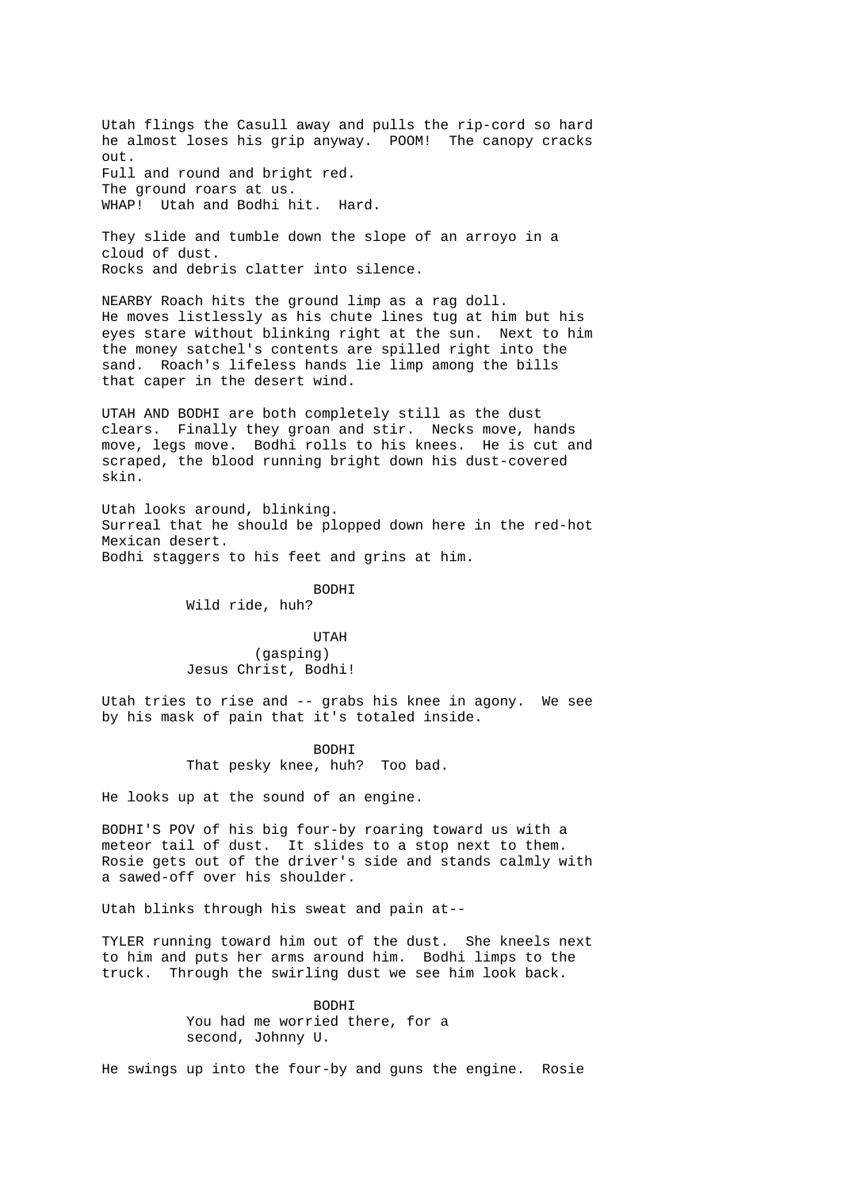Utah flings the Casull away and pulls the rip-cord so hard he almost loses his grip anyway. POOM! The canopy cracks out.
Full and round and bright red.
The ground roars at us.
WHAP! Utah and Bodhi hit. Hard.

They slide and tumble down the slope of an arroyo in a cloud of dust.
Rocks and debris clatter into silence.

NEARBY Roach hits the ground limp as a rag doll. He moves listlessly as his chute lines tug at him but his eyes stare without blinking right at the sun. Next to him the money satchel's contents are spilled right into the sand. Roach's lifeless hands lie limp among the bills that caper in the desert wind.

UTAH AND BODHI are both completely still as the dust clears. Finally they groan and stir. Necks move, hands move, legs move. Bodhi rolls to his knees. He is cut and scraped, the blood running bright down his dust-covered skin.

Utah looks around, blinking.
Surreal that he should be plopped down here in the red-hot Mexican desert.
Bodhi staggers to his feet and grins at him.

BODHI
Wild ride, huh?

UTAH
(gasping)
Jesus Christ, Bodhi!

Utah tries to rise and -- grabs his knee in agony. We see by his mask of pain that it's totaled inside.

BODHI
That pesky knee, huh? Too bad.

He looks up at the sound of an engine.

BODHI'S POV of his big four-by roaring toward us with a meteor tail of dust. It slides to a stop next to them. Rosie gets out of the driver's side and stands calmly with a sawed-off over his shoulder.

Utah blinks through his sweat and pain at--

TYLER running toward him out of the dust. She kneels next to him and puts her arms around him. Bodhi limps to the truck. Through the swirling dust we see him look back.

BODHI
You had me worried there, for a second, Johnny U.

He swings up into the four-by and guns the engine. Rosie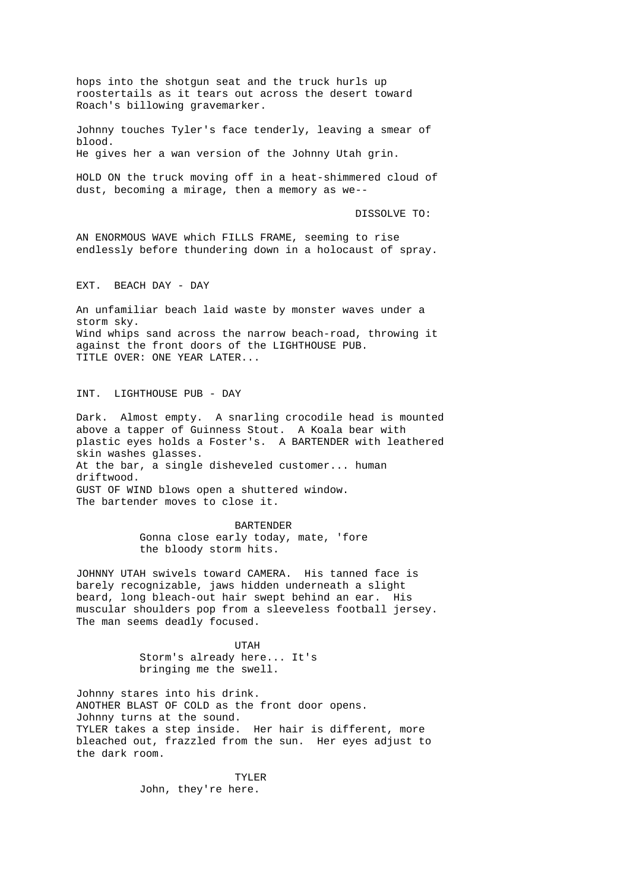hops into the shotgun seat and the truck hurls up roostertails as it tears out across the desert toward Roach's billowing gravemarker.

Johnny touches Tyler's face tenderly, leaving a smear of blood.
He gives her a wan version of the Johnny Utah grin.

HOLD ON the truck moving off in a heat-shimmered cloud of dust, becoming a mirage, then a memory as we--

DISSOLVE TO:

AN ENORMOUS WAVE which FILLS FRAME, seeming to rise endlessly before thundering down in a holocaust of spray.

EXT. BEACH DAY - DAY

An unfamiliar beach laid waste by monster waves under a storm sky.
Wind whips sand across the narrow beach-road, throwing it against the front doors of the LIGHTHOUSE PUB.
TITLE OVER: ONE YEAR LATER...

INT. LIGHTHOUSE PUB - DAY

Dark. Almost empty. A snarling crocodile head is mounted above a tapper of Guinness Stout. A Koala bear with plastic eyes holds a Foster's. A BARTENDER with leathered skin washes glasses.
At the bar, a single disheveled customer... human driftwood.
GUST OF WIND blows open a shuttered window.
The bartender moves to close it.

BARTENDER
Gonna close early today, mate, 'fore the bloody storm hits.

JOHNNY UTAH swivels toward CAMERA. His tanned face is barely recognizable, jaws hidden underneath a slight beard, long bleach-out hair swept behind an ear. His muscular shoulders pop from a sleeveless football jersey. The man seems deadly focused.

UTAH
Storm's already here... It's bringing me the swell.

Johnny stares into his drink.
ANOTHER BLAST OF COLD as the front door opens.
Johnny turns at the sound.
TYLER takes a step inside. Her hair is different, more bleached out, frazzled from the sun. Her eyes adjust to the dark room.

TYLER
John, they're here.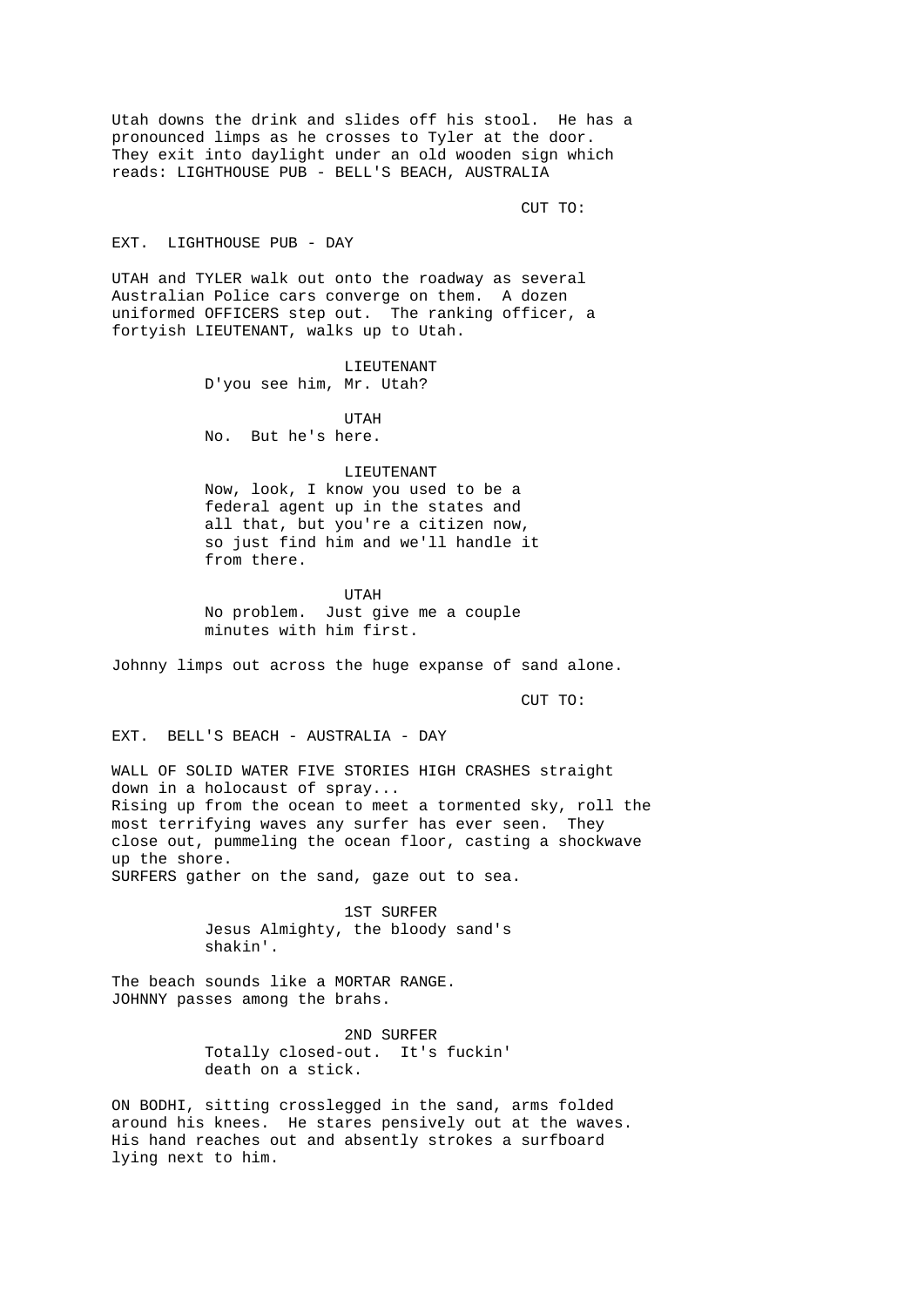Utah downs the drink and slides off his stool. He has a pronounced limps as he crosses to Tyler at the door. They exit into daylight under an old wooden sign which reads: LIGHTHOUSE PUB - BELL'S BEACH, AUSTRALIA

CUT TO:

EXT. LIGHTHOUSE PUB - DAY

UTAH and TYLER walk out onto the roadway as several Australian Police cars converge on them. A dozen uniformed OFFICERS step out. The ranking officer, a fortyish LIEUTENANT, walks up to Utah.

LIEUTENANT
D'you see him, Mr. Utah?

UTAH
No. But he's here.

LIEUTENANT
Now, look, I know you used to be a federal agent up in the states and all that, but you're a citizen now, so just find him and we'll handle it from there.

UTAH
No problem. Just give me a couple minutes with him first.

Johnny limps out across the huge expanse of sand alone.

CUT TO:

EXT. BELL'S BEACH - AUSTRALIA - DAY

WALL OF SOLID WATER FIVE STORIES HIGH CRASHES straight down in a holocaust of spray...
Rising up from the ocean to meet a tormented sky, roll the most terrifying waves any surfer has ever seen. They close out, pummeling the ocean floor, casting a shockwave up the shore.
SURFERS gather on the sand, gaze out to sea.

1ST SURFER
Jesus Almighty, the bloody sand's shakin'.

The beach sounds like a MORTAR RANGE.
JOHNNY passes among the brahs.

2ND SURFER
Totally closed-out. It's fuckin' death on a stick.

ON BODHI, sitting crosslegged in the sand, arms folded around his knees. He stares pensively out at the waves. His hand reaches out and absently strokes a surfboard lying next to him.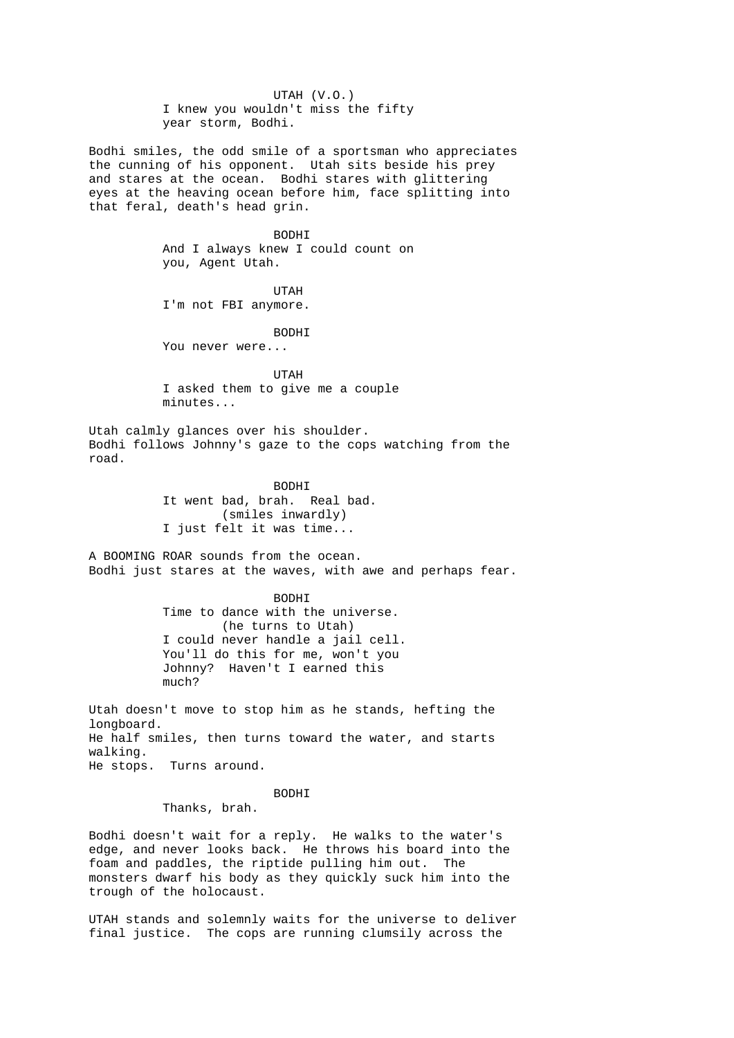UTAH (V.O.)
I knew you wouldn't miss the fifty year storm, Bodhi.

Bodhi smiles, the odd smile of a sportsman who appreciates the cunning of his opponent. Utah sits beside his prey and stares at the ocean. Bodhi stares with glittering eyes at the heaving ocean before him, face splitting into that feral, death's head grin.

BODHI
And I always knew I could count on you, Agent Utah.

UTAH
I'm not FBI anymore.

BODHI
You never were...

UTAH
I asked them to give me a couple minutes...

Utah calmly glances over his shoulder.
Bodhi follows Johnny's gaze to the cops watching from the road.

BODHI
It went bad, brah. Real bad.
(smiles inwardly)
I just felt it was time...

A BOOMING ROAR sounds from the ocean.
Bodhi just stares at the waves, with awe and perhaps fear.

BODHI
Time to dance with the universe.
(he turns to Utah)
I could never handle a jail cell.
You'll do this for me, won't you Johnny? Haven't I earned this much?

Utah doesn't move to stop him as he stands, hefting the longboard.
He half smiles, then turns toward the water, and starts walking.
He stops. Turns around.

BODHI
Thanks, brah.

Bodhi doesn't wait for a reply. He walks to the water's edge, and never looks back. He throws his board into the foam and paddles, the riptide pulling him out. The monsters dwarf his body as they quickly suck him into the trough of the holocaust.

UTAH stands and solemnly waits for the universe to deliver final justice. The cops are running clumsily across the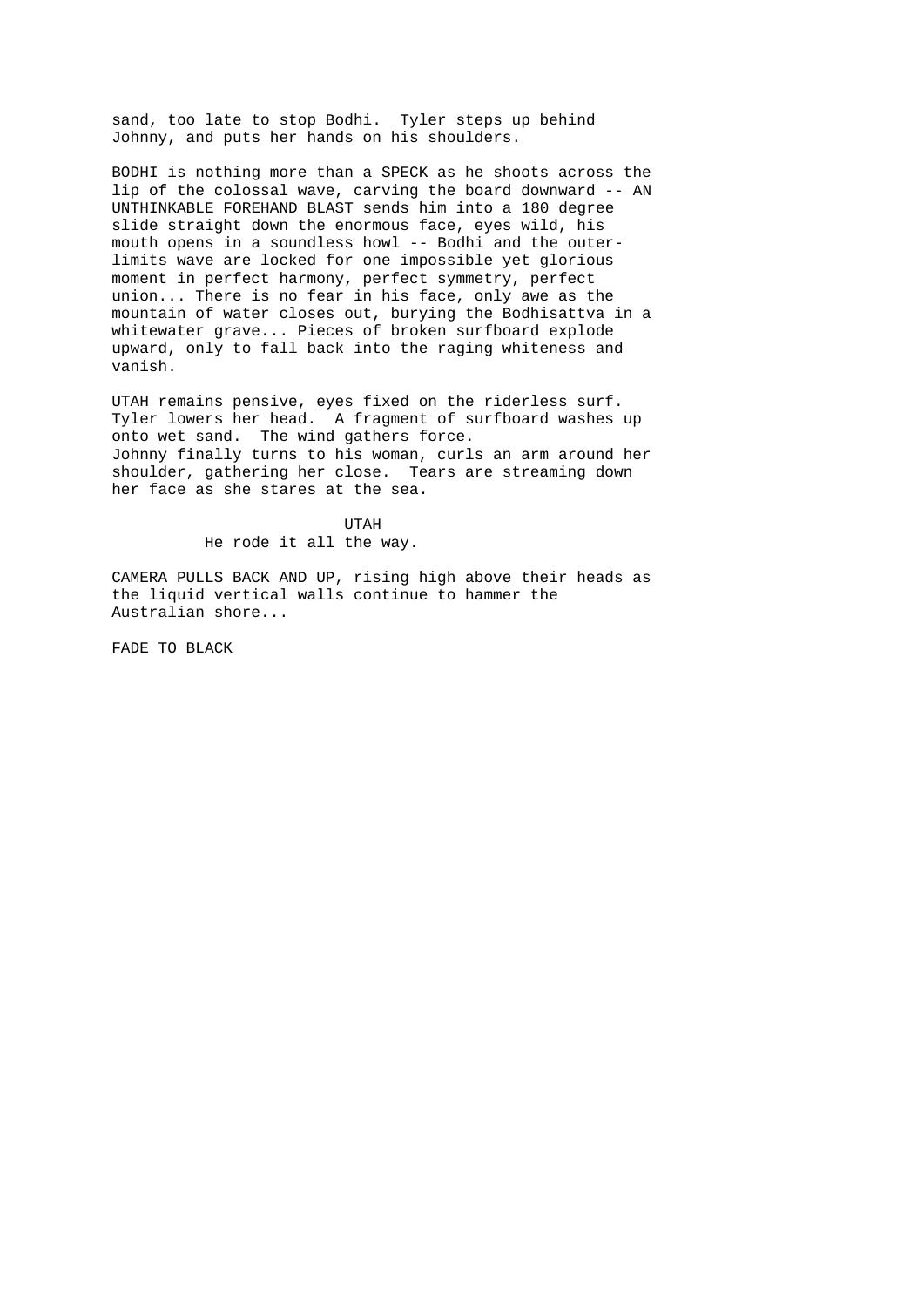sand, too late to stop Bodhi. Tyler steps up behind Johnny, and puts her hands on his shoulders.

BODHI is nothing more than a SPECK as he shoots across the lip of the colossal wave, carving the board downward -- AN UNTHINKABLE FOREHAND BLAST sends him into a 180 degree slide straight down the enormous face, eyes wild, his mouth opens in a soundless howl -- Bodhi and the outer-limits wave are locked for one impossible yet glorious moment in perfect harmony, perfect symmetry, perfect union... There is no fear in his face, only awe as the mountain of water closes out, burying the Bodhisattva in a whitewater grave... Pieces of broken surfboard explode upward, only to fall back into the raging whiteness and vanish.

UTAH remains pensive, eyes fixed on the riderless surf. Tyler lowers her head. A fragment of surfboard washes up onto wet sand. The wind gathers force.
Johnny finally turns to his woman, curls an arm around her shoulder, gathering her close. Tears are streaming down her face as she stares at the sea.

UTAH

He rode it all the way.

CAMERA PULLS BACK AND UP, rising high above their heads as the liquid vertical walls continue to hammer the Australian shore...

FADE TO BLACK